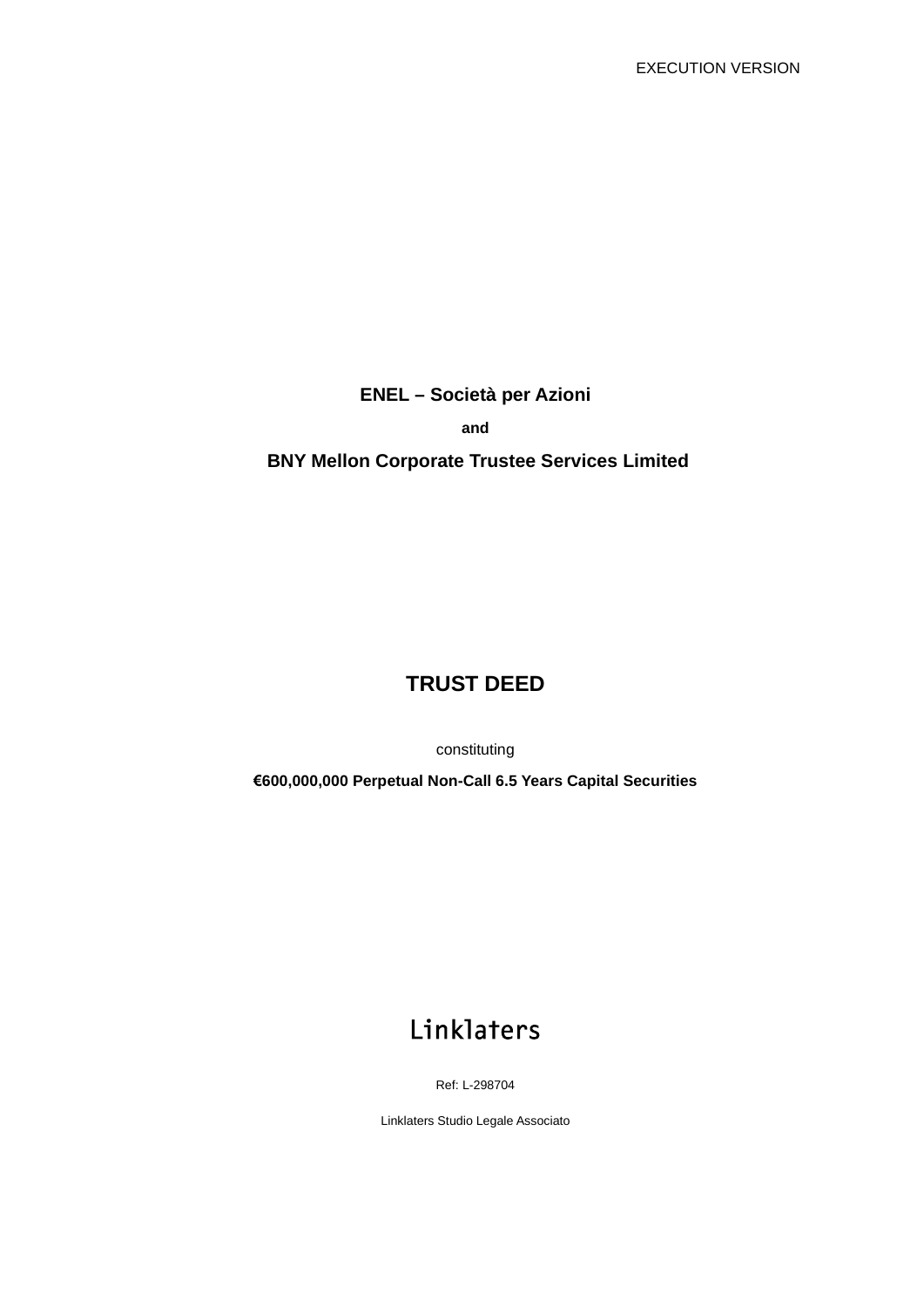EXECUTION VERSION

**ENEL – Società per Azioni**

**and**

**BNY Mellon Corporate Trustee Services Limited**

# TRUST DEED

constituting

**€600,000,000 Perpetual Non-Call 6.5 Years Capital Securities**

Linklaters

Ref: L-298704

Linklaters Studio Legale Associato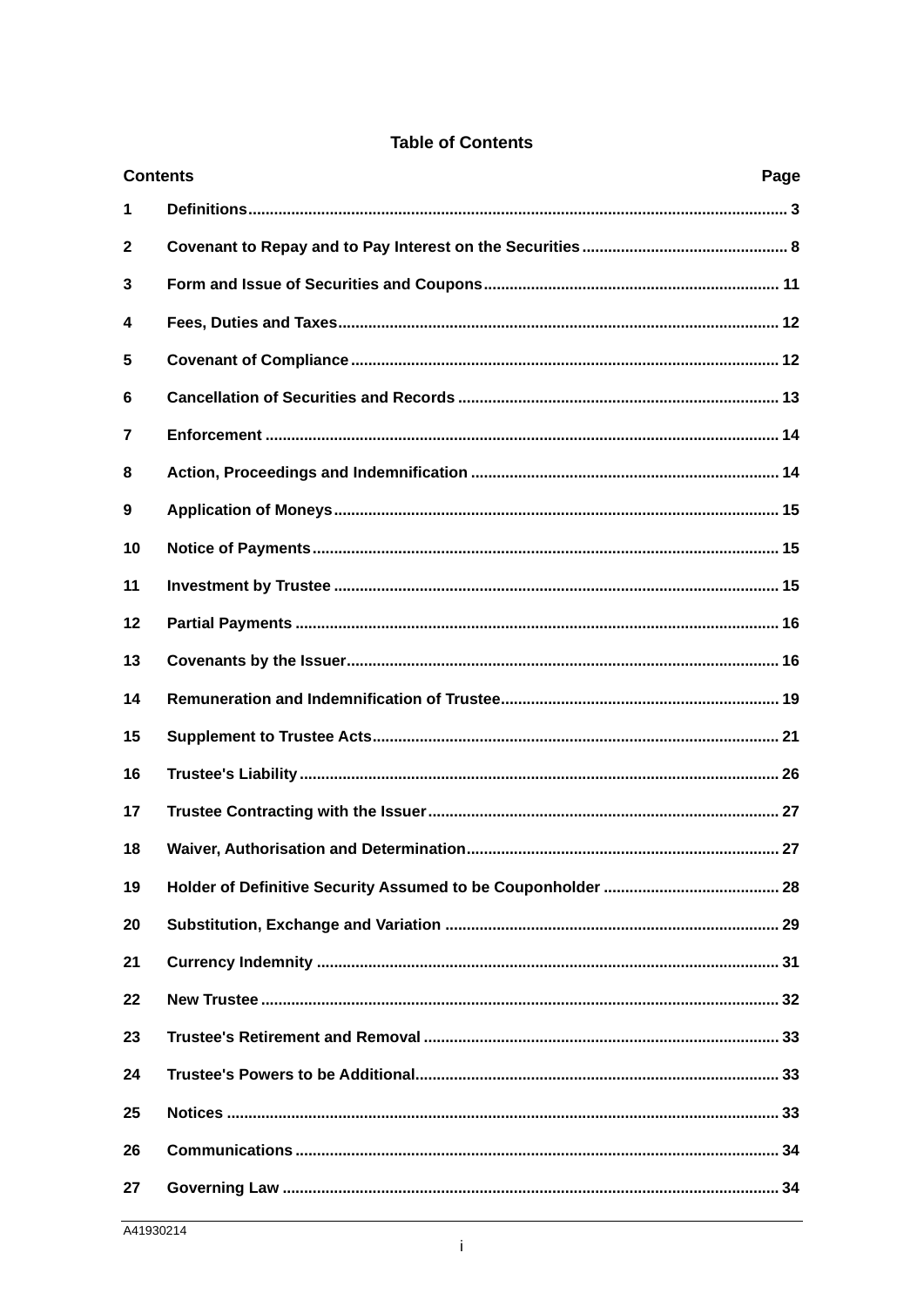## Table of Contents

| Contents | | Page |
|---|---|---|
| 1 | Definitions | 3 |
| 2 | Covenant to Repay and to Pay Interest on the Securities | 8 |
| 3 | Form and Issue of Securities and Coupons | 11 |
| 4 | Fees, Duties and Taxes | 12 |
| 5 | Covenant of Compliance | 12 |
| 6 | Cancellation of Securities and Records | 13 |
| 7 | Enforcement | 14 |
| 8 | Action, Proceedings and Indemnification | 14 |
| 9 | Application of Moneys | 15 |
| 10 | Notice of Payments | 15 |
| 11 | Investment by Trustee | 15 |
| 12 | Partial Payments | 16 |
| 13 | Covenants by the Issuer | 16 |
| 14 | Remuneration and Indemnification of Trustee | 19 |
| 15 | Supplement to Trustee Acts | 21 |
| 16 | Trustee's Liability | 26 |
| 17 | Trustee Contracting with the Issuer | 27 |
| 18 | Waiver, Authorisation and Determination | 27 |
| 19 | Holder of Definitive Security Assumed to be Couponholder | 28 |
| 20 | Substitution, Exchange and Variation | 29 |
| 21 | Currency Indemnity | 31 |
| 22 | New Trustee | 32 |
| 23 | Trustee's Retirement and Removal | 33 |
| 24 | Trustee's Powers to be Additional | 33 |
| 25 | Notices | 33 |
| 26 | Communications | 34 |
| 27 | Governing Law | 34 |

A41930214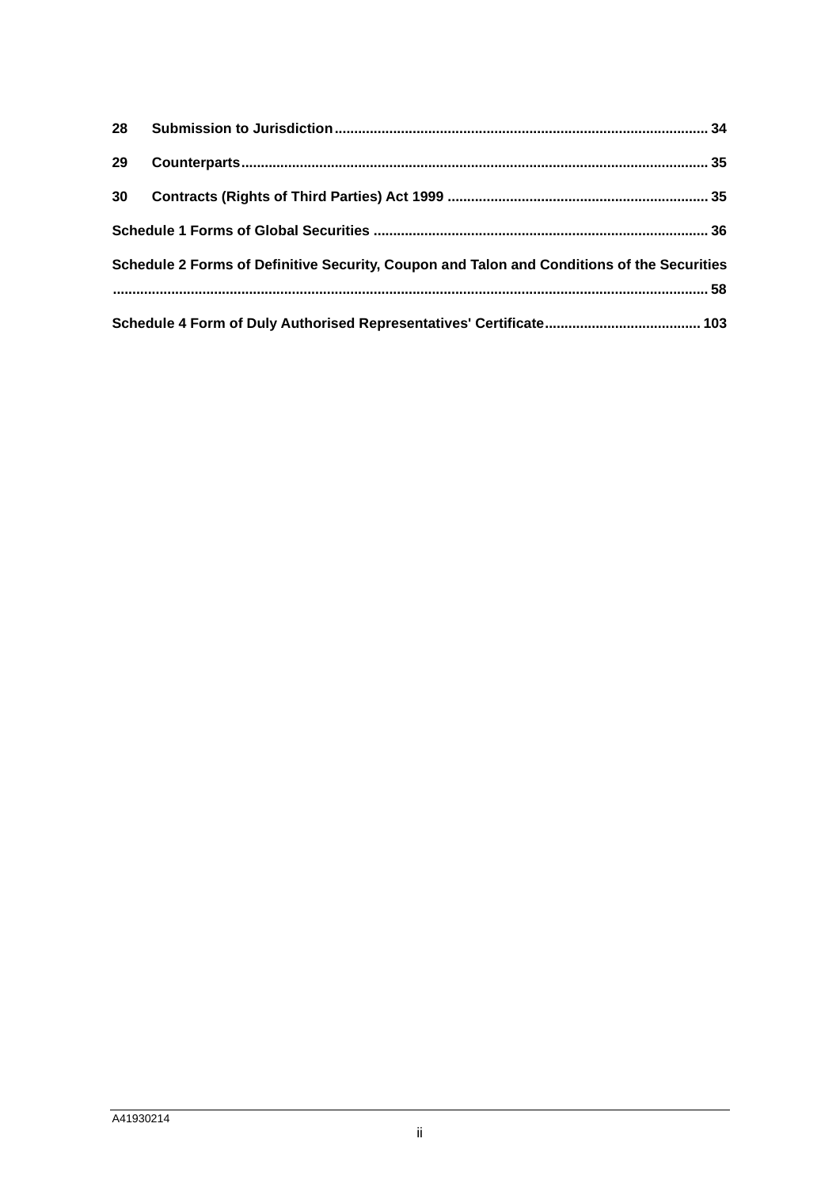**28 Submission to Jurisdiction** ............................................................................................... 34

**29 Counterparts** ...................................................................................................................... 35

**30 Contracts (Rights of Third Parties) Act 1999** .................................................................. 35

**Schedule 1 Forms of Global Securities** .................................................................................... 36

**Schedule 2 Forms of Definitive Security, Coupon and Talon and Conditions of the Securities** ..................................................................................................................................... 58

**Schedule 4 Form of Duly Authorised Representatives' Certificate** ........................................ 103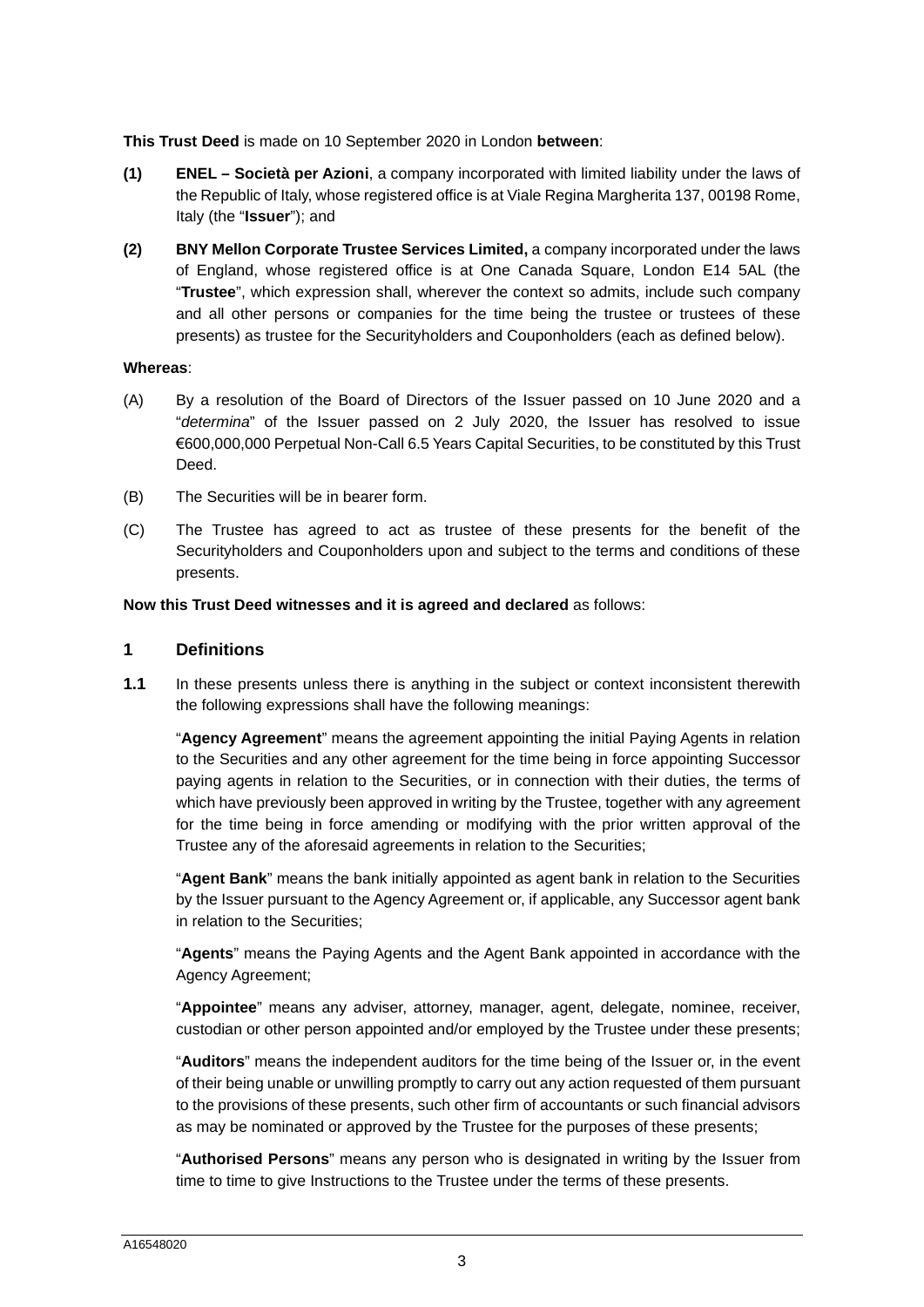**This Trust Deed** is made on 10 September 2020 in London **between**:

**(1)** **ENEL – Società per Azioni**, a company incorporated with limited liability under the laws of the Republic of Italy, whose registered office is at Viale Regina Margherita 137, 00198 Rome, Italy (the "**Issuer**"); and

**(2)** **BNY Mellon Corporate Trustee Services Limited,** a company incorporated under the laws of England, whose registered office is at One Canada Square, London E14 5AL (the "**Trustee**", which expression shall, wherever the context so admits, include such company and all other persons or companies for the time being the trustee or trustees of these presents) as trustee for the Securityholders and Couponholders (each as defined below).

**Whereas**:

(A) By a resolution of the Board of Directors of the Issuer passed on 10 June 2020 and a "*determina*" of the Issuer passed on 2 July 2020, the Issuer has resolved to issue €600,000,000 Perpetual Non-Call 6.5 Years Capital Securities, to be constituted by this Trust Deed.

(B) The Securities will be in bearer form.

(C) The Trustee has agreed to act as trustee of these presents for the benefit of the Securityholders and Couponholders upon and subject to the terms and conditions of these presents.

**Now this Trust Deed witnesses and it is agreed and declared** as follows:

## 1 Definitions

**1.1** In these presents unless there is anything in the subject or context inconsistent therewith the following expressions shall have the following meanings:

"**Agency Agreement**" means the agreement appointing the initial Paying Agents in relation to the Securities and any other agreement for the time being in force appointing Successor paying agents in relation to the Securities, or in connection with their duties, the terms of which have previously been approved in writing by the Trustee, together with any agreement for the time being in force amending or modifying with the prior written approval of the Trustee any of the aforesaid agreements in relation to the Securities;

"**Agent Bank**" means the bank initially appointed as agent bank in relation to the Securities by the Issuer pursuant to the Agency Agreement or, if applicable, any Successor agent bank in relation to the Securities;

"**Agents**" means the Paying Agents and the Agent Bank appointed in accordance with the Agency Agreement;

"**Appointee**" means any adviser, attorney, manager, agent, delegate, nominee, receiver, custodian or other person appointed and/or employed by the Trustee under these presents;

"**Auditors**" means the independent auditors for the time being of the Issuer or, in the event of their being unable or unwilling promptly to carry out any action requested of them pursuant to the provisions of these presents, such other firm of accountants or such financial advisors as may be nominated or approved by the Trustee for the purposes of these presents;

"**Authorised Persons**" means any person who is designated in writing by the Issuer from time to time to give Instructions to the Trustee under the terms of these presents.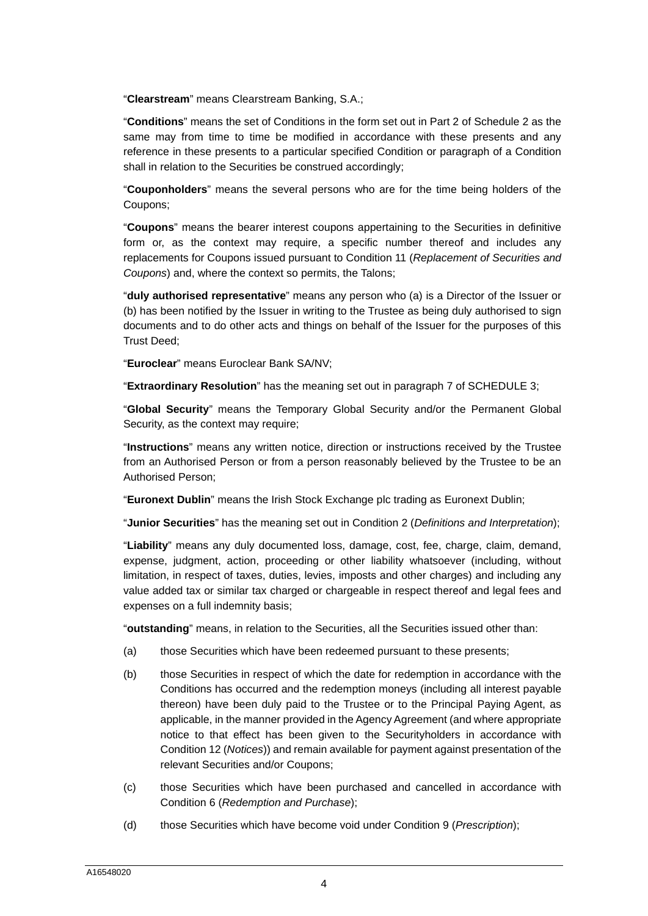"**Clearstream**" means Clearstream Banking, S.A.;

"**Conditions**" means the set of Conditions in the form set out in Part 2 of Schedule 2 as the same may from time to time be modified in accordance with these presents and any reference in these presents to a particular specified Condition or paragraph of a Condition shall in relation to the Securities be construed accordingly;

"**Couponholders**" means the several persons who are for the time being holders of the Coupons;

"**Coupons**" means the bearer interest coupons appertaining to the Securities in definitive form or, as the context may require, a specific number thereof and includes any replacements for Coupons issued pursuant to Condition 11 (*Replacement of Securities and Coupons*) and, where the context so permits, the Talons;

"**duly authorised representative**" means any person who (a) is a Director of the Issuer or (b) has been notified by the Issuer in writing to the Trustee as being duly authorised to sign documents and to do other acts and things on behalf of the Issuer for the purposes of this Trust Deed;

"**Euroclear**" means Euroclear Bank SA/NV;

"**Extraordinary Resolution**" has the meaning set out in paragraph 7 of SCHEDULE 3;

"**Global Security**" means the Temporary Global Security and/or the Permanent Global Security, as the context may require;

"**Instructions**" means any written notice, direction or instructions received by the Trustee from an Authorised Person or from a person reasonably believed by the Trustee to be an Authorised Person;

"**Euronext Dublin**" means the Irish Stock Exchange plc trading as Euronext Dublin;

"**Junior Securities**" has the meaning set out in Condition 2 (*Definitions and Interpretation*);

"**Liability**" means any duly documented loss, damage, cost, fee, charge, claim, demand, expense, judgment, action, proceeding or other liability whatsoever (including, without limitation, in respect of taxes, duties, levies, imposts and other charges) and including any value added tax or similar tax charged or chargeable in respect thereof and legal fees and expenses on a full indemnity basis;

"**outstanding**" means, in relation to the Securities, all the Securities issued other than:

(a) those Securities which have been redeemed pursuant to these presents;

(b) those Securities in respect of which the date for redemption in accordance with the Conditions has occurred and the redemption moneys (including all interest payable thereon) have been duly paid to the Trustee or to the Principal Paying Agent, as applicable, in the manner provided in the Agency Agreement (and where appropriate notice to that effect has been given to the Securityholders in accordance with Condition 12 (*Notices*)) and remain available for payment against presentation of the relevant Securities and/or Coupons;

(c) those Securities which have been purchased and cancelled in accordance with Condition 6 (*Redemption and Purchase*);

(d) those Securities which have become void under Condition 9 (*Prescription*);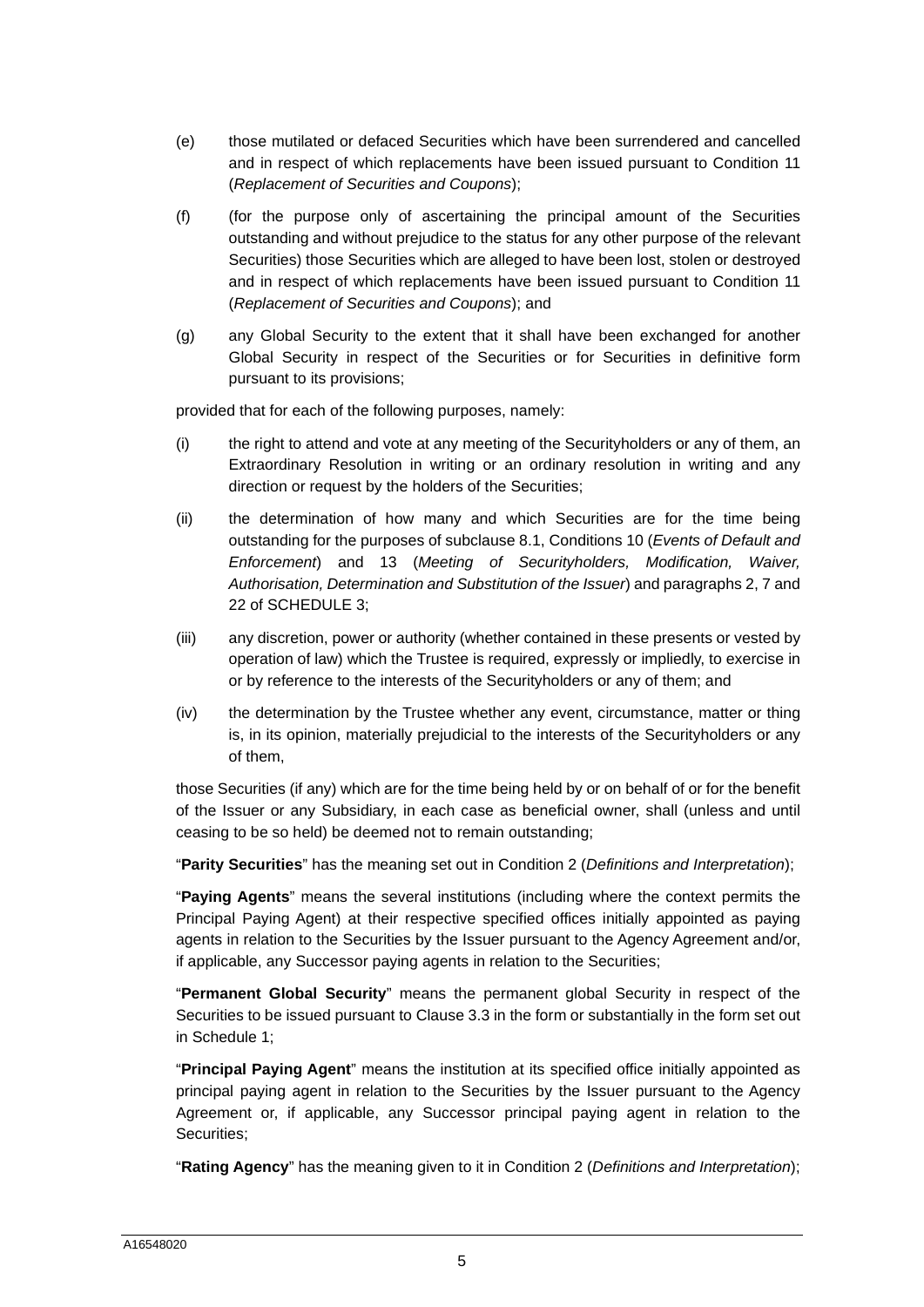(e) those mutilated or defaced Securities which have been surrendered and cancelled and in respect of which replacements have been issued pursuant to Condition 11 (*Replacement of Securities and Coupons*);

(f) (for the purpose only of ascertaining the principal amount of the Securities outstanding and without prejudice to the status for any other purpose of the relevant Securities) those Securities which are alleged to have been lost, stolen or destroyed and in respect of which replacements have been issued pursuant to Condition 11 (*Replacement of Securities and Coupons*); and

(g) any Global Security to the extent that it shall have been exchanged for another Global Security in respect of the Securities or for Securities in definitive form pursuant to its provisions;

provided that for each of the following purposes, namely:

(i) the right to attend and vote at any meeting of the Securityholders or any of them, an Extraordinary Resolution in writing or an ordinary resolution in writing and any direction or request by the holders of the Securities;

(ii) the determination of how many and which Securities are for the time being outstanding for the purposes of subclause 8.1, Conditions 10 (*Events of Default and Enforcement*) and 13 (*Meeting of Securityholders, Modification, Waiver, Authorisation, Determination and Substitution of the Issuer*) and paragraphs 2, 7 and 22 of SCHEDULE 3;

(iii) any discretion, power or authority (whether contained in these presents or vested by operation of law) which the Trustee is required, expressly or impliedly, to exercise in or by reference to the interests of the Securityholders or any of them; and

(iv) the determination by the Trustee whether any event, circumstance, matter or thing is, in its opinion, materially prejudicial to the interests of the Securityholders or any of them,

those Securities (if any) which are for the time being held by or on behalf of or for the benefit of the Issuer or any Subsidiary, in each case as beneficial owner, shall (unless and until ceasing to be so held) be deemed not to remain outstanding;

"**Parity Securities**" has the meaning set out in Condition 2 (*Definitions and Interpretation*);

"**Paying Agents**" means the several institutions (including where the context permits the Principal Paying Agent) at their respective specified offices initially appointed as paying agents in relation to the Securities by the Issuer pursuant to the Agency Agreement and/or, if applicable, any Successor paying agents in relation to the Securities;

"**Permanent Global Security**" means the permanent global Security in respect of the Securities to be issued pursuant to Clause 3.3 in the form or substantially in the form set out in Schedule 1;

"**Principal Paying Agent**" means the institution at its specified office initially appointed as principal paying agent in relation to the Securities by the Issuer pursuant to the Agency Agreement or, if applicable, any Successor principal paying agent in relation to the Securities;

"**Rating Agency**" has the meaning given to it in Condition 2 (*Definitions and Interpretation*);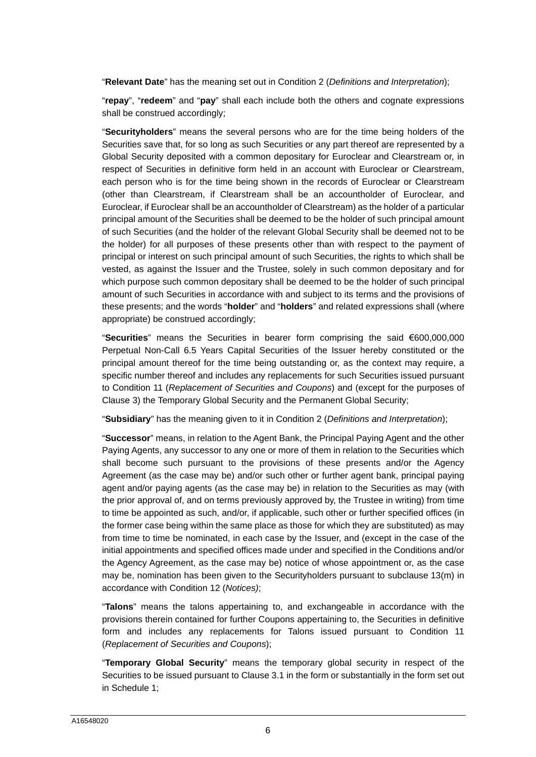"**Relevant Date**" has the meaning set out in Condition 2 (*Definitions and Interpretation*);

"**repay**", "**redeem**" and "**pay**" shall each include both the others and cognate expressions shall be construed accordingly;

"**Securityholders**" means the several persons who are for the time being holders of the Securities save that, for so long as such Securities or any part thereof are represented by a Global Security deposited with a common depositary for Euroclear and Clearstream or, in respect of Securities in definitive form held in an account with Euroclear or Clearstream, each person who is for the time being shown in the records of Euroclear or Clearstream (other than Clearstream, if Clearstream shall be an accountholder of Euroclear, and Euroclear, if Euroclear shall be an accountholder of Clearstream) as the holder of a particular principal amount of the Securities shall be deemed to be the holder of such principal amount of such Securities (and the holder of the relevant Global Security shall be deemed not to be the holder) for all purposes of these presents other than with respect to the payment of principal or interest on such principal amount of such Securities, the rights to which shall be vested, as against the Issuer and the Trustee, solely in such common depositary and for which purpose such common depositary shall be deemed to be the holder of such principal amount of such Securities in accordance with and subject to its terms and the provisions of these presents; and the words "**holder**" and "**holders**" and related expressions shall (where appropriate) be construed accordingly;

"**Securities**" means the Securities in bearer form comprising the said €600,000,000 Perpetual Non-Call 6.5 Years Capital Securities of the Issuer hereby constituted or the principal amount thereof for the time being outstanding or, as the context may require, a specific number thereof and includes any replacements for such Securities issued pursuant to Condition 11 (*Replacement of Securities and Coupons*) and (except for the purposes of Clause 3) the Temporary Global Security and the Permanent Global Security;

"**Subsidiary**" has the meaning given to it in Condition 2 (*Definitions and Interpretation*);

"**Successor**" means, in relation to the Agent Bank, the Principal Paying Agent and the other Paying Agents, any successor to any one or more of them in relation to the Securities which shall become such pursuant to the provisions of these presents and/or the Agency Agreement (as the case may be) and/or such other or further agent bank, principal paying agent and/or paying agents (as the case may be) in relation to the Securities as may (with the prior approval of, and on terms previously approved by, the Trustee in writing) from time to time be appointed as such, and/or, if applicable, such other or further specified offices (in the former case being within the same place as those for which they are substituted) as may from time to time be nominated, in each case by the Issuer, and (except in the case of the initial appointments and specified offices made under and specified in the Conditions and/or the Agency Agreement, as the case may be) notice of whose appointment or, as the case may be, nomination has been given to the Securityholders pursuant to subclause 13(m) in accordance with Condition 12 (*Notices)*;

"**Talons**" means the talons appertaining to, and exchangeable in accordance with the provisions therein contained for further Coupons appertaining to, the Securities in definitive form and includes any replacements for Talons issued pursuant to Condition 11 (*Replacement of Securities and Coupons*);

"**Temporary Global Security**" means the temporary global security in respect of the Securities to be issued pursuant to Clause 3.1 in the form or substantially in the form set out in Schedule 1;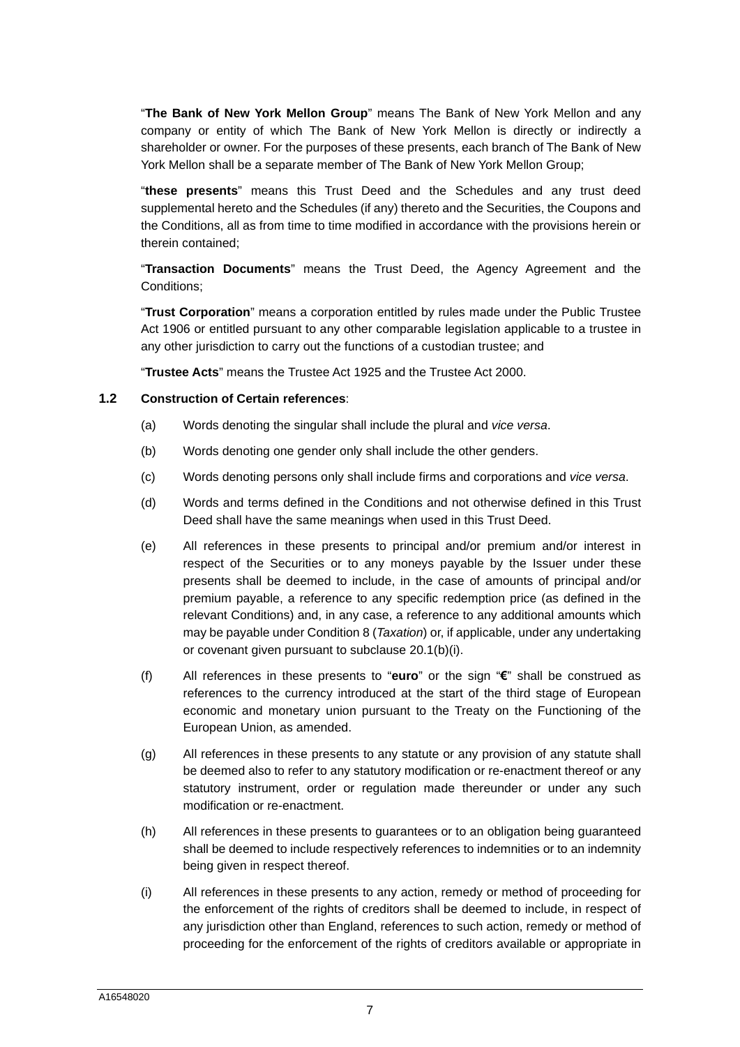"**The Bank of New York Mellon Group**" means The Bank of New York Mellon and any company or entity of which The Bank of New York Mellon is directly or indirectly a shareholder or owner. For the purposes of these presents, each branch of The Bank of New York Mellon shall be a separate member of The Bank of New York Mellon Group;

"**these presents**" means this Trust Deed and the Schedules and any trust deed supplemental hereto and the Schedules (if any) thereto and the Securities, the Coupons and the Conditions, all as from time to time modified in accordance with the provisions herein or therein contained;

"**Transaction Documents**" means the Trust Deed, the Agency Agreement and the Conditions;

"**Trust Corporation**" means a corporation entitled by rules made under the Public Trustee Act 1906 or entitled pursuant to any other comparable legislation applicable to a trustee in any other jurisdiction to carry out the functions of a custodian trustee; and

"**Trustee Acts**" means the Trustee Act 1925 and the Trustee Act 2000.

**1.2 Construction of Certain references**:

(a) Words denoting the singular shall include the plural and *vice versa*.

(b) Words denoting one gender only shall include the other genders.

(c) Words denoting persons only shall include firms and corporations and *vice versa*.

(d) Words and terms defined in the Conditions and not otherwise defined in this Trust Deed shall have the same meanings when used in this Trust Deed.

(e) All references in these presents to principal and/or premium and/or interest in respect of the Securities or to any moneys payable by the Issuer under these presents shall be deemed to include, in the case of amounts of principal and/or premium payable, a reference to any specific redemption price (as defined in the relevant Conditions) and, in any case, a reference to any additional amounts which may be payable under Condition 8 (*Taxation*) or, if applicable, under any undertaking or covenant given pursuant to subclause 20.1(b)(i).

(f) All references in these presents to "**euro**" or the sign "**€**" shall be construed as references to the currency introduced at the start of the third stage of European economic and monetary union pursuant to the Treaty on the Functioning of the European Union, as amended.

(g) All references in these presents to any statute or any provision of any statute shall be deemed also to refer to any statutory modification or re-enactment thereof or any statutory instrument, order or regulation made thereunder or under any such modification or re-enactment.

(h) All references in these presents to guarantees or to an obligation being guaranteed shall be deemed to include respectively references to indemnities or to an indemnity being given in respect thereof.

(i) All references in these presents to any action, remedy or method of proceeding for the enforcement of the rights of creditors shall be deemed to include, in respect of any jurisdiction other than England, references to such action, remedy or method of proceeding for the enforcement of the rights of creditors available or appropriate in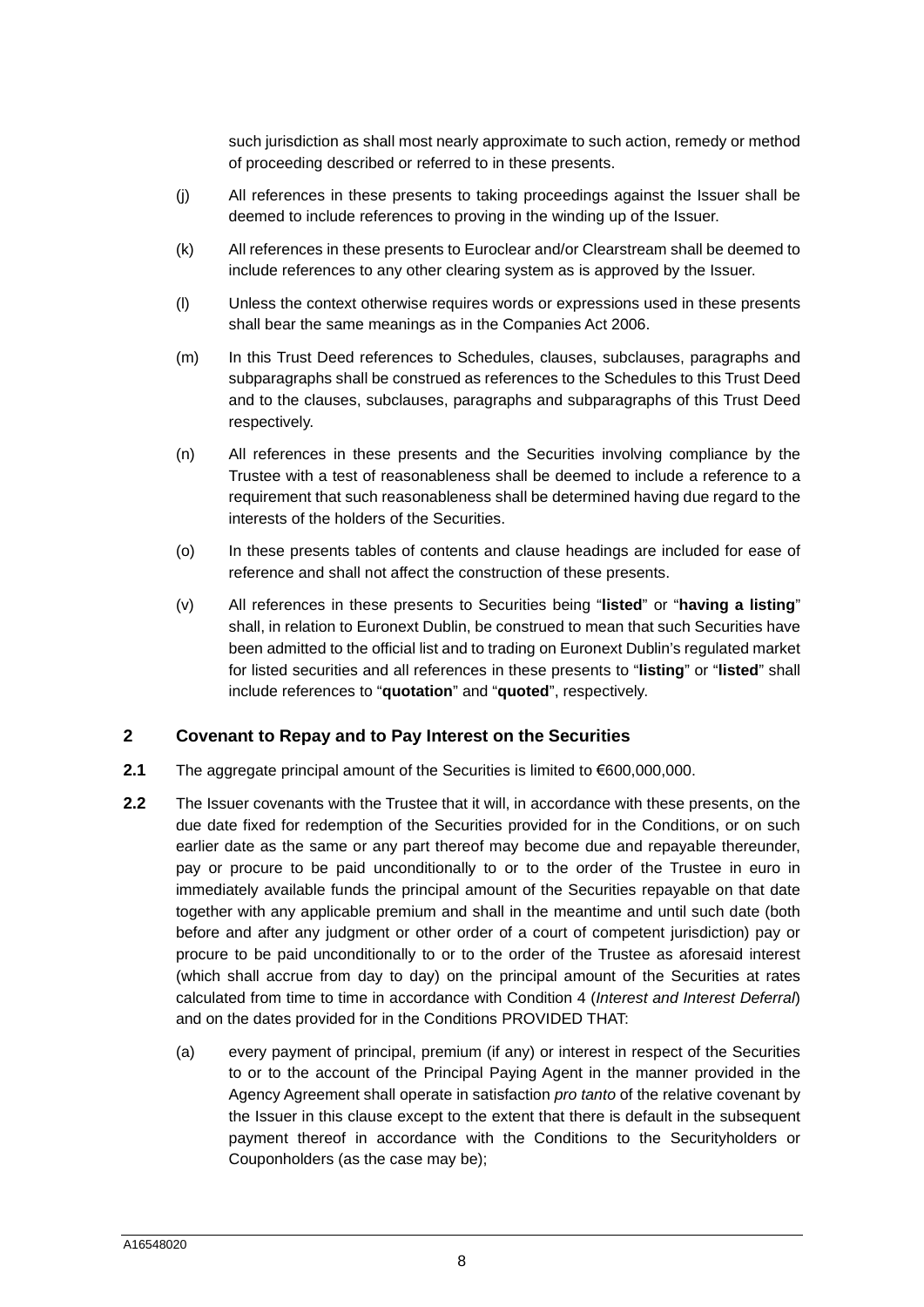such jurisdiction as shall most nearly approximate to such action, remedy or method of proceeding described or referred to in these presents.

(j) All references in these presents to taking proceedings against the Issuer shall be deemed to include references to proving in the winding up of the Issuer.

(k) All references in these presents to Euroclear and/or Clearstream shall be deemed to include references to any other clearing system as is approved by the Issuer.

(l) Unless the context otherwise requires words or expressions used in these presents shall bear the same meanings as in the Companies Act 2006.

(m) In this Trust Deed references to Schedules, clauses, subclauses, paragraphs and subparagraphs shall be construed as references to the Schedules to this Trust Deed and to the clauses, subclauses, paragraphs and subparagraphs of this Trust Deed respectively.

(n) All references in these presents and the Securities involving compliance by the Trustee with a test of reasonableness shall be deemed to include a reference to a requirement that such reasonableness shall be determined having due regard to the interests of the holders of the Securities.

(o) In these presents tables of contents and clause headings are included for ease of reference and shall not affect the construction of these presents.

(v) All references in these presents to Securities being "**listed**" or "**having a listing**" shall, in relation to Euronext Dublin, be construed to mean that such Securities have been admitted to the official list and to trading on Euronext Dublin's regulated market for listed securities and all references in these presents to "**listing**" or "**listed**" shall include references to "**quotation**" and "**quoted**", respectively.

## 2 Covenant to Repay and to Pay Interest on the Securities

**2.1** The aggregate principal amount of the Securities is limited to €600,000,000.

**2.2** The Issuer covenants with the Trustee that it will, in accordance with these presents, on the due date fixed for redemption of the Securities provided for in the Conditions, or on such earlier date as the same or any part thereof may become due and repayable thereunder, pay or procure to be paid unconditionally to or to the order of the Trustee in euro in immediately available funds the principal amount of the Securities repayable on that date together with any applicable premium and shall in the meantime and until such date (both before and after any judgment or other order of a court of competent jurisdiction) pay or procure to be paid unconditionally to or to the order of the Trustee as aforesaid interest (which shall accrue from day to day) on the principal amount of the Securities at rates calculated from time to time in accordance with Condition 4 (*Interest and Interest Deferral*) and on the dates provided for in the Conditions PROVIDED THAT:

(a) every payment of principal, premium (if any) or interest in respect of the Securities to or to the account of the Principal Paying Agent in the manner provided in the Agency Agreement shall operate in satisfaction *pro tanto* of the relative covenant by the Issuer in this clause except to the extent that there is default in the subsequent payment thereof in accordance with the Conditions to the Securityholders or Couponholders (as the case may be);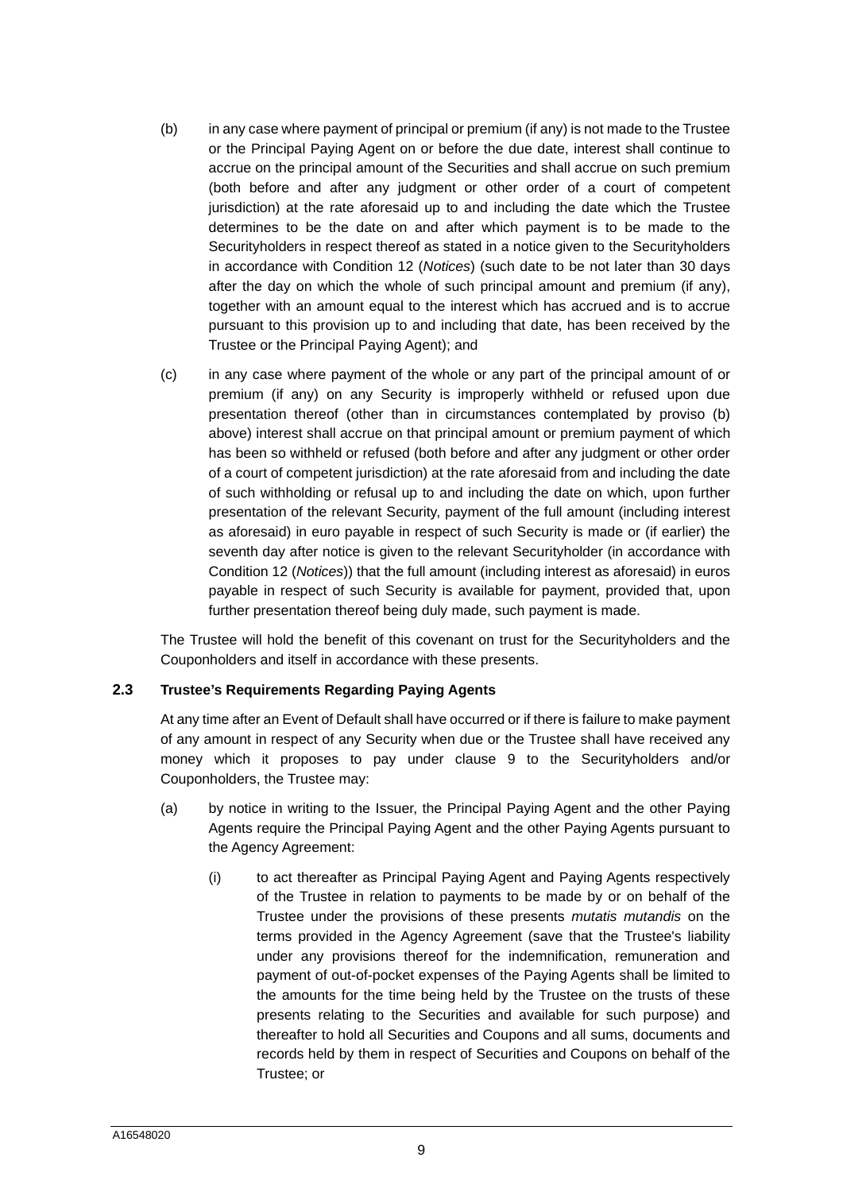(b) in any case where payment of principal or premium (if any) is not made to the Trustee or the Principal Paying Agent on or before the due date, interest shall continue to accrue on the principal amount of the Securities and shall accrue on such premium (both before and after any judgment or other order of a court of competent jurisdiction) at the rate aforesaid up to and including the date which the Trustee determines to be the date on and after which payment is to be made to the Securityholders in respect thereof as stated in a notice given to the Securityholders in accordance with Condition 12 (*Notices*) (such date to be not later than 30 days after the day on which the whole of such principal amount and premium (if any), together with an amount equal to the interest which has accrued and is to accrue pursuant to this provision up to and including that date, has been received by the Trustee or the Principal Paying Agent); and

(c) in any case where payment of the whole or any part of the principal amount of or premium (if any) on any Security is improperly withheld or refused upon due presentation thereof (other than in circumstances contemplated by proviso (b) above) interest shall accrue on that principal amount or premium payment of which has been so withheld or refused (both before and after any judgment or other order of a court of competent jurisdiction) at the rate aforesaid from and including the date of such withholding or refusal up to and including the date on which, upon further presentation of the relevant Security, payment of the full amount (including interest as aforesaid) in euro payable in respect of such Security is made or (if earlier) the seventh day after notice is given to the relevant Securityholder (in accordance with Condition 12 (*Notices*)) that the full amount (including interest as aforesaid) in euros payable in respect of such Security is available for payment, provided that, upon further presentation thereof being duly made, such payment is made.

The Trustee will hold the benefit of this covenant on trust for the Securityholders and the Couponholders and itself in accordance with these presents.

### 2.3 Trustee's Requirements Regarding Paying Agents

At any time after an Event of Default shall have occurred or if there is failure to make payment of any amount in respect of any Security when due or the Trustee shall have received any money which it proposes to pay under clause 9 to the Securityholders and/or Couponholders, the Trustee may:

(a) by notice in writing to the Issuer, the Principal Paying Agent and the other Paying Agents require the Principal Paying Agent and the other Paying Agents pursuant to the Agency Agreement:

(i) to act thereafter as Principal Paying Agent and Paying Agents respectively of the Trustee in relation to payments to be made by or on behalf of the Trustee under the provisions of these presents *mutatis mutandis* on the terms provided in the Agency Agreement (save that the Trustee's liability under any provisions thereof for the indemnification, remuneration and payment of out-of-pocket expenses of the Paying Agents shall be limited to the amounts for the time being held by the Trustee on the trusts of these presents relating to the Securities and available for such purpose) and thereafter to hold all Securities and Coupons and all sums, documents and records held by them in respect of Securities and Coupons on behalf of the Trustee; or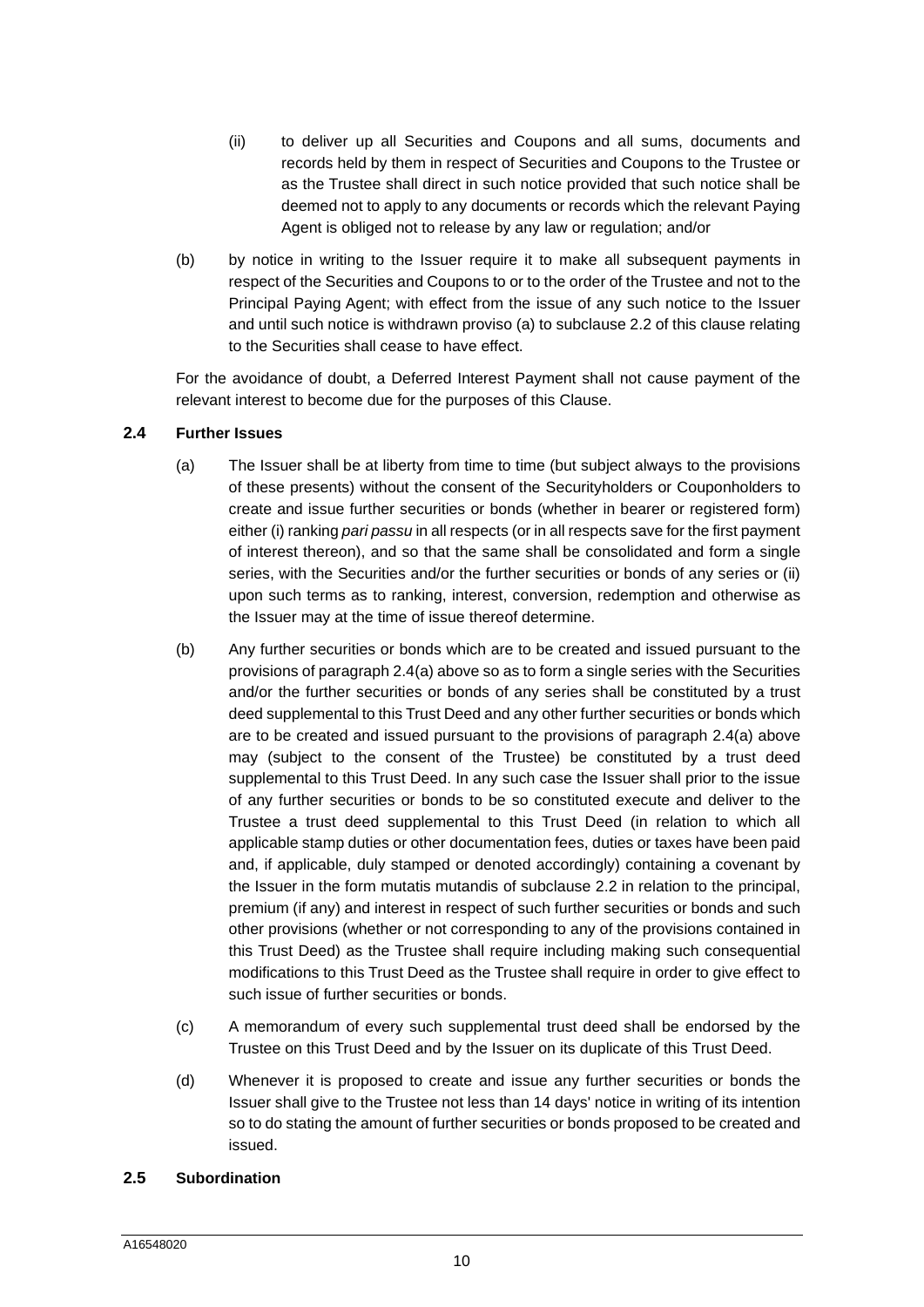(ii) to deliver up all Securities and Coupons and all sums, documents and records held by them in respect of Securities and Coupons to the Trustee or as the Trustee shall direct in such notice provided that such notice shall be deemed not to apply to any documents or records which the relevant Paying Agent is obliged not to release by any law or regulation; and/or

(b) by notice in writing to the Issuer require it to make all subsequent payments in respect of the Securities and Coupons to or to the order of the Trustee and not to the Principal Paying Agent; with effect from the issue of any such notice to the Issuer and until such notice is withdrawn proviso (a) to subclause 2.2 of this clause relating to the Securities shall cease to have effect.

For the avoidance of doubt, a Deferred Interest Payment shall not cause payment of the relevant interest to become due for the purposes of this Clause.

### 2.4 Further Issues

(a) The Issuer shall be at liberty from time to time (but subject always to the provisions of these presents) without the consent of the Securityholders or Couponholders to create and issue further securities or bonds (whether in bearer or registered form) either (i) ranking *pari passu* in all respects (or in all respects save for the first payment of interest thereon), and so that the same shall be consolidated and form a single series, with the Securities and/or the further securities or bonds of any series or (ii) upon such terms as to ranking, interest, conversion, redemption and otherwise as the Issuer may at the time of issue thereof determine.

(b) Any further securities or bonds which are to be created and issued pursuant to the provisions of paragraph 2.4(a) above so as to form a single series with the Securities and/or the further securities or bonds of any series shall be constituted by a trust deed supplemental to this Trust Deed and any other further securities or bonds which are to be created and issued pursuant to the provisions of paragraph 2.4(a) above may (subject to the consent of the Trustee) be constituted by a trust deed supplemental to this Trust Deed. In any such case the Issuer shall prior to the issue of any further securities or bonds to be so constituted execute and deliver to the Trustee a trust deed supplemental to this Trust Deed (in relation to which all applicable stamp duties or other documentation fees, duties or taxes have been paid and, if applicable, duly stamped or denoted accordingly) containing a covenant by the Issuer in the form mutatis mutandis of subclause 2.2 in relation to the principal, premium (if any) and interest in respect of such further securities or bonds and such other provisions (whether or not corresponding to any of the provisions contained in this Trust Deed) as the Trustee shall require including making such consequential modifications to this Trust Deed as the Trustee shall require in order to give effect to such issue of further securities or bonds.

(c) A memorandum of every such supplemental trust deed shall be endorsed by the Trustee on this Trust Deed and by the Issuer on its duplicate of this Trust Deed.

(d) Whenever it is proposed to create and issue any further securities or bonds the Issuer shall give to the Trustee not less than 14 days' notice in writing of its intention so to do stating the amount of further securities or bonds proposed to be created and issued.

### 2.5 Subordination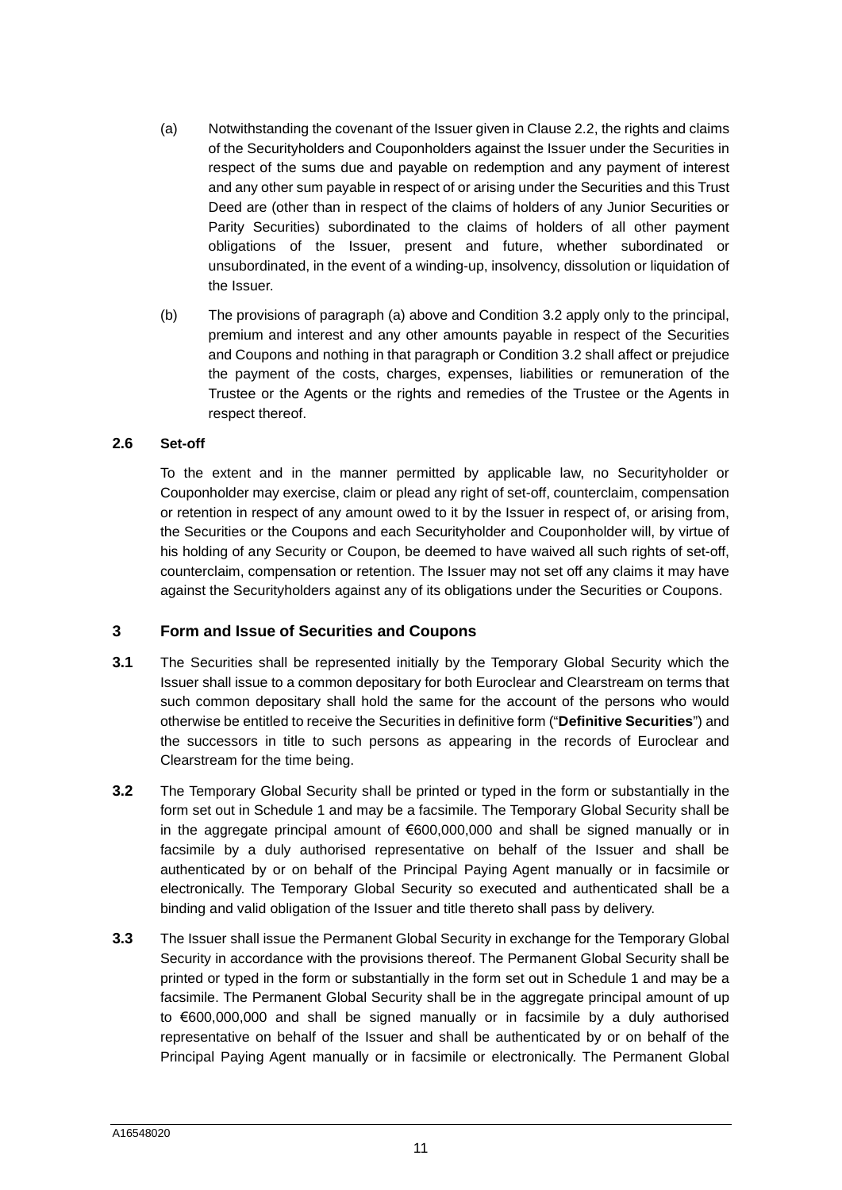(a) Notwithstanding the covenant of the Issuer given in Clause 2.2, the rights and claims of the Securityholders and Couponholders against the Issuer under the Securities in respect of the sums due and payable on redemption and any payment of interest and any other sum payable in respect of or arising under the Securities and this Trust Deed are (other than in respect of the claims of holders of any Junior Securities or Parity Securities) subordinated to the claims of holders of all other payment obligations of the Issuer, present and future, whether subordinated or unsubordinated, in the event of a winding-up, insolvency, dissolution or liquidation of the Issuer.

(b) The provisions of paragraph (a) above and Condition 3.2 apply only to the principal, premium and interest and any other amounts payable in respect of the Securities and Coupons and nothing in that paragraph or Condition 3.2 shall affect or prejudice the payment of the costs, charges, expenses, liabilities or remuneration of the Trustee or the Agents or the rights and remedies of the Trustee or the Agents in respect thereof.

### 2.6 Set-off

To the extent and in the manner permitted by applicable law, no Securityholder or Couponholder may exercise, claim or plead any right of set-off, counterclaim, compensation or retention in respect of any amount owed to it by the Issuer in respect of, or arising from, the Securities or the Coupons and each Securityholder and Couponholder will, by virtue of his holding of any Security or Coupon, be deemed to have waived all such rights of set-off, counterclaim, compensation or retention. The Issuer may not set off any claims it may have against the Securityholders against any of its obligations under the Securities or Coupons.

## 3 Form and Issue of Securities and Coupons

**3.1** The Securities shall be represented initially by the Temporary Global Security which the Issuer shall issue to a common depositary for both Euroclear and Clearstream on terms that such common depositary shall hold the same for the account of the persons who would otherwise be entitled to receive the Securities in definitive form ("**Definitive Securities**") and the successors in title to such persons as appearing in the records of Euroclear and Clearstream for the time being.

**3.2** The Temporary Global Security shall be printed or typed in the form or substantially in the form set out in Schedule 1 and may be a facsimile. The Temporary Global Security shall be in the aggregate principal amount of €600,000,000 and shall be signed manually or in facsimile by a duly authorised representative on behalf of the Issuer and shall be authenticated by or on behalf of the Principal Paying Agent manually or in facsimile or electronically. The Temporary Global Security so executed and authenticated shall be a binding and valid obligation of the Issuer and title thereto shall pass by delivery.

**3.3** The Issuer shall issue the Permanent Global Security in exchange for the Temporary Global Security in accordance with the provisions thereof. The Permanent Global Security shall be printed or typed in the form or substantially in the form set out in Schedule 1 and may be a facsimile. The Permanent Global Security shall be in the aggregate principal amount of up to €600,000,000 and shall be signed manually or in facsimile by a duly authorised representative on behalf of the Issuer and shall be authenticated by or on behalf of the Principal Paying Agent manually or in facsimile or electronically. The Permanent Global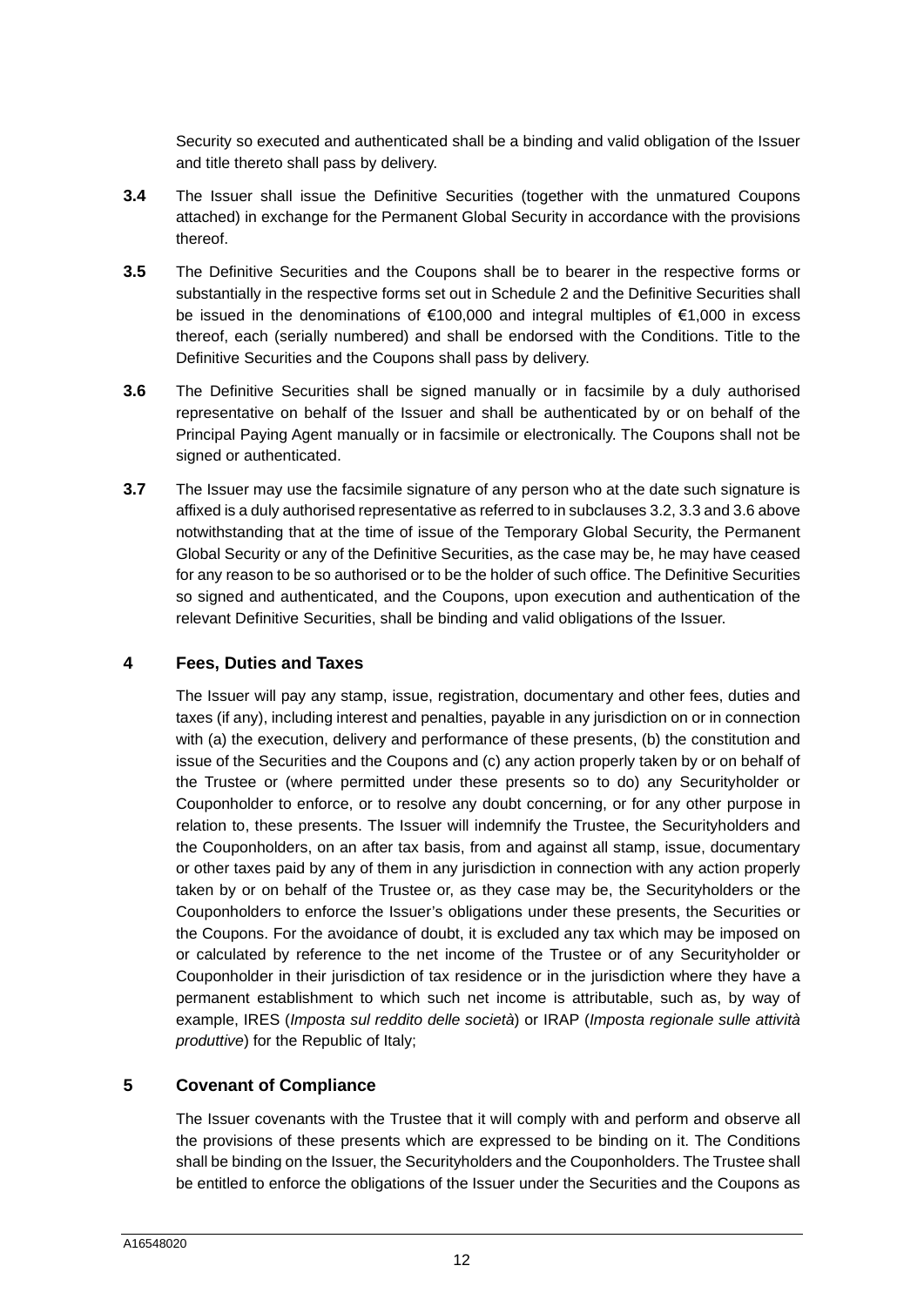Security so executed and authenticated shall be a binding and valid obligation of the Issuer and title thereto shall pass by delivery.

**3.4** The Issuer shall issue the Definitive Securities (together with the unmatured Coupons attached) in exchange for the Permanent Global Security in accordance with the provisions thereof.

**3.5** The Definitive Securities and the Coupons shall be to bearer in the respective forms or substantially in the respective forms set out in Schedule 2 and the Definitive Securities shall be issued in the denominations of €100,000 and integral multiples of €1,000 in excess thereof, each (serially numbered) and shall be endorsed with the Conditions. Title to the Definitive Securities and the Coupons shall pass by delivery.

**3.6** The Definitive Securities shall be signed manually or in facsimile by a duly authorised representative on behalf of the Issuer and shall be authenticated by or on behalf of the Principal Paying Agent manually or in facsimile or electronically. The Coupons shall not be signed or authenticated.

**3.7** The Issuer may use the facsimile signature of any person who at the date such signature is affixed is a duly authorised representative as referred to in subclauses 3.2, 3.3 and 3.6 above notwithstanding that at the time of issue of the Temporary Global Security, the Permanent Global Security or any of the Definitive Securities, as the case may be, he may have ceased for any reason to be so authorised or to be the holder of such office. The Definitive Securities so signed and authenticated, and the Coupons, upon execution and authentication of the relevant Definitive Securities, shall be binding and valid obligations of the Issuer.

## 4 Fees, Duties and Taxes

The Issuer will pay any stamp, issue, registration, documentary and other fees, duties and taxes (if any), including interest and penalties, payable in any jurisdiction on or in connection with (a) the execution, delivery and performance of these presents, (b) the constitution and issue of the Securities and the Coupons and (c) any action properly taken by or on behalf of the Trustee or (where permitted under these presents so to do) any Securityholder or Couponholder to enforce, or to resolve any doubt concerning, or for any other purpose in relation to, these presents. The Issuer will indemnify the Trustee, the Securityholders and the Couponholders, on an after tax basis, from and against all stamp, issue, documentary or other taxes paid by any of them in any jurisdiction in connection with any action properly taken by or on behalf of the Trustee or, as they case may be, the Securityholders or the Couponholders to enforce the Issuer's obligations under these presents, the Securities or the Coupons. For the avoidance of doubt, it is excluded any tax which may be imposed on or calculated by reference to the net income of the Trustee or of any Securityholder or Couponholder in their jurisdiction of tax residence or in the jurisdiction where they have a permanent establishment to which such net income is attributable, such as, by way of example, IRES (*Imposta sul reddito delle società*) or IRAP (*Imposta regionale sulle attività produttive*) for the Republic of Italy;

## 5 Covenant of Compliance

The Issuer covenants with the Trustee that it will comply with and perform and observe all the provisions of these presents which are expressed to be binding on it. The Conditions shall be binding on the Issuer, the Securityholders and the Couponholders. The Trustee shall be entitled to enforce the obligations of the Issuer under the Securities and the Coupons as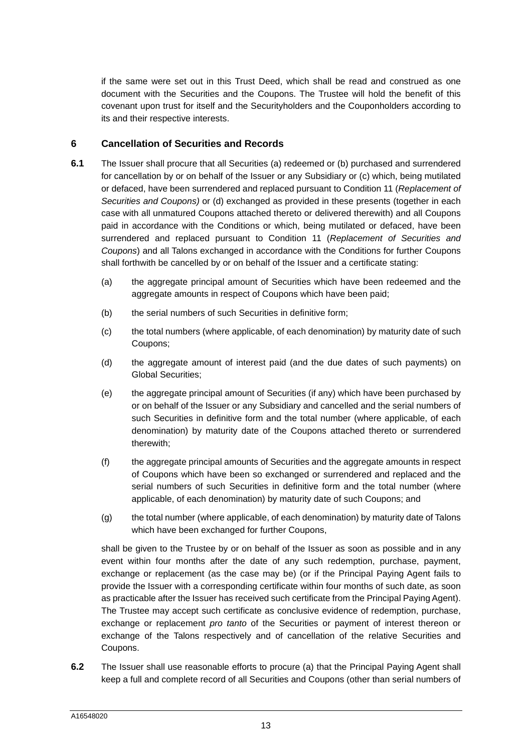if the same were set out in this Trust Deed, which shall be read and construed as one document with the Securities and the Coupons. The Trustee will hold the benefit of this covenant upon trust for itself and the Securityholders and the Couponholders according to its and their respective interests.

## 6 Cancellation of Securities and Records

**6.1** The Issuer shall procure that all Securities (a) redeemed or (b) purchased and surrendered for cancellation by or on behalf of the Issuer or any Subsidiary or (c) which, being mutilated or defaced, have been surrendered and replaced pursuant to Condition 11 (*Replacement of Securities and Coupons)* or (d) exchanged as provided in these presents (together in each case with all unmatured Coupons attached thereto or delivered therewith) and all Coupons paid in accordance with the Conditions or which, being mutilated or defaced, have been surrendered and replaced pursuant to Condition 11 (*Replacement of Securities and Coupons*) and all Talons exchanged in accordance with the Conditions for further Coupons shall forthwith be cancelled by or on behalf of the Issuer and a certificate stating:

(a) the aggregate principal amount of Securities which have been redeemed and the aggregate amounts in respect of Coupons which have been paid;

(b) the serial numbers of such Securities in definitive form;

(c) the total numbers (where applicable, of each denomination) by maturity date of such Coupons;

(d) the aggregate amount of interest paid (and the due dates of such payments) on Global Securities;

(e) the aggregate principal amount of Securities (if any) which have been purchased by or on behalf of the Issuer or any Subsidiary and cancelled and the serial numbers of such Securities in definitive form and the total number (where applicable, of each denomination) by maturity date of the Coupons attached thereto or surrendered therewith;

(f) the aggregate principal amounts of Securities and the aggregate amounts in respect of Coupons which have been so exchanged or surrendered and replaced and the serial numbers of such Securities in definitive form and the total number (where applicable, of each denomination) by maturity date of such Coupons; and

(g) the total number (where applicable, of each denomination) by maturity date of Talons which have been exchanged for further Coupons,

shall be given to the Trustee by or on behalf of the Issuer as soon as possible and in any event within four months after the date of any such redemption, purchase, payment, exchange or replacement (as the case may be) (or if the Principal Paying Agent fails to provide the Issuer with a corresponding certificate within four months of such date, as soon as practicable after the Issuer has received such certificate from the Principal Paying Agent). The Trustee may accept such certificate as conclusive evidence of redemption, purchase, exchange or replacement *pro tanto* of the Securities or payment of interest thereon or exchange of the Talons respectively and of cancellation of the relative Securities and Coupons.

**6.2** The Issuer shall use reasonable efforts to procure (a) that the Principal Paying Agent shall keep a full and complete record of all Securities and Coupons (other than serial numbers of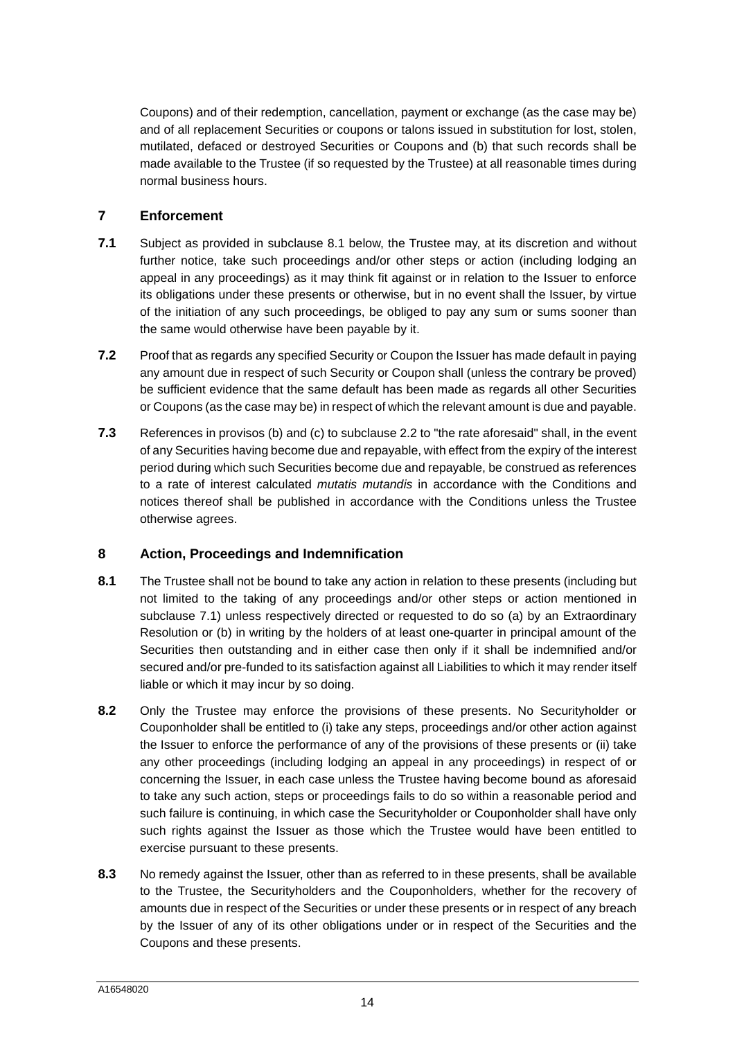Coupons) and of their redemption, cancellation, payment or exchange (as the case may be) and of all replacement Securities or coupons or talons issued in substitution for lost, stolen, mutilated, defaced or destroyed Securities or Coupons and (b) that such records shall be made available to the Trustee (if so requested by the Trustee) at all reasonable times during normal business hours.

## 7 Enforcement

**7.1** Subject as provided in subclause 8.1 below, the Trustee may, at its discretion and without further notice, take such proceedings and/or other steps or action (including lodging an appeal in any proceedings) as it may think fit against or in relation to the Issuer to enforce its obligations under these presents or otherwise, but in no event shall the Issuer, by virtue of the initiation of any such proceedings, be obliged to pay any sum or sums sooner than the same would otherwise have been payable by it.

**7.2** Proof that as regards any specified Security or Coupon the Issuer has made default in paying any amount due in respect of such Security or Coupon shall (unless the contrary be proved) be sufficient evidence that the same default has been made as regards all other Securities or Coupons (as the case may be) in respect of which the relevant amount is due and payable.

**7.3** References in provisos (b) and (c) to subclause 2.2 to "the rate aforesaid" shall, in the event of any Securities having become due and repayable, with effect from the expiry of the interest period during which such Securities become due and repayable, be construed as references to a rate of interest calculated *mutatis mutandis* in accordance with the Conditions and notices thereof shall be published in accordance with the Conditions unless the Trustee otherwise agrees.

## 8 Action, Proceedings and Indemnification

**8.1** The Trustee shall not be bound to take any action in relation to these presents (including but not limited to the taking of any proceedings and/or other steps or action mentioned in subclause 7.1) unless respectively directed or requested to do so (a) by an Extraordinary Resolution or (b) in writing by the holders of at least one-quarter in principal amount of the Securities then outstanding and in either case then only if it shall be indemnified and/or secured and/or pre-funded to its satisfaction against all Liabilities to which it may render itself liable or which it may incur by so doing.

**8.2** Only the Trustee may enforce the provisions of these presents. No Securityholder or Couponholder shall be entitled to (i) take any steps, proceedings and/or other action against the Issuer to enforce the performance of any of the provisions of these presents or (ii) take any other proceedings (including lodging an appeal in any proceedings) in respect of or concerning the Issuer, in each case unless the Trustee having become bound as aforesaid to take any such action, steps or proceedings fails to do so within a reasonable period and such failure is continuing, in which case the Securityholder or Couponholder shall have only such rights against the Issuer as those which the Trustee would have been entitled to exercise pursuant to these presents.

**8.3** No remedy against the Issuer, other than as referred to in these presents, shall be available to the Trustee, the Securityholders and the Couponholders, whether for the recovery of amounts due in respect of the Securities or under these presents or in respect of any breach by the Issuer of any of its other obligations under or in respect of the Securities and the Coupons and these presents.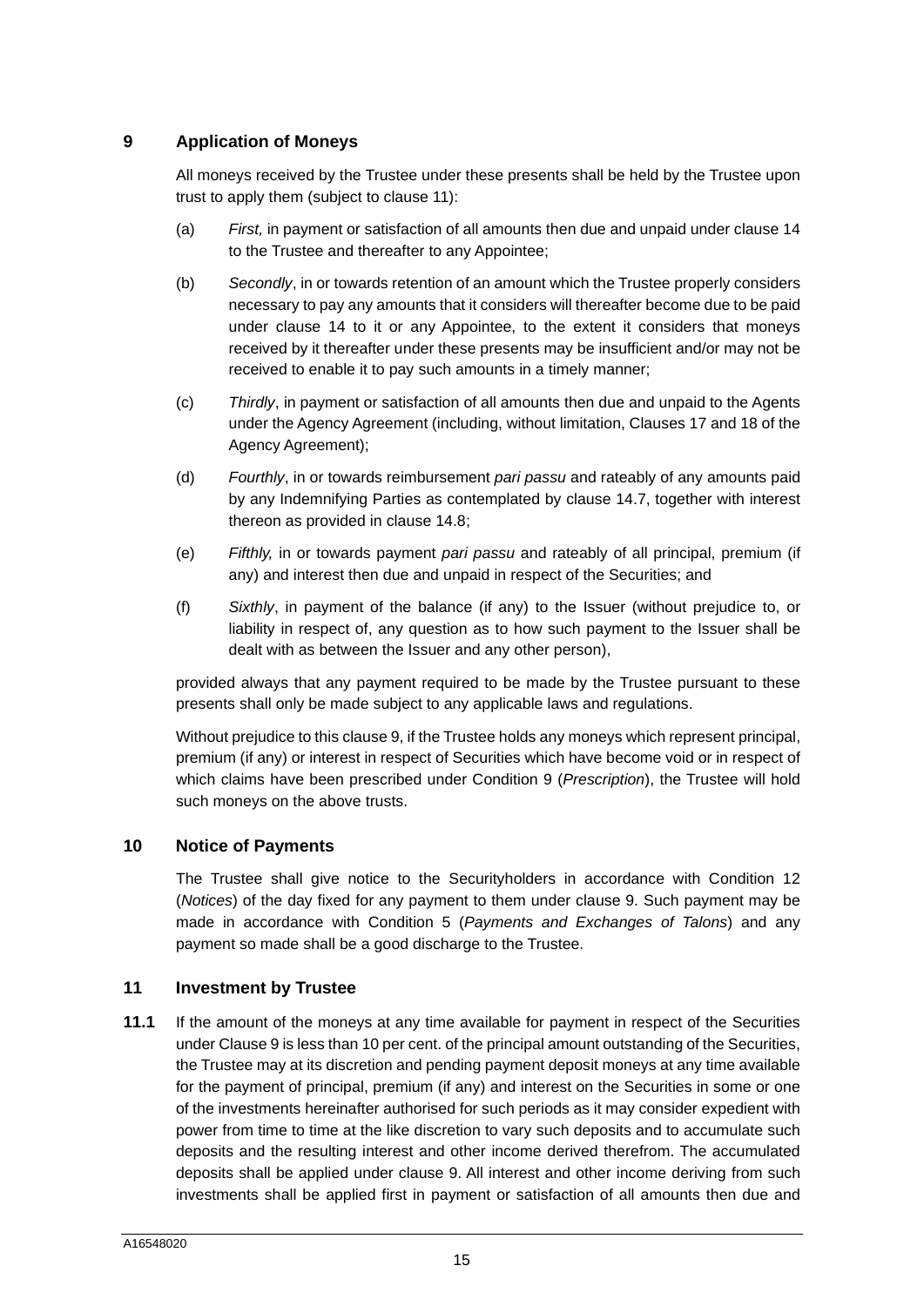## 9 Application of Moneys

All moneys received by the Trustee under these presents shall be held by the Trustee upon trust to apply them (subject to clause 11):

(a) *First,* in payment or satisfaction of all amounts then due and unpaid under clause 14 to the Trustee and thereafter to any Appointee;

(b) *Secondly*, in or towards retention of an amount which the Trustee properly considers necessary to pay any amounts that it considers will thereafter become due to be paid under clause 14 to it or any Appointee, to the extent it considers that moneys received by it thereafter under these presents may be insufficient and/or may not be received to enable it to pay such amounts in a timely manner;

(c) *Thirdly*, in payment or satisfaction of all amounts then due and unpaid to the Agents under the Agency Agreement (including, without limitation, Clauses 17 and 18 of the Agency Agreement);

(d) *Fourthly*, in or towards reimbursement *pari passu* and rateably of any amounts paid by any Indemnifying Parties as contemplated by clause 14.7, together with interest thereon as provided in clause 14.8;

(e) *Fifthly,* in or towards payment *pari passu* and rateably of all principal, premium (if any) and interest then due and unpaid in respect of the Securities; and

(f) *Sixthly*, in payment of the balance (if any) to the Issuer (without prejudice to, or liability in respect of, any question as to how such payment to the Issuer shall be dealt with as between the Issuer and any other person),

provided always that any payment required to be made by the Trustee pursuant to these presents shall only be made subject to any applicable laws and regulations.

Without prejudice to this clause 9, if the Trustee holds any moneys which represent principal, premium (if any) or interest in respect of Securities which have become void or in respect of which claims have been prescribed under Condition 9 (*Prescription*), the Trustee will hold such moneys on the above trusts.

## 10 Notice of Payments

The Trustee shall give notice to the Securityholders in accordance with Condition 12 (*Notices*) of the day fixed for any payment to them under clause 9. Such payment may be made in accordance with Condition 5 (*Payments and Exchanges of Talons*) and any payment so made shall be a good discharge to the Trustee.

## 11 Investment by Trustee

**11.1** If the amount of the moneys at any time available for payment in respect of the Securities under Clause 9 is less than 10 per cent. of the principal amount outstanding of the Securities, the Trustee may at its discretion and pending payment deposit moneys at any time available for the payment of principal, premium (if any) and interest on the Securities in some or one of the investments hereinafter authorised for such periods as it may consider expedient with power from time to time at the like discretion to vary such deposits and to accumulate such deposits and the resulting interest and other income derived therefrom. The accumulated deposits shall be applied under clause 9. All interest and other income deriving from such investments shall be applied first in payment or satisfaction of all amounts then due and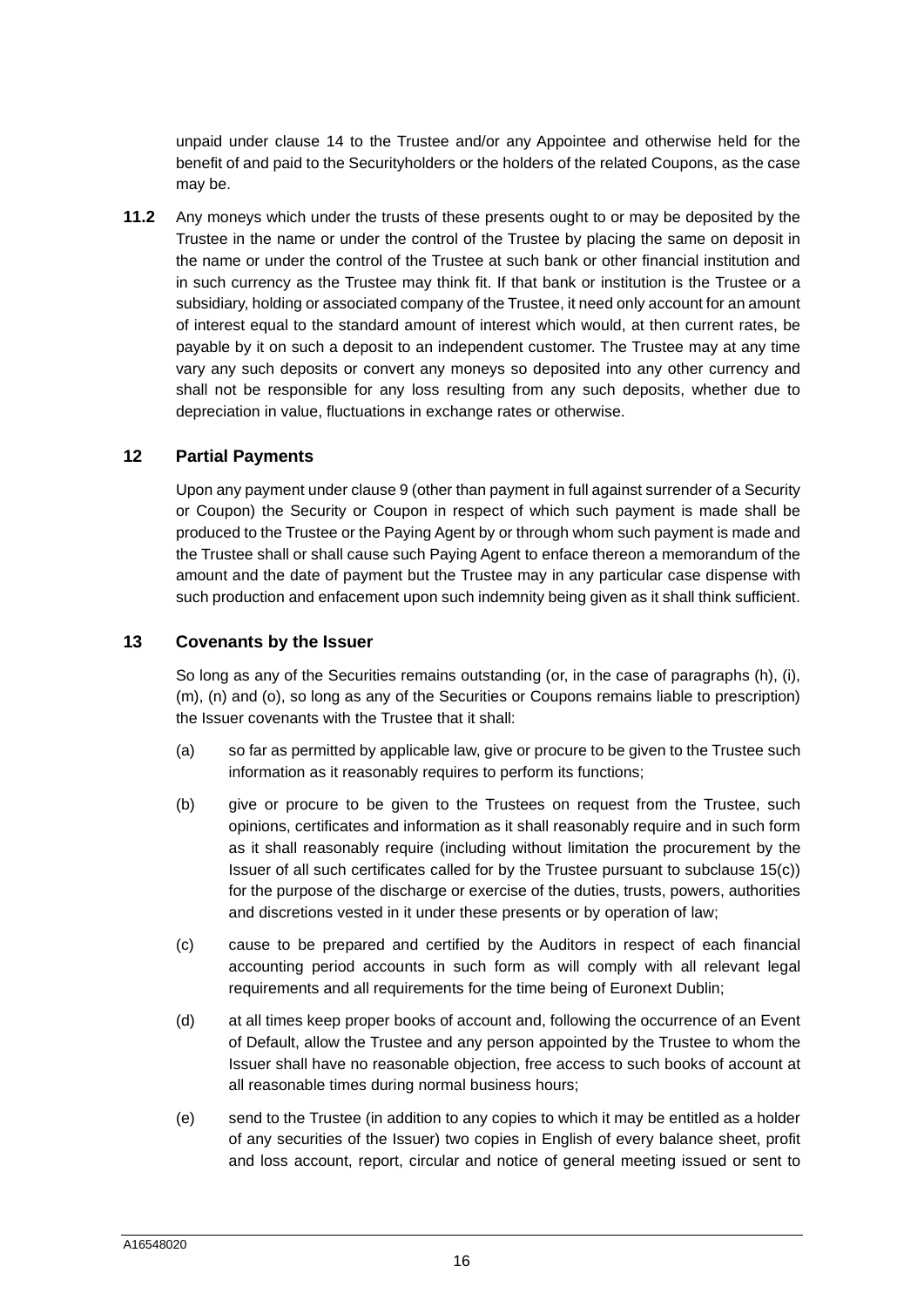unpaid under clause 14 to the Trustee and/or any Appointee and otherwise held for the benefit of and paid to the Securityholders or the holders of the related Coupons, as the case may be.

**11.2** Any moneys which under the trusts of these presents ought to or may be deposited by the Trustee in the name or under the control of the Trustee by placing the same on deposit in the name or under the control of the Trustee at such bank or other financial institution and in such currency as the Trustee may think fit. If that bank or institution is the Trustee or a subsidiary, holding or associated company of the Trustee, it need only account for an amount of interest equal to the standard amount of interest which would, at then current rates, be payable by it on such a deposit to an independent customer. The Trustee may at any time vary any such deposits or convert any moneys so deposited into any other currency and shall not be responsible for any loss resulting from any such deposits, whether due to depreciation in value, fluctuations in exchange rates or otherwise.

## 12 Partial Payments

Upon any payment under clause 9 (other than payment in full against surrender of a Security or Coupon) the Security or Coupon in respect of which such payment is made shall be produced to the Trustee or the Paying Agent by or through whom such payment is made and the Trustee shall or shall cause such Paying Agent to enface thereon a memorandum of the amount and the date of payment but the Trustee may in any particular case dispense with such production and enfacement upon such indemnity being given as it shall think sufficient.

## 13 Covenants by the Issuer

So long as any of the Securities remains outstanding (or, in the case of paragraphs (h), (i), (m), (n) and (o), so long as any of the Securities or Coupons remains liable to prescription) the Issuer covenants with the Trustee that it shall:

(a) so far as permitted by applicable law, give or procure to be given to the Trustee such information as it reasonably requires to perform its functions;

(b) give or procure to be given to the Trustees on request from the Trustee, such opinions, certificates and information as it shall reasonably require and in such form as it shall reasonably require (including without limitation the procurement by the Issuer of all such certificates called for by the Trustee pursuant to subclause 15(c)) for the purpose of the discharge or exercise of the duties, trusts, powers, authorities and discretions vested in it under these presents or by operation of law;

(c) cause to be prepared and certified by the Auditors in respect of each financial accounting period accounts in such form as will comply with all relevant legal requirements and all requirements for the time being of Euronext Dublin;

(d) at all times keep proper books of account and, following the occurrence of an Event of Default, allow the Trustee and any person appointed by the Trustee to whom the Issuer shall have no reasonable objection, free access to such books of account at all reasonable times during normal business hours;

(e) send to the Trustee (in addition to any copies to which it may be entitled as a holder of any securities of the Issuer) two copies in English of every balance sheet, profit and loss account, report, circular and notice of general meeting issued or sent to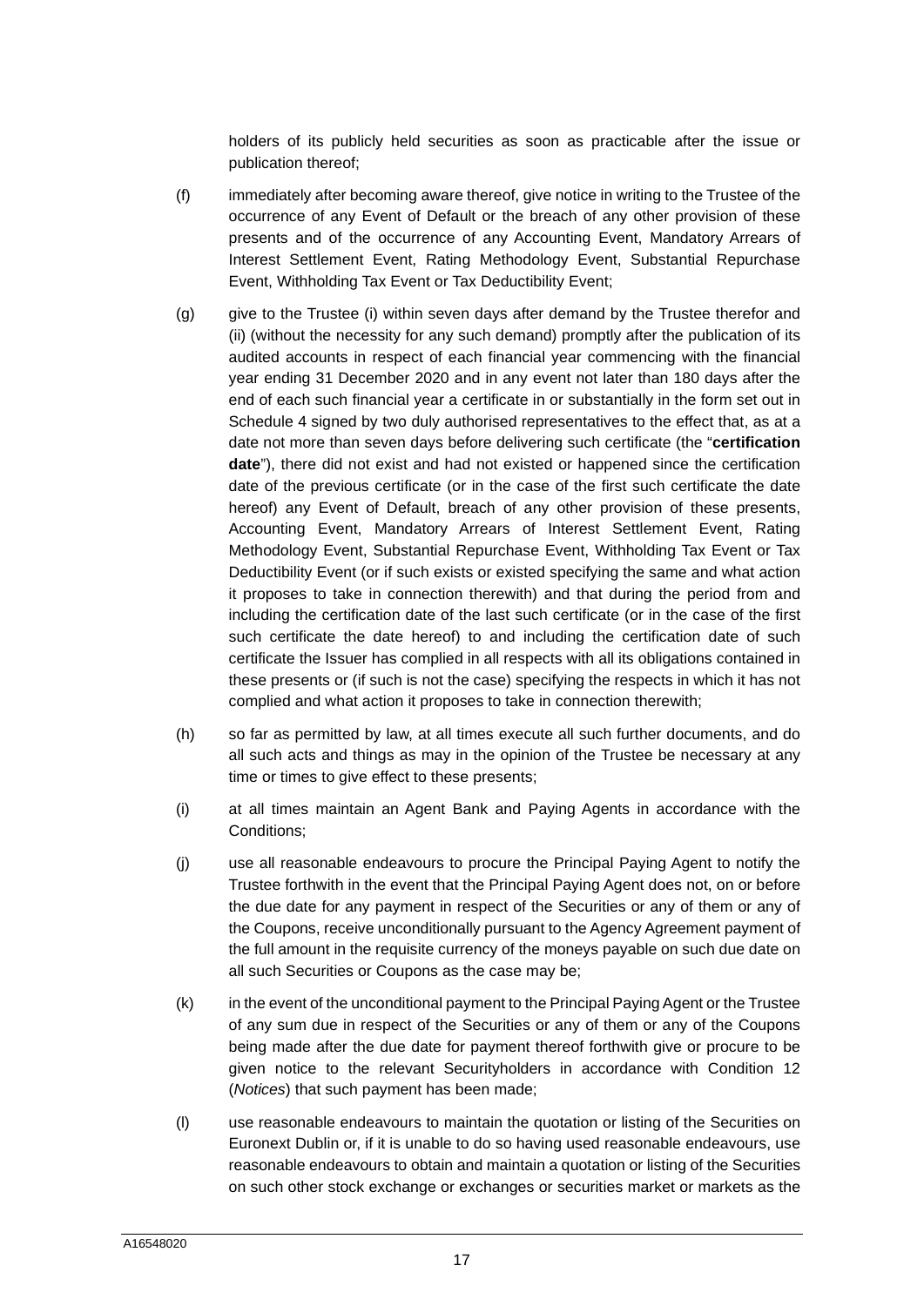holders of its publicly held securities as soon as practicable after the issue or publication thereof;

(f) immediately after becoming aware thereof, give notice in writing to the Trustee of the occurrence of any Event of Default or the breach of any other provision of these presents and of the occurrence of any Accounting Event, Mandatory Arrears of Interest Settlement Event, Rating Methodology Event, Substantial Repurchase Event, Withholding Tax Event or Tax Deductibility Event;

(g) give to the Trustee (i) within seven days after demand by the Trustee therefor and (ii) (without the necessity for any such demand) promptly after the publication of its audited accounts in respect of each financial year commencing with the financial year ending 31 December 2020 and in any event not later than 180 days after the end of each such financial year a certificate in or substantially in the form set out in Schedule 4 signed by two duly authorised representatives to the effect that, as at a date not more than seven days before delivering such certificate (the "**certification date**"), there did not exist and had not existed or happened since the certification date of the previous certificate (or in the case of the first such certificate the date hereof) any Event of Default, breach of any other provision of these presents, Accounting Event, Mandatory Arrears of Interest Settlement Event, Rating Methodology Event, Substantial Repurchase Event, Withholding Tax Event or Tax Deductibility Event (or if such exists or existed specifying the same and what action it proposes to take in connection therewith) and that during the period from and including the certification date of the last such certificate (or in the case of the first such certificate the date hereof) to and including the certification date of such certificate the Issuer has complied in all respects with all its obligations contained in these presents or (if such is not the case) specifying the respects in which it has not complied and what action it proposes to take in connection therewith;

(h) so far as permitted by law, at all times execute all such further documents, and do all such acts and things as may in the opinion of the Trustee be necessary at any time or times to give effect to these presents;

(i) at all times maintain an Agent Bank and Paying Agents in accordance with the Conditions;

(j) use all reasonable endeavours to procure the Principal Paying Agent to notify the Trustee forthwith in the event that the Principal Paying Agent does not, on or before the due date for any payment in respect of the Securities or any of them or any of the Coupons, receive unconditionally pursuant to the Agency Agreement payment of the full amount in the requisite currency of the moneys payable on such due date on all such Securities or Coupons as the case may be;

(k) in the event of the unconditional payment to the Principal Paying Agent or the Trustee of any sum due in respect of the Securities or any of them or any of the Coupons being made after the due date for payment thereof forthwith give or procure to be given notice to the relevant Securityholders in accordance with Condition 12 (*Notices*) that such payment has been made;

(l) use reasonable endeavours to maintain the quotation or listing of the Securities on Euronext Dublin or, if it is unable to do so having used reasonable endeavours, use reasonable endeavours to obtain and maintain a quotation or listing of the Securities on such other stock exchange or exchanges or securities market or markets as the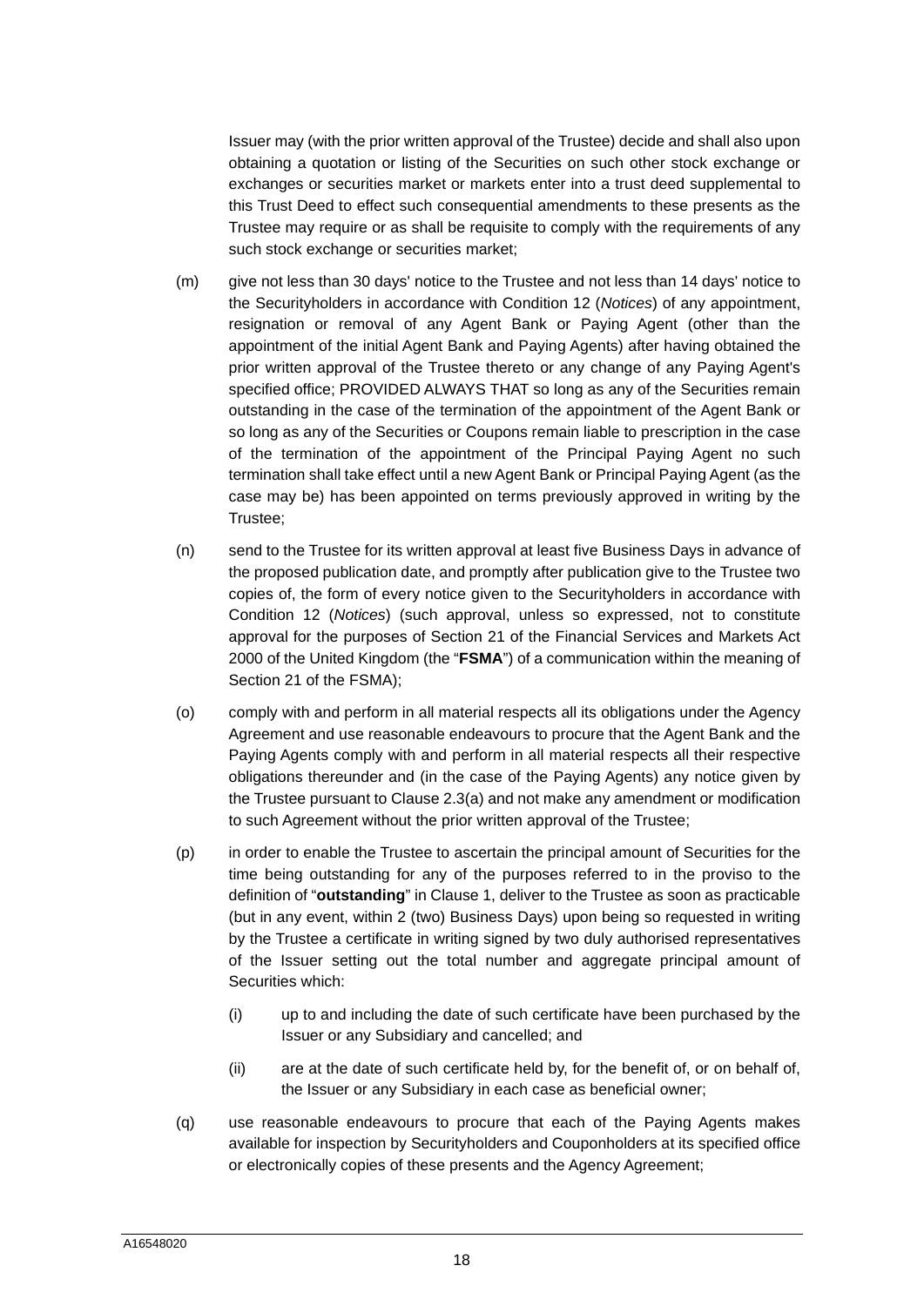Issuer may (with the prior written approval of the Trustee) decide and shall also upon obtaining a quotation or listing of the Securities on such other stock exchange or exchanges or securities market or markets enter into a trust deed supplemental to this Trust Deed to effect such consequential amendments to these presents as the Trustee may require or as shall be requisite to comply with the requirements of any such stock exchange or securities market;

(m) give not less than 30 days' notice to the Trustee and not less than 14 days' notice to the Securityholders in accordance with Condition 12 (*Notices*) of any appointment, resignation or removal of any Agent Bank or Paying Agent (other than the appointment of the initial Agent Bank and Paying Agents) after having obtained the prior written approval of the Trustee thereto or any change of any Paying Agent's specified office; PROVIDED ALWAYS THAT so long as any of the Securities remain outstanding in the case of the termination of the appointment of the Agent Bank or so long as any of the Securities or Coupons remain liable to prescription in the case of the termination of the appointment of the Principal Paying Agent no such termination shall take effect until a new Agent Bank or Principal Paying Agent (as the case may be) has been appointed on terms previously approved in writing by the Trustee;

(n) send to the Trustee for its written approval at least five Business Days in advance of the proposed publication date, and promptly after publication give to the Trustee two copies of, the form of every notice given to the Securityholders in accordance with Condition 12 (*Notices*) (such approval, unless so expressed, not to constitute approval for the purposes of Section 21 of the Financial Services and Markets Act 2000 of the United Kingdom (the "**FSMA**") of a communication within the meaning of Section 21 of the FSMA);

(o) comply with and perform in all material respects all its obligations under the Agency Agreement and use reasonable endeavours to procure that the Agent Bank and the Paying Agents comply with and perform in all material respects all their respective obligations thereunder and (in the case of the Paying Agents) any notice given by the Trustee pursuant to Clause 2.3(a) and not make any amendment or modification to such Agreement without the prior written approval of the Trustee;

(p) in order to enable the Trustee to ascertain the principal amount of Securities for the time being outstanding for any of the purposes referred to in the proviso to the definition of "**outstanding**" in Clause 1, deliver to the Trustee as soon as practicable (but in any event, within 2 (two) Business Days) upon being so requested in writing by the Trustee a certificate in writing signed by two duly authorised representatives of the Issuer setting out the total number and aggregate principal amount of Securities which:

   (i) up to and including the date of such certificate have been purchased by the Issuer or any Subsidiary and cancelled; and

   (ii) are at the date of such certificate held by, for the benefit of, or on behalf of, the Issuer or any Subsidiary in each case as beneficial owner;

(q) use reasonable endeavours to procure that each of the Paying Agents makes available for inspection by Securityholders and Couponholders at its specified office or electronically copies of these presents and the Agency Agreement;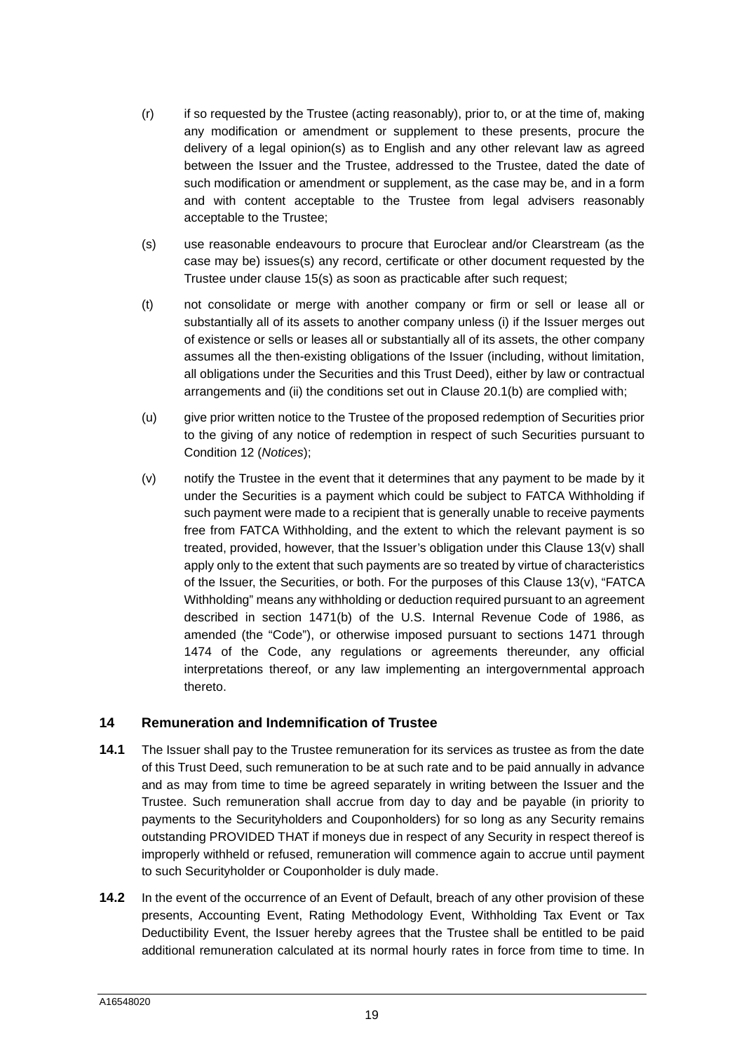(r) if so requested by the Trustee (acting reasonably), prior to, or at the time of, making any modification or amendment or supplement to these presents, procure the delivery of a legal opinion(s) as to English and any other relevant law as agreed between the Issuer and the Trustee, addressed to the Trustee, dated the date of such modification or amendment or supplement, as the case may be, and in a form and with content acceptable to the Trustee from legal advisers reasonably acceptable to the Trustee;

(s) use reasonable endeavours to procure that Euroclear and/or Clearstream (as the case may be) issues(s) any record, certificate or other document requested by the Trustee under clause 15(s) as soon as practicable after such request;

(t) not consolidate or merge with another company or firm or sell or lease all or substantially all of its assets to another company unless (i) if the Issuer merges out of existence or sells or leases all or substantially all of its assets, the other company assumes all the then-existing obligations of the Issuer (including, without limitation, all obligations under the Securities and this Trust Deed), either by law or contractual arrangements and (ii) the conditions set out in Clause 20.1(b) are complied with;

(u) give prior written notice to the Trustee of the proposed redemption of Securities prior to the giving of any notice of redemption in respect of such Securities pursuant to Condition 12 (*Notices*);

(v) notify the Trustee in the event that it determines that any payment to be made by it under the Securities is a payment which could be subject to FATCA Withholding if such payment were made to a recipient that is generally unable to receive payments free from FATCA Withholding, and the extent to which the relevant payment is so treated, provided, however, that the Issuer's obligation under this Clause 13(v) shall apply only to the extent that such payments are so treated by virtue of characteristics of the Issuer, the Securities, or both. For the purposes of this Clause 13(v), "FATCA Withholding" means any withholding or deduction required pursuant to an agreement described in section 1471(b) of the U.S. Internal Revenue Code of 1986, as amended (the "Code"), or otherwise imposed pursuant to sections 1471 through 1474 of the Code, any regulations or agreements thereunder, any official interpretations thereof, or any law implementing an intergovernmental approach thereto.

## 14 Remuneration and Indemnification of Trustee

**14.1** The Issuer shall pay to the Trustee remuneration for its services as trustee as from the date of this Trust Deed, such remuneration to be at such rate and to be paid annually in advance and as may from time to time be agreed separately in writing between the Issuer and the Trustee. Such remuneration shall accrue from day to day and be payable (in priority to payments to the Securityholders and Couponholders) for so long as any Security remains outstanding PROVIDED THAT if moneys due in respect of any Security in respect thereof is improperly withheld or refused, remuneration will commence again to accrue until payment to such Securityholder or Couponholder is duly made.

**14.2** In the event of the occurrence of an Event of Default, breach of any other provision of these presents, Accounting Event, Rating Methodology Event, Withholding Tax Event or Tax Deductibility Event, the Issuer hereby agrees that the Trustee shall be entitled to be paid additional remuneration calculated at its normal hourly rates in force from time to time. In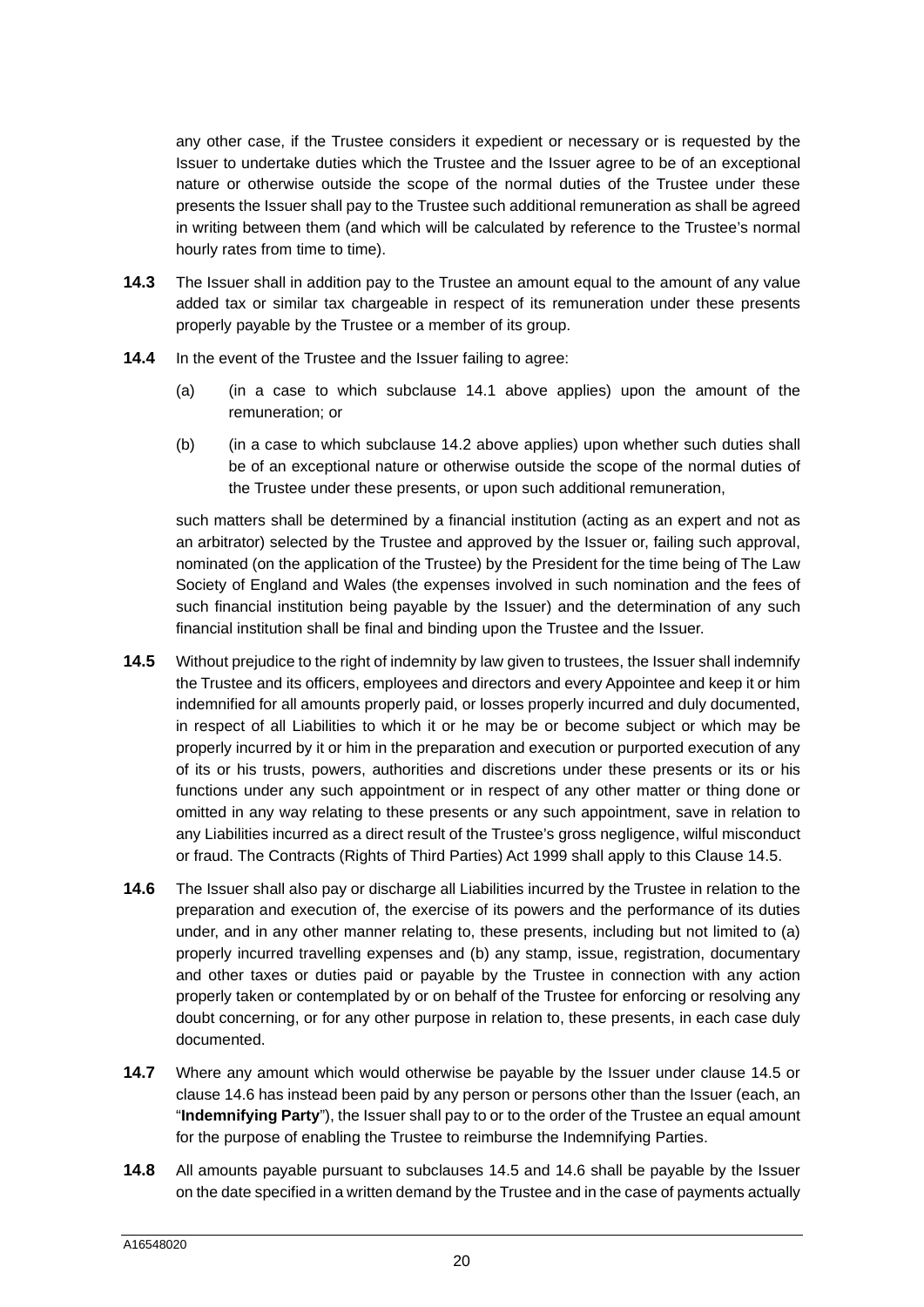any other case, if the Trustee considers it expedient or necessary or is requested by the Issuer to undertake duties which the Trustee and the Issuer agree to be of an exceptional nature or otherwise outside the scope of the normal duties of the Trustee under these presents the Issuer shall pay to the Trustee such additional remuneration as shall be agreed in writing between them (and which will be calculated by reference to the Trustee's normal hourly rates from time to time).

**14.3** The Issuer shall in addition pay to the Trustee an amount equal to the amount of any value added tax or similar tax chargeable in respect of its remuneration under these presents properly payable by the Trustee or a member of its group.

**14.4** In the event of the Trustee and the Issuer failing to agree:

(a) (in a case to which subclause 14.1 above applies) upon the amount of the remuneration; or

(b) (in a case to which subclause 14.2 above applies) upon whether such duties shall be of an exceptional nature or otherwise outside the scope of the normal duties of the Trustee under these presents, or upon such additional remuneration,

such matters shall be determined by a financial institution (acting as an expert and not as an arbitrator) selected by the Trustee and approved by the Issuer or, failing such approval, nominated (on the application of the Trustee) by the President for the time being of The Law Society of England and Wales (the expenses involved in such nomination and the fees of such financial institution being payable by the Issuer) and the determination of any such financial institution shall be final and binding upon the Trustee and the Issuer.

**14.5** Without prejudice to the right of indemnity by law given to trustees, the Issuer shall indemnify the Trustee and its officers, employees and directors and every Appointee and keep it or him indemnified for all amounts properly paid, or losses properly incurred and duly documented, in respect of all Liabilities to which it or he may be or become subject or which may be properly incurred by it or him in the preparation and execution or purported execution of any of its or his trusts, powers, authorities and discretions under these presents or its or his functions under any such appointment or in respect of any other matter or thing done or omitted in any way relating to these presents or any such appointment, save in relation to any Liabilities incurred as a direct result of the Trustee's gross negligence, wilful misconduct or fraud. The Contracts (Rights of Third Parties) Act 1999 shall apply to this Clause 14.5.

**14.6** The Issuer shall also pay or discharge all Liabilities incurred by the Trustee in relation to the preparation and execution of, the exercise of its powers and the performance of its duties under, and in any other manner relating to, these presents, including but not limited to (a) properly incurred travelling expenses and (b) any stamp, issue, registration, documentary and other taxes or duties paid or payable by the Trustee in connection with any action properly taken or contemplated by or on behalf of the Trustee for enforcing or resolving any doubt concerning, or for any other purpose in relation to, these presents, in each case duly documented.

**14.7** Where any amount which would otherwise be payable by the Issuer under clause 14.5 or clause 14.6 has instead been paid by any person or persons other than the Issuer (each, an "**Indemnifying Party**"), the Issuer shall pay to or to the order of the Trustee an equal amount for the purpose of enabling the Trustee to reimburse the Indemnifying Parties.

**14.8** All amounts payable pursuant to subclauses 14.5 and 14.6 shall be payable by the Issuer on the date specified in a written demand by the Trustee and in the case of payments actually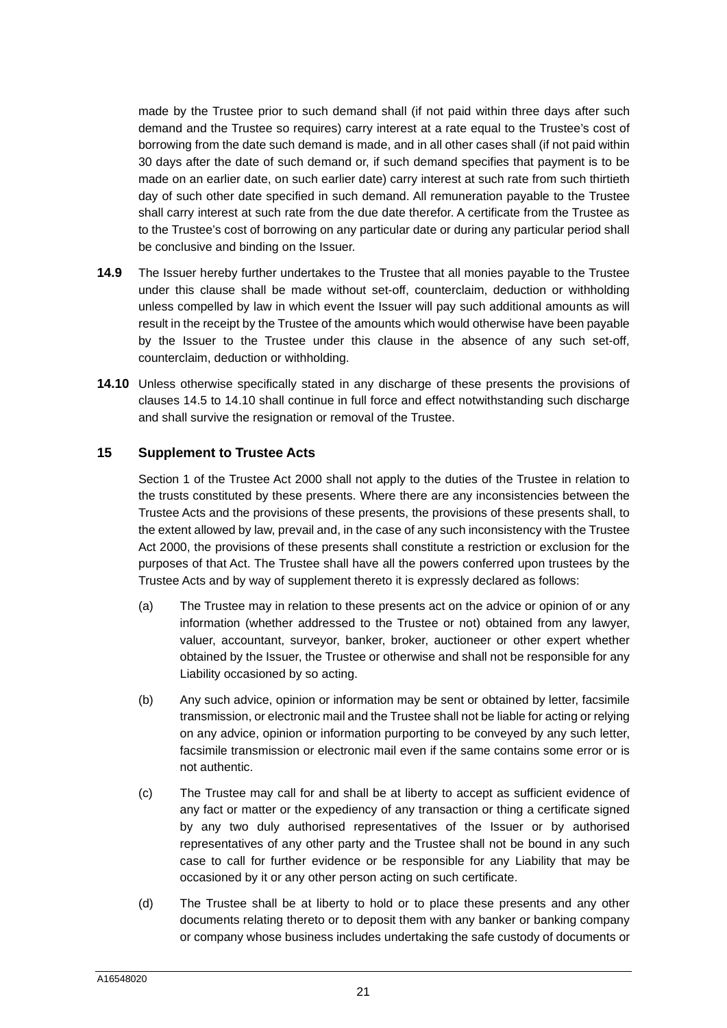made by the Trustee prior to such demand shall (if not paid within three days after such demand and the Trustee so requires) carry interest at a rate equal to the Trustee's cost of borrowing from the date such demand is made, and in all other cases shall (if not paid within 30 days after the date of such demand or, if such demand specifies that payment is to be made on an earlier date, on such earlier date) carry interest at such rate from such thirtieth day of such other date specified in such demand. All remuneration payable to the Trustee shall carry interest at such rate from the due date therefor. A certificate from the Trustee as to the Trustee's cost of borrowing on any particular date or during any particular period shall be conclusive and binding on the Issuer.

**14.9** The Issuer hereby further undertakes to the Trustee that all monies payable to the Trustee under this clause shall be made without set-off, counterclaim, deduction or withholding unless compelled by law in which event the Issuer will pay such additional amounts as will result in the receipt by the Trustee of the amounts which would otherwise have been payable by the Issuer to the Trustee under this clause in the absence of any such set-off, counterclaim, deduction or withholding.

**14.10** Unless otherwise specifically stated in any discharge of these presents the provisions of clauses 14.5 to 14.10 shall continue in full force and effect notwithstanding such discharge and shall survive the resignation or removal of the Trustee.

## 15 Supplement to Trustee Acts

Section 1 of the Trustee Act 2000 shall not apply to the duties of the Trustee in relation to the trusts constituted by these presents. Where there are any inconsistencies between the Trustee Acts and the provisions of these presents, the provisions of these presents shall, to the extent allowed by law, prevail and, in the case of any such inconsistency with the Trustee Act 2000, the provisions of these presents shall constitute a restriction or exclusion for the purposes of that Act. The Trustee shall have all the powers conferred upon trustees by the Trustee Acts and by way of supplement thereto it is expressly declared as follows:

(a) The Trustee may in relation to these presents act on the advice or opinion of or any information (whether addressed to the Trustee or not) obtained from any lawyer, valuer, accountant, surveyor, banker, broker, auctioneer or other expert whether obtained by the Issuer, the Trustee or otherwise and shall not be responsible for any Liability occasioned by so acting.

(b) Any such advice, opinion or information may be sent or obtained by letter, facsimile transmission, or electronic mail and the Trustee shall not be liable for acting or relying on any advice, opinion or information purporting to be conveyed by any such letter, facsimile transmission or electronic mail even if the same contains some error or is not authentic.

(c) The Trustee may call for and shall be at liberty to accept as sufficient evidence of any fact or matter or the expediency of any transaction or thing a certificate signed by any two duly authorised representatives of the Issuer or by authorised representatives of any other party and the Trustee shall not be bound in any such case to call for further evidence or be responsible for any Liability that may be occasioned by it or any other person acting on such certificate.

(d) The Trustee shall be at liberty to hold or to place these presents and any other documents relating thereto or to deposit them with any banker or banking company or company whose business includes undertaking the safe custody of documents or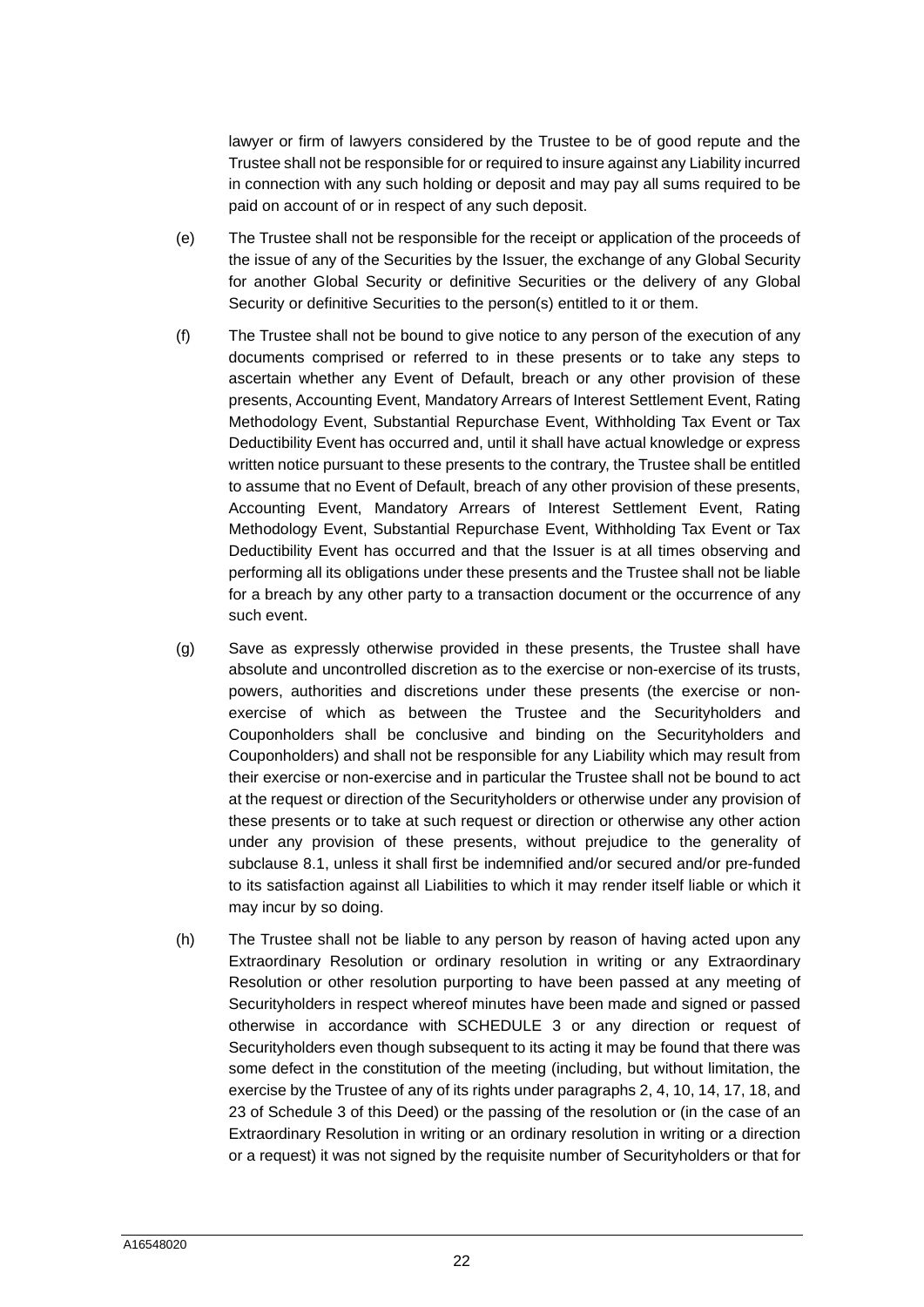lawyer or firm of lawyers considered by the Trustee to be of good repute and the Trustee shall not be responsible for or required to insure against any Liability incurred in connection with any such holding or deposit and may pay all sums required to be paid on account of or in respect of any such deposit.

(e) The Trustee shall not be responsible for the receipt or application of the proceeds of the issue of any of the Securities by the Issuer, the exchange of any Global Security for another Global Security or definitive Securities or the delivery of any Global Security or definitive Securities to the person(s) entitled to it or them.

(f) The Trustee shall not be bound to give notice to any person of the execution of any documents comprised or referred to in these presents or to take any steps to ascertain whether any Event of Default, breach or any other provision of these presents, Accounting Event, Mandatory Arrears of Interest Settlement Event, Rating Methodology Event, Substantial Repurchase Event, Withholding Tax Event or Tax Deductibility Event has occurred and, until it shall have actual knowledge or express written notice pursuant to these presents to the contrary, the Trustee shall be entitled to assume that no Event of Default, breach of any other provision of these presents, Accounting Event, Mandatory Arrears of Interest Settlement Event, Rating Methodology Event, Substantial Repurchase Event, Withholding Tax Event or Tax Deductibility Event has occurred and that the Issuer is at all times observing and performing all its obligations under these presents and the Trustee shall not be liable for a breach by any other party to a transaction document or the occurrence of any such event.

(g) Save as expressly otherwise provided in these presents, the Trustee shall have absolute and uncontrolled discretion as to the exercise or non-exercise of its trusts, powers, authorities and discretions under these presents (the exercise or non-exercise of which as between the Trustee and the Securityholders and Couponholders shall be conclusive and binding on the Securityholders and Couponholders) and shall not be responsible for any Liability which may result from their exercise or non-exercise and in particular the Trustee shall not be bound to act at the request or direction of the Securityholders or otherwise under any provision of these presents or to take at such request or direction or otherwise any other action under any provision of these presents, without prejudice to the generality of subclause 8.1, unless it shall first be indemnified and/or secured and/or pre-funded to its satisfaction against all Liabilities to which it may render itself liable or which it may incur by so doing.

(h) The Trustee shall not be liable to any person by reason of having acted upon any Extraordinary Resolution or ordinary resolution in writing or any Extraordinary Resolution or other resolution purporting to have been passed at any meeting of Securityholders in respect whereof minutes have been made and signed or passed otherwise in accordance with SCHEDULE 3 or any direction or request of Securityholders even though subsequent to its acting it may be found that there was some defect in the constitution of the meeting (including, but without limitation, the exercise by the Trustee of any of its rights under paragraphs 2, 4, 10, 14, 17, 18, and 23 of Schedule 3 of this Deed) or the passing of the resolution or (in the case of an Extraordinary Resolution in writing or an ordinary resolution in writing or a direction or a request) it was not signed by the requisite number of Securityholders or that for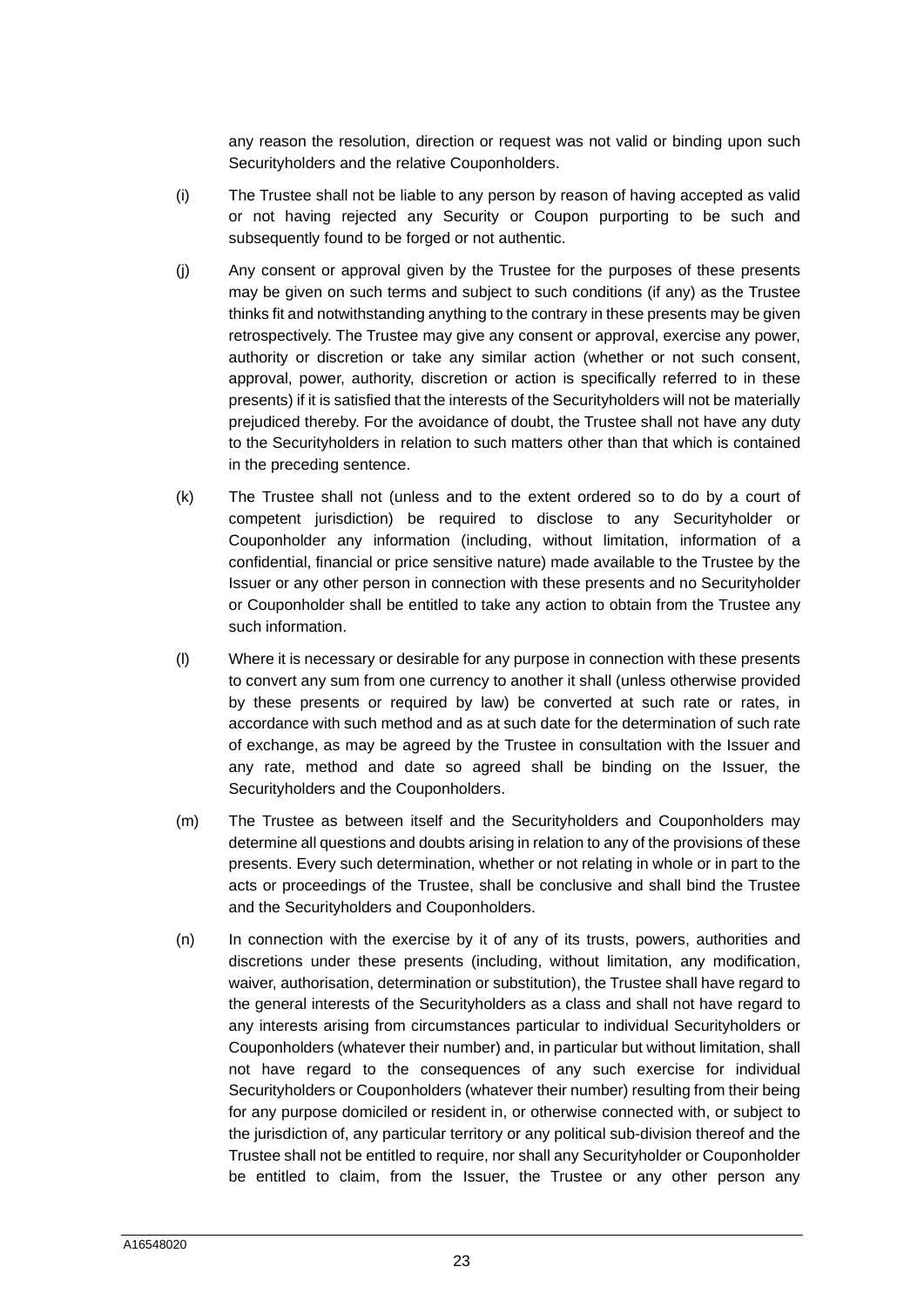any reason the resolution, direction or request was not valid or binding upon such Securityholders and the relative Couponholders.

(i) The Trustee shall not be liable to any person by reason of having accepted as valid or not having rejected any Security or Coupon purporting to be such and subsequently found to be forged or not authentic.

(j) Any consent or approval given by the Trustee for the purposes of these presents may be given on such terms and subject to such conditions (if any) as the Trustee thinks fit and notwithstanding anything to the contrary in these presents may be given retrospectively. The Trustee may give any consent or approval, exercise any power, authority or discretion or take any similar action (whether or not such consent, approval, power, authority, discretion or action is specifically referred to in these presents) if it is satisfied that the interests of the Securityholders will not be materially prejudiced thereby. For the avoidance of doubt, the Trustee shall not have any duty to the Securityholders in relation to such matters other than that which is contained in the preceding sentence.

(k) The Trustee shall not (unless and to the extent ordered so to do by a court of competent jurisdiction) be required to disclose to any Securityholder or Couponholder any information (including, without limitation, information of a confidential, financial or price sensitive nature) made available to the Trustee by the Issuer or any other person in connection with these presents and no Securityholder or Couponholder shall be entitled to take any action to obtain from the Trustee any such information.

(l) Where it is necessary or desirable for any purpose in connection with these presents to convert any sum from one currency to another it shall (unless otherwise provided by these presents or required by law) be converted at such rate or rates, in accordance with such method and as at such date for the determination of such rate of exchange, as may be agreed by the Trustee in consultation with the Issuer and any rate, method and date so agreed shall be binding on the Issuer, the Securityholders and the Couponholders.

(m) The Trustee as between itself and the Securityholders and Couponholders may determine all questions and doubts arising in relation to any of the provisions of these presents. Every such determination, whether or not relating in whole or in part to the acts or proceedings of the Trustee, shall be conclusive and shall bind the Trustee and the Securityholders and Couponholders.

(n) In connection with the exercise by it of any of its trusts, powers, authorities and discretions under these presents (including, without limitation, any modification, waiver, authorisation, determination or substitution), the Trustee shall have regard to the general interests of the Securityholders as a class and shall not have regard to any interests arising from circumstances particular to individual Securityholders or Couponholders (whatever their number) and, in particular but without limitation, shall not have regard to the consequences of any such exercise for individual Securityholders or Couponholders (whatever their number) resulting from their being for any purpose domiciled or resident in, or otherwise connected with, or subject to the jurisdiction of, any particular territory or any political sub-division thereof and the Trustee shall not be entitled to require, nor shall any Securityholder or Couponholder be entitled to claim, from the Issuer, the Trustee or any other person any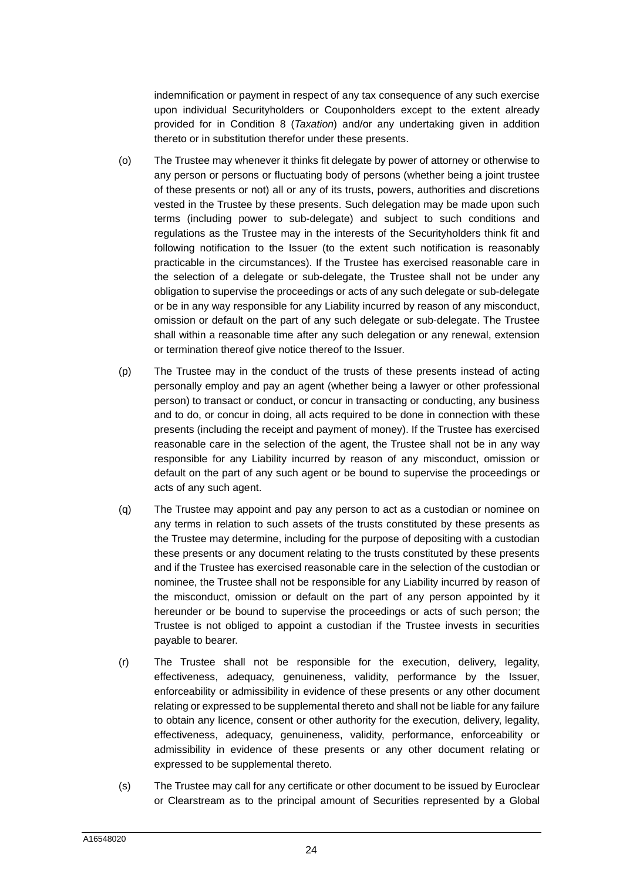indemnification or payment in respect of any tax consequence of any such exercise upon individual Securityholders or Couponholders except to the extent already provided for in Condition 8 (*Taxation*) and/or any undertaking given in addition thereto or in substitution therefor under these presents.

(o) The Trustee may whenever it thinks fit delegate by power of attorney or otherwise to any person or persons or fluctuating body of persons (whether being a joint trustee of these presents or not) all or any of its trusts, powers, authorities and discretions vested in the Trustee by these presents. Such delegation may be made upon such terms (including power to sub-delegate) and subject to such conditions and regulations as the Trustee may in the interests of the Securityholders think fit and following notification to the Issuer (to the extent such notification is reasonably practicable in the circumstances). If the Trustee has exercised reasonable care in the selection of a delegate or sub-delegate, the Trustee shall not be under any obligation to supervise the proceedings or acts of any such delegate or sub-delegate or be in any way responsible for any Liability incurred by reason of any misconduct, omission or default on the part of any such delegate or sub-delegate. The Trustee shall within a reasonable time after any such delegation or any renewal, extension or termination thereof give notice thereof to the Issuer.

(p) The Trustee may in the conduct of the trusts of these presents instead of acting personally employ and pay an agent (whether being a lawyer or other professional person) to transact or conduct, or concur in transacting or conducting, any business and to do, or concur in doing, all acts required to be done in connection with these presents (including the receipt and payment of money). If the Trustee has exercised reasonable care in the selection of the agent, the Trustee shall not be in any way responsible for any Liability incurred by reason of any misconduct, omission or default on the part of any such agent or be bound to supervise the proceedings or acts of any such agent.

(q) The Trustee may appoint and pay any person to act as a custodian or nominee on any terms in relation to such assets of the trusts constituted by these presents as the Trustee may determine, including for the purpose of depositing with a custodian these presents or any document relating to the trusts constituted by these presents and if the Trustee has exercised reasonable care in the selection of the custodian or nominee, the Trustee shall not be responsible for any Liability incurred by reason of the misconduct, omission or default on the part of any person appointed by it hereunder or be bound to supervise the proceedings or acts of such person; the Trustee is not obliged to appoint a custodian if the Trustee invests in securities payable to bearer.

(r) The Trustee shall not be responsible for the execution, delivery, legality, effectiveness, adequacy, genuineness, validity, performance by the Issuer, enforceability or admissibility in evidence of these presents or any other document relating or expressed to be supplemental thereto and shall not be liable for any failure to obtain any licence, consent or other authority for the execution, delivery, legality, effectiveness, adequacy, genuineness, validity, performance, enforceability or admissibility in evidence of these presents or any other document relating or expressed to be supplemental thereto.

(s) The Trustee may call for any certificate or other document to be issued by Euroclear or Clearstream as to the principal amount of Securities represented by a Global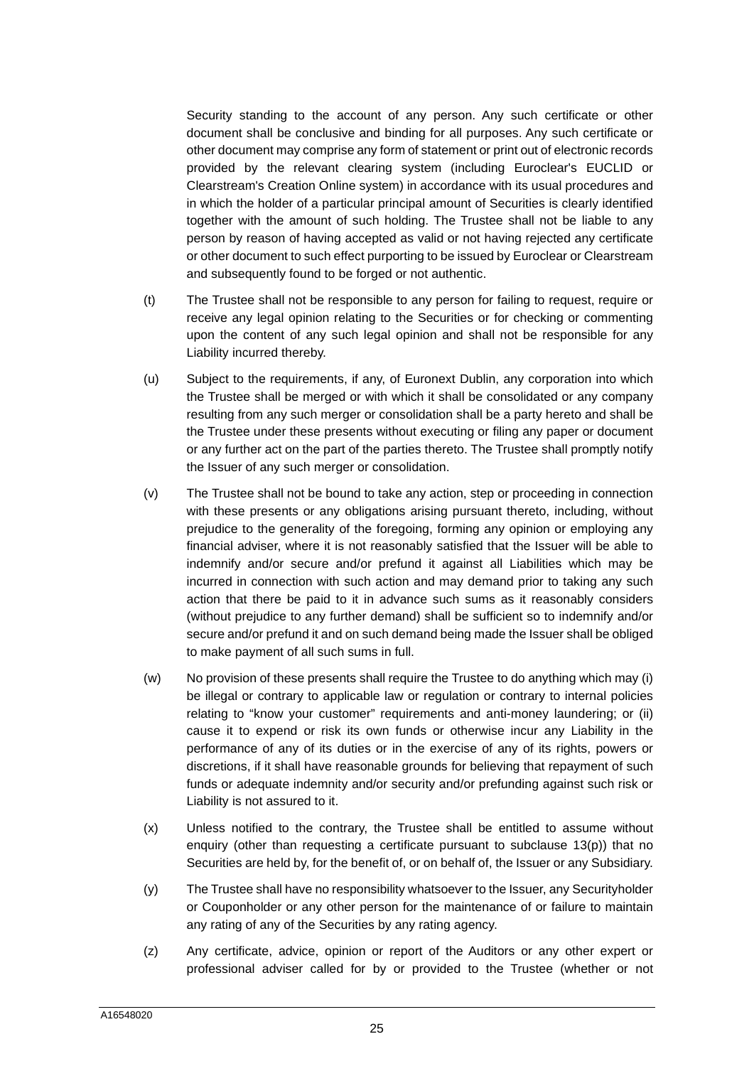Security standing to the account of any person. Any such certificate or other document shall be conclusive and binding for all purposes. Any such certificate or other document may comprise any form of statement or print out of electronic records provided by the relevant clearing system (including Euroclear's EUCLID or Clearstream's Creation Online system) in accordance with its usual procedures and in which the holder of a particular principal amount of Securities is clearly identified together with the amount of such holding. The Trustee shall not be liable to any person by reason of having accepted as valid or not having rejected any certificate or other document to such effect purporting to be issued by Euroclear or Clearstream and subsequently found to be forged or not authentic.

(t) The Trustee shall not be responsible to any person for failing to request, require or receive any legal opinion relating to the Securities or for checking or commenting upon the content of any such legal opinion and shall not be responsible for any Liability incurred thereby.

(u) Subject to the requirements, if any, of Euronext Dublin, any corporation into which the Trustee shall be merged or with which it shall be consolidated or any company resulting from any such merger or consolidation shall be a party hereto and shall be the Trustee under these presents without executing or filing any paper or document or any further act on the part of the parties thereto. The Trustee shall promptly notify the Issuer of any such merger or consolidation.

(v) The Trustee shall not be bound to take any action, step or proceeding in connection with these presents or any obligations arising pursuant thereto, including, without prejudice to the generality of the foregoing, forming any opinion or employing any financial adviser, where it is not reasonably satisfied that the Issuer will be able to indemnify and/or secure and/or prefund it against all Liabilities which may be incurred in connection with such action and may demand prior to taking any such action that there be paid to it in advance such sums as it reasonably considers (without prejudice to any further demand) shall be sufficient so to indemnify and/or secure and/or prefund it and on such demand being made the Issuer shall be obliged to make payment of all such sums in full.

(w) No provision of these presents shall require the Trustee to do anything which may (i) be illegal or contrary to applicable law or regulation or contrary to internal policies relating to "know your customer" requirements and anti-money laundering; or (ii) cause it to expend or risk its own funds or otherwise incur any Liability in the performance of any of its duties or in the exercise of any of its rights, powers or discretions, if it shall have reasonable grounds for believing that repayment of such funds or adequate indemnity and/or security and/or prefunding against such risk or Liability is not assured to it.

(x) Unless notified to the contrary, the Trustee shall be entitled to assume without enquiry (other than requesting a certificate pursuant to subclause 13(p)) that no Securities are held by, for the benefit of, or on behalf of, the Issuer or any Subsidiary.

(y) The Trustee shall have no responsibility whatsoever to the Issuer, any Securityholder or Couponholder or any other person for the maintenance of or failure to maintain any rating of any of the Securities by any rating agency.

(z) Any certificate, advice, opinion or report of the Auditors or any other expert or professional adviser called for by or provided to the Trustee (whether or not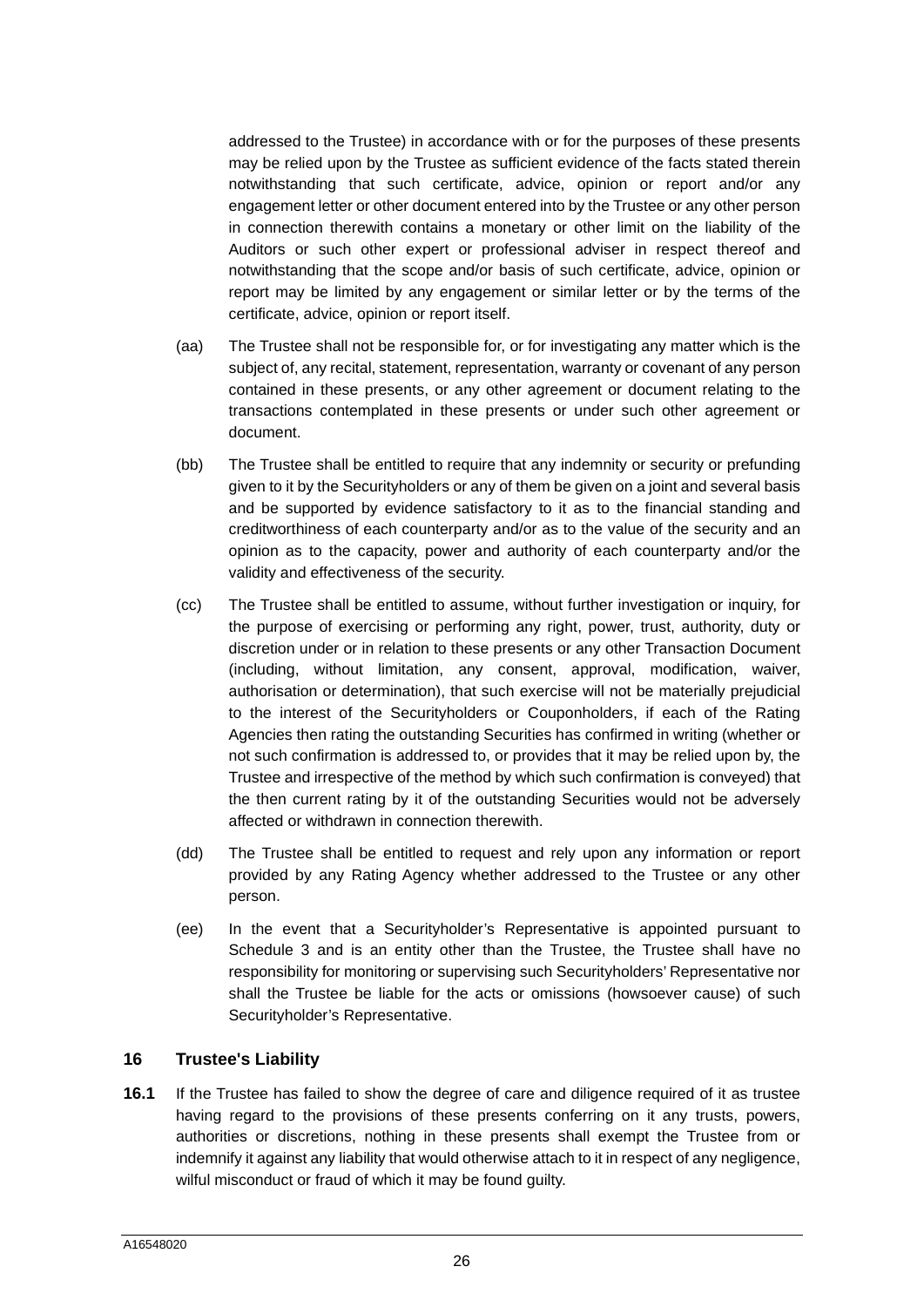addressed to the Trustee) in accordance with or for the purposes of these presents may be relied upon by the Trustee as sufficient evidence of the facts stated therein notwithstanding that such certificate, advice, opinion or report and/or any engagement letter or other document entered into by the Trustee or any other person in connection therewith contains a monetary or other limit on the liability of the Auditors or such other expert or professional adviser in respect thereof and notwithstanding that the scope and/or basis of such certificate, advice, opinion or report may be limited by any engagement or similar letter or by the terms of the certificate, advice, opinion or report itself.

(aa) The Trustee shall not be responsible for, or for investigating any matter which is the subject of, any recital, statement, representation, warranty or covenant of any person contained in these presents, or any other agreement or document relating to the transactions contemplated in these presents or under such other agreement or document.

(bb) The Trustee shall be entitled to require that any indemnity or security or prefunding given to it by the Securityholders or any of them be given on a joint and several basis and be supported by evidence satisfactory to it as to the financial standing and creditworthiness of each counterparty and/or as to the value of the security and an opinion as to the capacity, power and authority of each counterparty and/or the validity and effectiveness of the security.

(cc) The Trustee shall be entitled to assume, without further investigation or inquiry, for the purpose of exercising or performing any right, power, trust, authority, duty or discretion under or in relation to these presents or any other Transaction Document (including, without limitation, any consent, approval, modification, waiver, authorisation or determination), that such exercise will not be materially prejudicial to the interest of the Securityholders or Couponholders, if each of the Rating Agencies then rating the outstanding Securities has confirmed in writing (whether or not such confirmation is addressed to, or provides that it may be relied upon by, the Trustee and irrespective of the method by which such confirmation is conveyed) that the then current rating by it of the outstanding Securities would not be adversely affected or withdrawn in connection therewith.

(dd) The Trustee shall be entitled to request and rely upon any information or report provided by any Rating Agency whether addressed to the Trustee or any other person.

(ee) In the event that a Securityholder's Representative is appointed pursuant to Schedule 3 and is an entity other than the Trustee, the Trustee shall have no responsibility for monitoring or supervising such Securityholders' Representative nor shall the Trustee be liable for the acts or omissions (howsoever cause) of such Securityholder's Representative.

## 16 Trustee's Liability

**16.1** If the Trustee has failed to show the degree of care and diligence required of it as trustee having regard to the provisions of these presents conferring on it any trusts, powers, authorities or discretions, nothing in these presents shall exempt the Trustee from or indemnify it against any liability that would otherwise attach to it in respect of any negligence, wilful misconduct or fraud of which it may be found guilty.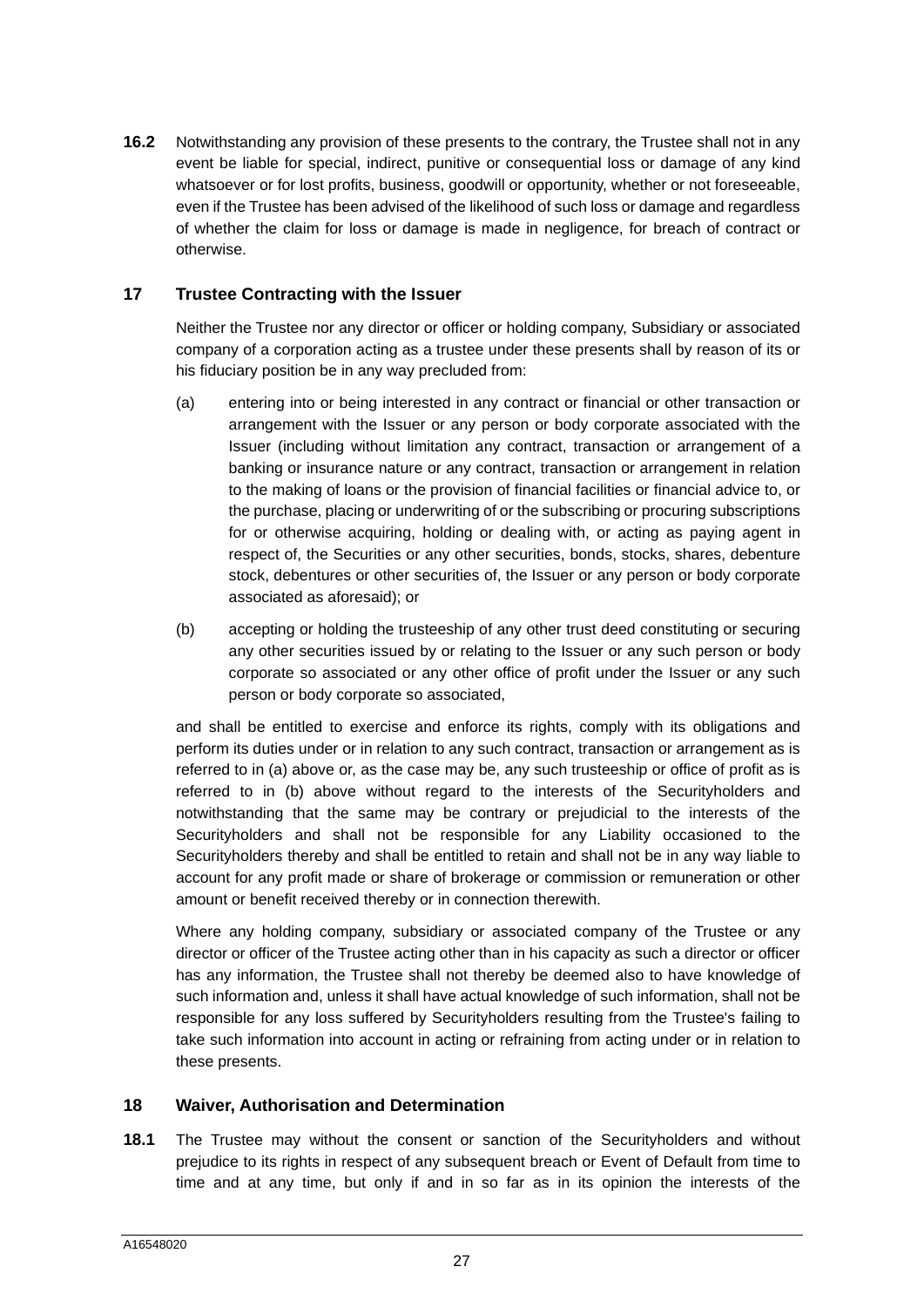**16.2** Notwithstanding any provision of these presents to the contrary, the Trustee shall not in any event be liable for special, indirect, punitive or consequential loss or damage of any kind whatsoever or for lost profits, business, goodwill or opportunity, whether or not foreseeable, even if the Trustee has been advised of the likelihood of such loss or damage and regardless of whether the claim for loss or damage is made in negligence, for breach of contract or otherwise.

## 17 Trustee Contracting with the Issuer

Neither the Trustee nor any director or officer or holding company, Subsidiary or associated company of a corporation acting as a trustee under these presents shall by reason of its or his fiduciary position be in any way precluded from:

(a) entering into or being interested in any contract or financial or other transaction or arrangement with the Issuer or any person or body corporate associated with the Issuer (including without limitation any contract, transaction or arrangement of a banking or insurance nature or any contract, transaction or arrangement in relation to the making of loans or the provision of financial facilities or financial advice to, or the purchase, placing or underwriting of or the subscribing or procuring subscriptions for or otherwise acquiring, holding or dealing with, or acting as paying agent in respect of, the Securities or any other securities, bonds, stocks, shares, debenture stock, debentures or other securities of, the Issuer or any person or body corporate associated as aforesaid); or

(b) accepting or holding the trusteeship of any other trust deed constituting or securing any other securities issued by or relating to the Issuer or any such person or body corporate so associated or any other office of profit under the Issuer or any such person or body corporate so associated,

and shall be entitled to exercise and enforce its rights, comply with its obligations and perform its duties under or in relation to any such contract, transaction or arrangement as is referred to in (a) above or, as the case may be, any such trusteeship or office of profit as is referred to in (b) above without regard to the interests of the Securityholders and notwithstanding that the same may be contrary or prejudicial to the interests of the Securityholders and shall not be responsible for any Liability occasioned to the Securityholders thereby and shall be entitled to retain and shall not be in any way liable to account for any profit made or share of brokerage or commission or remuneration or other amount or benefit received thereby or in connection therewith.

Where any holding company, subsidiary or associated company of the Trustee or any director or officer of the Trustee acting other than in his capacity as such a director or officer has any information, the Trustee shall not thereby be deemed also to have knowledge of such information and, unless it shall have actual knowledge of such information, shall not be responsible for any loss suffered by Securityholders resulting from the Trustee's failing to take such information into account in acting or refraining from acting under or in relation to these presents.

## 18 Waiver, Authorisation and Determination

**18.1** The Trustee may without the consent or sanction of the Securityholders and without prejudice to its rights in respect of any subsequent breach or Event of Default from time to time and at any time, but only if and in so far as in its opinion the interests of the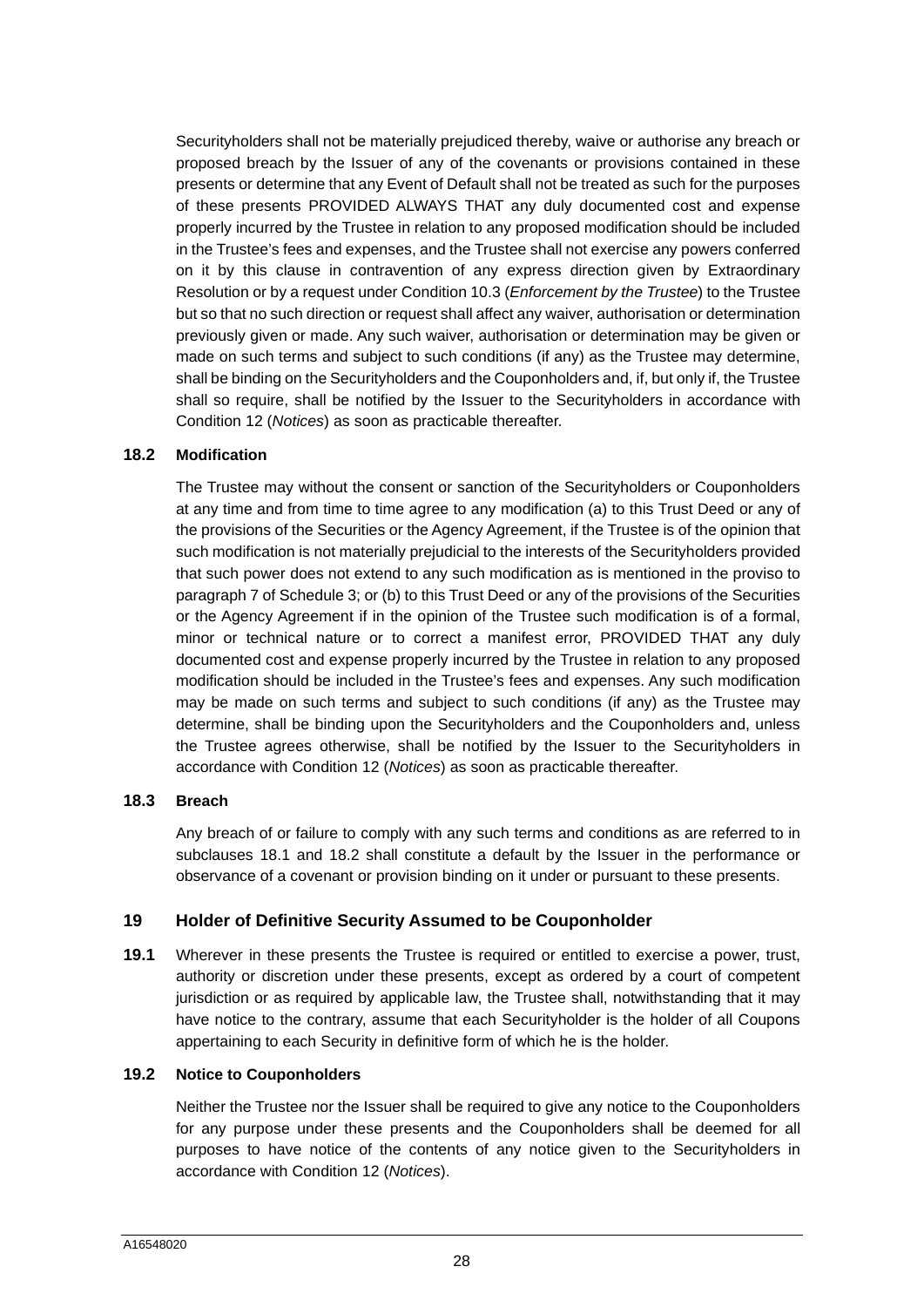Securityholders shall not be materially prejudiced thereby, waive or authorise any breach or proposed breach by the Issuer of any of the covenants or provisions contained in these presents or determine that any Event of Default shall not be treated as such for the purposes of these presents PROVIDED ALWAYS THAT any duly documented cost and expense properly incurred by the Trustee in relation to any proposed modification should be included in the Trustee's fees and expenses, and the Trustee shall not exercise any powers conferred on it by this clause in contravention of any express direction given by Extraordinary Resolution or by a request under Condition 10.3 (*Enforcement by the Trustee*) to the Trustee but so that no such direction or request shall affect any waiver, authorisation or determination previously given or made. Any such waiver, authorisation or determination may be given or made on such terms and subject to such conditions (if any) as the Trustee may determine, shall be binding on the Securityholders and the Couponholders and, if, but only if, the Trustee shall so require, shall be notified by the Issuer to the Securityholders in accordance with Condition 12 (*Notices*) as soon as practicable thereafter.

### 18.2 Modification

The Trustee may without the consent or sanction of the Securityholders or Couponholders at any time and from time to time agree to any modification (a) to this Trust Deed or any of the provisions of the Securities or the Agency Agreement, if the Trustee is of the opinion that such modification is not materially prejudicial to the interests of the Securityholders provided that such power does not extend to any such modification as is mentioned in the proviso to paragraph 7 of Schedule 3; or (b) to this Trust Deed or any of the provisions of the Securities or the Agency Agreement if in the opinion of the Trustee such modification is of a formal, minor or technical nature or to correct a manifest error, PROVIDED THAT any duly documented cost and expense properly incurred by the Trustee in relation to any proposed modification should be included in the Trustee's fees and expenses. Any such modification may be made on such terms and subject to such conditions (if any) as the Trustee may determine, shall be binding upon the Securityholders and the Couponholders and, unless the Trustee agrees otherwise, shall be notified by the Issuer to the Securityholders in accordance with Condition 12 (*Notices*) as soon as practicable thereafter.

### 18.3 Breach

Any breach of or failure to comply with any such terms and conditions as are referred to in subclauses 18.1 and 18.2 shall constitute a default by the Issuer in the performance or observance of a covenant or provision binding on it under or pursuant to these presents.

## 19 Holder of Definitive Security Assumed to be Couponholder

**19.1** Wherever in these presents the Trustee is required or entitled to exercise a power, trust, authority or discretion under these presents, except as ordered by a court of competent jurisdiction or as required by applicable law, the Trustee shall, notwithstanding that it may have notice to the contrary, assume that each Securityholder is the holder of all Coupons appertaining to each Security in definitive form of which he is the holder.

### 19.2 Notice to Couponholders

Neither the Trustee nor the Issuer shall be required to give any notice to the Couponholders for any purpose under these presents and the Couponholders shall be deemed for all purposes to have notice of the contents of any notice given to the Securityholders in accordance with Condition 12 (*Notices*).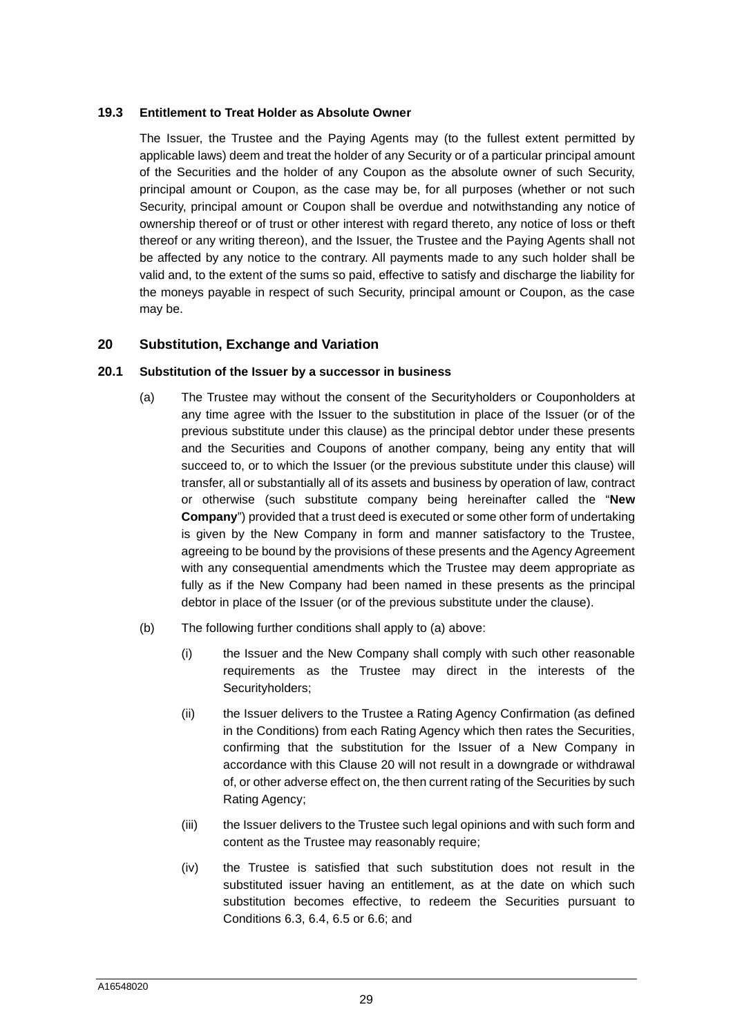### 19.3 Entitlement to Treat Holder as Absolute Owner

The Issuer, the Trustee and the Paying Agents may (to the fullest extent permitted by applicable laws) deem and treat the holder of any Security or of a particular principal amount of the Securities and the holder of any Coupon as the absolute owner of such Security, principal amount or Coupon, as the case may be, for all purposes (whether or not such Security, principal amount or Coupon shall be overdue and notwithstanding any notice of ownership thereof or of trust or other interest with regard thereto, any notice of loss or theft thereof or any writing thereon), and the Issuer, the Trustee and the Paying Agents shall not be affected by any notice to the contrary. All payments made to any such holder shall be valid and, to the extent of the sums so paid, effective to satisfy and discharge the liability for the moneys payable in respect of such Security, principal amount or Coupon, as the case may be.

## 20 Substitution, Exchange and Variation

### 20.1 Substitution of the Issuer by a successor in business

(a) The Trustee may without the consent of the Securityholders or Couponholders at any time agree with the Issuer to the substitution in place of the Issuer (or of the previous substitute under this clause) as the principal debtor under these presents and the Securities and Coupons of another company, being any entity that will succeed to, or to which the Issuer (or the previous substitute under this clause) will transfer, all or substantially all of its assets and business by operation of law, contract or otherwise (such substitute company being hereinafter called the "**New Company**") provided that a trust deed is executed or some other form of undertaking is given by the New Company in form and manner satisfactory to the Trustee, agreeing to be bound by the provisions of these presents and the Agency Agreement with any consequential amendments which the Trustee may deem appropriate as fully as if the New Company had been named in these presents as the principal debtor in place of the Issuer (or of the previous substitute under the clause).

(b) The following further conditions shall apply to (a) above:

(i) the Issuer and the New Company shall comply with such other reasonable requirements as the Trustee may direct in the interests of the Securityholders;

(ii) the Issuer delivers to the Trustee a Rating Agency Confirmation (as defined in the Conditions) from each Rating Agency which then rates the Securities, confirming that the substitution for the Issuer of a New Company in accordance with this Clause 20 will not result in a downgrade or withdrawal of, or other adverse effect on, the then current rating of the Securities by such Rating Agency;

(iii) the Issuer delivers to the Trustee such legal opinions and with such form and content as the Trustee may reasonably require;

(iv) the Trustee is satisfied that such substitution does not result in the substituted issuer having an entitlement, as at the date on which such substitution becomes effective, to redeem the Securities pursuant to Conditions 6.3, 6.4, 6.5 or 6.6; and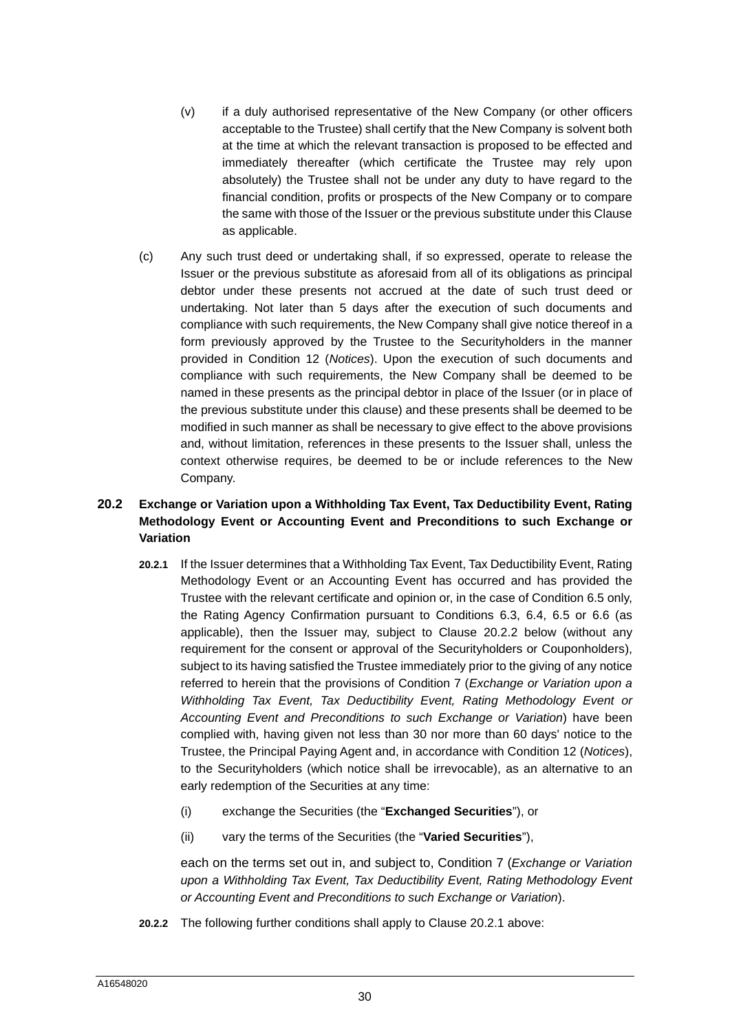(v) if a duly authorised representative of the New Company (or other officers acceptable to the Trustee) shall certify that the New Company is solvent both at the time at which the relevant transaction is proposed to be effected and immediately thereafter (which certificate the Trustee may rely upon absolutely) the Trustee shall not be under any duty to have regard to the financial condition, profits or prospects of the New Company or to compare the same with those of the Issuer or the previous substitute under this Clause as applicable.

(c) Any such trust deed or undertaking shall, if so expressed, operate to release the Issuer or the previous substitute as aforesaid from all of its obligations as principal debtor under these presents not accrued at the date of such trust deed or undertaking. Not later than 5 days after the execution of such documents and compliance with such requirements, the New Company shall give notice thereof in a form previously approved by the Trustee to the Securityholders in the manner provided in Condition 12 (*Notices*). Upon the execution of such documents and compliance with such requirements, the New Company shall be deemed to be named in these presents as the principal debtor in place of the Issuer (or in place of the previous substitute under this clause) and these presents shall be deemed to be modified in such manner as shall be necessary to give effect to the above provisions and, without limitation, references in these presents to the Issuer shall, unless the context otherwise requires, be deemed to be or include references to the New Company.

## 20.2 Exchange or Variation upon a Withholding Tax Event, Tax Deductibility Event, Rating Methodology Event or Accounting Event and Preconditions to such Exchange or Variation

**20.2.1** If the Issuer determines that a Withholding Tax Event, Tax Deductibility Event, Rating Methodology Event or an Accounting Event has occurred and has provided the Trustee with the relevant certificate and opinion or, in the case of Condition 6.5 only, the Rating Agency Confirmation pursuant to Conditions 6.3, 6.4, 6.5 or 6.6 (as applicable), then the Issuer may, subject to Clause 20.2.2 below (without any requirement for the consent or approval of the Securityholders or Couponholders), subject to its having satisfied the Trustee immediately prior to the giving of any notice referred to herein that the provisions of Condition 7 (*Exchange or Variation upon a Withholding Tax Event, Tax Deductibility Event, Rating Methodology Event or Accounting Event and Preconditions to such Exchange or Variation*) have been complied with, having given not less than 30 nor more than 60 days' notice to the Trustee, the Principal Paying Agent and, in accordance with Condition 12 (*Notices*), to the Securityholders (which notice shall be irrevocable), as an alternative to an early redemption of the Securities at any time:

(i) exchange the Securities (the "**Exchanged Securities**"), or

(ii) vary the terms of the Securities (the "**Varied Securities**"),

each on the terms set out in, and subject to, Condition 7 (*Exchange or Variation upon a Withholding Tax Event, Tax Deductibility Event, Rating Methodology Event or Accounting Event and Preconditions to such Exchange or Variation*).

**20.2.2** The following further conditions shall apply to Clause 20.2.1 above: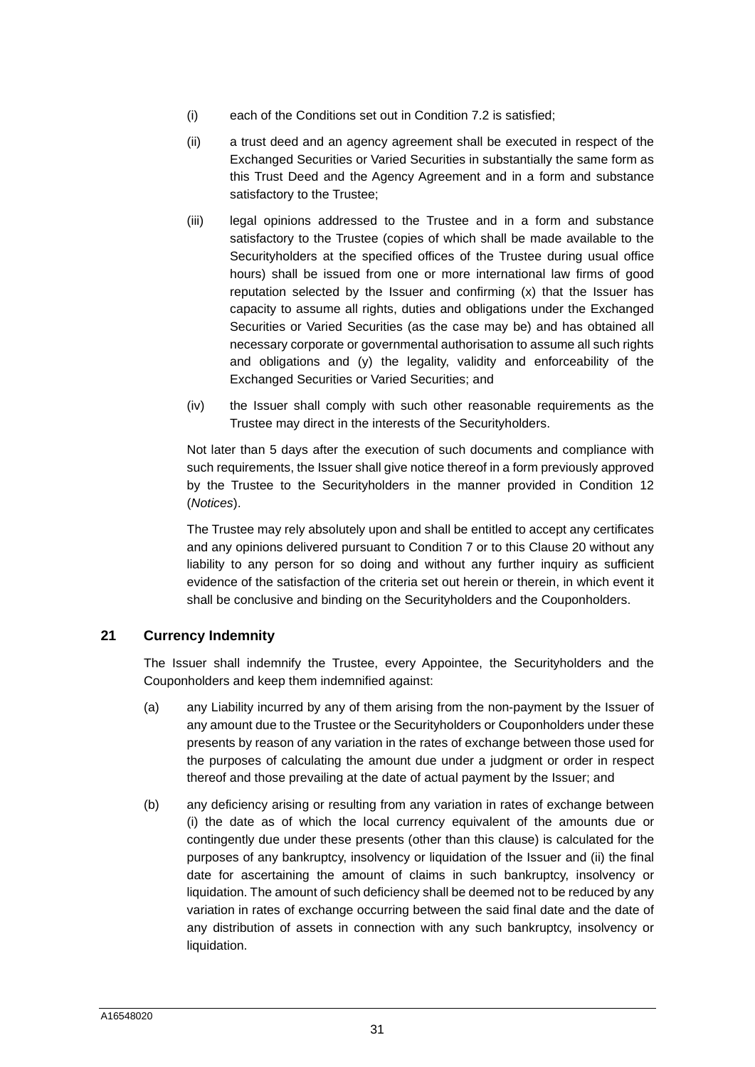(i) each of the Conditions set out in Condition 7.2 is satisfied;

(ii) a trust deed and an agency agreement shall be executed in respect of the Exchanged Securities or Varied Securities in substantially the same form as this Trust Deed and the Agency Agreement and in a form and substance satisfactory to the Trustee;

(iii) legal opinions addressed to the Trustee and in a form and substance satisfactory to the Trustee (copies of which shall be made available to the Securityholders at the specified offices of the Trustee during usual office hours) shall be issued from one or more international law firms of good reputation selected by the Issuer and confirming (x) that the Issuer has capacity to assume all rights, duties and obligations under the Exchanged Securities or Varied Securities (as the case may be) and has obtained all necessary corporate or governmental authorisation to assume all such rights and obligations and (y) the legality, validity and enforceability of the Exchanged Securities or Varied Securities; and

(iv) the Issuer shall comply with such other reasonable requirements as the Trustee may direct in the interests of the Securityholders.

Not later than 5 days after the execution of such documents and compliance with such requirements, the Issuer shall give notice thereof in a form previously approved by the Trustee to the Securityholders in the manner provided in Condition 12 (*Notices*).

The Trustee may rely absolutely upon and shall be entitled to accept any certificates and any opinions delivered pursuant to Condition 7 or to this Clause 20 without any liability to any person for so doing and without any further inquiry as sufficient evidence of the satisfaction of the criteria set out herein or therein, in which event it shall be conclusive and binding on the Securityholders and the Couponholders.

## 21 Currency Indemnity

The Issuer shall indemnify the Trustee, every Appointee, the Securityholders and the Couponholders and keep them indemnified against:

(a) any Liability incurred by any of them arising from the non-payment by the Issuer of any amount due to the Trustee or the Securityholders or Couponholders under these presents by reason of any variation in the rates of exchange between those used for the purposes of calculating the amount due under a judgment or order in respect thereof and those prevailing at the date of actual payment by the Issuer; and

(b) any deficiency arising or resulting from any variation in rates of exchange between (i) the date as of which the local currency equivalent of the amounts due or contingently due under these presents (other than this clause) is calculated for the purposes of any bankruptcy, insolvency or liquidation of the Issuer and (ii) the final date for ascertaining the amount of claims in such bankruptcy, insolvency or liquidation. The amount of such deficiency shall be deemed not to be reduced by any variation in rates of exchange occurring between the said final date and the date of any distribution of assets in connection with any such bankruptcy, insolvency or liquidation.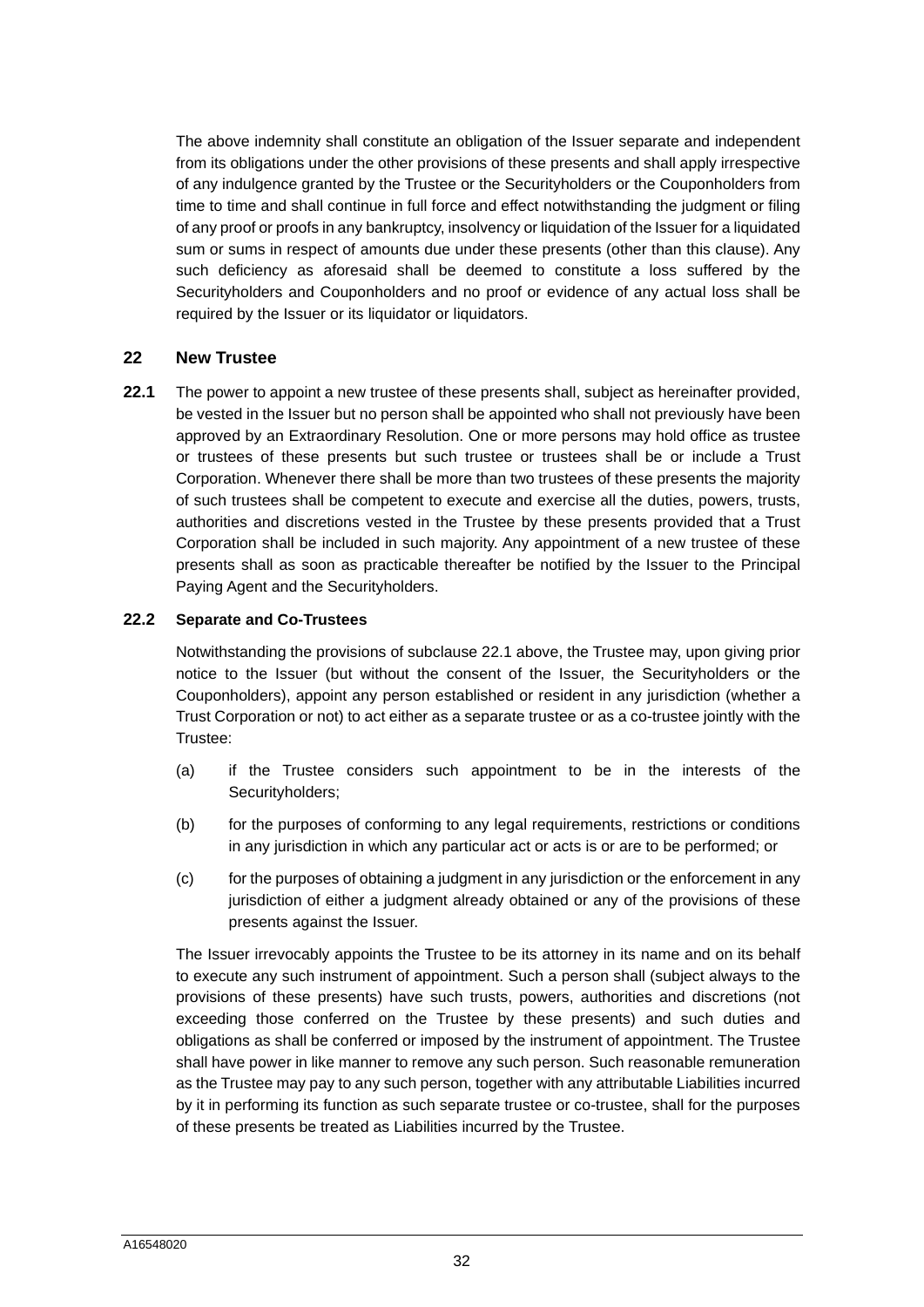The above indemnity shall constitute an obligation of the Issuer separate and independent from its obligations under the other provisions of these presents and shall apply irrespective of any indulgence granted by the Trustee or the Securityholders or the Couponholders from time to time and shall continue in full force and effect notwithstanding the judgment or filing of any proof or proofs in any bankruptcy, insolvency or liquidation of the Issuer for a liquidated sum or sums in respect of amounts due under these presents (other than this clause). Any such deficiency as aforesaid shall be deemed to constitute a loss suffered by the Securityholders and Couponholders and no proof or evidence of any actual loss shall be required by the Issuer or its liquidator or liquidators.

## 22 New Trustee

**22.1** The power to appoint a new trustee of these presents shall, subject as hereinafter provided, be vested in the Issuer but no person shall be appointed who shall not previously have been approved by an Extraordinary Resolution. One or more persons may hold office as trustee or trustees of these presents but such trustee or trustees shall be or include a Trust Corporation. Whenever there shall be more than two trustees of these presents the majority of such trustees shall be competent to execute and exercise all the duties, powers, trusts, authorities and discretions vested in the Trustee by these presents provided that a Trust Corporation shall be included in such majority. Any appointment of a new trustee of these presents shall as soon as practicable thereafter be notified by the Issuer to the Principal Paying Agent and the Securityholders.

**22.2 Separate and Co-Trustees**

Notwithstanding the provisions of subclause 22.1 above, the Trustee may, upon giving prior notice to the Issuer (but without the consent of the Issuer, the Securityholders or the Couponholders), appoint any person established or resident in any jurisdiction (whether a Trust Corporation or not) to act either as a separate trustee or as a co-trustee jointly with the Trustee:

(a) if the Trustee considers such appointment to be in the interests of the Securityholders;

(b) for the purposes of conforming to any legal requirements, restrictions or conditions in any jurisdiction in which any particular act or acts is or are to be performed; or

(c) for the purposes of obtaining a judgment in any jurisdiction or the enforcement in any jurisdiction of either a judgment already obtained or any of the provisions of these presents against the Issuer.

The Issuer irrevocably appoints the Trustee to be its attorney in its name and on its behalf to execute any such instrument of appointment. Such a person shall (subject always to the provisions of these presents) have such trusts, powers, authorities and discretions (not exceeding those conferred on the Trustee by these presents) and such duties and obligations as shall be conferred or imposed by the instrument of appointment. The Trustee shall have power in like manner to remove any such person. Such reasonable remuneration as the Trustee may pay to any such person, together with any attributable Liabilities incurred by it in performing its function as such separate trustee or co-trustee, shall for the purposes of these presents be treated as Liabilities incurred by the Trustee.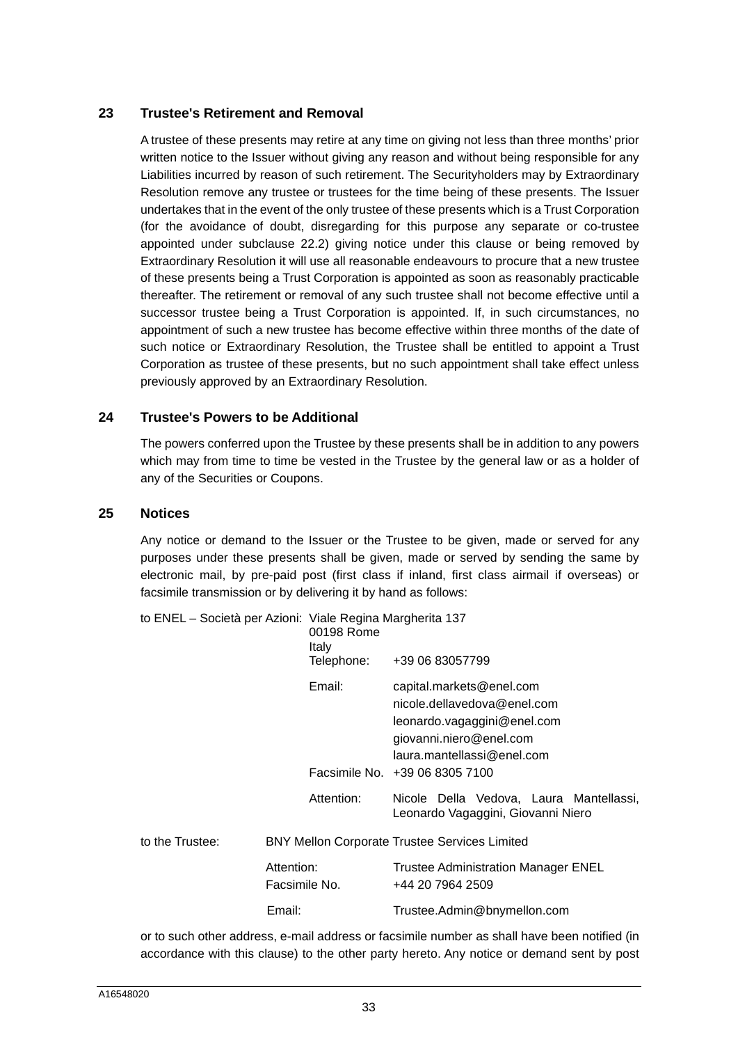## 23 Trustee's Retirement and Removal

A trustee of these presents may retire at any time on giving not less than three months' prior written notice to the Issuer without giving any reason and without being responsible for any Liabilities incurred by reason of such retirement. The Securityholders may by Extraordinary Resolution remove any trustee or trustees for the time being of these presents. The Issuer undertakes that in the event of the only trustee of these presents which is a Trust Corporation (for the avoidance of doubt, disregarding for this purpose any separate or co-trustee appointed under subclause 22.2) giving notice under this clause or being removed by Extraordinary Resolution it will use all reasonable endeavours to procure that a new trustee of these presents being a Trust Corporation is appointed as soon as reasonably practicable thereafter. The retirement or removal of any such trustee shall not become effective until a successor trustee being a Trust Corporation is appointed. If, in such circumstances, no appointment of such a new trustee has become effective within three months of the date of such notice or Extraordinary Resolution, the Trustee shall be entitled to appoint a Trust Corporation as trustee of these presents, but no such appointment shall take effect unless previously approved by an Extraordinary Resolution.

## 24 Trustee's Powers to be Additional

The powers conferred upon the Trustee by these presents shall be in addition to any powers which may from time to time be vested in the Trustee by the general law or as a holder of any of the Securities or Coupons.

## 25 Notices

Any notice or demand to the Issuer or the Trustee to be given, made or served for any purposes under these presents shall be given, made or served by sending the same by electronic mail, by pre-paid post (first class if inland, first class airmail if overseas) or facsimile transmission or by delivering it by hand as follows:

to ENEL – Società per Azioni: Viale Regina Margherita 137
00198 Rome
Italy

| | |
|---|---|
| Telephone: | +39 06 83057799 |
| Email: | capital.markets@enel.com<br>nicole.dellavedova@enel.com<br>leonardo.vagaggini@enel.com<br>giovanni.niero@enel.com<br>laura.mantellassi@enel.com |
| Facsimile No. | +39 06 8305 7100 |
| Attention: | Nicole Della Vedova, Laura Mantellassi, Leonardo Vagaggini, Giovanni Niero |

to the Trustee: BNY Mellon Corporate Trustee Services Limited

| | |
|---|---|
| Attention: | Trustee Administration Manager ENEL |
| Facsimile No. | +44 20 7964 2509 |
| Email: | Trustee.Admin@bnymellon.com |

or to such other address, e-mail address or facsimile number as shall have been notified (in accordance with this clause) to the other party hereto. Any notice or demand sent by post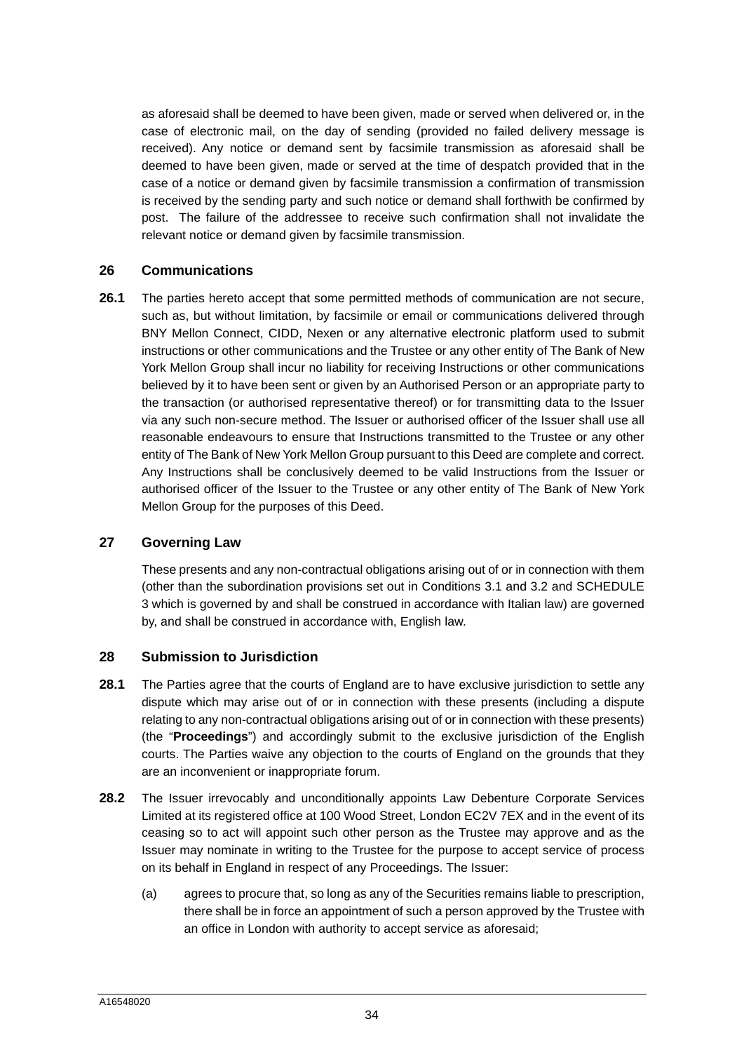as aforesaid shall be deemed to have been given, made or served when delivered or, in the case of electronic mail, on the day of sending (provided no failed delivery message is received). Any notice or demand sent by facsimile transmission as aforesaid shall be deemed to have been given, made or served at the time of despatch provided that in the case of a notice or demand given by facsimile transmission a confirmation of transmission is received by the sending party and such notice or demand shall forthwith be confirmed by post. The failure of the addressee to receive such confirmation shall not invalidate the relevant notice or demand given by facsimile transmission.

## 26 Communications

**26.1** The parties hereto accept that some permitted methods of communication are not secure, such as, but without limitation, by facsimile or email or communications delivered through BNY Mellon Connect, CIDD, Nexen or any alternative electronic platform used to submit instructions or other communications and the Trustee or any other entity of The Bank of New York Mellon Group shall incur no liability for receiving Instructions or other communications believed by it to have been sent or given by an Authorised Person or an appropriate party to the transaction (or authorised representative thereof) or for transmitting data to the Issuer via any such non-secure method. The Issuer or authorised officer of the Issuer shall use all reasonable endeavours to ensure that Instructions transmitted to the Trustee or any other entity of The Bank of New York Mellon Group pursuant to this Deed are complete and correct. Any Instructions shall be conclusively deemed to be valid Instructions from the Issuer or authorised officer of the Issuer to the Trustee or any other entity of The Bank of New York Mellon Group for the purposes of this Deed.

## 27 Governing Law

These presents and any non-contractual obligations arising out of or in connection with them (other than the subordination provisions set out in Conditions 3.1 and 3.2 and SCHEDULE 3 which is governed by and shall be construed in accordance with Italian law) are governed by, and shall be construed in accordance with, English law.

## 28 Submission to Jurisdiction

**28.1** The Parties agree that the courts of England are to have exclusive jurisdiction to settle any dispute which may arise out of or in connection with these presents (including a dispute relating to any non-contractual obligations arising out of or in connection with these presents) (the "**Proceedings**") and accordingly submit to the exclusive jurisdiction of the English courts. The Parties waive any objection to the courts of England on the grounds that they are an inconvenient or inappropriate forum.

**28.2** The Issuer irrevocably and unconditionally appoints Law Debenture Corporate Services Limited at its registered office at 100 Wood Street, London EC2V 7EX and in the event of its ceasing so to act will appoint such other person as the Trustee may approve and as the Issuer may nominate in writing to the Trustee for the purpose to accept service of process on its behalf in England in respect of any Proceedings. The Issuer:

(a) agrees to procure that, so long as any of the Securities remains liable to prescription, there shall be in force an appointment of such a person approved by the Trustee with an office in London with authority to accept service as aforesaid;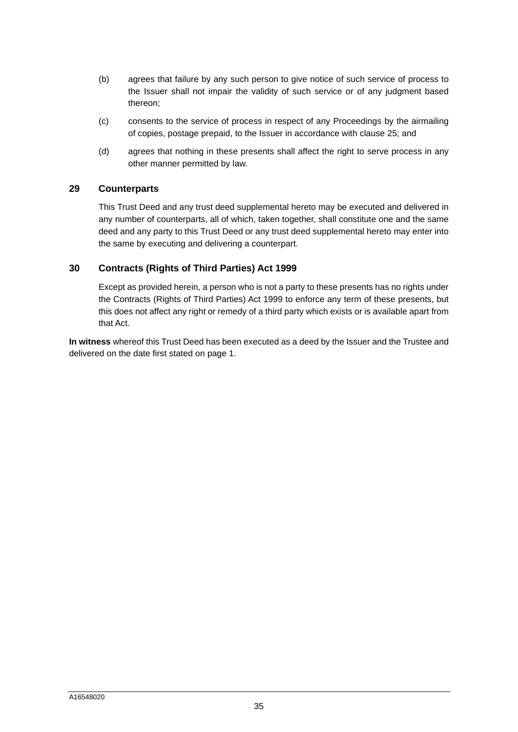(b) agrees that failure by any such person to give notice of such service of process to the Issuer shall not impair the validity of such service or of any judgment based thereon;

(c) consents to the service of process in respect of any Proceedings by the airmailing of copies, postage prepaid, to the Issuer in accordance with clause 25; and

(d) agrees that nothing in these presents shall affect the right to serve process in any other manner permitted by law.

## 29 Counterparts

This Trust Deed and any trust deed supplemental hereto may be executed and delivered in any number of counterparts, all of which, taken together, shall constitute one and the same deed and any party to this Trust Deed or any trust deed supplemental hereto may enter into the same by executing and delivering a counterpart.

## 30 Contracts (Rights of Third Parties) Act 1999

Except as provided herein, a person who is not a party to these presents has no rights under the Contracts (Rights of Third Parties) Act 1999 to enforce any term of these presents, but this does not affect any right or remedy of a third party which exists or is available apart from that Act.

**In witness** whereof this Trust Deed has been executed as a deed by the Issuer and the Trustee and delivered on the date first stated on page 1.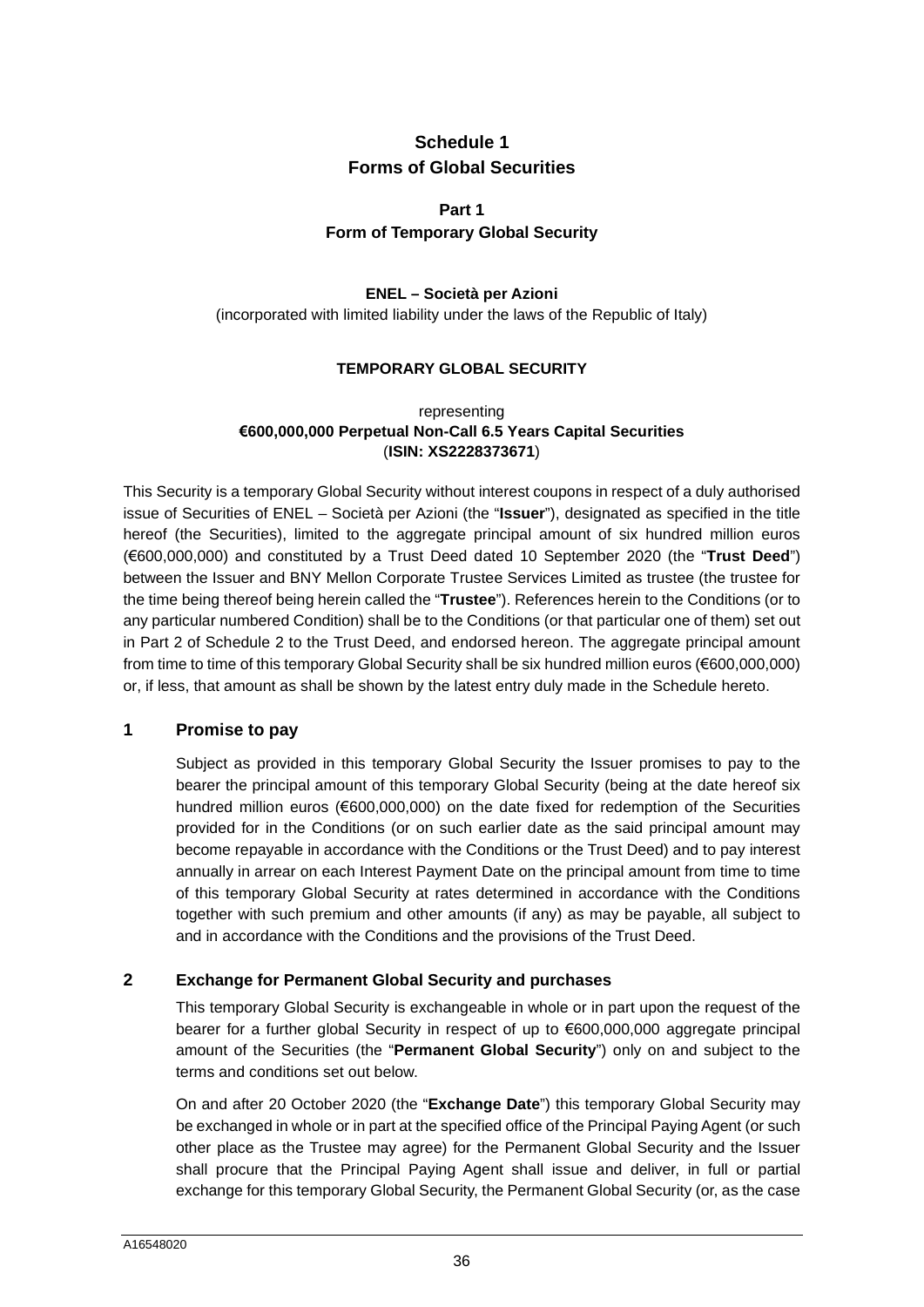# Schedule 1
# Forms of Global Securities

## Part 1
## Form of Temporary Global Security

**ENEL – Società per Azioni**
(incorporated with limited liability under the laws of the Republic of Italy)

**TEMPORARY GLOBAL SECURITY**

representing
**€600,000,000 Perpetual Non-Call 6.5 Years Capital Securities**
(**ISIN: XS2228373671**)

This Security is a temporary Global Security without interest coupons in respect of a duly authorised issue of Securities of ENEL – Società per Azioni (the "**Issuer**"), designated as specified in the title hereof (the Securities), limited to the aggregate principal amount of six hundred million euros (€600,000,000) and constituted by a Trust Deed dated 10 September 2020 (the "**Trust Deed**") between the Issuer and BNY Mellon Corporate Trustee Services Limited as trustee (the trustee for the time being thereof being herein called the "**Trustee**"). References herein to the Conditions (or to any particular numbered Condition) shall be to the Conditions (or that particular one of them) set out in Part 2 of Schedule 2 to the Trust Deed, and endorsed hereon. The aggregate principal amount from time to time of this temporary Global Security shall be six hundred million euros (€600,000,000) or, if less, that amount as shall be shown by the latest entry duly made in the Schedule hereto.

### 1 Promise to pay

Subject as provided in this temporary Global Security the Issuer promises to pay to the bearer the principal amount of this temporary Global Security (being at the date hereof six hundred million euros (€600,000,000) on the date fixed for redemption of the Securities provided for in the Conditions (or on such earlier date as the said principal amount may become repayable in accordance with the Conditions or the Trust Deed) and to pay interest annually in arrear on each Interest Payment Date on the principal amount from time to time of this temporary Global Security at rates determined in accordance with the Conditions together with such premium and other amounts (if any) as may be payable, all subject to and in accordance with the Conditions and the provisions of the Trust Deed.

### 2 Exchange for Permanent Global Security and purchases

This temporary Global Security is exchangeable in whole or in part upon the request of the bearer for a further global Security in respect of up to €600,000,000 aggregate principal amount of the Securities (the "**Permanent Global Security**") only on and subject to the terms and conditions set out below.

On and after 20 October 2020 (the "**Exchange Date**") this temporary Global Security may be exchanged in whole or in part at the specified office of the Principal Paying Agent (or such other place as the Trustee may agree) for the Permanent Global Security and the Issuer shall procure that the Principal Paying Agent shall issue and deliver, in full or partial exchange for this temporary Global Security, the Permanent Global Security (or, as the case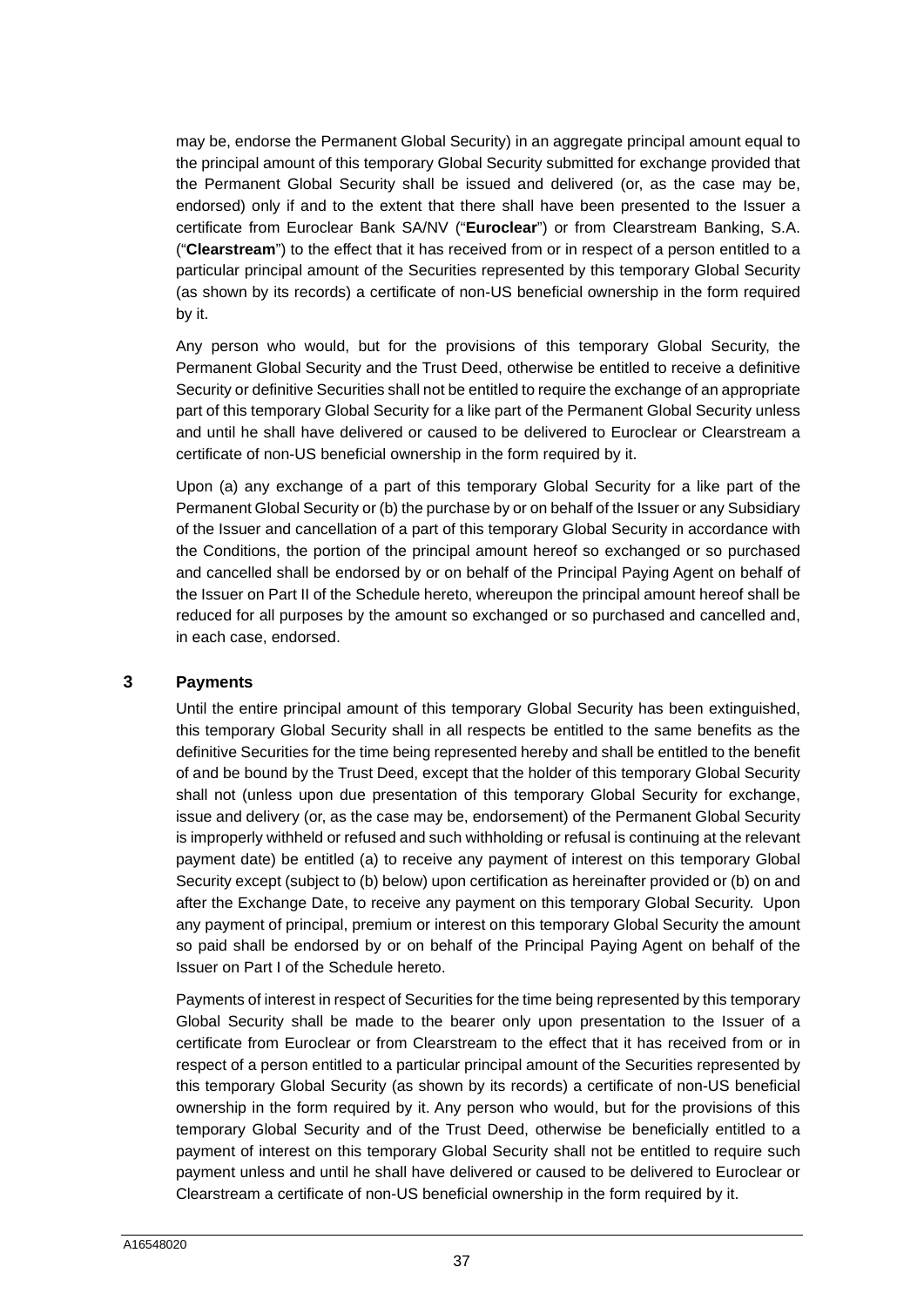may be, endorse the Permanent Global Security) in an aggregate principal amount equal to the principal amount of this temporary Global Security submitted for exchange provided that the Permanent Global Security shall be issued and delivered (or, as the case may be, endorsed) only if and to the extent that there shall have been presented to the Issuer a certificate from Euroclear Bank SA/NV ("**Euroclear**") or from Clearstream Banking, S.A. ("**Clearstream**") to the effect that it has received from or in respect of a person entitled to a particular principal amount of the Securities represented by this temporary Global Security (as shown by its records) a certificate of non-US beneficial ownership in the form required by it.

Any person who would, but for the provisions of this temporary Global Security, the Permanent Global Security and the Trust Deed, otherwise be entitled to receive a definitive Security or definitive Securities shall not be entitled to require the exchange of an appropriate part of this temporary Global Security for a like part of the Permanent Global Security unless and until he shall have delivered or caused to be delivered to Euroclear or Clearstream a certificate of non-US beneficial ownership in the form required by it.

Upon (a) any exchange of a part of this temporary Global Security for a like part of the Permanent Global Security or (b) the purchase by or on behalf of the Issuer or any Subsidiary of the Issuer and cancellation of a part of this temporary Global Security in accordance with the Conditions, the portion of the principal amount hereof so exchanged or so purchased and cancelled shall be endorsed by or on behalf of the Principal Paying Agent on behalf of the Issuer on Part II of the Schedule hereto, whereupon the principal amount hereof shall be reduced for all purposes by the amount so exchanged or so purchased and cancelled and, in each case, endorsed.

## 3 Payments

Until the entire principal amount of this temporary Global Security has been extinguished, this temporary Global Security shall in all respects be entitled to the same benefits as the definitive Securities for the time being represented hereby and shall be entitled to the benefit of and be bound by the Trust Deed, except that the holder of this temporary Global Security shall not (unless upon due presentation of this temporary Global Security for exchange, issue and delivery (or, as the case may be, endorsement) of the Permanent Global Security is improperly withheld or refused and such withholding or refusal is continuing at the relevant payment date) be entitled (a) to receive any payment of interest on this temporary Global Security except (subject to (b) below) upon certification as hereinafter provided or (b) on and after the Exchange Date, to receive any payment on this temporary Global Security. Upon any payment of principal, premium or interest on this temporary Global Security the amount so paid shall be endorsed by or on behalf of the Principal Paying Agent on behalf of the Issuer on Part I of the Schedule hereto.

Payments of interest in respect of Securities for the time being represented by this temporary Global Security shall be made to the bearer only upon presentation to the Issuer of a certificate from Euroclear or from Clearstream to the effect that it has received from or in respect of a person entitled to a particular principal amount of the Securities represented by this temporary Global Security (as shown by its records) a certificate of non-US beneficial ownership in the form required by it. Any person who would, but for the provisions of this temporary Global Security and of the Trust Deed, otherwise be beneficially entitled to a payment of interest on this temporary Global Security shall not be entitled to require such payment unless and until he shall have delivered or caused to be delivered to Euroclear or Clearstream a certificate of non-US beneficial ownership in the form required by it.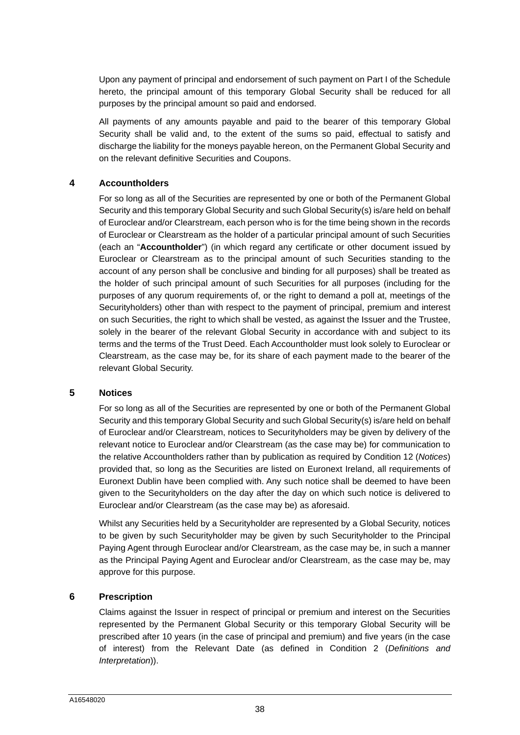Upon any payment of principal and endorsement of such payment on Part I of the Schedule hereto, the principal amount of this temporary Global Security shall be reduced for all purposes by the principal amount so paid and endorsed.

All payments of any amounts payable and paid to the bearer of this temporary Global Security shall be valid and, to the extent of the sums so paid, effectual to satisfy and discharge the liability for the moneys payable hereon, on the Permanent Global Security and on the relevant definitive Securities and Coupons.

### 4 Accountholders

For so long as all of the Securities are represented by one or both of the Permanent Global Security and this temporary Global Security and such Global Security(s) is/are held on behalf of Euroclear and/or Clearstream, each person who is for the time being shown in the records of Euroclear or Clearstream as the holder of a particular principal amount of such Securities (each an "**Accountholder**") (in which regard any certificate or other document issued by Euroclear or Clearstream as to the principal amount of such Securities standing to the account of any person shall be conclusive and binding for all purposes) shall be treated as the holder of such principal amount of such Securities for all purposes (including for the purposes of any quorum requirements of, or the right to demand a poll at, meetings of the Securityholders) other than with respect to the payment of principal, premium and interest on such Securities, the right to which shall be vested, as against the Issuer and the Trustee, solely in the bearer of the relevant Global Security in accordance with and subject to its terms and the terms of the Trust Deed. Each Accountholder must look solely to Euroclear or Clearstream, as the case may be, for its share of each payment made to the bearer of the relevant Global Security.

### 5 Notices

For so long as all of the Securities are represented by one or both of the Permanent Global Security and this temporary Global Security and such Global Security(s) is/are held on behalf of Euroclear and/or Clearstream, notices to Securityholders may be given by delivery of the relevant notice to Euroclear and/or Clearstream (as the case may be) for communication to the relative Accountholders rather than by publication as required by Condition 12 (*Notices*) provided that, so long as the Securities are listed on Euronext Ireland, all requirements of Euronext Dublin have been complied with. Any such notice shall be deemed to have been given to the Securityholders on the day after the day on which such notice is delivered to Euroclear and/or Clearstream (as the case may be) as aforesaid.

Whilst any Securities held by a Securityholder are represented by a Global Security, notices to be given by such Securityholder may be given by such Securityholder to the Principal Paying Agent through Euroclear and/or Clearstream, as the case may be, in such a manner as the Principal Paying Agent and Euroclear and/or Clearstream, as the case may be, may approve for this purpose.

### 6 Prescription

Claims against the Issuer in respect of principal or premium and interest on the Securities represented by the Permanent Global Security or this temporary Global Security will be prescribed after 10 years (in the case of principal and premium) and five years (in the case of interest) from the Relevant Date (as defined in Condition 2 (*Definitions and Interpretation*)).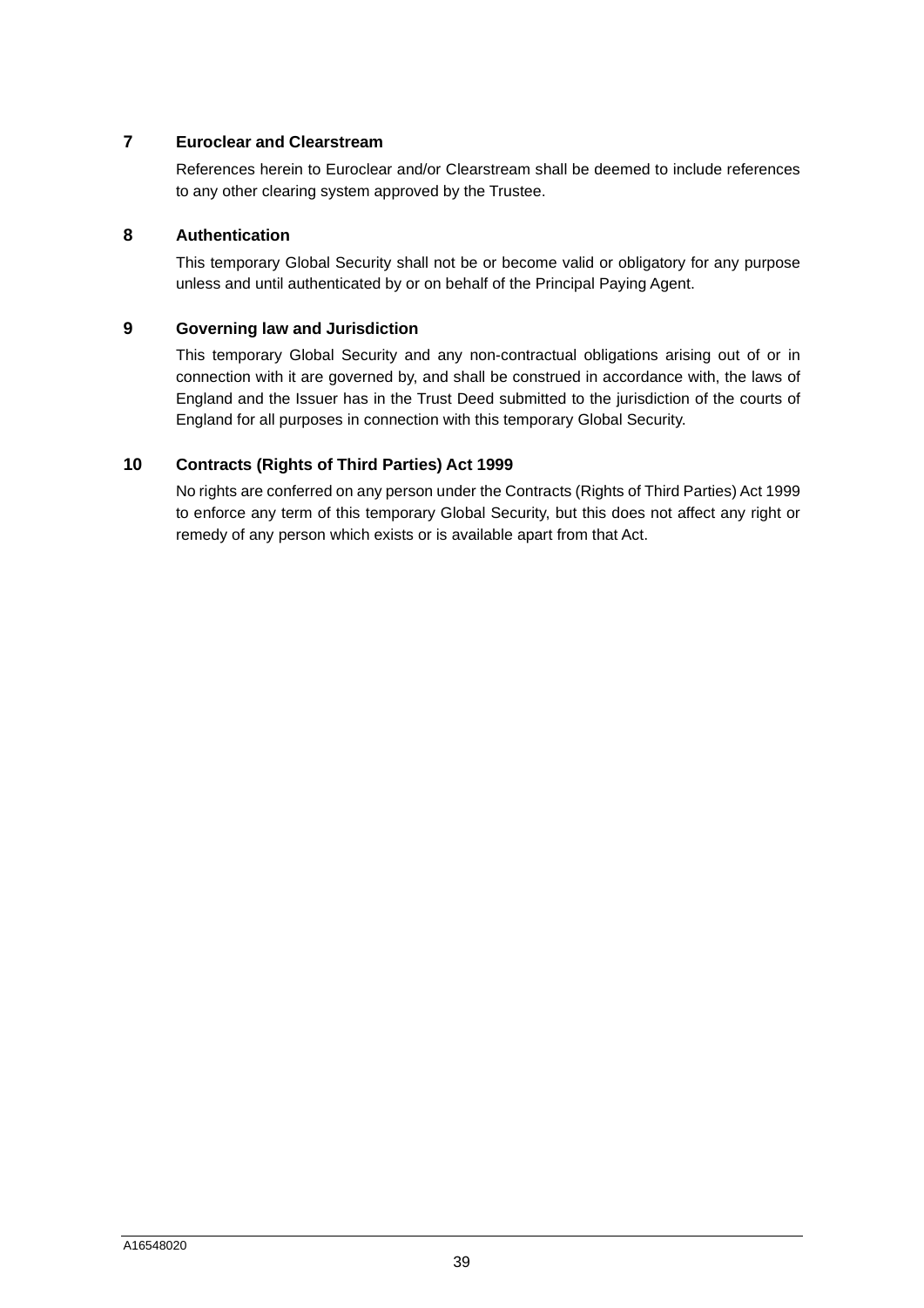## 7 Euroclear and Clearstream

References herein to Euroclear and/or Clearstream shall be deemed to include references to any other clearing system approved by the Trustee.

## 8 Authentication

This temporary Global Security shall not be or become valid or obligatory for any purpose unless and until authenticated by or on behalf of the Principal Paying Agent.

## 9 Governing law and Jurisdiction

This temporary Global Security and any non-contractual obligations arising out of or in connection with it are governed by, and shall be construed in accordance with, the laws of England and the Issuer has in the Trust Deed submitted to the jurisdiction of the courts of England for all purposes in connection with this temporary Global Security.

## 10 Contracts (Rights of Third Parties) Act 1999

No rights are conferred on any person under the Contracts (Rights of Third Parties) Act 1999 to enforce any term of this temporary Global Security, but this does not affect any right or remedy of any person which exists or is available apart from that Act.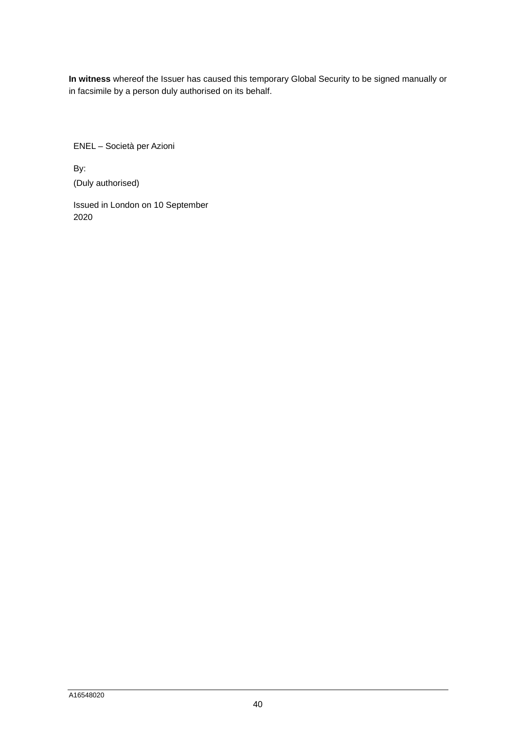**In witness** whereof the Issuer has caused this temporary Global Security to be signed manually or in facsimile by a person duly authorised on its behalf.

ENEL – Società per Azioni

By:

(Duly authorised)

Issued in London on 10 September 2020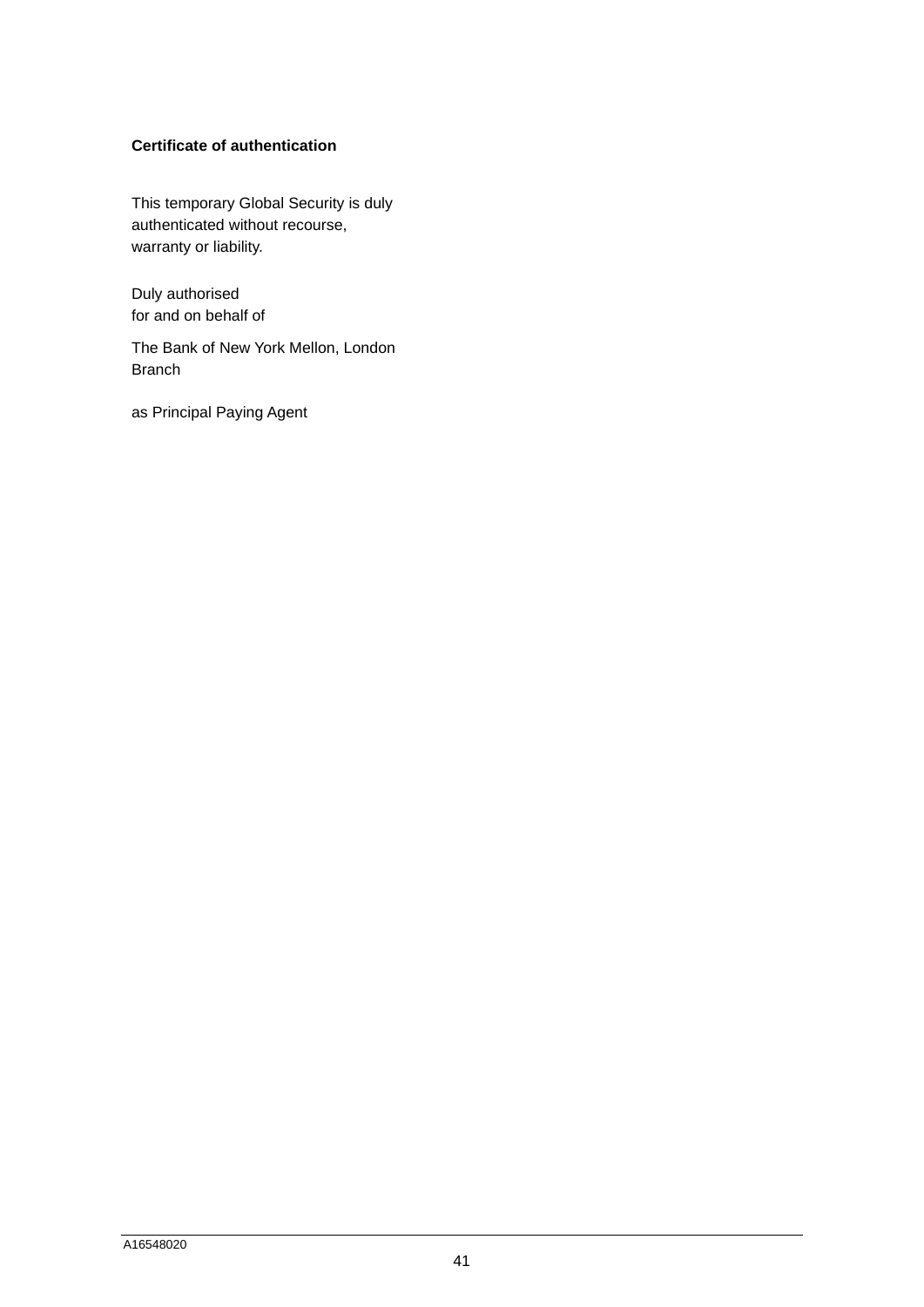**Certificate of authentication**

This temporary Global Security is duly authenticated without recourse, warranty or liability.

Duly authorised
for and on behalf of

The Bank of New York Mellon, London Branch

as Principal Paying Agent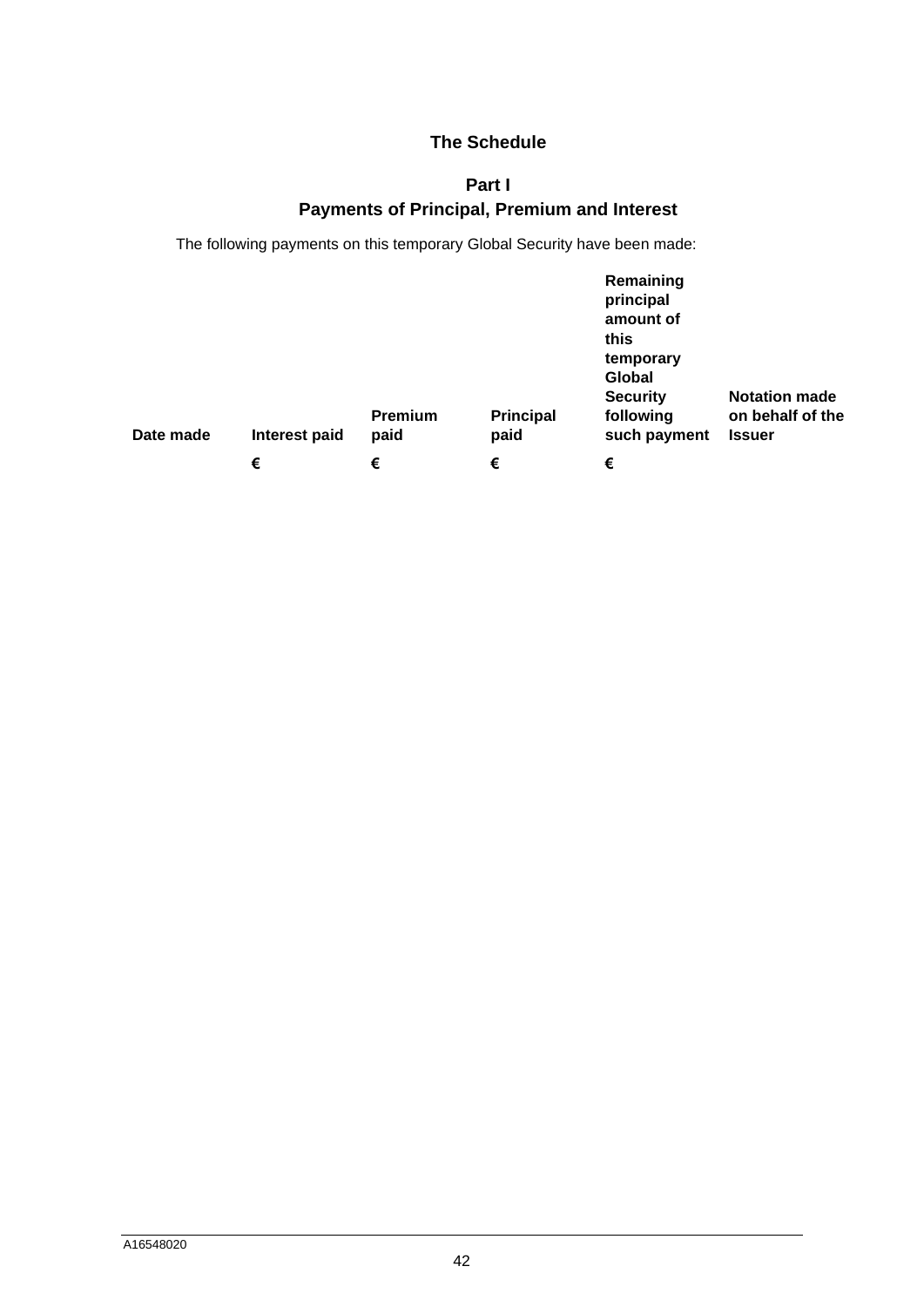## The Schedule

### Part I
### Payments of Principal, Premium and Interest

The following payments on this temporary Global Security have been made:

| Date made | Interest paid | Premium paid | Principal paid | Remaining principal amount of this temporary Global Security following such payment | Notation made on behalf of the Issuer |
|---|---|---|---|---|---|
| | € | € | € | € | |

A16548020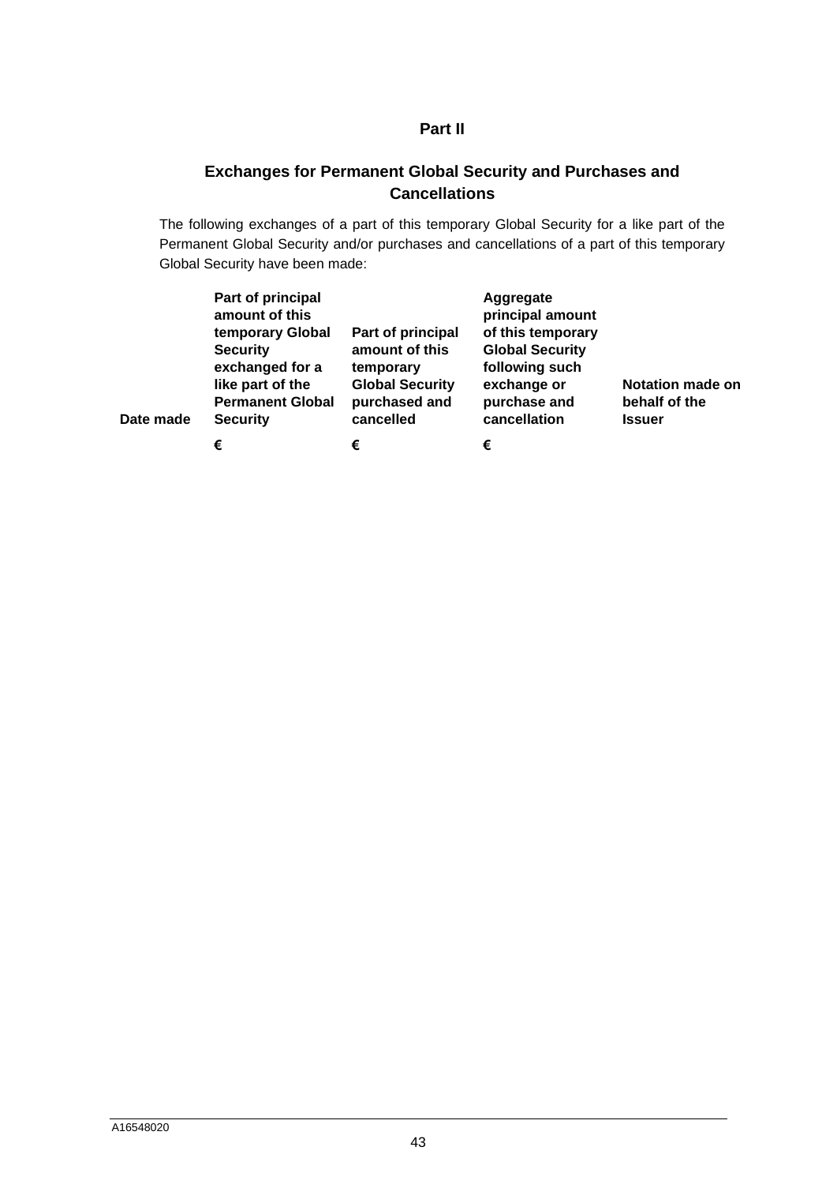## Part II

## Exchanges for Permanent Global Security and Purchases and Cancellations

The following exchanges of a part of this temporary Global Security for a like part of the Permanent Global Security and/or purchases and cancellations of a part of this temporary Global Security have been made:

| Date made | Part of principal amount of this temporary Global Security exchanged for a like part of the Permanent Global Security | Part of principal amount of this temporary Global Security purchased and cancelled | Aggregate principal amount of this temporary Global Security following such exchange or purchase and cancellation | Notation made on behalf of the Issuer |
|---|---|---|---|---|
| | € | € | € | |

A16548020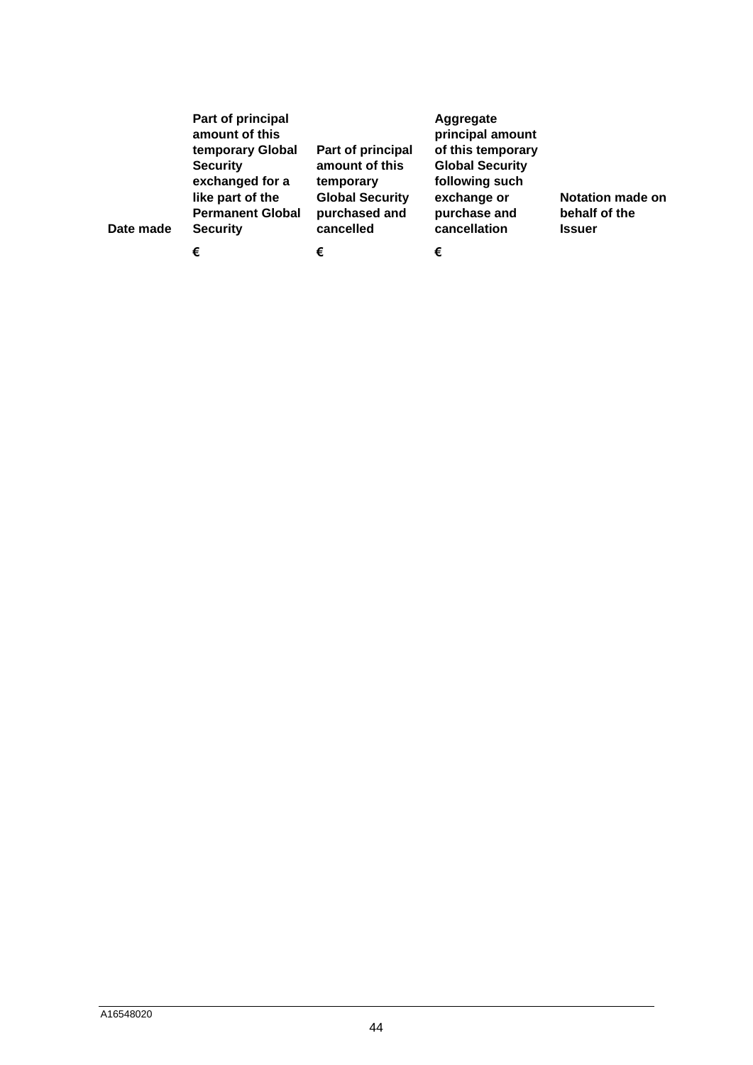| Date made | Part of principal amount of this temporary Global Security exchanged for a like part of the Permanent Global Security | Part of principal amount of this temporary Global Security purchased and cancelled | Aggregate principal amount of this temporary Global Security following such exchange or purchase and cancellation | Notation made on behalf of the Issuer |
|---|---|---|---|---|
| | € | € | € | |

A16548020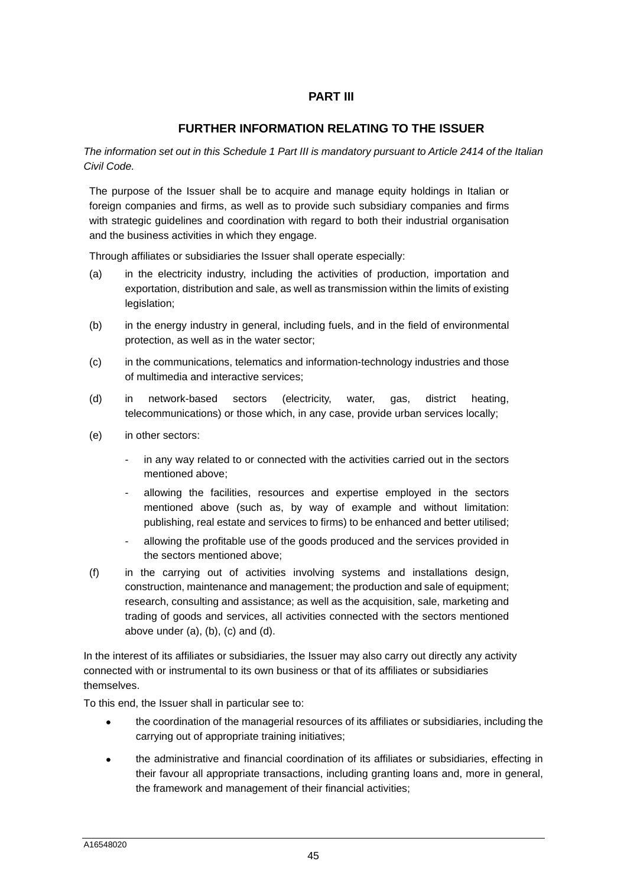## PART III

## FURTHER INFORMATION RELATING TO THE ISSUER

*The information set out in this Schedule 1 Part III is mandatory pursuant to Article 2414 of the Italian Civil Code.*

The purpose of the Issuer shall be to acquire and manage equity holdings in Italian or foreign companies and firms, as well as to provide such subsidiary companies and firms with strategic guidelines and coordination with regard to both their industrial organisation and the business activities in which they engage.

Through affiliates or subsidiaries the Issuer shall operate especially:

(a) in the electricity industry, including the activities of production, importation and exportation, distribution and sale, as well as transmission within the limits of existing legislation;

(b) in the energy industry in general, including fuels, and in the field of environmental protection, as well as in the water sector;

(c) in the communications, telematics and information-technology industries and those of multimedia and interactive services;

(d) in network-based sectors (electricity, water, gas, district heating, telecommunications) or those which, in any case, provide urban services locally;

(e) in other sectors:

- in any way related to or connected with the activities carried out in the sectors mentioned above;
- allowing the facilities, resources and expertise employed in the sectors mentioned above (such as, by way of example and without limitation: publishing, real estate and services to firms) to be enhanced and better utilised;
- allowing the profitable use of the goods produced and the services provided in the sectors mentioned above;

(f) in the carrying out of activities involving systems and installations design, construction, maintenance and management; the production and sale of equipment; research, consulting and assistance; as well as the acquisition, sale, marketing and trading of goods and services, all activities connected with the sectors mentioned above under (a), (b), (c) and (d).

In the interest of its affiliates or subsidiaries, the Issuer may also carry out directly any activity connected with or instrumental to its own business or that of its affiliates or subsidiaries themselves.

To this end, the Issuer shall in particular see to:

- the coordination of the managerial resources of its affiliates or subsidiaries, including the carrying out of appropriate training initiatives;
- the administrative and financial coordination of its affiliates or subsidiaries, effecting in their favour all appropriate transactions, including granting loans and, more in general, the framework and management of their financial activities;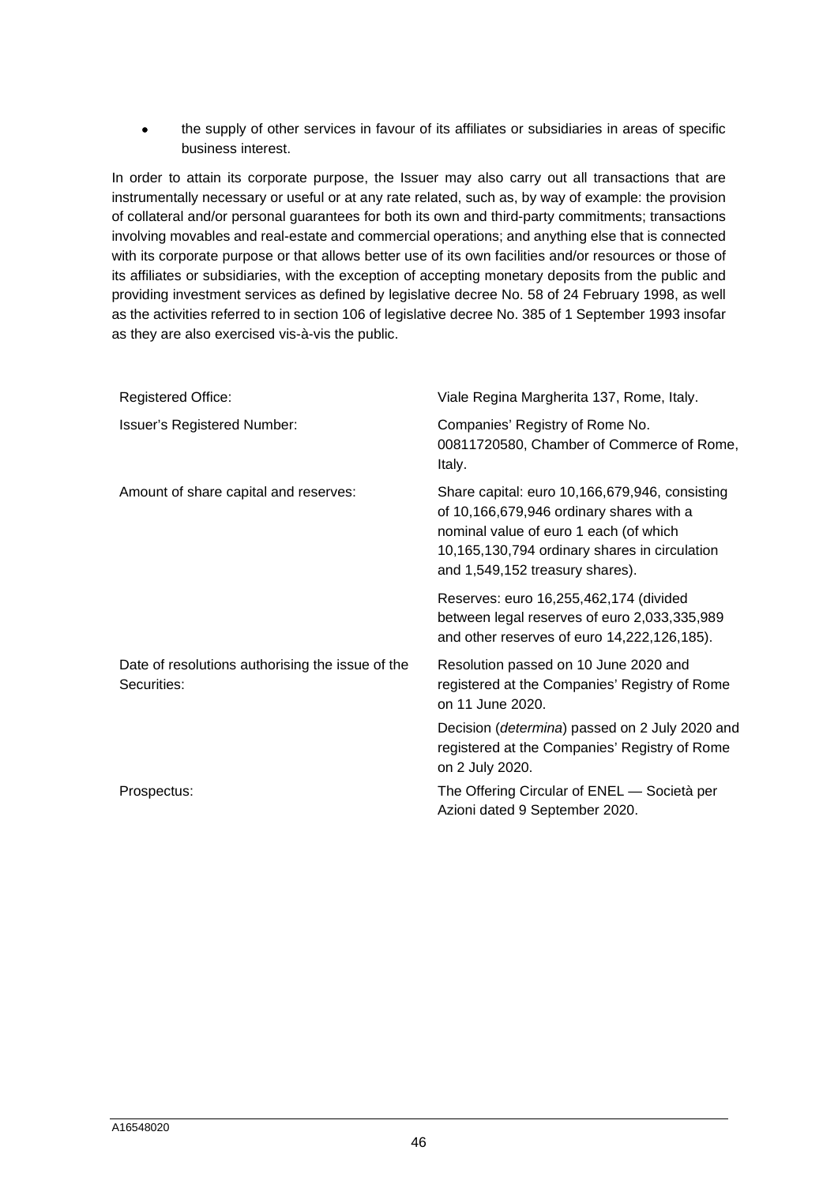- the supply of other services in favour of its affiliates or subsidiaries in areas of specific business interest.

In order to attain its corporate purpose, the Issuer may also carry out all transactions that are instrumentally necessary or useful or at any rate related, such as, by way of example: the provision of collateral and/or personal guarantees for both its own and third-party commitments; transactions involving movables and real-estate and commercial operations; and anything else that is connected with its corporate purpose or that allows better use of its own facilities and/or resources or those of its affiliates or subsidiaries, with the exception of accepting monetary deposits from the public and providing investment services as defined by legislative decree No. 58 of 24 February 1998, as well as the activities referred to in section 106 of legislative decree No. 385 of 1 September 1993 insofar as they are also exercised vis-à-vis the public.

| | |
|---|---|
| Registered Office: | Viale Regina Margherita 137, Rome, Italy. |
| Issuer's Registered Number: | Companies' Registry of Rome No. 00811720580, Chamber of Commerce of Rome, Italy. |
| Amount of share capital and reserves: | Share capital: euro 10,166,679,946, consisting of 10,166,679,946 ordinary shares with a nominal value of euro 1 each (of which 10,165,130,794 ordinary shares in circulation and 1,549,152 treasury shares). |
| | Reserves: euro 16,255,462,174 (divided between legal reserves of euro 2,033,335,989 and other reserves of euro 14,222,126,185). |
| Date of resolutions authorising the issue of the Securities: | Resolution passed on 10 June 2020 and registered at the Companies' Registry of Rome on 11 June 2020. |
| | Decision (*determina*) passed on 2 July 2020 and registered at the Companies' Registry of Rome on 2 July 2020. |
| Prospectus: | The Offering Circular of ENEL — Società per Azioni dated 9 September 2020. |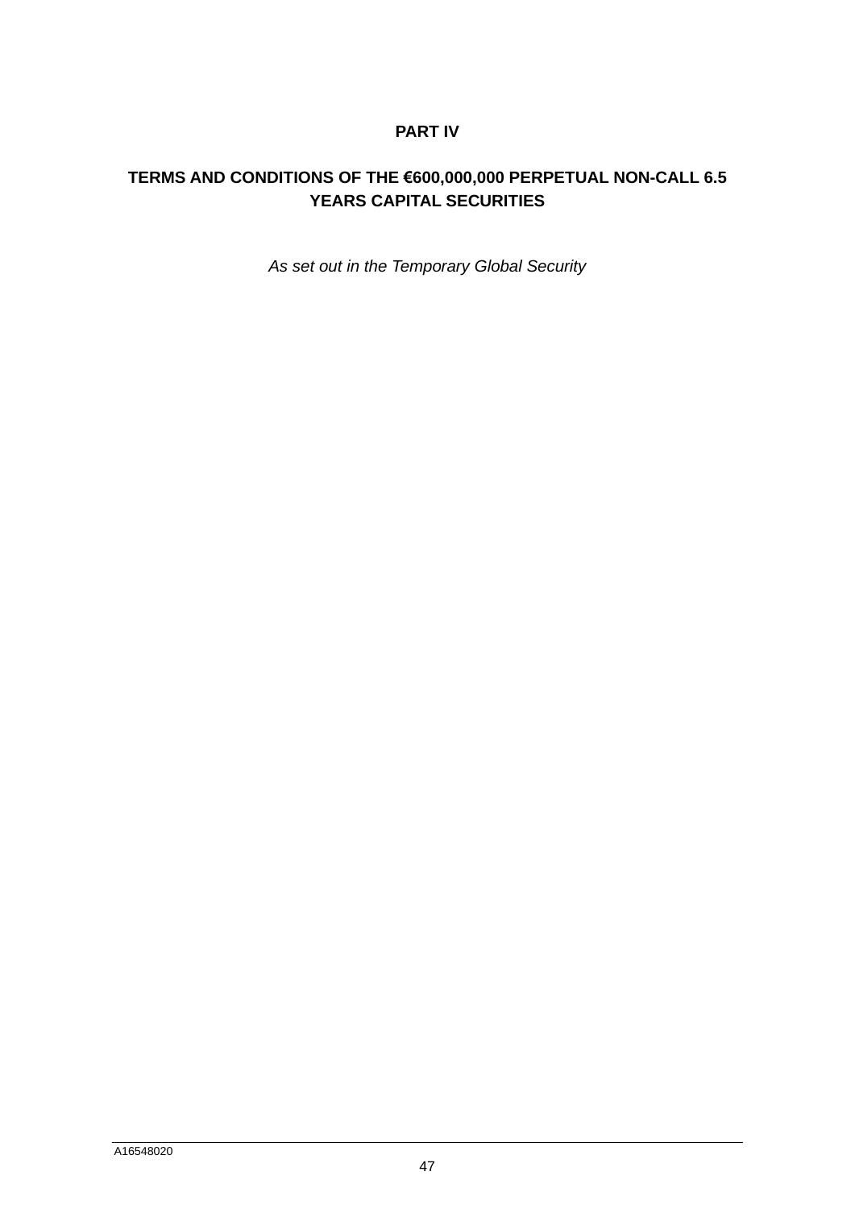# PART IV

## TERMS AND CONDITIONS OF THE €600,000,000 PERPETUAL NON-CALL 6.5 YEARS CAPITAL SECURITIES

*As set out in the Temporary Global Security*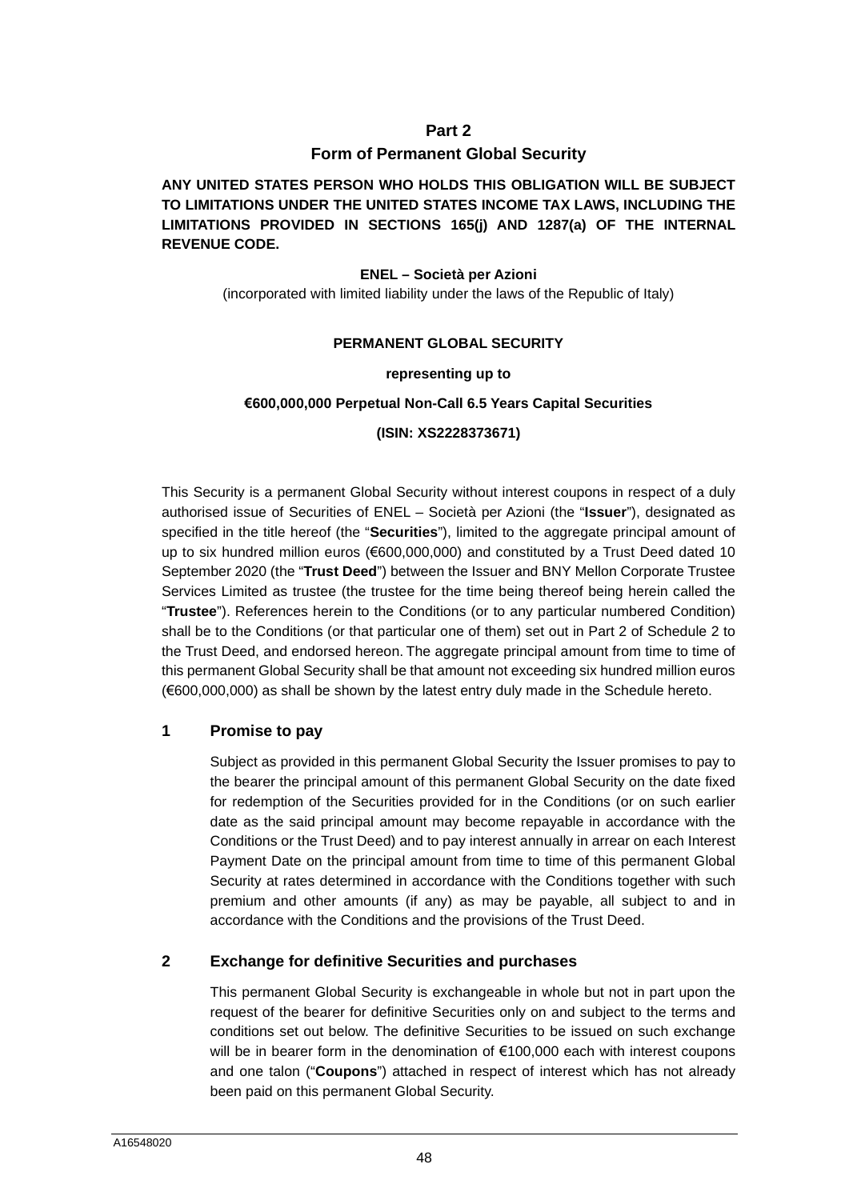## Part 2

## Form of Permanent Global Security

**ANY UNITED STATES PERSON WHO HOLDS THIS OBLIGATION WILL BE SUBJECT TO LIMITATIONS UNDER THE UNITED STATES INCOME TAX LAWS, INCLUDING THE LIMITATIONS PROVIDED IN SECTIONS 165(j) AND 1287(a) OF THE INTERNAL REVENUE CODE.**

**ENEL – Società per Azioni**

(incorporated with limited liability under the laws of the Republic of Italy)

**PERMANENT GLOBAL SECURITY**

**representing up to**

**€600,000,000 Perpetual Non-Call 6.5 Years Capital Securities**

**(ISIN: XS2228373671)**

This Security is a permanent Global Security without interest coupons in respect of a duly authorised issue of Securities of ENEL – Società per Azioni (the "**Issuer**"), designated as specified in the title hereof (the "**Securities**"), limited to the aggregate principal amount of up to six hundred million euros (€600,000,000) and constituted by a Trust Deed dated 10 September 2020 (the "**Trust Deed**") between the Issuer and BNY Mellon Corporate Trustee Services Limited as trustee (the trustee for the time being thereof being herein called the "**Trustee**"). References herein to the Conditions (or to any particular numbered Condition) shall be to the Conditions (or that particular one of them) set out in Part 2 of Schedule 2 to the Trust Deed, and endorsed hereon. The aggregate principal amount from time to time of this permanent Global Security shall be that amount not exceeding six hundred million euros (€600,000,000) as shall be shown by the latest entry duly made in the Schedule hereto.

### 1 Promise to pay

Subject as provided in this permanent Global Security the Issuer promises to pay to the bearer the principal amount of this permanent Global Security on the date fixed for redemption of the Securities provided for in the Conditions (or on such earlier date as the said principal amount may become repayable in accordance with the Conditions or the Trust Deed) and to pay interest annually in arrear on each Interest Payment Date on the principal amount from time to time of this permanent Global Security at rates determined in accordance with the Conditions together with such premium and other amounts (if any) as may be payable, all subject to and in accordance with the Conditions and the provisions of the Trust Deed.

### 2 Exchange for definitive Securities and purchases

This permanent Global Security is exchangeable in whole but not in part upon the request of the bearer for definitive Securities only on and subject to the terms and conditions set out below. The definitive Securities to be issued on such exchange will be in bearer form in the denomination of €100,000 each with interest coupons and one talon ("**Coupons**") attached in respect of interest which has not already been paid on this permanent Global Security.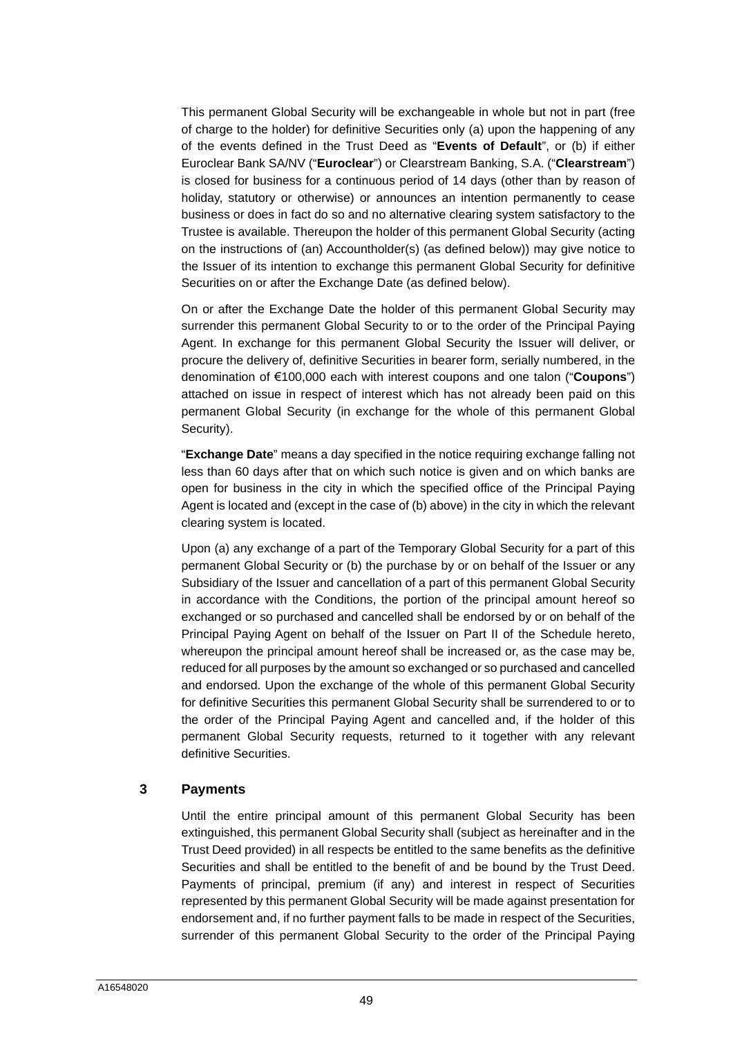This permanent Global Security will be exchangeable in whole but not in part (free of charge to the holder) for definitive Securities only (a) upon the happening of any of the events defined in the Trust Deed as "**Events of Default**", or (b) if either Euroclear Bank SA/NV ("**Euroclear**") or Clearstream Banking, S.A. ("**Clearstream**") is closed for business for a continuous period of 14 days (other than by reason of holiday, statutory or otherwise) or announces an intention permanently to cease business or does in fact do so and no alternative clearing system satisfactory to the Trustee is available. Thereupon the holder of this permanent Global Security (acting on the instructions of (an) Accountholder(s) (as defined below)) may give notice to the Issuer of its intention to exchange this permanent Global Security for definitive Securities on or after the Exchange Date (as defined below).

On or after the Exchange Date the holder of this permanent Global Security may surrender this permanent Global Security to or to the order of the Principal Paying Agent. In exchange for this permanent Global Security the Issuer will deliver, or procure the delivery of, definitive Securities in bearer form, serially numbered, in the denomination of €100,000 each with interest coupons and one talon ("**Coupons**") attached on issue in respect of interest which has not already been paid on this permanent Global Security (in exchange for the whole of this permanent Global Security).

"**Exchange Date**" means a day specified in the notice requiring exchange falling not less than 60 days after that on which such notice is given and on which banks are open for business in the city in which the specified office of the Principal Paying Agent is located and (except in the case of (b) above) in the city in which the relevant clearing system is located.

Upon (a) any exchange of a part of the Temporary Global Security for a part of this permanent Global Security or (b) the purchase by or on behalf of the Issuer or any Subsidiary of the Issuer and cancellation of a part of this permanent Global Security in accordance with the Conditions, the portion of the principal amount hereof so exchanged or so purchased and cancelled shall be endorsed by or on behalf of the Principal Paying Agent on behalf of the Issuer on Part II of the Schedule hereto, whereupon the principal amount hereof shall be increased or, as the case may be, reduced for all purposes by the amount so exchanged or so purchased and cancelled and endorsed. Upon the exchange of the whole of this permanent Global Security for definitive Securities this permanent Global Security shall be surrendered to or to the order of the Principal Paying Agent and cancelled and, if the holder of this permanent Global Security requests, returned to it together with any relevant definitive Securities.

## 3 Payments

Until the entire principal amount of this permanent Global Security has been extinguished, this permanent Global Security shall (subject as hereinafter and in the Trust Deed provided) in all respects be entitled to the same benefits as the definitive Securities and shall be entitled to the benefit of and be bound by the Trust Deed. Payments of principal, premium (if any) and interest in respect of Securities represented by this permanent Global Security will be made against presentation for endorsement and, if no further payment falls to be made in respect of the Securities, surrender of this permanent Global Security to the order of the Principal Paying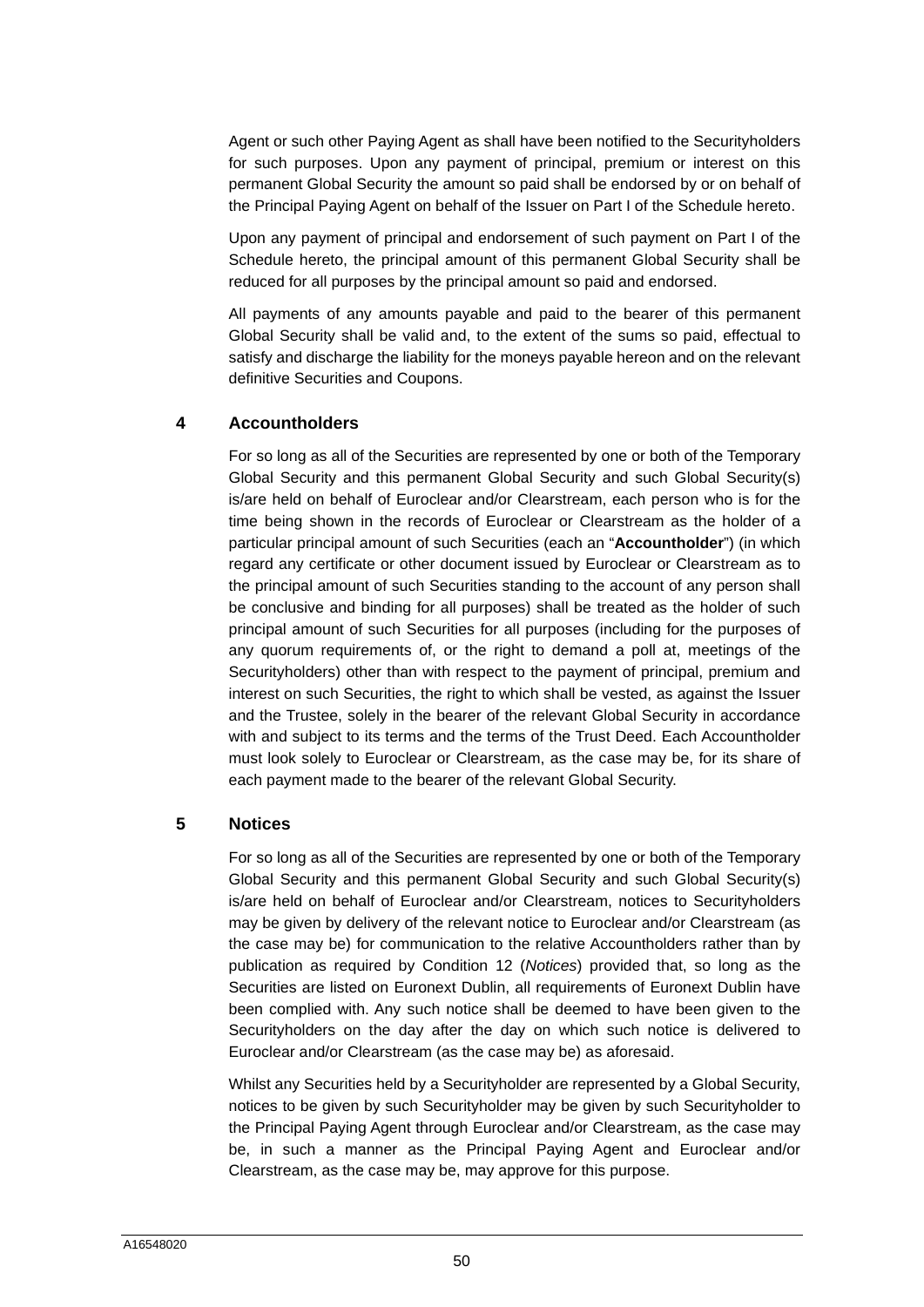Agent or such other Paying Agent as shall have been notified to the Securityholders for such purposes. Upon any payment of principal, premium or interest on this permanent Global Security the amount so paid shall be endorsed by or on behalf of the Principal Paying Agent on behalf of the Issuer on Part I of the Schedule hereto.

Upon any payment of principal and endorsement of such payment on Part I of the Schedule hereto, the principal amount of this permanent Global Security shall be reduced for all purposes by the principal amount so paid and endorsed.

All payments of any amounts payable and paid to the bearer of this permanent Global Security shall be valid and, to the extent of the sums so paid, effectual to satisfy and discharge the liability for the moneys payable hereon and on the relevant definitive Securities and Coupons.

## 4 Accountholders

For so long as all of the Securities are represented by one or both of the Temporary Global Security and this permanent Global Security and such Global Security(s) is/are held on behalf of Euroclear and/or Clearstream, each person who is for the time being shown in the records of Euroclear or Clearstream as the holder of a particular principal amount of such Securities (each an "**Accountholder**") (in which regard any certificate or other document issued by Euroclear or Clearstream as to the principal amount of such Securities standing to the account of any person shall be conclusive and binding for all purposes) shall be treated as the holder of such principal amount of such Securities for all purposes (including for the purposes of any quorum requirements of, or the right to demand a poll at, meetings of the Securityholders) other than with respect to the payment of principal, premium and interest on such Securities, the right to which shall be vested, as against the Issuer and the Trustee, solely in the bearer of the relevant Global Security in accordance with and subject to its terms and the terms of the Trust Deed. Each Accountholder must look solely to Euroclear or Clearstream, as the case may be, for its share of each payment made to the bearer of the relevant Global Security.

## 5 Notices

For so long as all of the Securities are represented by one or both of the Temporary Global Security and this permanent Global Security and such Global Security(s) is/are held on behalf of Euroclear and/or Clearstream, notices to Securityholders may be given by delivery of the relevant notice to Euroclear and/or Clearstream (as the case may be) for communication to the relative Accountholders rather than by publication as required by Condition 12 (*Notices*) provided that, so long as the Securities are listed on Euronext Dublin, all requirements of Euronext Dublin have been complied with. Any such notice shall be deemed to have been given to the Securityholders on the day after the day on which such notice is delivered to Euroclear and/or Clearstream (as the case may be) as aforesaid.

Whilst any Securities held by a Securityholder are represented by a Global Security, notices to be given by such Securityholder may be given by such Securityholder to the Principal Paying Agent through Euroclear and/or Clearstream, as the case may be, in such a manner as the Principal Paying Agent and Euroclear and/or Clearstream, as the case may be, may approve for this purpose.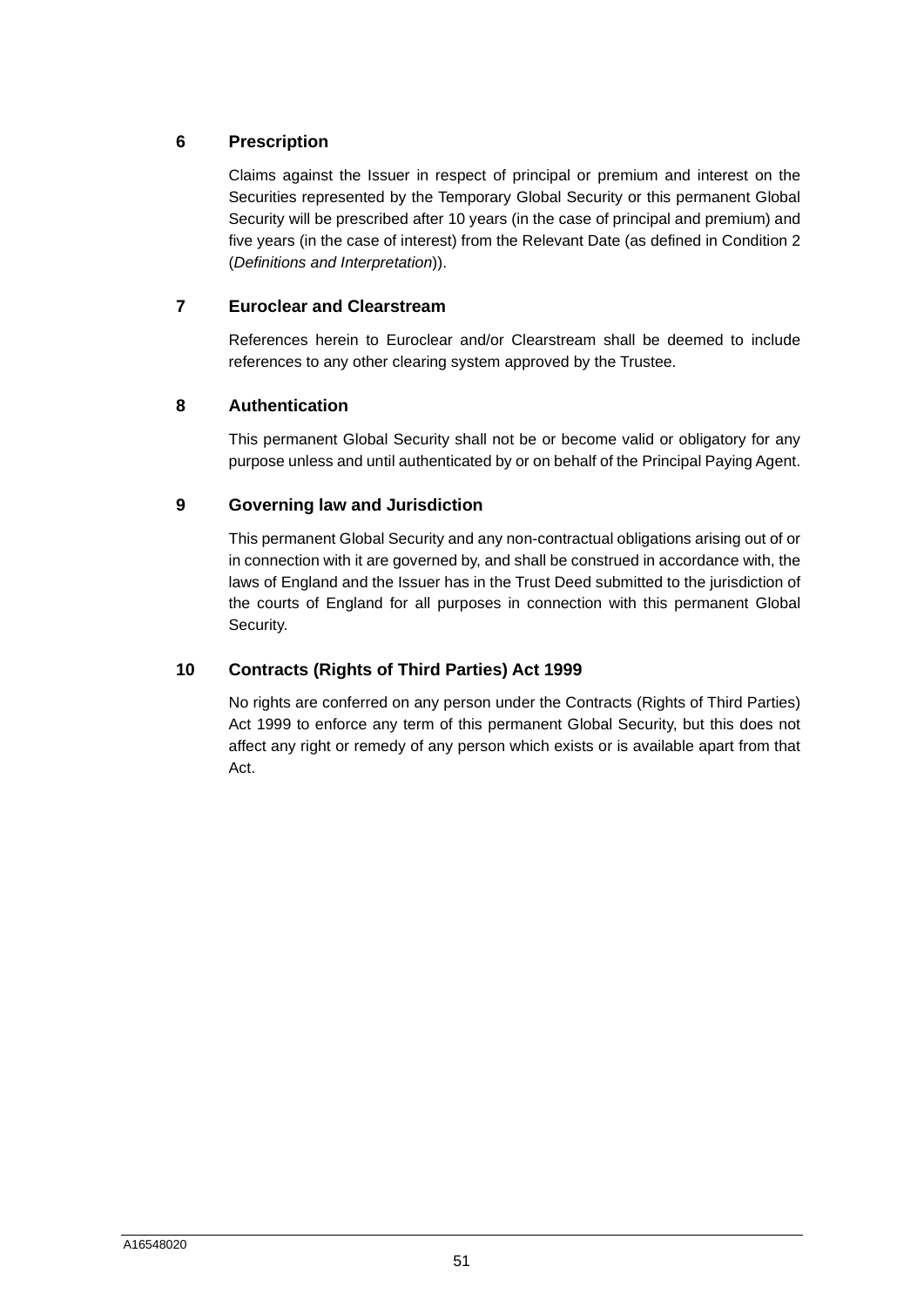## 6 Prescription

Claims against the Issuer in respect of principal or premium and interest on the Securities represented by the Temporary Global Security or this permanent Global Security will be prescribed after 10 years (in the case of principal and premium) and five years (in the case of interest) from the Relevant Date (as defined in Condition 2 (*Definitions and Interpretation*)).

## 7 Euroclear and Clearstream

References herein to Euroclear and/or Clearstream shall be deemed to include references to any other clearing system approved by the Trustee.

## 8 Authentication

This permanent Global Security shall not be or become valid or obligatory for any purpose unless and until authenticated by or on behalf of the Principal Paying Agent.

## 9 Governing law and Jurisdiction

This permanent Global Security and any non-contractual obligations arising out of or in connection with it are governed by, and shall be construed in accordance with, the laws of England and the Issuer has in the Trust Deed submitted to the jurisdiction of the courts of England for all purposes in connection with this permanent Global Security.

## 10 Contracts (Rights of Third Parties) Act 1999

No rights are conferred on any person under the Contracts (Rights of Third Parties) Act 1999 to enforce any term of this permanent Global Security, but this does not affect any right or remedy of any person which exists or is available apart from that Act.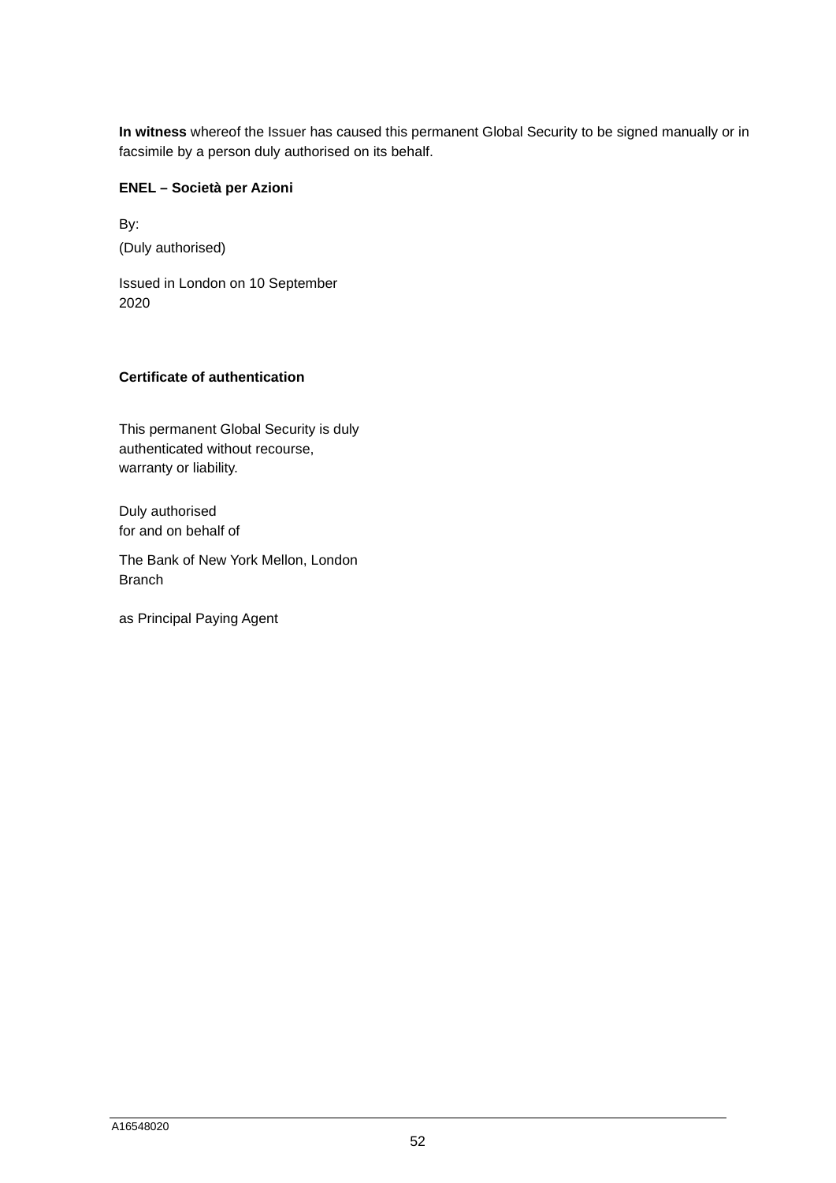**In witness** whereof the Issuer has caused this permanent Global Security to be signed manually or in facsimile by a person duly authorised on its behalf.

**ENEL – Società per Azioni**

By:
(Duly authorised)

Issued in London on 10 September 2020

**Certificate of authentication**

This permanent Global Security is duly authenticated without recourse, warranty or liability.

Duly authorised
for and on behalf of

The Bank of New York Mellon, London Branch

as Principal Paying Agent

A16548020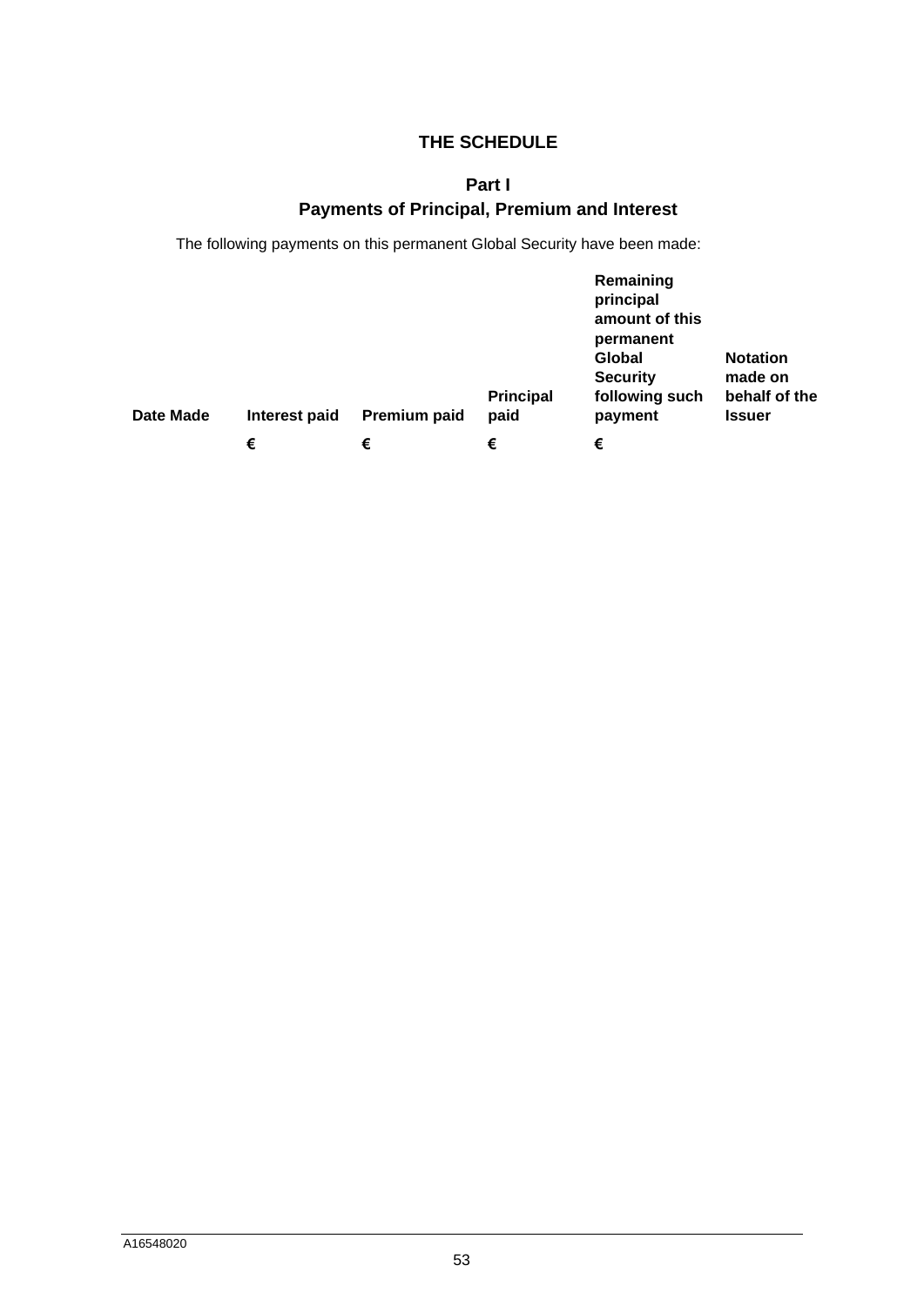## THE SCHEDULE

### Part I
### Payments of Principal, Premium and Interest

The following payments on this permanent Global Security have been made:

| Date Made | Interest paid | Premium paid | Principal paid | Remaining principal amount of this permanent Global Security following such payment | Notation made on behalf of the Issuer |
|---|---|---|---|---|---|
| | € | € | € | € | |

A16548020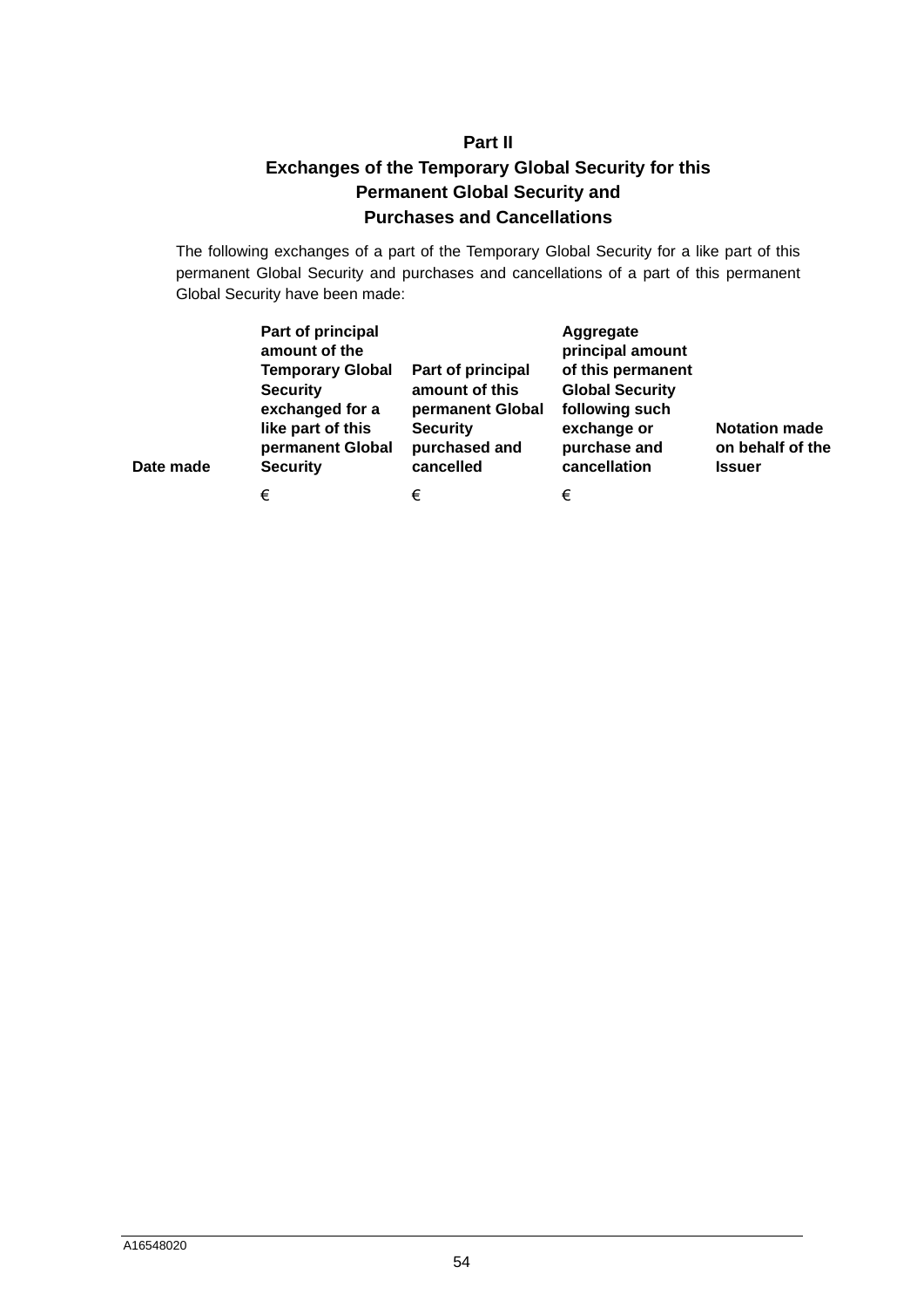## Part II
## Exchanges of the Temporary Global Security for this Permanent Global Security and Purchases and Cancellations

The following exchanges of a part of the Temporary Global Security for a like part of this permanent Global Security and purchases and cancellations of a part of this permanent Global Security have been made:

| Date made | Part of principal amount of the Temporary Global Security exchanged for a like part of this permanent Global Security | Part of principal amount of this permanent Global Security purchased and cancelled | Aggregate principal amount of this permanent Global Security following such exchange or purchase and cancellation | Notation made on behalf of the Issuer |
|---|---|---|---|---|
| | € | € | € | |

A16548020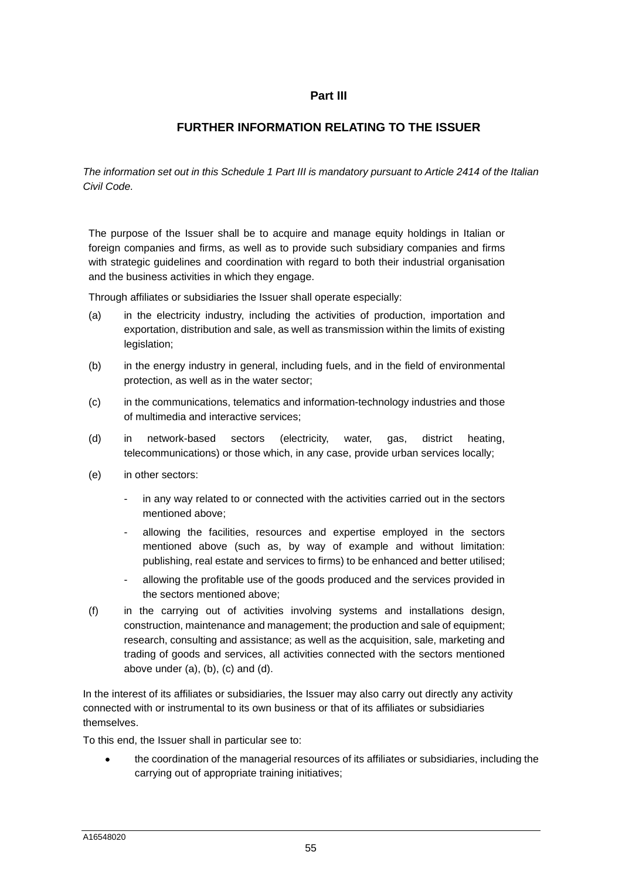## Part III

## FURTHER INFORMATION RELATING TO THE ISSUER

*The information set out in this Schedule 1 Part III is mandatory pursuant to Article 2414 of the Italian Civil Code.*

The purpose of the Issuer shall be to acquire and manage equity holdings in Italian or foreign companies and firms, as well as to provide such subsidiary companies and firms with strategic guidelines and coordination with regard to both their industrial organisation and the business activities in which they engage.

Through affiliates or subsidiaries the Issuer shall operate especially:

(a) in the electricity industry, including the activities of production, importation and exportation, distribution and sale, as well as transmission within the limits of existing legislation;

(b) in the energy industry in general, including fuels, and in the field of environmental protection, as well as in the water sector;

(c) in the communications, telematics and information-technology industries and those of multimedia and interactive services;

(d) in network-based sectors (electricity, water, gas, district heating, telecommunications) or those which, in any case, provide urban services locally;

(e) in other sectors:

- in any way related to or connected with the activities carried out in the sectors mentioned above;
- allowing the facilities, resources and expertise employed in the sectors mentioned above (such as, by way of example and without limitation: publishing, real estate and services to firms) to be enhanced and better utilised;
- allowing the profitable use of the goods produced and the services provided in the sectors mentioned above;

(f) in the carrying out of activities involving systems and installations design, construction, maintenance and management; the production and sale of equipment; research, consulting and assistance; as well as the acquisition, sale, marketing and trading of goods and services, all activities connected with the sectors mentioned above under (a), (b), (c) and (d).

In the interest of its affiliates or subsidiaries, the Issuer may also carry out directly any activity connected with or instrumental to its own business or that of its affiliates or subsidiaries themselves.

To this end, the Issuer shall in particular see to:

- the coordination of the managerial resources of its affiliates or subsidiaries, including the carrying out of appropriate training initiatives;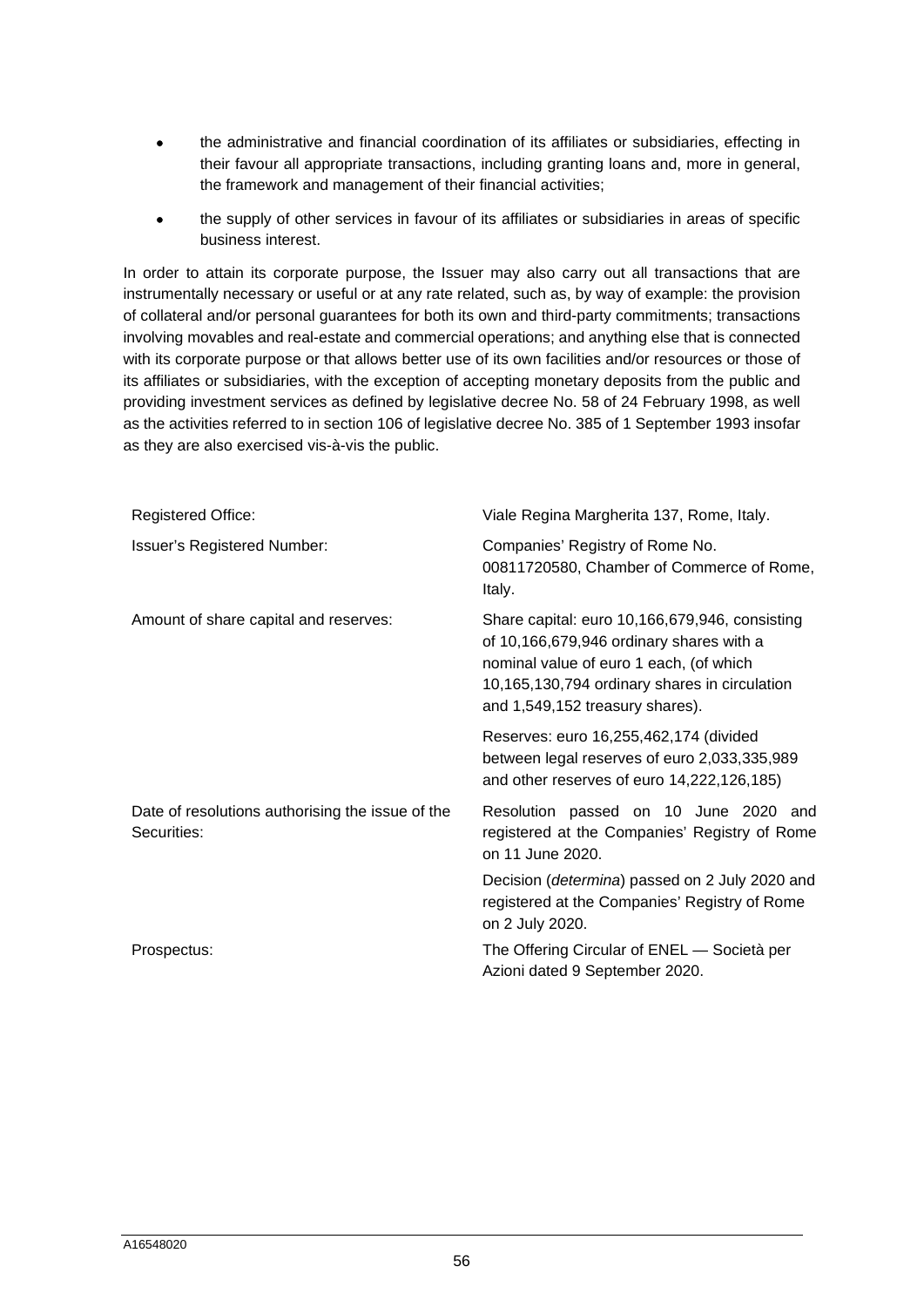- the administrative and financial coordination of its affiliates or subsidiaries, effecting in their favour all appropriate transactions, including granting loans and, more in general, the framework and management of their financial activities;
- the supply of other services in favour of its affiliates or subsidiaries in areas of specific business interest.

In order to attain its corporate purpose, the Issuer may also carry out all transactions that are instrumentally necessary or useful or at any rate related, such as, by way of example: the provision of collateral and/or personal guarantees for both its own and third-party commitments; transactions involving movables and real-estate and commercial operations; and anything else that is connected with its corporate purpose or that allows better use of its own facilities and/or resources or those of its affiliates or subsidiaries, with the exception of accepting monetary deposits from the public and providing investment services as defined by legislative decree No. 58 of 24 February 1998, as well as the activities referred to in section 106 of legislative decree No. 385 of 1 September 1993 insofar as they are also exercised vis-à-vis the public.

| | |
|---|---|
| Registered Office: | Viale Regina Margherita 137, Rome, Italy. |
| Issuer's Registered Number: | Companies' Registry of Rome No. 00811720580, Chamber of Commerce of Rome, Italy. |
| Amount of share capital and reserves: | Share capital: euro 10,166,679,946, consisting of 10,166,679,946 ordinary shares with a nominal value of euro 1 each, (of which 10,165,130,794 ordinary shares in circulation and 1,549,152 treasury shares). |
| | Reserves: euro 16,255,462,174 (divided between legal reserves of euro 2,033,335,989 and other reserves of euro 14,222,126,185) |
| Date of resolutions authorising the issue of the Securities: | Resolution passed on 10 June 2020 and registered at the Companies' Registry of Rome on 11 June 2020. |
| | Decision (*determina*) passed on 2 July 2020 and registered at the Companies' Registry of Rome on 2 July 2020. |
| Prospectus: | The Offering Circular of ENEL — Società per Azioni dated 9 September 2020. |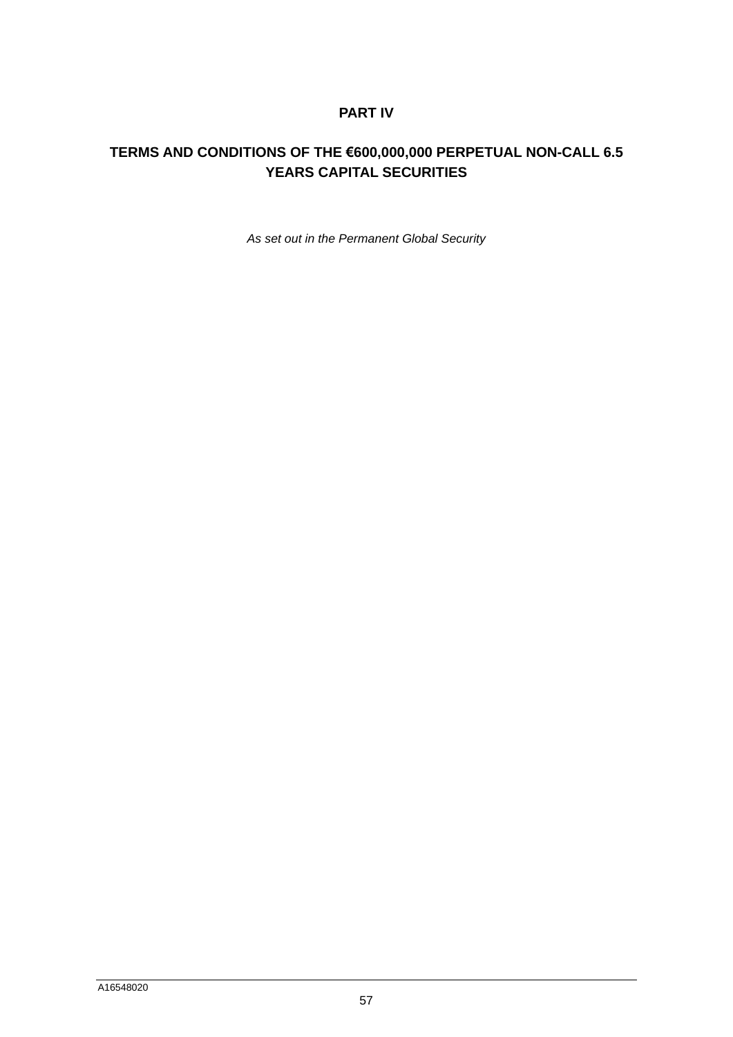# PART IV

## TERMS AND CONDITIONS OF THE €600,000,000 PERPETUAL NON-CALL 6.5 YEARS CAPITAL SECURITIES

*As set out in the Permanent Global Security*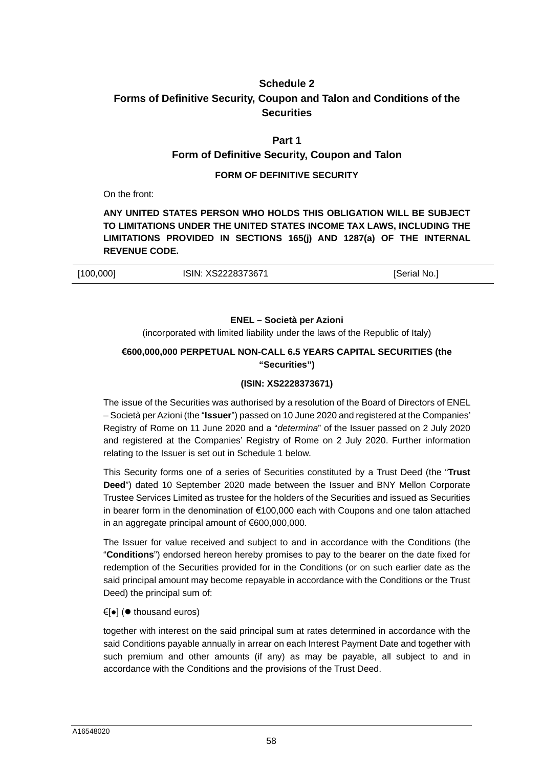# Schedule 2

# Forms of Definitive Security, Coupon and Talon and Conditions of the Securities

## Part 1

## Form of Definitive Security, Coupon and Talon

### FORM OF DEFINITIVE SECURITY

On the front:

**ANY UNITED STATES PERSON WHO HOLDS THIS OBLIGATION WILL BE SUBJECT TO LIMITATIONS UNDER THE UNITED STATES INCOME TAX LAWS, INCLUDING THE LIMITATIONS PROVIDED IN SECTIONS 165(j) AND 1287(a) OF THE INTERNAL REVENUE CODE.**

| [100,000] | ISIN: XS2228373671 | [Serial No.] |
|---|---|---|

**ENEL – Società per Azioni**

(incorporated with limited liability under the laws of the Republic of Italy)

**€600,000,000 PERPETUAL NON-CALL 6.5 YEARS CAPITAL SECURITIES (the "Securities")**

**(ISIN: XS2228373671)**

The issue of the Securities was authorised by a resolution of the Board of Directors of ENEL – Società per Azioni (the "**Issuer**") passed on 10 June 2020 and registered at the Companies' Registry of Rome on 11 June 2020 and a "*determina*" of the Issuer passed on 2 July 2020 and registered at the Companies' Registry of Rome on 2 July 2020. Further information relating to the Issuer is set out in Schedule 1 below.

This Security forms one of a series of Securities constituted by a Trust Deed (the "**Trust Deed**") dated 10 September 2020 made between the Issuer and BNY Mellon Corporate Trustee Services Limited as trustee for the holders of the Securities and issued as Securities in bearer form in the denomination of €100,000 each with Coupons and one talon attached in an aggregate principal amount of €600,000,000.

The Issuer for value received and subject to and in accordance with the Conditions (the "**Conditions**") endorsed hereon hereby promises to pay to the bearer on the date fixed for redemption of the Securities provided for in the Conditions (or on such earlier date as the said principal amount may become repayable in accordance with the Conditions or the Trust Deed) the principal sum of:

€[●] (● thousand euros)

together with interest on the said principal sum at rates determined in accordance with the said Conditions payable annually in arrear on each Interest Payment Date and together with such premium and other amounts (if any) as may be payable, all subject to and in accordance with the Conditions and the provisions of the Trust Deed.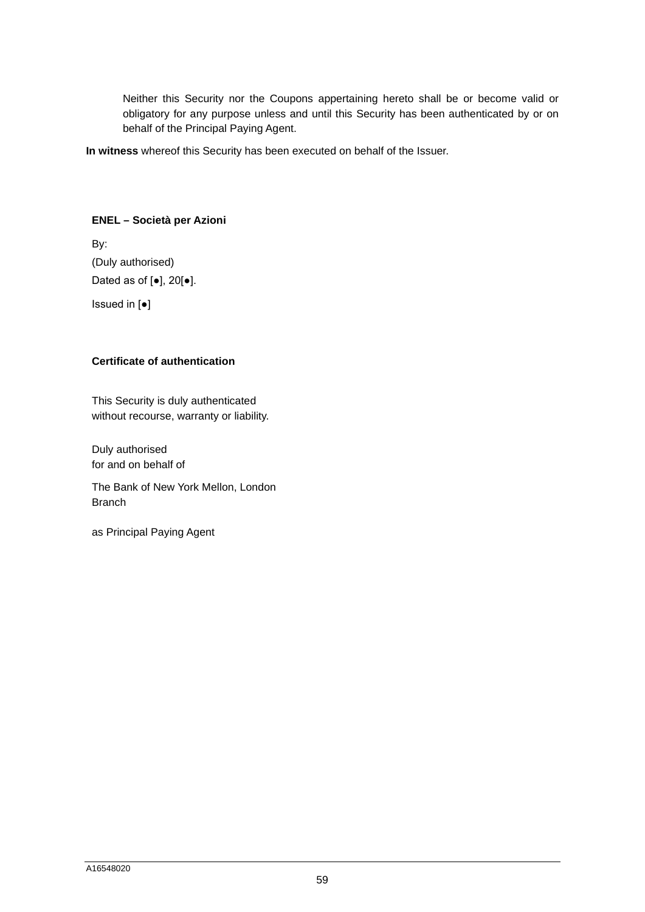Neither this Security nor the Coupons appertaining hereto shall be or become valid or obligatory for any purpose unless and until this Security has been authenticated by or on behalf of the Principal Paying Agent.

**In witness** whereof this Security has been executed on behalf of the Issuer.

**ENEL – Società per Azioni**

By:

(Duly authorised)

Dated as of [●], 20[●].

Issued in [●]

**Certificate of authentication**

This Security is duly authenticated
without recourse, warranty or liability.

Duly authorised
for and on behalf of

The Bank of New York Mellon, London
Branch

as Principal Paying Agent

A16548020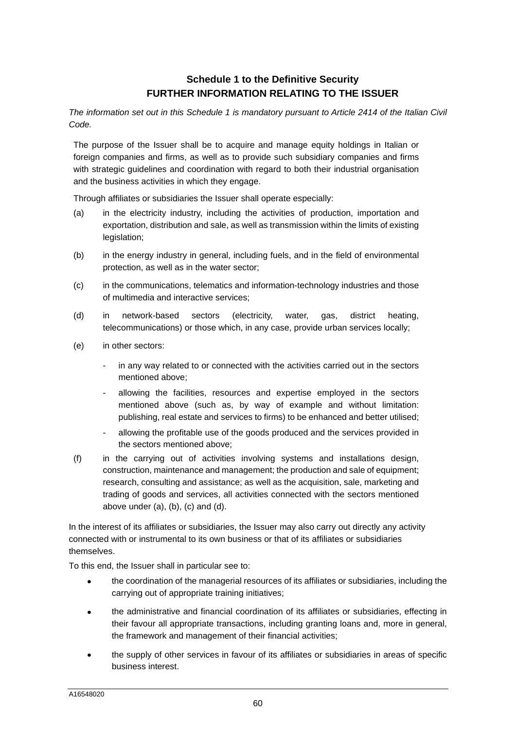## Schedule 1 to the Definitive Security
## FURTHER INFORMATION RELATING TO THE ISSUER

*The information set out in this Schedule 1 is mandatory pursuant to Article 2414 of the Italian Civil Code.*

The purpose of the Issuer shall be to acquire and manage equity holdings in Italian or foreign companies and firms, as well as to provide such subsidiary companies and firms with strategic guidelines and coordination with regard to both their industrial organisation and the business activities in which they engage.

Through affiliates or subsidiaries the Issuer shall operate especially:

(a) in the electricity industry, including the activities of production, importation and exportation, distribution and sale, as well as transmission within the limits of existing legislation;

(b) in the energy industry in general, including fuels, and in the field of environmental protection, as well as in the water sector;

(c) in the communications, telematics and information-technology industries and those of multimedia and interactive services;

(d) in network-based sectors (electricity, water, gas, district heating, telecommunications) or those which, in any case, provide urban services locally;

(e) in other sectors:

- in any way related to or connected with the activities carried out in the sectors mentioned above;
- allowing the facilities, resources and expertise employed in the sectors mentioned above (such as, by way of example and without limitation: publishing, real estate and services to firms) to be enhanced and better utilised;
- allowing the profitable use of the goods produced and the services provided in the sectors mentioned above;

(f) in the carrying out of activities involving systems and installations design, construction, maintenance and management; the production and sale of equipment; research, consulting and assistance; as well as the acquisition, sale, marketing and trading of goods and services, all activities connected with the sectors mentioned above under (a), (b), (c) and (d).

In the interest of its affiliates or subsidiaries, the Issuer may also carry out directly any activity connected with or instrumental to its own business or that of its affiliates or subsidiaries themselves.

To this end, the Issuer shall in particular see to:

- the coordination of the managerial resources of its affiliates or subsidiaries, including the carrying out of appropriate training initiatives;
- the administrative and financial coordination of its affiliates or subsidiaries, effecting in their favour all appropriate transactions, including granting loans and, more in general, the framework and management of their financial activities;
- the supply of other services in favour of its affiliates or subsidiaries in areas of specific business interest.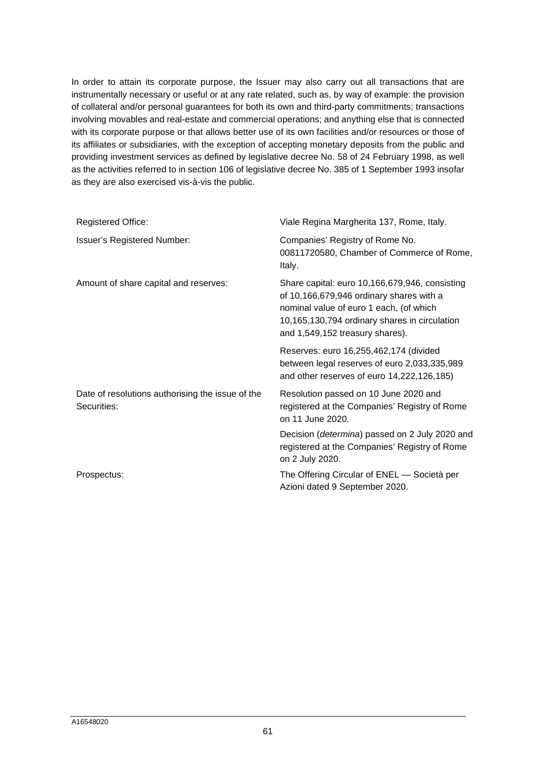In order to attain its corporate purpose, the Issuer may also carry out all transactions that are instrumentally necessary or useful or at any rate related, such as, by way of example: the provision of collateral and/or personal guarantees for both its own and third-party commitments; transactions involving movables and real-estate and commercial operations; and anything else that is connected with its corporate purpose or that allows better use of its own facilities and/or resources or those of its affiliates or subsidiaries, with the exception of accepting monetary deposits from the public and providing investment services as defined by legislative decree No. 58 of 24 February 1998, as well as the activities referred to in section 106 of legislative decree No. 385 of 1 September 1993 insofar as they are also exercised vis-à-vis the public.

| | |
|---|---|
| Registered Office: | Viale Regina Margherita 137, Rome, Italy. |
| Issuer's Registered Number: | Companies' Registry of Rome No. 00811720580, Chamber of Commerce of Rome, Italy. |
| Amount of share capital and reserves: | Share capital: euro 10,166,679,946, consisting of 10,166,679,946 ordinary shares with a nominal value of euro 1 each, (of which 10,165,130,794 ordinary shares in circulation and 1,549,152 treasury shares). |
| | Reserves: euro 16,255,462,174 (divided between legal reserves of euro 2,033,335,989 and other reserves of euro 14,222,126,185) |
| Date of resolutions authorising the issue of the Securities: | Resolution passed on 10 June 2020 and registered at the Companies' Registry of Rome on 11 June 2020. |
| | Decision (*determina*) passed on 2 July 2020 and registered at the Companies' Registry of Rome on 2 July 2020. |
| Prospectus: | The Offering Circular of ENEL — Società per Azioni dated 9 September 2020. |

A16548020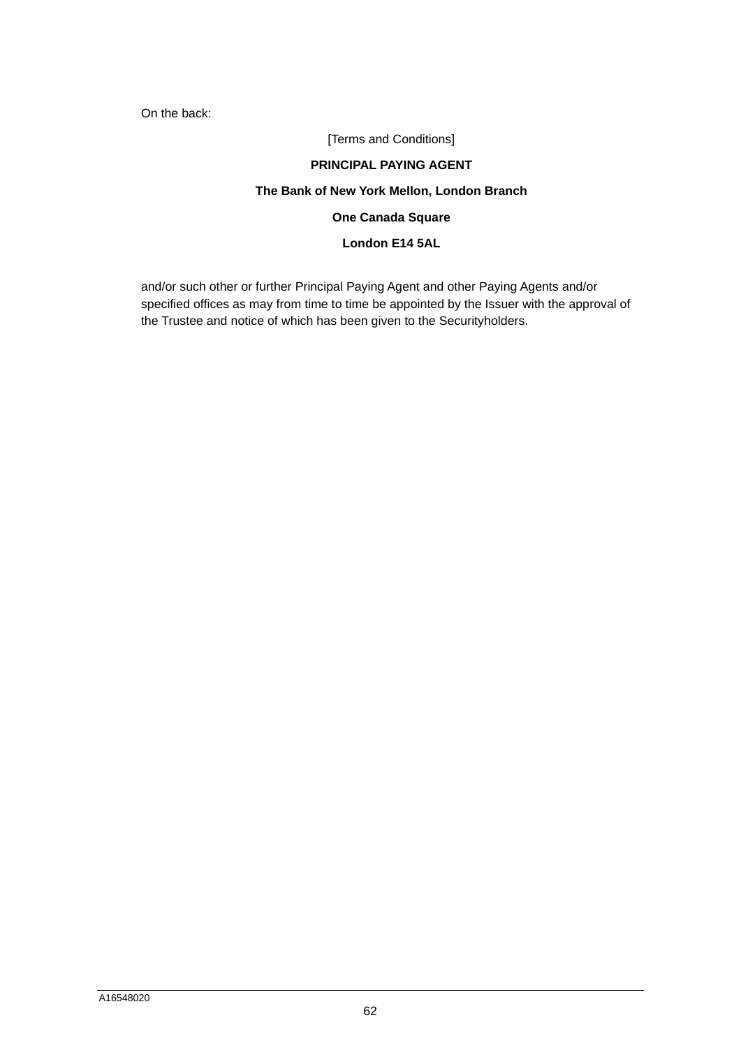On the back:

[Terms and Conditions]

**PRINCIPAL PAYING AGENT**

**The Bank of New York Mellon, London Branch**

**One Canada Square**

**London E14 5AL**

and/or such other or further Principal Paying Agent and other Paying Agents and/or specified offices as may from time to time be appointed by the Issuer with the approval of the Trustee and notice of which has been given to the Securityholders.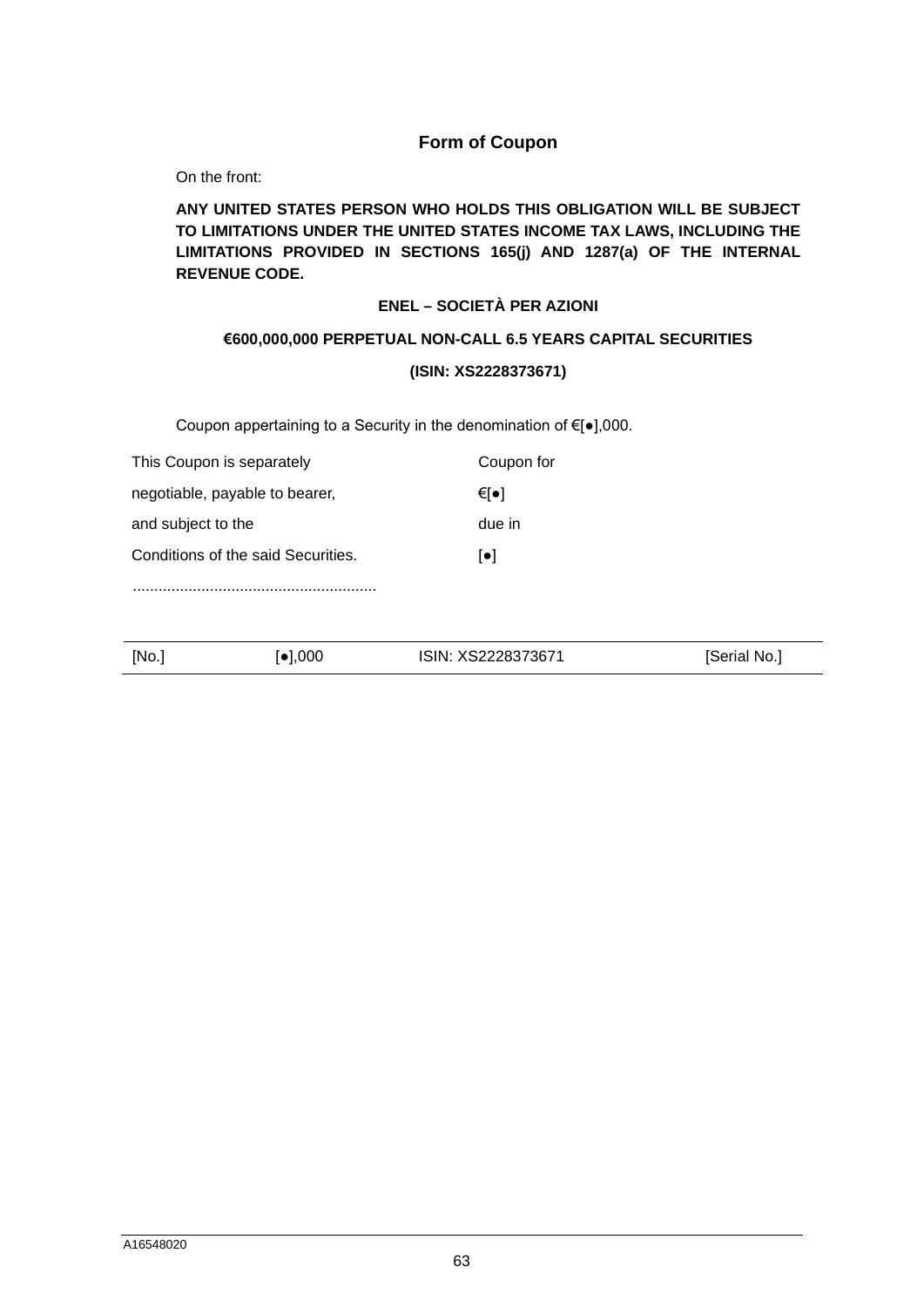## Form of Coupon

On the front:

**ANY UNITED STATES PERSON WHO HOLDS THIS OBLIGATION WILL BE SUBJECT TO LIMITATIONS UNDER THE UNITED STATES INCOME TAX LAWS, INCLUDING THE LIMITATIONS PROVIDED IN SECTIONS 165(j) AND 1287(a) OF THE INTERNAL REVENUE CODE.**

**ENEL – SOCIETÀ PER AZIONI**

**€600,000,000 PERPETUAL NON-CALL 6.5 YEARS CAPITAL SECURITIES**

**(ISIN: XS2228373671)**

Coupon appertaining to a Security in the denomination of €[●],000.

| | |
|---|---|
| This Coupon is separately | Coupon for |
| negotiable, payable to bearer, | €[●] |
| and subject to the | due in |
| Conditions of the said Securities. | [●] |

........................................................

| [No.] | [●],000 | ISIN: XS2228373671 | [Serial No.] |
|---|---|---|---|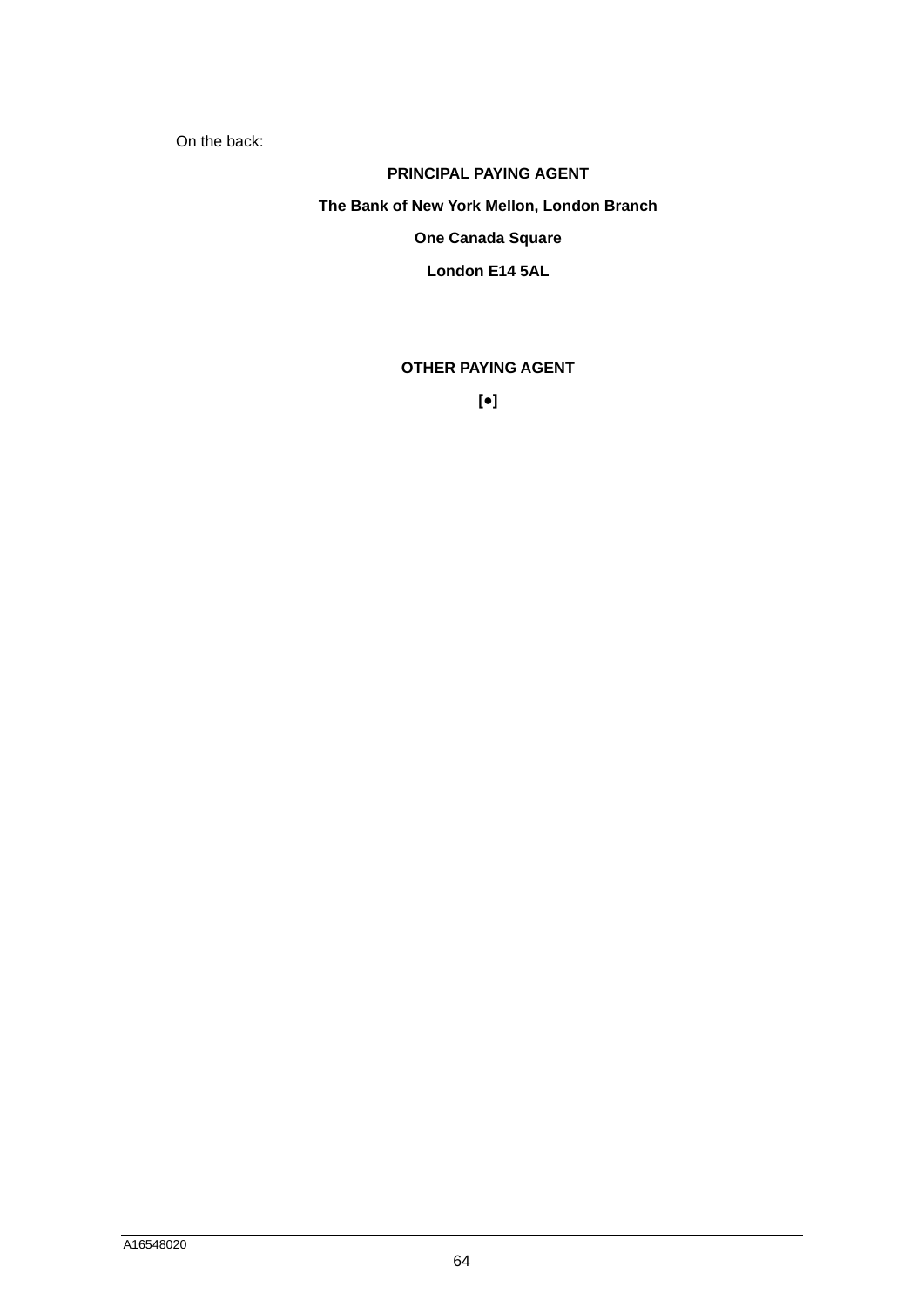On the back:

**PRINCIPAL PAYING AGENT**

**The Bank of New York Mellon, London Branch**

**One Canada Square**

**London E14 5AL**

**OTHER PAYING AGENT**

**[•]**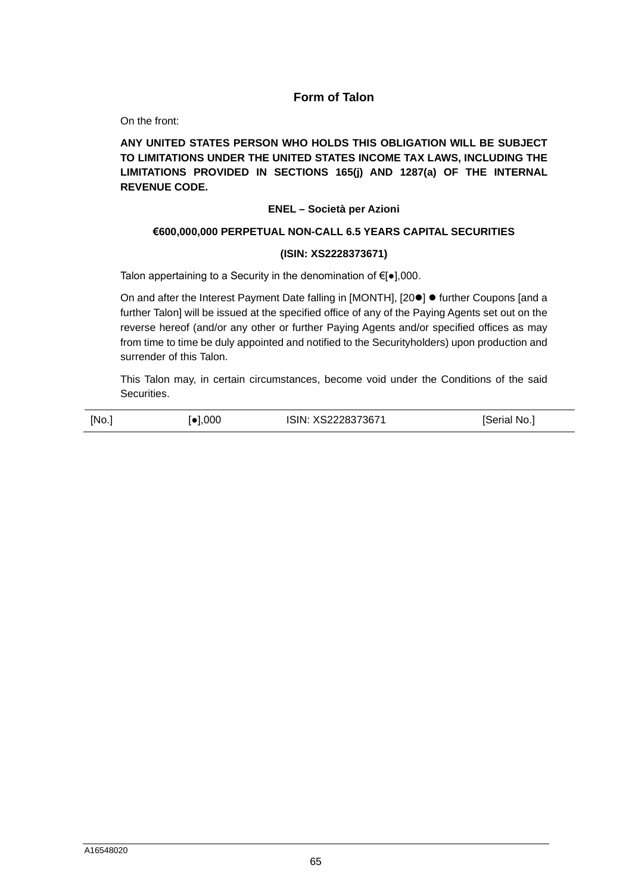## Form of Talon

On the front:

**ANY UNITED STATES PERSON WHO HOLDS THIS OBLIGATION WILL BE SUBJECT TO LIMITATIONS UNDER THE UNITED STATES INCOME TAX LAWS, INCLUDING THE LIMITATIONS PROVIDED IN SECTIONS 165(j) AND 1287(a) OF THE INTERNAL REVENUE CODE.**

**ENEL – Società per Azioni**

**€600,000,000 PERPETUAL NON-CALL 6.5 YEARS CAPITAL SECURITIES**

**(ISIN: XS2228373671)**

Talon appertaining to a Security in the denomination of €[●],000.

On and after the Interest Payment Date falling in [MONTH], [20●] ● further Coupons [and a further Talon] will be issued at the specified office of any of the Paying Agents set out on the reverse hereof (and/or any other or further Paying Agents and/or specified offices as may from time to time be duly appointed and notified to the Securityholders) upon production and surrender of this Talon.

This Talon may, in certain circumstances, become void under the Conditions of the said Securities.

| [No.] | [●],000 | ISIN: XS2228373671 | [Serial No.] |
|---|---|---|---|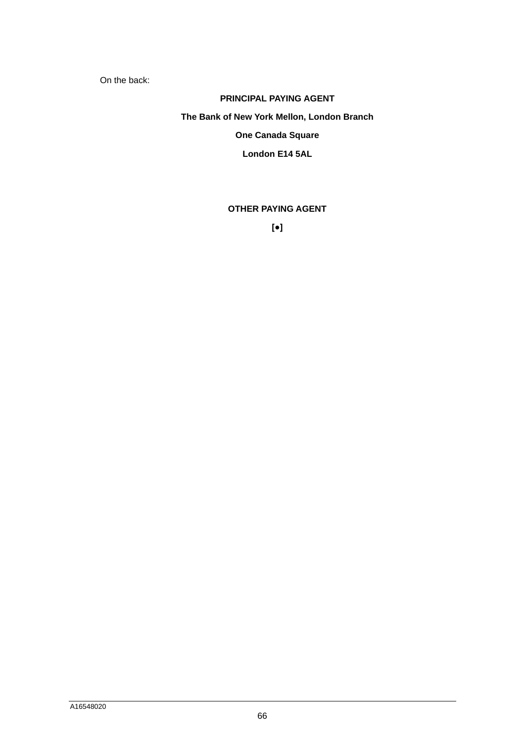On the back:

**PRINCIPAL PAYING AGENT**

**The Bank of New York Mellon, London Branch**

**One Canada Square**

**London E14 5AL**

**OTHER PAYING AGENT**

**[•]**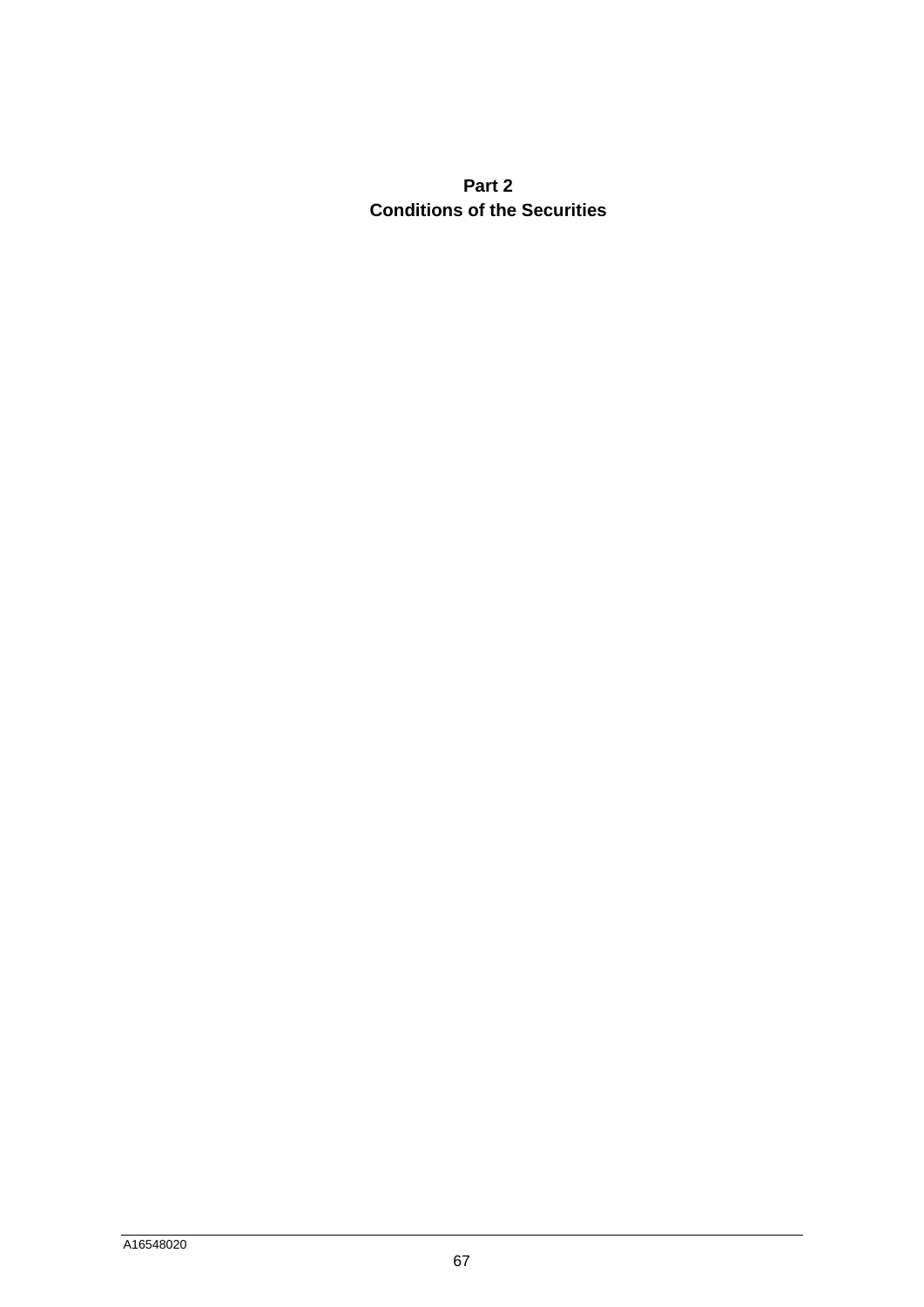# Part 2
# Conditions of the Securities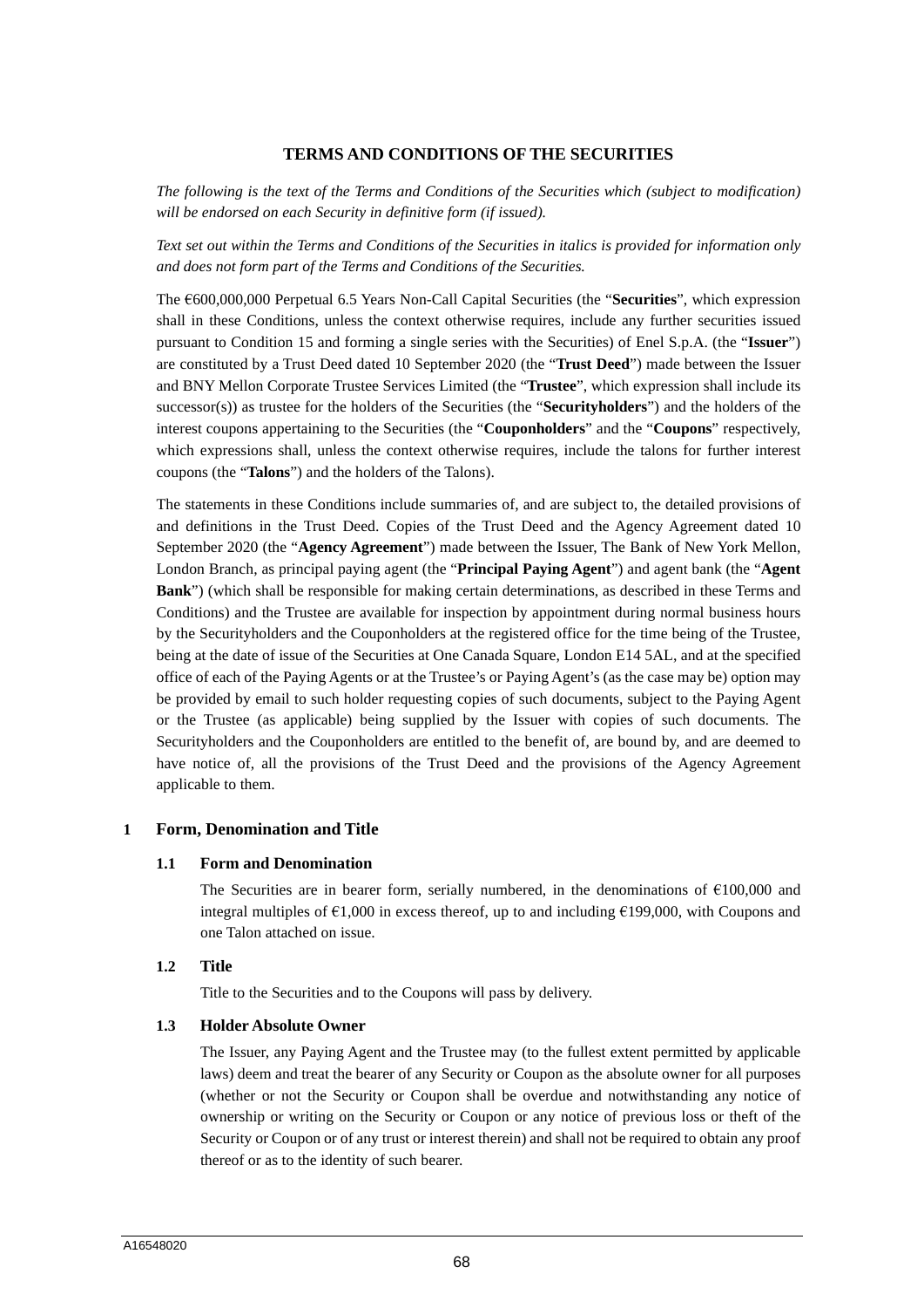## TERMS AND CONDITIONS OF THE SECURITIES

*The following is the text of the Terms and Conditions of the Securities which (subject to modification) will be endorsed on each Security in definitive form (if issued).*

*Text set out within the Terms and Conditions of the Securities in italics is provided for information only and does not form part of the Terms and Conditions of the Securities.*

The €600,000,000 Perpetual 6.5 Years Non-Call Capital Securities (the "**Securities**", which expression shall in these Conditions, unless the context otherwise requires, include any further securities issued pursuant to Condition 15 and forming a single series with the Securities) of Enel S.p.A. (the "**Issuer**") are constituted by a Trust Deed dated 10 September 2020 (the "**Trust Deed**") made between the Issuer and BNY Mellon Corporate Trustee Services Limited (the "**Trustee**", which expression shall include its successor(s)) as trustee for the holders of the Securities (the "**Securityholders**") and the holders of the interest coupons appertaining to the Securities (the "**Couponholders**" and the "**Coupons**" respectively, which expressions shall, unless the context otherwise requires, include the talons for further interest coupons (the "**Talons**") and the holders of the Talons).

The statements in these Conditions include summaries of, and are subject to, the detailed provisions of and definitions in the Trust Deed. Copies of the Trust Deed and the Agency Agreement dated 10 September 2020 (the "**Agency Agreement**") made between the Issuer, The Bank of New York Mellon, London Branch, as principal paying agent (the "**Principal Paying Agent**") and agent bank (the "**Agent Bank**") (which shall be responsible for making certain determinations, as described in these Terms and Conditions) and the Trustee are available for inspection by appointment during normal business hours by the Securityholders and the Couponholders at the registered office for the time being of the Trustee, being at the date of issue of the Securities at One Canada Square, London E14 5AL, and at the specified office of each of the Paying Agents or at the Trustee's or Paying Agent's (as the case may be) option may be provided by email to such holder requesting copies of such documents, subject to the Paying Agent or the Trustee (as applicable) being supplied by the Issuer with copies of such documents. The Securityholders and the Couponholders are entitled to the benefit of, are bound by, and are deemed to have notice of, all the provisions of the Trust Deed and the provisions of the Agency Agreement applicable to them.

### 1 Form, Denomination and Title

#### 1.1 Form and Denomination

The Securities are in bearer form, serially numbered, in the denominations of €100,000 and integral multiples of €1,000 in excess thereof, up to and including €199,000, with Coupons and one Talon attached on issue.

#### 1.2 Title

Title to the Securities and to the Coupons will pass by delivery.

#### 1.3 Holder Absolute Owner

The Issuer, any Paying Agent and the Trustee may (to the fullest extent permitted by applicable laws) deem and treat the bearer of any Security or Coupon as the absolute owner for all purposes (whether or not the Security or Coupon shall be overdue and notwithstanding any notice of ownership or writing on the Security or Coupon or any notice of previous loss or theft of the Security or Coupon or of any trust or interest therein) and shall not be required to obtain any proof thereof or as to the identity of such bearer.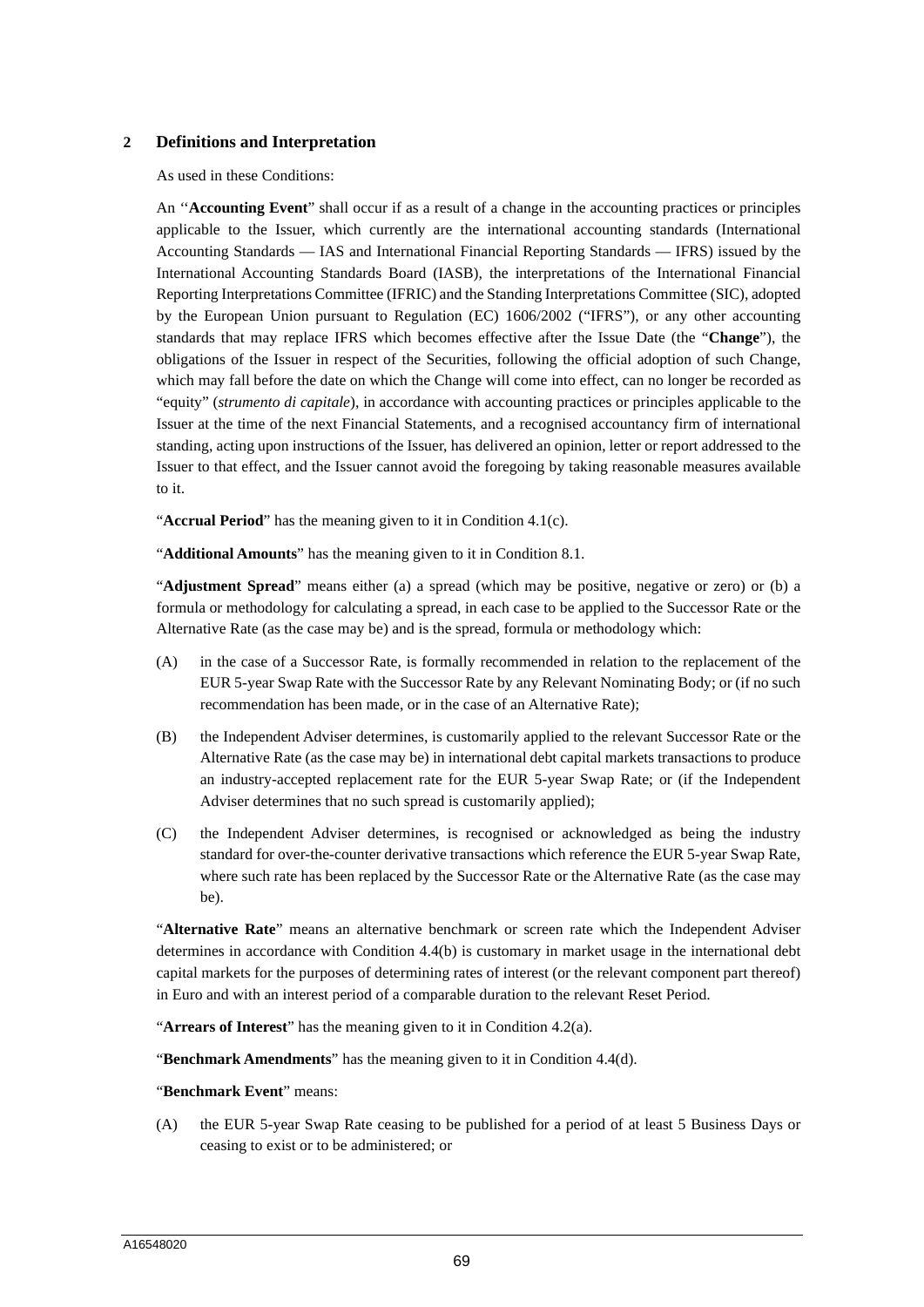## 2 Definitions and Interpretation

As used in these Conditions:

An "**Accounting Event**" shall occur if as a result of a change in the accounting practices or principles applicable to the Issuer, which currently are the international accounting standards (International Accounting Standards — IAS and International Financial Reporting Standards — IFRS) issued by the International Accounting Standards Board (IASB), the interpretations of the International Financial Reporting Interpretations Committee (IFRIC) and the Standing Interpretations Committee (SIC), adopted by the European Union pursuant to Regulation (EC) 1606/2002 ("IFRS"), or any other accounting standards that may replace IFRS which becomes effective after the Issue Date (the "**Change**"), the obligations of the Issuer in respect of the Securities, following the official adoption of such Change, which may fall before the date on which the Change will come into effect, can no longer be recorded as "equity" (*strumento di capitale*), in accordance with accounting practices or principles applicable to the Issuer at the time of the next Financial Statements, and a recognised accountancy firm of international standing, acting upon instructions of the Issuer, has delivered an opinion, letter or report addressed to the Issuer to that effect, and the Issuer cannot avoid the foregoing by taking reasonable measures available to it.

"**Accrual Period**" has the meaning given to it in Condition 4.1(c).

"**Additional Amounts**" has the meaning given to it in Condition 8.1.

"**Adjustment Spread**" means either (a) a spread (which may be positive, negative or zero) or (b) a formula or methodology for calculating a spread, in each case to be applied to the Successor Rate or the Alternative Rate (as the case may be) and is the spread, formula or methodology which:

(A) in the case of a Successor Rate, is formally recommended in relation to the replacement of the EUR 5-year Swap Rate with the Successor Rate by any Relevant Nominating Body; or (if no such recommendation has been made, or in the case of an Alternative Rate);

(B) the Independent Adviser determines, is customarily applied to the relevant Successor Rate or the Alternative Rate (as the case may be) in international debt capital markets transactions to produce an industry-accepted replacement rate for the EUR 5-year Swap Rate; or (if the Independent Adviser determines that no such spread is customarily applied);

(C) the Independent Adviser determines, is recognised or acknowledged as being the industry standard for over-the-counter derivative transactions which reference the EUR 5-year Swap Rate, where such rate has been replaced by the Successor Rate or the Alternative Rate (as the case may be).

"**Alternative Rate**" means an alternative benchmark or screen rate which the Independent Adviser determines in accordance with Condition 4.4(b) is customary in market usage in the international debt capital markets for the purposes of determining rates of interest (or the relevant component part thereof) in Euro and with an interest period of a comparable duration to the relevant Reset Period.

"**Arrears of Interest**" has the meaning given to it in Condition 4.2(a).

"**Benchmark Amendments**" has the meaning given to it in Condition 4.4(d).

"**Benchmark Event**" means:

(A) the EUR 5-year Swap Rate ceasing to be published for a period of at least 5 Business Days or ceasing to exist or to be administered; or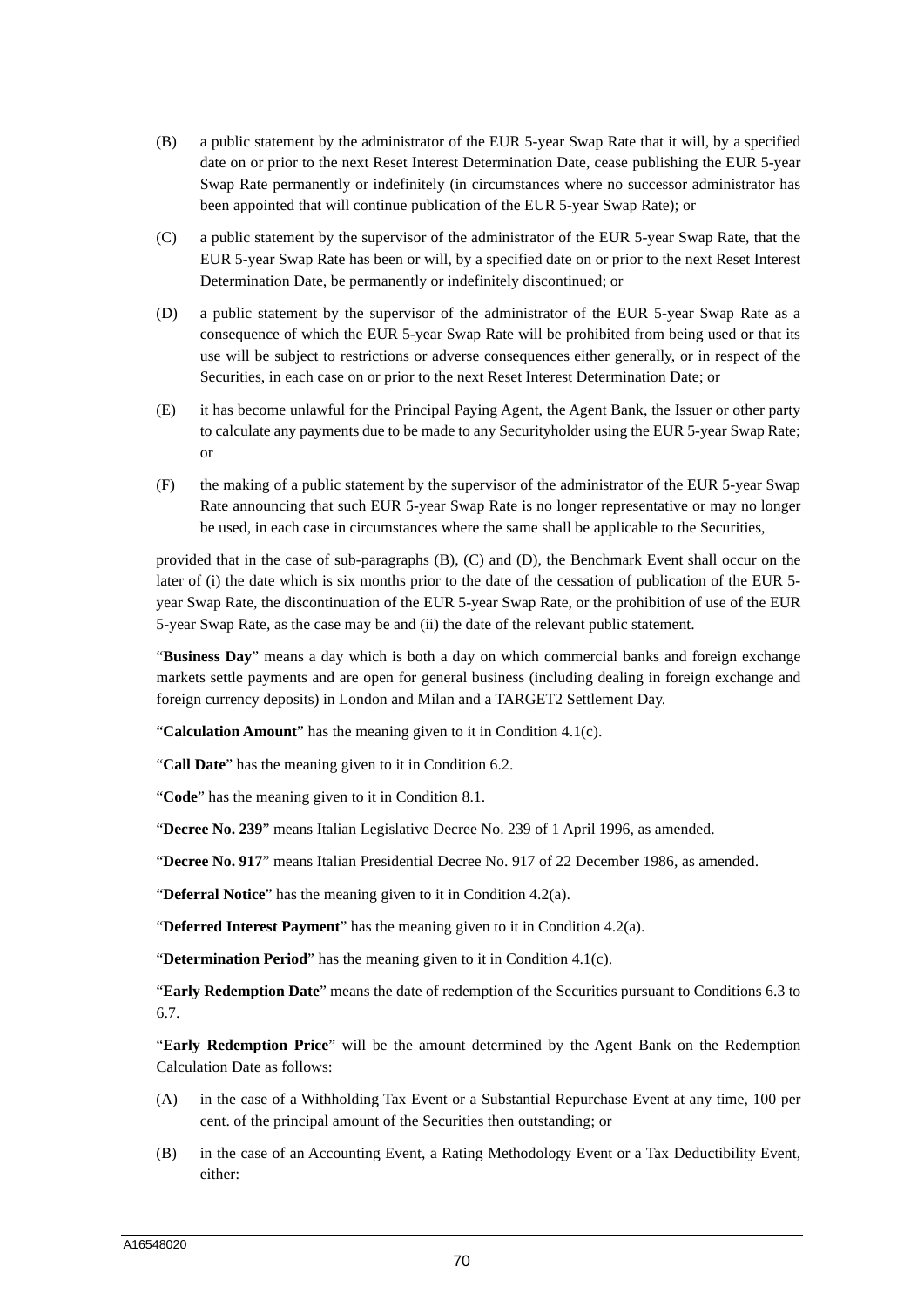(B) a public statement by the administrator of the EUR 5-year Swap Rate that it will, by a specified date on or prior to the next Reset Interest Determination Date, cease publishing the EUR 5-year Swap Rate permanently or indefinitely (in circumstances where no successor administrator has been appointed that will continue publication of the EUR 5-year Swap Rate); or

(C) a public statement by the supervisor of the administrator of the EUR 5-year Swap Rate, that the EUR 5-year Swap Rate has been or will, by a specified date on or prior to the next Reset Interest Determination Date, be permanently or indefinitely discontinued; or

(D) a public statement by the supervisor of the administrator of the EUR 5-year Swap Rate as a consequence of which the EUR 5-year Swap Rate will be prohibited from being used or that its use will be subject to restrictions or adverse consequences either generally, or in respect of the Securities, in each case on or prior to the next Reset Interest Determination Date; or

(E) it has become unlawful for the Principal Paying Agent, the Agent Bank, the Issuer or other party to calculate any payments due to be made to any Securityholder using the EUR 5-year Swap Rate; or

(F) the making of a public statement by the supervisor of the administrator of the EUR 5-year Swap Rate announcing that such EUR 5-year Swap Rate is no longer representative or may no longer be used, in each case in circumstances where the same shall be applicable to the Securities,

provided that in the case of sub-paragraphs (B), (C) and (D), the Benchmark Event shall occur on the later of (i) the date which is six months prior to the date of the cessation of publication of the EUR 5-year Swap Rate, the discontinuation of the EUR 5-year Swap Rate, or the prohibition of use of the EUR 5-year Swap Rate, as the case may be and (ii) the date of the relevant public statement.

"**Business Day**" means a day which is both a day on which commercial banks and foreign exchange markets settle payments and are open for general business (including dealing in foreign exchange and foreign currency deposits) in London and Milan and a TARGET2 Settlement Day.

"**Calculation Amount**" has the meaning given to it in Condition 4.1(c).

"**Call Date**" has the meaning given to it in Condition 6.2.

"**Code**" has the meaning given to it in Condition 8.1.

"**Decree No. 239**" means Italian Legislative Decree No. 239 of 1 April 1996, as amended.

"**Decree No. 917**" means Italian Presidential Decree No. 917 of 22 December 1986, as amended.

"**Deferral Notice**" has the meaning given to it in Condition 4.2(a).

"**Deferred Interest Payment**" has the meaning given to it in Condition 4.2(a).

"**Determination Period**" has the meaning given to it in Condition 4.1(c).

"**Early Redemption Date**" means the date of redemption of the Securities pursuant to Conditions 6.3 to 6.7.

"**Early Redemption Price**" will be the amount determined by the Agent Bank on the Redemption Calculation Date as follows:

(A) in the case of a Withholding Tax Event or a Substantial Repurchase Event at any time, 100 per cent. of the principal amount of the Securities then outstanding; or

(B) in the case of an Accounting Event, a Rating Methodology Event or a Tax Deductibility Event, either: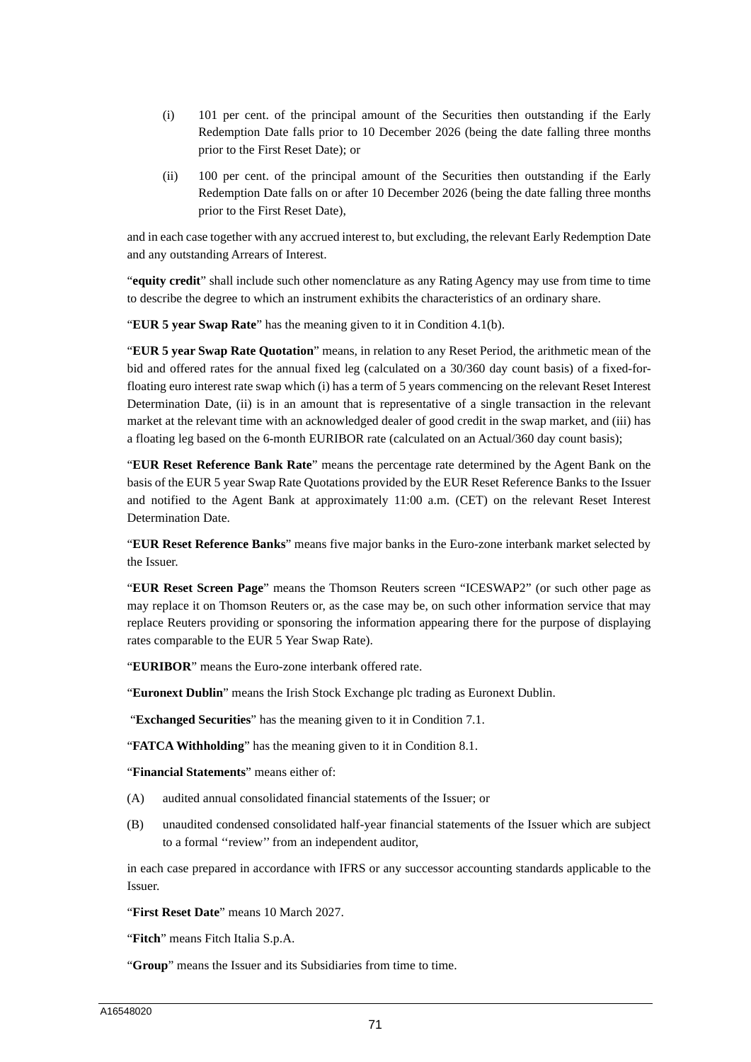(i) 101 per cent. of the principal amount of the Securities then outstanding if the Early Redemption Date falls prior to 10 December 2026 (being the date falling three months prior to the First Reset Date); or

(ii) 100 per cent. of the principal amount of the Securities then outstanding if the Early Redemption Date falls on or after 10 December 2026 (being the date falling three months prior to the First Reset Date),

and in each case together with any accrued interest to, but excluding, the relevant Early Redemption Date and any outstanding Arrears of Interest.

"**equity credit**" shall include such other nomenclature as any Rating Agency may use from time to time to describe the degree to which an instrument exhibits the characteristics of an ordinary share.

"**EUR 5 year Swap Rate**" has the meaning given to it in Condition 4.1(b).

"**EUR 5 year Swap Rate Quotation**" means, in relation to any Reset Period, the arithmetic mean of the bid and offered rates for the annual fixed leg (calculated on a 30/360 day count basis) of a fixed-for-floating euro interest rate swap which (i) has a term of 5 years commencing on the relevant Reset Interest Determination Date, (ii) is in an amount that is representative of a single transaction in the relevant market at the relevant time with an acknowledged dealer of good credit in the swap market, and (iii) has a floating leg based on the 6-month EURIBOR rate (calculated on an Actual/360 day count basis);

"**EUR Reset Reference Bank Rate**" means the percentage rate determined by the Agent Bank on the basis of the EUR 5 year Swap Rate Quotations provided by the EUR Reset Reference Banks to the Issuer and notified to the Agent Bank at approximately 11:00 a.m. (CET) on the relevant Reset Interest Determination Date.

"**EUR Reset Reference Banks**" means five major banks in the Euro-zone interbank market selected by the Issuer.

"**EUR Reset Screen Page**" means the Thomson Reuters screen "ICESWAP2" (or such other page as may replace it on Thomson Reuters or, as the case may be, on such other information service that may replace Reuters providing or sponsoring the information appearing there for the purpose of displaying rates comparable to the EUR 5 Year Swap Rate).

"**EURIBOR**" means the Euro-zone interbank offered rate.

"**Euronext Dublin**" means the Irish Stock Exchange plc trading as Euronext Dublin.

"**Exchanged Securities**" has the meaning given to it in Condition 7.1.

"**FATCA Withholding**" has the meaning given to it in Condition 8.1.

"**Financial Statements**" means either of:

(A) audited annual consolidated financial statements of the Issuer; or

(B) unaudited condensed consolidated half-year financial statements of the Issuer which are subject to a formal ''review'' from an independent auditor,

in each case prepared in accordance with IFRS or any successor accounting standards applicable to the Issuer.

"**First Reset Date**" means 10 March 2027.

"**Fitch**" means Fitch Italia S.p.A.

"**Group**" means the Issuer and its Subsidiaries from time to time.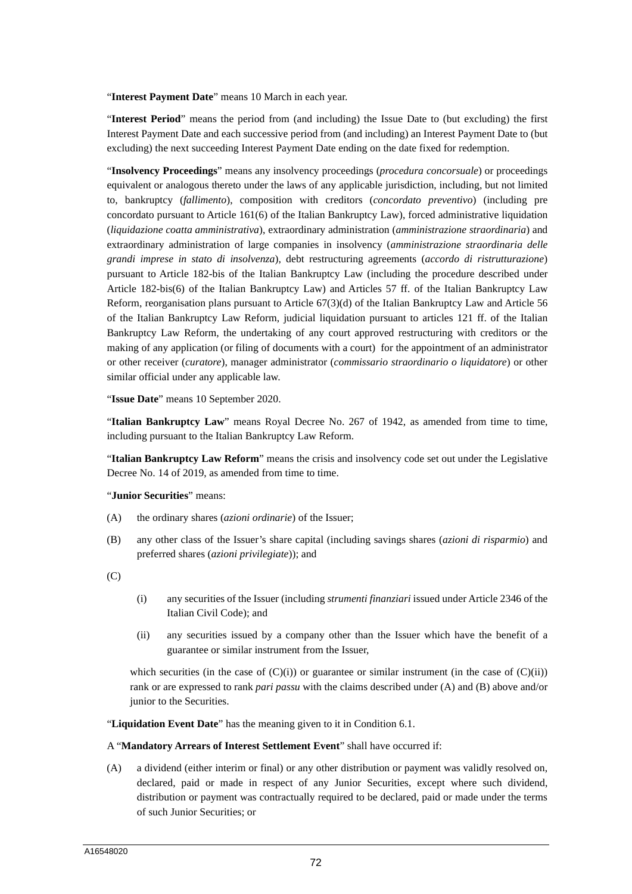"**Interest Payment Date**" means 10 March in each year.

"**Interest Period**" means the period from (and including) the Issue Date to (but excluding) the first Interest Payment Date and each successive period from (and including) an Interest Payment Date to (but excluding) the next succeeding Interest Payment Date ending on the date fixed for redemption.

"**Insolvency Proceedings**" means any insolvency proceedings (*procedura concorsuale*) or proceedings equivalent or analogous thereto under the laws of any applicable jurisdiction, including, but not limited to, bankruptcy (*fallimento*), composition with creditors (*concordato preventivo*) (including pre concordato pursuant to Article 161(6) of the Italian Bankruptcy Law), forced administrative liquidation (*liquidazione coatta amministrativa*), extraordinary administration (*amministrazione straordinaria*) and extraordinary administration of large companies in insolvency (*amministrazione straordinaria delle grandi imprese in stato di insolvenza*), debt restructuring agreements (*accordo di ristrutturazione*) pursuant to Article 182-bis of the Italian Bankruptcy Law (including the procedure described under Article 182-bis(6) of the Italian Bankruptcy Law) and Articles 57 ff. of the Italian Bankruptcy Law Reform, reorganisation plans pursuant to Article 67(3)(d) of the Italian Bankruptcy Law and Article 56 of the Italian Bankruptcy Law Reform, judicial liquidation pursuant to articles 121 ff. of the Italian Bankruptcy Law Reform, the undertaking of any court approved restructuring with creditors or the making of any application (or filing of documents with a court) for the appointment of an administrator or other receiver (*curatore*), manager administrator (*commissario straordinario o liquidatore*) or other similar official under any applicable law.

"**Issue Date**" means 10 September 2020.

"**Italian Bankruptcy Law**" means Royal Decree No. 267 of 1942, as amended from time to time, including pursuant to the Italian Bankruptcy Law Reform.

"**Italian Bankruptcy Law Reform**" means the crisis and insolvency code set out under the Legislative Decree No. 14 of 2019, as amended from time to time.

"**Junior Securities**" means:

(A) the ordinary shares (*azioni ordinarie*) of the Issuer;

(B) any other class of the Issuer's share capital (including savings shares (*azioni di risparmio*) and preferred shares (*azioni privilegiate*)); and

(C)

(i) any securities of the Issuer (including *strumenti finanziari* issued under Article 2346 of the Italian Civil Code); and

(ii) any securities issued by a company other than the Issuer which have the benefit of a guarantee or similar instrument from the Issuer,

which securities (in the case of (C)(i)) or guarantee or similar instrument (in the case of (C)(ii)) rank or are expressed to rank *pari passu* with the claims described under (A) and (B) above and/or junior to the Securities.

"**Liquidation Event Date**" has the meaning given to it in Condition 6.1.

A "**Mandatory Arrears of Interest Settlement Event**" shall have occurred if:

(A) a dividend (either interim or final) or any other distribution or payment was validly resolved on, declared, paid or made in respect of any Junior Securities, except where such dividend, distribution or payment was contractually required to be declared, paid or made under the terms of such Junior Securities; or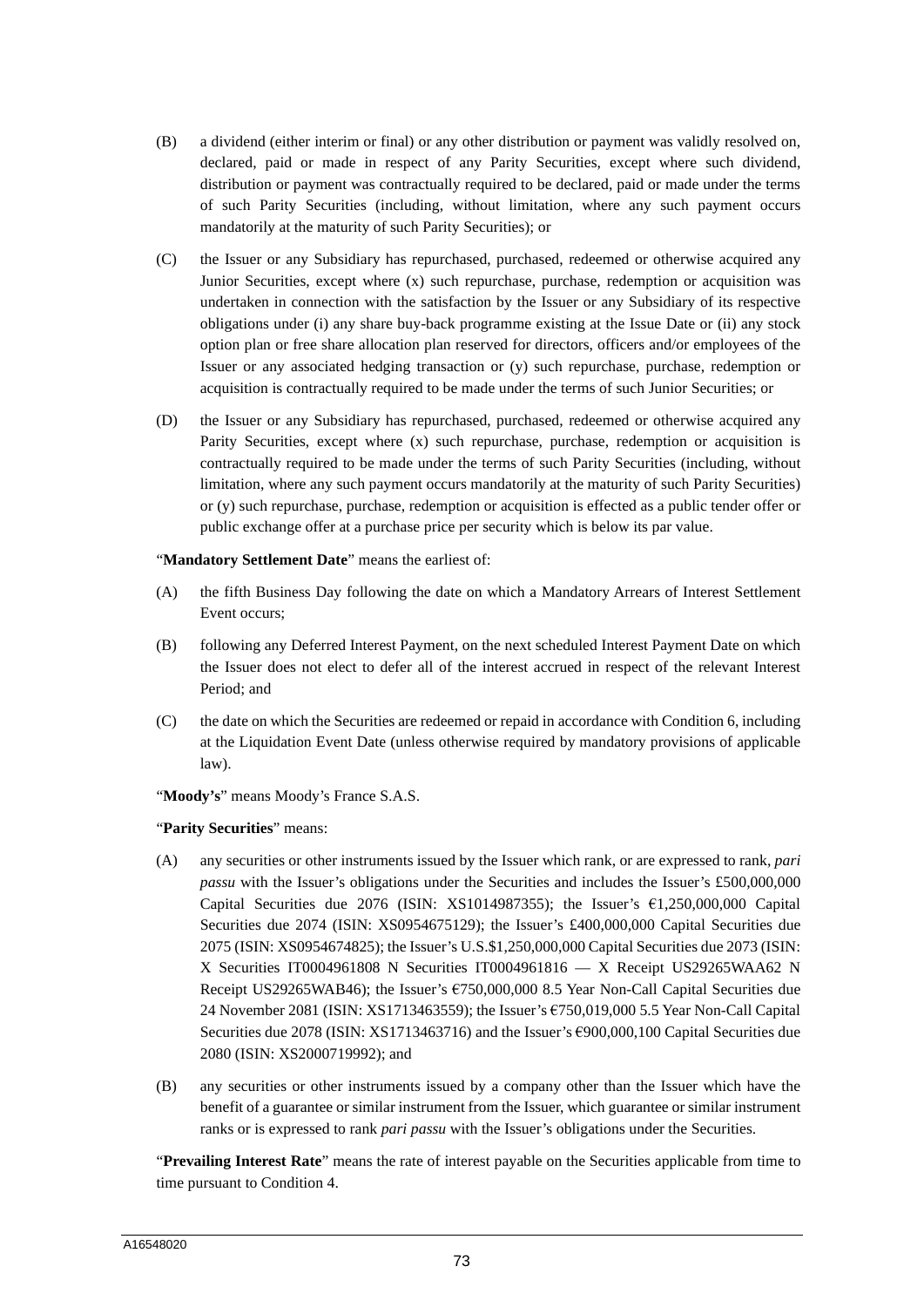(B) a dividend (either interim or final) or any other distribution or payment was validly resolved on, declared, paid or made in respect of any Parity Securities, except where such dividend, distribution or payment was contractually required to be declared, paid or made under the terms of such Parity Securities (including, without limitation, where any such payment occurs mandatorily at the maturity of such Parity Securities); or

(C) the Issuer or any Subsidiary has repurchased, purchased, redeemed or otherwise acquired any Junior Securities, except where (x) such repurchase, purchase, redemption or acquisition was undertaken in connection with the satisfaction by the Issuer or any Subsidiary of its respective obligations under (i) any share buy-back programme existing at the Issue Date or (ii) any stock option plan or free share allocation plan reserved for directors, officers and/or employees of the Issuer or any associated hedging transaction or (y) such repurchase, purchase, redemption or acquisition is contractually required to be made under the terms of such Junior Securities; or

(D) the Issuer or any Subsidiary has repurchased, purchased, redeemed or otherwise acquired any Parity Securities, except where (x) such repurchase, purchase, redemption or acquisition is contractually required to be made under the terms of such Parity Securities (including, without limitation, where any such payment occurs mandatorily at the maturity of such Parity Securities) or (y) such repurchase, purchase, redemption or acquisition is effected as a public tender offer or public exchange offer at a purchase price per security which is below its par value.

"**Mandatory Settlement Date**" means the earliest of:

(A) the fifth Business Day following the date on which a Mandatory Arrears of Interest Settlement Event occurs;

(B) following any Deferred Interest Payment, on the next scheduled Interest Payment Date on which the Issuer does not elect to defer all of the interest accrued in respect of the relevant Interest Period; and

(C) the date on which the Securities are redeemed or repaid in accordance with Condition 6, including at the Liquidation Event Date (unless otherwise required by mandatory provisions of applicable law).

"**Moody's**" means Moody's France S.A.S.

"**Parity Securities**" means:

(A) any securities or other instruments issued by the Issuer which rank, or are expressed to rank, *pari passu* with the Issuer's obligations under the Securities and includes the Issuer's £500,000,000 Capital Securities due 2076 (ISIN: XS1014987355); the Issuer's €1,250,000,000 Capital Securities due 2074 (ISIN: XS0954675129); the Issuer's £400,000,000 Capital Securities due 2075 (ISIN: XS0954674825); the Issuer's U.S.$1,250,000,000 Capital Securities due 2073 (ISIN: X Securities IT0004961808 N Securities IT0004961816 — X Receipt US29265WAA62 N Receipt US29265WAB46); the Issuer's €750,000,000 8.5 Year Non-Call Capital Securities due 24 November 2081 (ISIN: XS1713463559); the Issuer's €750,019,000 5.5 Year Non-Call Capital Securities due 2078 (ISIN: XS1713463716) and the Issuer's €900,000,100 Capital Securities due 2080 (ISIN: XS2000719992); and

(B) any securities or other instruments issued by a company other than the Issuer which have the benefit of a guarantee or similar instrument from the Issuer, which guarantee or similar instrument ranks or is expressed to rank *pari passu* with the Issuer's obligations under the Securities.

"**Prevailing Interest Rate**" means the rate of interest payable on the Securities applicable from time to time pursuant to Condition 4.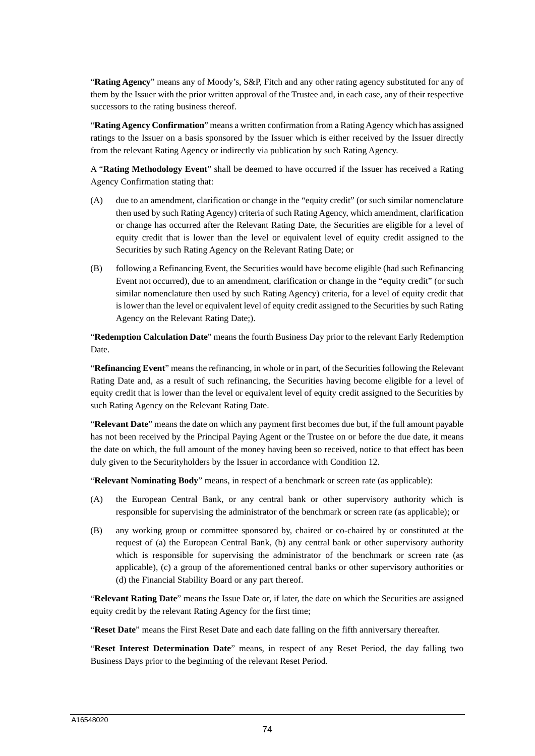"**Rating Agency**" means any of Moody's, S&P, Fitch and any other rating agency substituted for any of them by the Issuer with the prior written approval of the Trustee and, in each case, any of their respective successors to the rating business thereof.

"**Rating Agency Confirmation**" means a written confirmation from a Rating Agency which has assigned ratings to the Issuer on a basis sponsored by the Issuer which is either received by the Issuer directly from the relevant Rating Agency or indirectly via publication by such Rating Agency.

A "**Rating Methodology Event**" shall be deemed to have occurred if the Issuer has received a Rating Agency Confirmation stating that:

(A) due to an amendment, clarification or change in the "equity credit" (or such similar nomenclature then used by such Rating Agency) criteria of such Rating Agency, which amendment, clarification or change has occurred after the Relevant Rating Date, the Securities are eligible for a level of equity credit that is lower than the level or equivalent level of equity credit assigned to the Securities by such Rating Agency on the Relevant Rating Date; or

(B) following a Refinancing Event, the Securities would have become eligible (had such Refinancing Event not occurred), due to an amendment, clarification or change in the "equity credit" (or such similar nomenclature then used by such Rating Agency) criteria, for a level of equity credit that is lower than the level or equivalent level of equity credit assigned to the Securities by such Rating Agency on the Relevant Rating Date;).

"**Redemption Calculation Date**" means the fourth Business Day prior to the relevant Early Redemption Date.

"**Refinancing Event**" means the refinancing, in whole or in part, of the Securities following the Relevant Rating Date and, as a result of such refinancing, the Securities having become eligible for a level of equity credit that is lower than the level or equivalent level of equity credit assigned to the Securities by such Rating Agency on the Relevant Rating Date.

"**Relevant Date**" means the date on which any payment first becomes due but, if the full amount payable has not been received by the Principal Paying Agent or the Trustee on or before the due date, it means the date on which, the full amount of the money having been so received, notice to that effect has been duly given to the Securityholders by the Issuer in accordance with Condition 12.

"**Relevant Nominating Body**" means, in respect of a benchmark or screen rate (as applicable):

(A) the European Central Bank, or any central bank or other supervisory authority which is responsible for supervising the administrator of the benchmark or screen rate (as applicable); or

(B) any working group or committee sponsored by, chaired or co-chaired by or constituted at the request of (a) the European Central Bank, (b) any central bank or other supervisory authority which is responsible for supervising the administrator of the benchmark or screen rate (as applicable), (c) a group of the aforementioned central banks or other supervisory authorities or (d) the Financial Stability Board or any part thereof.

"**Relevant Rating Date**" means the Issue Date or, if later, the date on which the Securities are assigned equity credit by the relevant Rating Agency for the first time;

"**Reset Date**" means the First Reset Date and each date falling on the fifth anniversary thereafter.

"**Reset Interest Determination Date**" means, in respect of any Reset Period, the day falling two Business Days prior to the beginning of the relevant Reset Period.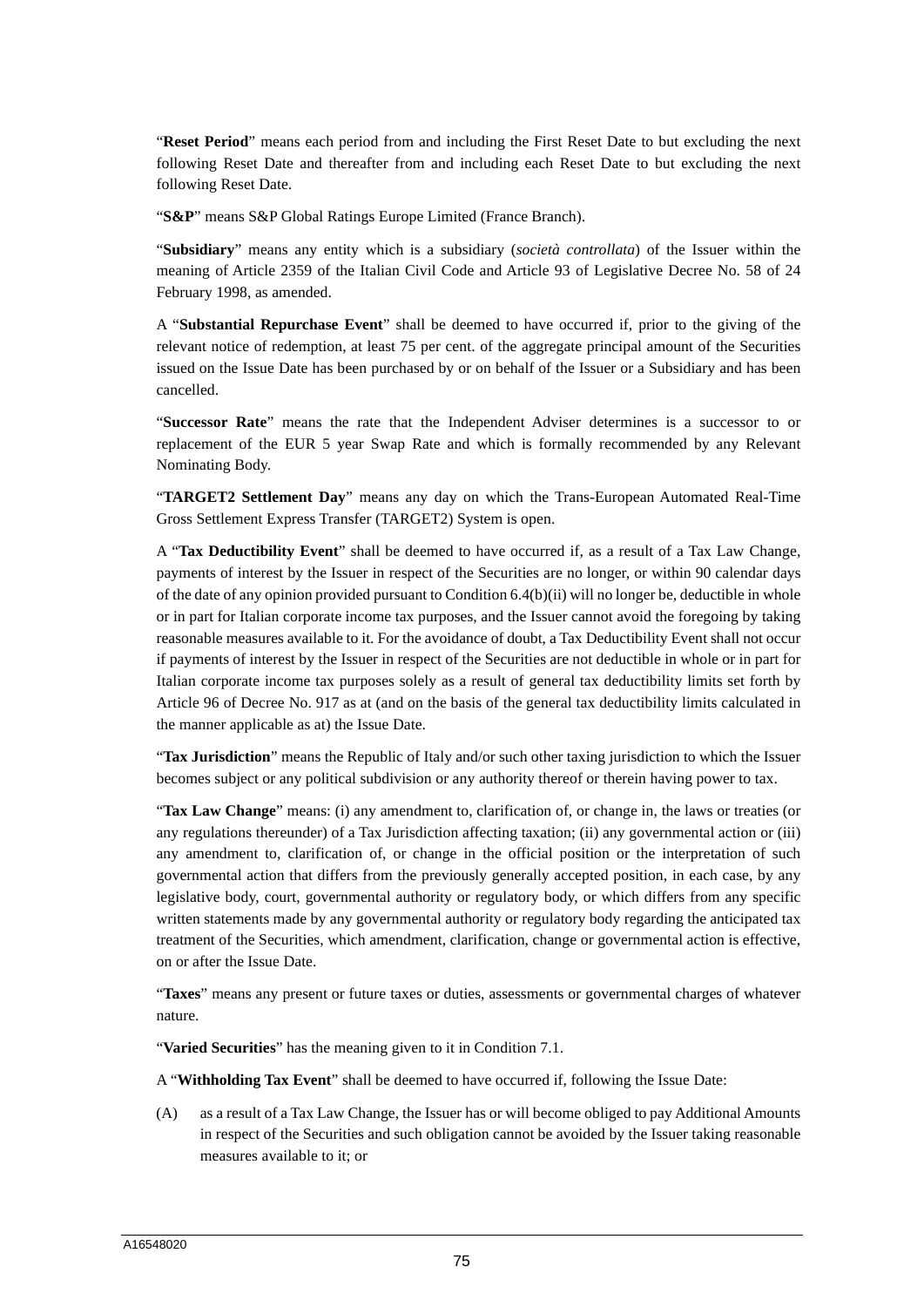"**Reset Period**" means each period from and including the First Reset Date to but excluding the next following Reset Date and thereafter from and including each Reset Date to but excluding the next following Reset Date.

"**S&P**" means S&P Global Ratings Europe Limited (France Branch).

"**Subsidiary**" means any entity which is a subsidiary (*società controllata*) of the Issuer within the meaning of Article 2359 of the Italian Civil Code and Article 93 of Legislative Decree No. 58 of 24 February 1998, as amended.

A "**Substantial Repurchase Event**" shall be deemed to have occurred if, prior to the giving of the relevant notice of redemption, at least 75 per cent. of the aggregate principal amount of the Securities issued on the Issue Date has been purchased by or on behalf of the Issuer or a Subsidiary and has been cancelled.

"**Successor Rate**" means the rate that the Independent Adviser determines is a successor to or replacement of the EUR 5 year Swap Rate and which is formally recommended by any Relevant Nominating Body.

"**TARGET2 Settlement Day**" means any day on which the Trans-European Automated Real-Time Gross Settlement Express Transfer (TARGET2) System is open.

A "**Tax Deductibility Event**" shall be deemed to have occurred if, as a result of a Tax Law Change, payments of interest by the Issuer in respect of the Securities are no longer, or within 90 calendar days of the date of any opinion provided pursuant to Condition 6.4(b)(ii) will no longer be, deductible in whole or in part for Italian corporate income tax purposes, and the Issuer cannot avoid the foregoing by taking reasonable measures available to it. For the avoidance of doubt, a Tax Deductibility Event shall not occur if payments of interest by the Issuer in respect of the Securities are not deductible in whole or in part for Italian corporate income tax purposes solely as a result of general tax deductibility limits set forth by Article 96 of Decree No. 917 as at (and on the basis of the general tax deductibility limits calculated in the manner applicable as at) the Issue Date.

"**Tax Jurisdiction**" means the Republic of Italy and/or such other taxing jurisdiction to which the Issuer becomes subject or any political subdivision or any authority thereof or therein having power to tax.

"**Tax Law Change**" means: (i) any amendment to, clarification of, or change in, the laws or treaties (or any regulations thereunder) of a Tax Jurisdiction affecting taxation; (ii) any governmental action or (iii) any amendment to, clarification of, or change in the official position or the interpretation of such governmental action that differs from the previously generally accepted position, in each case, by any legislative body, court, governmental authority or regulatory body, or which differs from any specific written statements made by any governmental authority or regulatory body regarding the anticipated tax treatment of the Securities, which amendment, clarification, change or governmental action is effective, on or after the Issue Date.

"**Taxes**" means any present or future taxes or duties, assessments or governmental charges of whatever nature.

"**Varied Securities**" has the meaning given to it in Condition 7.1.

A "**Withholding Tax Event**" shall be deemed to have occurred if, following the Issue Date:

(A) as a result of a Tax Law Change, the Issuer has or will become obliged to pay Additional Amounts in respect of the Securities and such obligation cannot be avoided by the Issuer taking reasonable measures available to it; or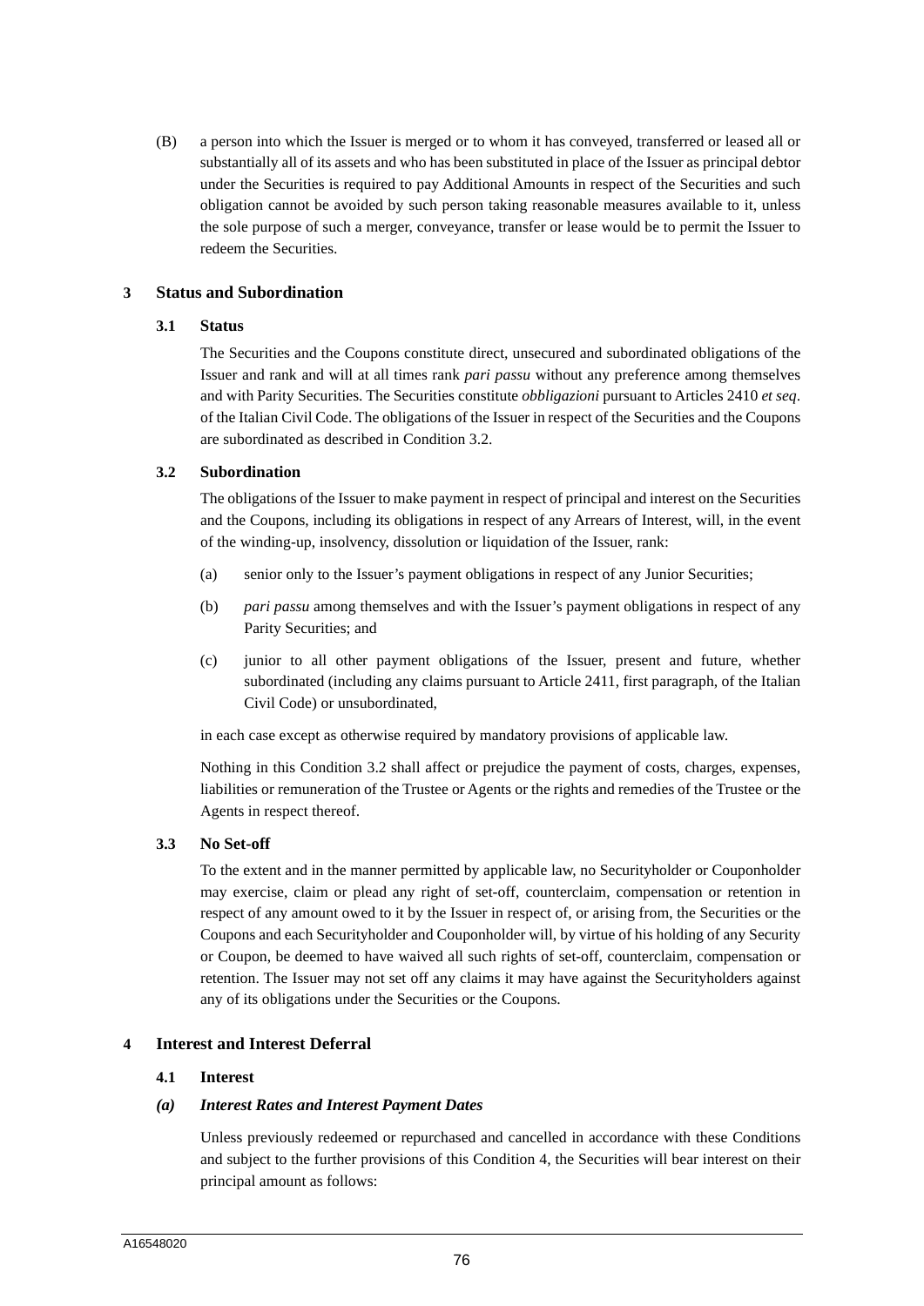(B) a person into which the Issuer is merged or to whom it has conveyed, transferred or leased all or substantially all of its assets and who has been substituted in place of the Issuer as principal debtor under the Securities is required to pay Additional Amounts in respect of the Securities and such obligation cannot be avoided by such person taking reasonable measures available to it, unless the sole purpose of such a merger, conveyance, transfer or lease would be to permit the Issuer to redeem the Securities.

## 3 Status and Subordination

### 3.1 Status

The Securities and the Coupons constitute direct, unsecured and subordinated obligations of the Issuer and rank and will at all times rank *pari passu* without any preference among themselves and with Parity Securities. The Securities constitute *obbligazioni* pursuant to Articles 2410 *et seq*. of the Italian Civil Code. The obligations of the Issuer in respect of the Securities and the Coupons are subordinated as described in Condition 3.2.

### 3.2 Subordination

The obligations of the Issuer to make payment in respect of principal and interest on the Securities and the Coupons, including its obligations in respect of any Arrears of Interest, will, in the event of the winding-up, insolvency, dissolution or liquidation of the Issuer, rank:

(a) senior only to the Issuer's payment obligations in respect of any Junior Securities;

(b) *pari passu* among themselves and with the Issuer's payment obligations in respect of any Parity Securities; and

(c) junior to all other payment obligations of the Issuer, present and future, whether subordinated (including any claims pursuant to Article 2411, first paragraph, of the Italian Civil Code) or unsubordinated,

in each case except as otherwise required by mandatory provisions of applicable law.

Nothing in this Condition 3.2 shall affect or prejudice the payment of costs, charges, expenses, liabilities or remuneration of the Trustee or Agents or the rights and remedies of the Trustee or the Agents in respect thereof.

### 3.3 No Set-off

To the extent and in the manner permitted by applicable law, no Securityholder or Couponholder may exercise, claim or plead any right of set-off, counterclaim, compensation or retention in respect of any amount owed to it by the Issuer in respect of, or arising from, the Securities or the Coupons and each Securityholder and Couponholder will, by virtue of his holding of any Security or Coupon, be deemed to have waived all such rights of set-off, counterclaim, compensation or retention. The Issuer may not set off any claims it may have against the Securityholders against any of its obligations under the Securities or the Coupons.

## 4 Interest and Interest Deferral

### 4.1 Interest

#### *(a) Interest Rates and Interest Payment Dates*

Unless previously redeemed or repurchased and cancelled in accordance with these Conditions and subject to the further provisions of this Condition 4, the Securities will bear interest on their principal amount as follows: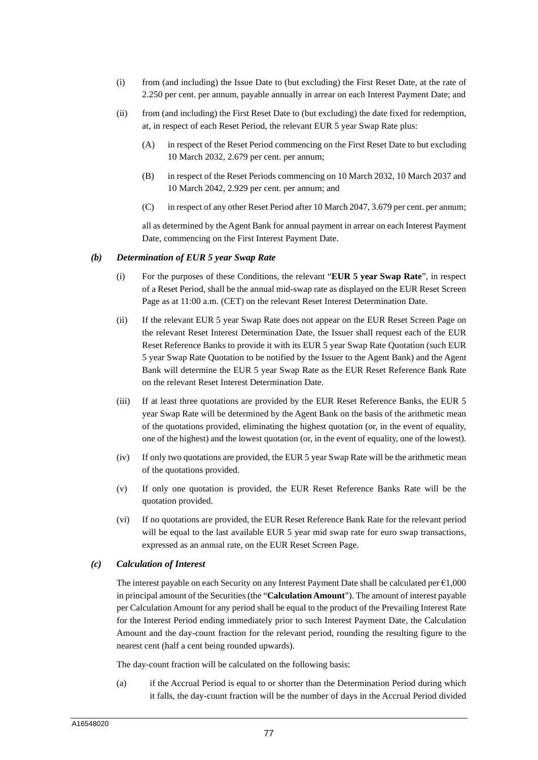(i) from (and including) the Issue Date to (but excluding) the First Reset Date, at the rate of 2.250 per cent. per annum, payable annually in arrear on each Interest Payment Date; and

(ii) from (and including) the First Reset Date to (but excluding) the date fixed for redemption, at, in respect of each Reset Period, the relevant EUR 5 year Swap Rate plus:

  (A) in respect of the Reset Period commencing on the First Reset Date to but excluding 10 March 2032, 2.679 per cent. per annum;

  (B) in respect of the Reset Periods commencing on 10 March 2032, 10 March 2037 and 10 March 2042, 2.929 per cent. per annum; and

  (C) in respect of any other Reset Period after 10 March 2047, 3.679 per cent. per annum;

  all as determined by the Agent Bank for annual payment in arrear on each Interest Payment Date, commencing on the First Interest Payment Date.

### *(b) Determination of EUR 5 year Swap Rate*

(i) For the purposes of these Conditions, the relevant "**EUR 5 year Swap Rate**", in respect of a Reset Period, shall be the annual mid-swap rate as displayed on the EUR Reset Screen Page as at 11:00 a.m. (CET) on the relevant Reset Interest Determination Date.

(ii) If the relevant EUR 5 year Swap Rate does not appear on the EUR Reset Screen Page on the relevant Reset Interest Determination Date, the Issuer shall request each of the EUR Reset Reference Banks to provide it with its EUR 5 year Swap Rate Quotation (such EUR 5 year Swap Rate Quotation to be notified by the Issuer to the Agent Bank) and the Agent Bank will determine the EUR 5 year Swap Rate as the EUR Reset Reference Bank Rate on the relevant Reset Interest Determination Date.

(iii) If at least three quotations are provided by the EUR Reset Reference Banks, the EUR 5 year Swap Rate will be determined by the Agent Bank on the basis of the arithmetic mean of the quotations provided, eliminating the highest quotation (or, in the event of equality, one of the highest) and the lowest quotation (or, in the event of equality, one of the lowest).

(iv) If only two quotations are provided, the EUR 5 year Swap Rate will be the arithmetic mean of the quotations provided.

(v) If only one quotation is provided, the EUR Reset Reference Banks Rate will be the quotation provided.

(vi) If no quotations are provided, the EUR Reset Reference Bank Rate for the relevant period will be equal to the last available EUR 5 year mid swap rate for euro swap transactions, expressed as an annual rate, on the EUR Reset Screen Page.

### *(c) Calculation of Interest*

The interest payable on each Security on any Interest Payment Date shall be calculated per €1,000 in principal amount of the Securities (the "**Calculation Amount**"). The amount of interest payable per Calculation Amount for any period shall be equal to the product of the Prevailing Interest Rate for the Interest Period ending immediately prior to such Interest Payment Date, the Calculation Amount and the day-count fraction for the relevant period, rounding the resulting figure to the nearest cent (half a cent being rounded upwards).

The day-count fraction will be calculated on the following basis:

(a) if the Accrual Period is equal to or shorter than the Determination Period during which it falls, the day-count fraction will be the number of days in the Accrual Period divided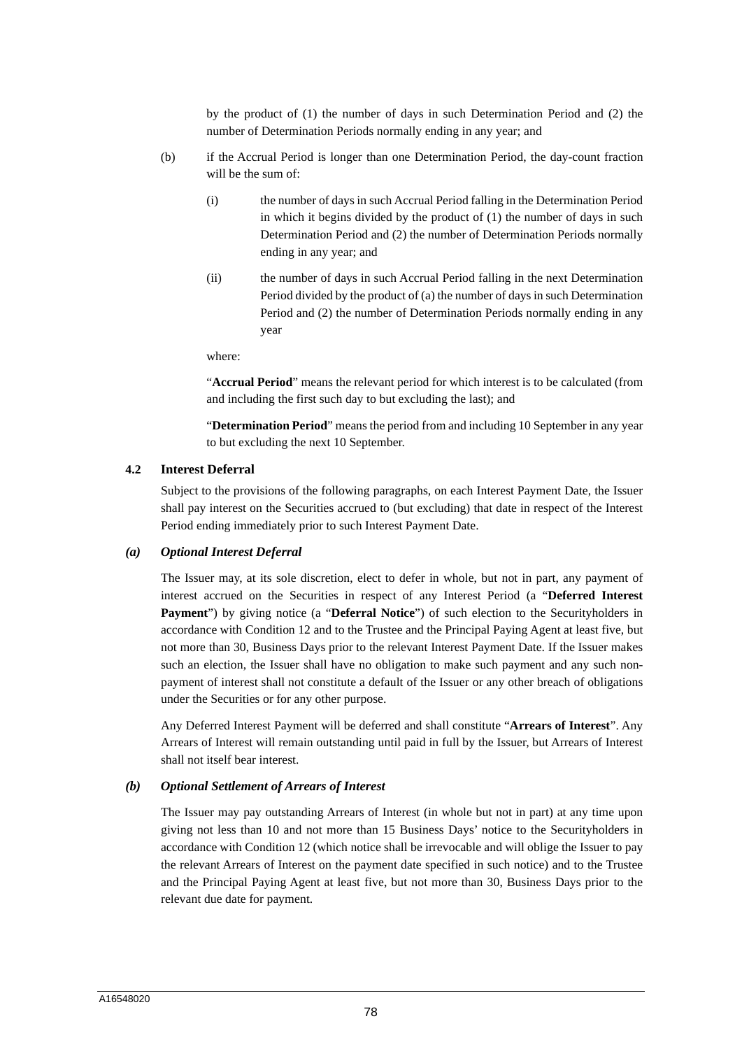by the product of (1) the number of days in such Determination Period and (2) the number of Determination Periods normally ending in any year; and

(b) if the Accrual Period is longer than one Determination Period, the day-count fraction will be the sum of:

(i) the number of days in such Accrual Period falling in the Determination Period in which it begins divided by the product of (1) the number of days in such Determination Period and (2) the number of Determination Periods normally ending in any year; and

(ii) the number of days in such Accrual Period falling in the next Determination Period divided by the product of (a) the number of days in such Determination Period and (2) the number of Determination Periods normally ending in any year

where:

"**Accrual Period**" means the relevant period for which interest is to be calculated (from and including the first such day to but excluding the last); and

"**Determination Period**" means the period from and including 10 September in any year to but excluding the next 10 September.

### 4.2 Interest Deferral

Subject to the provisions of the following paragraphs, on each Interest Payment Date, the Issuer shall pay interest on the Securities accrued to (but excluding) that date in respect of the Interest Period ending immediately prior to such Interest Payment Date.

#### *(a) Optional Interest Deferral*

The Issuer may, at its sole discretion, elect to defer in whole, but not in part, any payment of interest accrued on the Securities in respect of any Interest Period (a "**Deferred Interest Payment**") by giving notice (a "**Deferral Notice**") of such election to the Securityholders in accordance with Condition 12 and to the Trustee and the Principal Paying Agent at least five, but not more than 30, Business Days prior to the relevant Interest Payment Date. If the Issuer makes such an election, the Issuer shall have no obligation to make such payment and any such non-payment of interest shall not constitute a default of the Issuer or any other breach of obligations under the Securities or for any other purpose.

Any Deferred Interest Payment will be deferred and shall constitute "**Arrears of Interest**". Any Arrears of Interest will remain outstanding until paid in full by the Issuer, but Arrears of Interest shall not itself bear interest.

#### *(b) Optional Settlement of Arrears of Interest*

The Issuer may pay outstanding Arrears of Interest (in whole but not in part) at any time upon giving not less than 10 and not more than 15 Business Days' notice to the Securityholders in accordance with Condition 12 (which notice shall be irrevocable and will oblige the Issuer to pay the relevant Arrears of Interest on the payment date specified in such notice) and to the Trustee and the Principal Paying Agent at least five, but not more than 30, Business Days prior to the relevant due date for payment.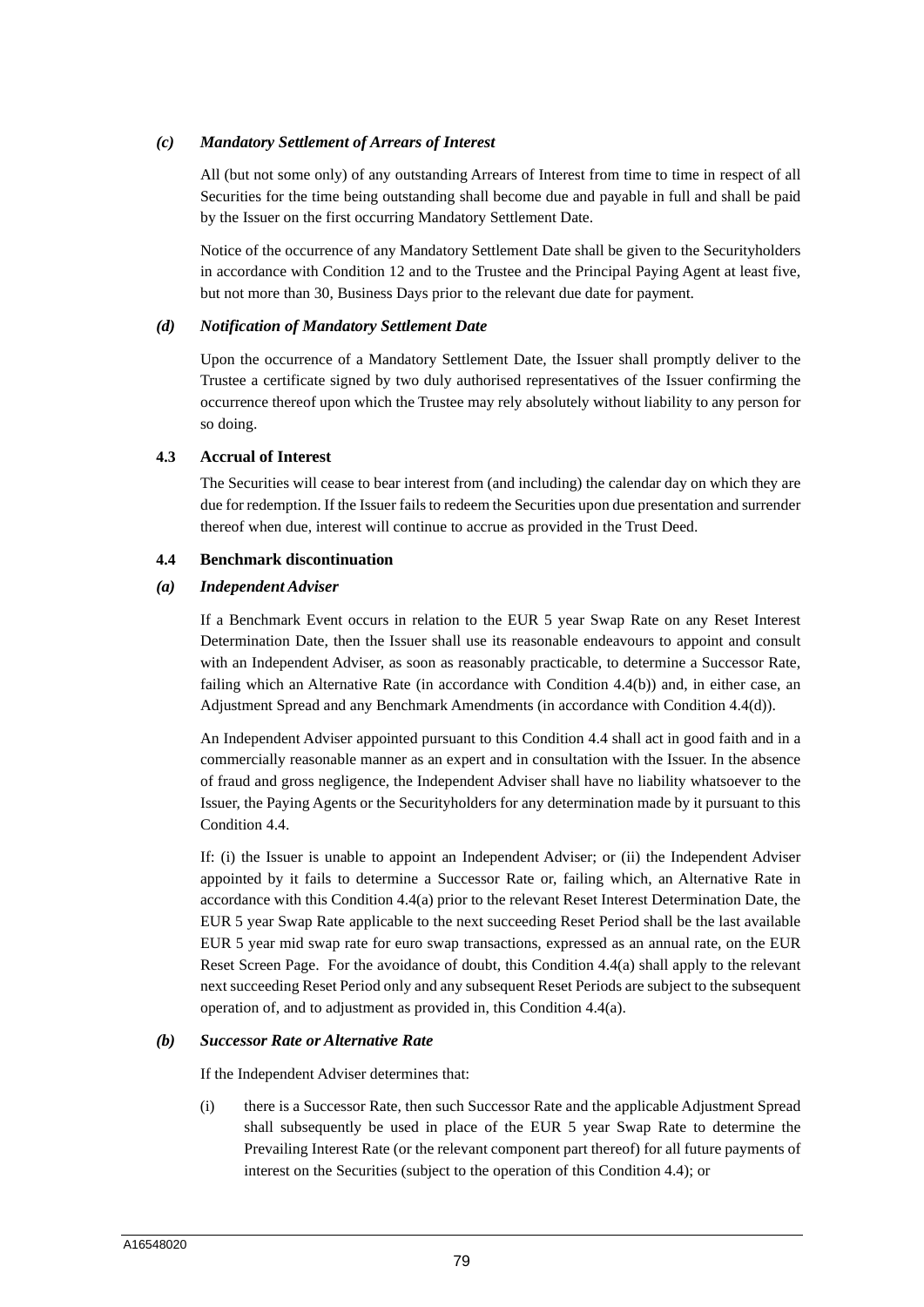### *(c) Mandatory Settlement of Arrears of Interest*

All (but not some only) of any outstanding Arrears of Interest from time to time in respect of all Securities for the time being outstanding shall become due and payable in full and shall be paid by the Issuer on the first occurring Mandatory Settlement Date.

Notice of the occurrence of any Mandatory Settlement Date shall be given to the Securityholders in accordance with Condition 12 and to the Trustee and the Principal Paying Agent at least five, but not more than 30, Business Days prior to the relevant due date for payment.

### *(d) Notification of Mandatory Settlement Date*

Upon the occurrence of a Mandatory Settlement Date, the Issuer shall promptly deliver to the Trustee a certificate signed by two duly authorised representatives of the Issuer confirming the occurrence thereof upon which the Trustee may rely absolutely without liability to any person for so doing.

### 4.3 Accrual of Interest

The Securities will cease to bear interest from (and including) the calendar day on which they are due for redemption. If the Issuer fails to redeem the Securities upon due presentation and surrender thereof when due, interest will continue to accrue as provided in the Trust Deed.

### 4.4 Benchmark discontinuation

### *(a) Independent Adviser*

If a Benchmark Event occurs in relation to the EUR 5 year Swap Rate on any Reset Interest Determination Date, then the Issuer shall use its reasonable endeavours to appoint and consult with an Independent Adviser, as soon as reasonably practicable, to determine a Successor Rate, failing which an Alternative Rate (in accordance with Condition 4.4(b)) and, in either case, an Adjustment Spread and any Benchmark Amendments (in accordance with Condition 4.4(d)).

An Independent Adviser appointed pursuant to this Condition 4.4 shall act in good faith and in a commercially reasonable manner as an expert and in consultation with the Issuer. In the absence of fraud and gross negligence, the Independent Adviser shall have no liability whatsoever to the Issuer, the Paying Agents or the Securityholders for any determination made by it pursuant to this Condition 4.4.

If: (i) the Issuer is unable to appoint an Independent Adviser; or (ii) the Independent Adviser appointed by it fails to determine a Successor Rate or, failing which, an Alternative Rate in accordance with this Condition 4.4(a) prior to the relevant Reset Interest Determination Date, the EUR 5 year Swap Rate applicable to the next succeeding Reset Period shall be the last available EUR 5 year mid swap rate for euro swap transactions, expressed as an annual rate, on the EUR Reset Screen Page. For the avoidance of doubt, this Condition 4.4(a) shall apply to the relevant next succeeding Reset Period only and any subsequent Reset Periods are subject to the subsequent operation of, and to adjustment as provided in, this Condition 4.4(a).

### *(b) Successor Rate or Alternative Rate*

If the Independent Adviser determines that:

(i) there is a Successor Rate, then such Successor Rate and the applicable Adjustment Spread shall subsequently be used in place of the EUR 5 year Swap Rate to determine the Prevailing Interest Rate (or the relevant component part thereof) for all future payments of interest on the Securities (subject to the operation of this Condition 4.4); or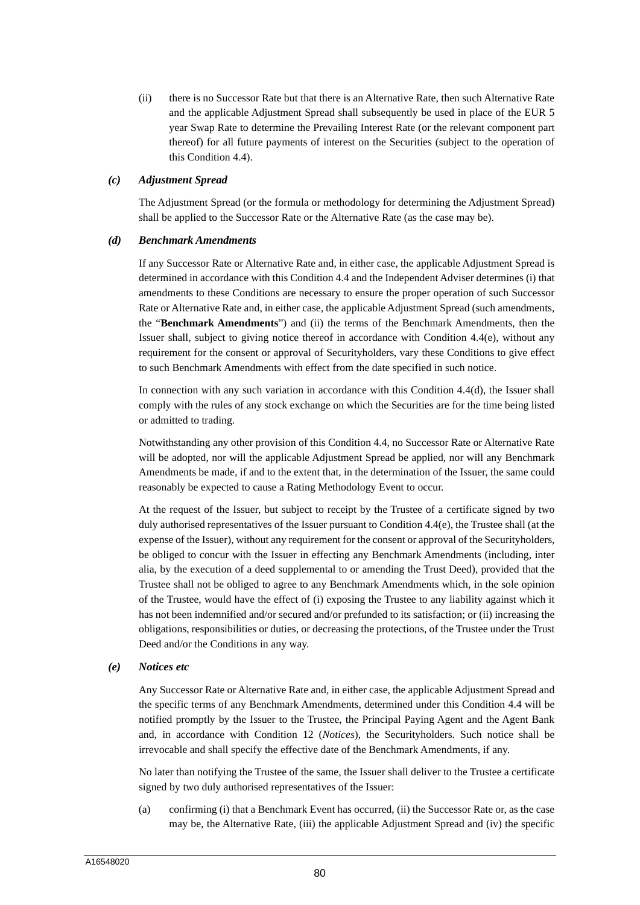(ii) there is no Successor Rate but that there is an Alternative Rate, then such Alternative Rate and the applicable Adjustment Spread shall subsequently be used in place of the EUR 5 year Swap Rate to determine the Prevailing Interest Rate (or the relevant component part thereof) for all future payments of interest on the Securities (subject to the operation of this Condition 4.4).

### *(c) Adjustment Spread*

The Adjustment Spread (or the formula or methodology for determining the Adjustment Spread) shall be applied to the Successor Rate or the Alternative Rate (as the case may be).

### *(d) Benchmark Amendments*

If any Successor Rate or Alternative Rate and, in either case, the applicable Adjustment Spread is determined in accordance with this Condition 4.4 and the Independent Adviser determines (i) that amendments to these Conditions are necessary to ensure the proper operation of such Successor Rate or Alternative Rate and, in either case, the applicable Adjustment Spread (such amendments, the "**Benchmark Amendments**") and (ii) the terms of the Benchmark Amendments, then the Issuer shall, subject to giving notice thereof in accordance with Condition 4.4(e), without any requirement for the consent or approval of Securityholders, vary these Conditions to give effect to such Benchmark Amendments with effect from the date specified in such notice.

In connection with any such variation in accordance with this Condition 4.4(d), the Issuer shall comply with the rules of any stock exchange on which the Securities are for the time being listed or admitted to trading.

Notwithstanding any other provision of this Condition 4.4, no Successor Rate or Alternative Rate will be adopted, nor will the applicable Adjustment Spread be applied, nor will any Benchmark Amendments be made, if and to the extent that, in the determination of the Issuer, the same could reasonably be expected to cause a Rating Methodology Event to occur.

At the request of the Issuer, but subject to receipt by the Trustee of a certificate signed by two duly authorised representatives of the Issuer pursuant to Condition 4.4(e), the Trustee shall (at the expense of the Issuer), without any requirement for the consent or approval of the Securityholders, be obliged to concur with the Issuer in effecting any Benchmark Amendments (including, inter alia, by the execution of a deed supplemental to or amending the Trust Deed), provided that the Trustee shall not be obliged to agree to any Benchmark Amendments which, in the sole opinion of the Trustee, would have the effect of (i) exposing the Trustee to any liability against which it has not been indemnified and/or secured and/or prefunded to its satisfaction; or (ii) increasing the obligations, responsibilities or duties, or decreasing the protections, of the Trustee under the Trust Deed and/or the Conditions in any way.

### *(e) Notices etc*

Any Successor Rate or Alternative Rate and, in either case, the applicable Adjustment Spread and the specific terms of any Benchmark Amendments, determined under this Condition 4.4 will be notified promptly by the Issuer to the Trustee, the Principal Paying Agent and the Agent Bank and, in accordance with Condition 12 (*Notices*), the Securityholders. Such notice shall be irrevocable and shall specify the effective date of the Benchmark Amendments, if any.

No later than notifying the Trustee of the same, the Issuer shall deliver to the Trustee a certificate signed by two duly authorised representatives of the Issuer:

(a) confirming (i) that a Benchmark Event has occurred, (ii) the Successor Rate or, as the case may be, the Alternative Rate, (iii) the applicable Adjustment Spread and (iv) the specific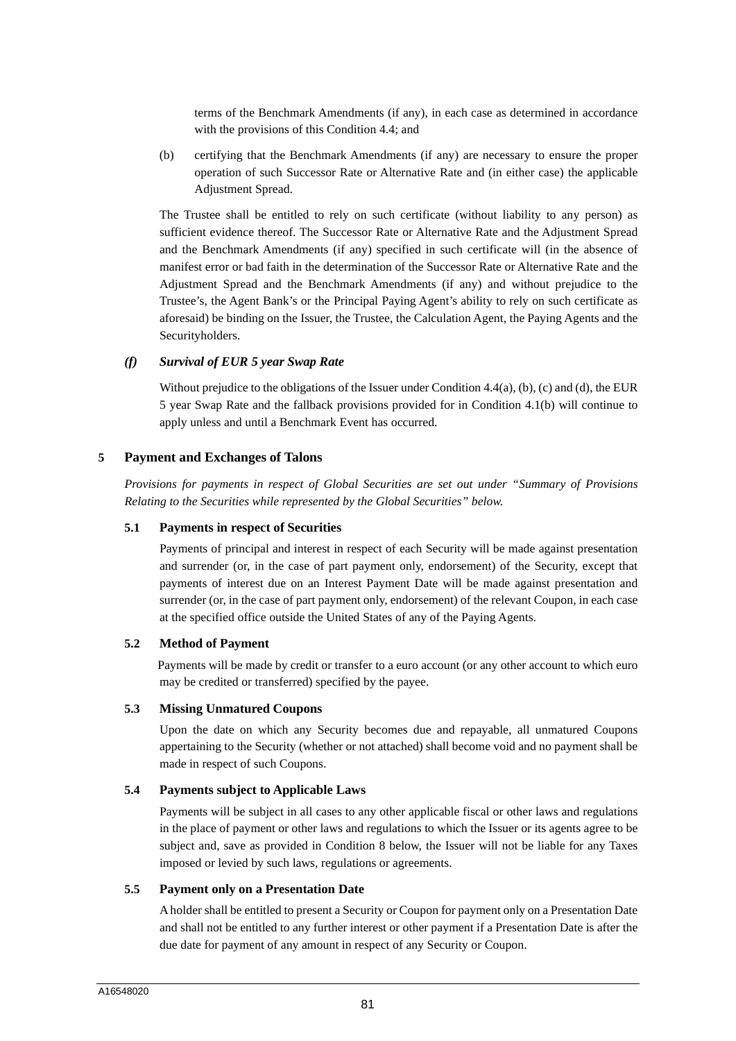terms of the Benchmark Amendments (if any), in each case as determined in accordance with the provisions of this Condition 4.4; and

(b) certifying that the Benchmark Amendments (if any) are necessary to ensure the proper operation of such Successor Rate or Alternative Rate and (in either case) the applicable Adjustment Spread.

The Trustee shall be entitled to rely on such certificate (without liability to any person) as sufficient evidence thereof. The Successor Rate or Alternative Rate and the Adjustment Spread and the Benchmark Amendments (if any) specified in such certificate will (in the absence of manifest error or bad faith in the determination of the Successor Rate or Alternative Rate and the Adjustment Spread and the Benchmark Amendments (if any) and without prejudice to the Trustee's, the Agent Bank's or the Principal Paying Agent's ability to rely on such certificate as aforesaid) be binding on the Issuer, the Trustee, the Calculation Agent, the Paying Agents and the Securityholders.

***(f) Survival of EUR 5 year Swap Rate***

Without prejudice to the obligations of the Issuer under Condition 4.4(a), (b), (c) and (d), the EUR 5 year Swap Rate and the fallback provisions provided for in Condition 4.1(b) will continue to apply unless and until a Benchmark Event has occurred.

## 5 Payment and Exchanges of Talons

*Provisions for payments in respect of Global Securities are set out under "Summary of Provisions Relating to the Securities while represented by the Global Securities" below.*

### 5.1 Payments in respect of Securities

Payments of principal and interest in respect of each Security will be made against presentation and surrender (or, in the case of part payment only, endorsement) of the Security, except that payments of interest due on an Interest Payment Date will be made against presentation and surrender (or, in the case of part payment only, endorsement) of the relevant Coupon, in each case at the specified office outside the United States of any of the Paying Agents.

### 5.2 Method of Payment

Payments will be made by credit or transfer to a euro account (or any other account to which euro may be credited or transferred) specified by the payee.

### 5.3 Missing Unmatured Coupons

Upon the date on which any Security becomes due and repayable, all unmatured Coupons appertaining to the Security (whether or not attached) shall become void and no payment shall be made in respect of such Coupons.

### 5.4 Payments subject to Applicable Laws

Payments will be subject in all cases to any other applicable fiscal or other laws and regulations in the place of payment or other laws and regulations to which the Issuer or its agents agree to be subject and, save as provided in Condition 8 below, the Issuer will not be liable for any Taxes imposed or levied by such laws, regulations or agreements.

### 5.5 Payment only on a Presentation Date

A holder shall be entitled to present a Security or Coupon for payment only on a Presentation Date and shall not be entitled to any further interest or other payment if a Presentation Date is after the due date for payment of any amount in respect of any Security or Coupon.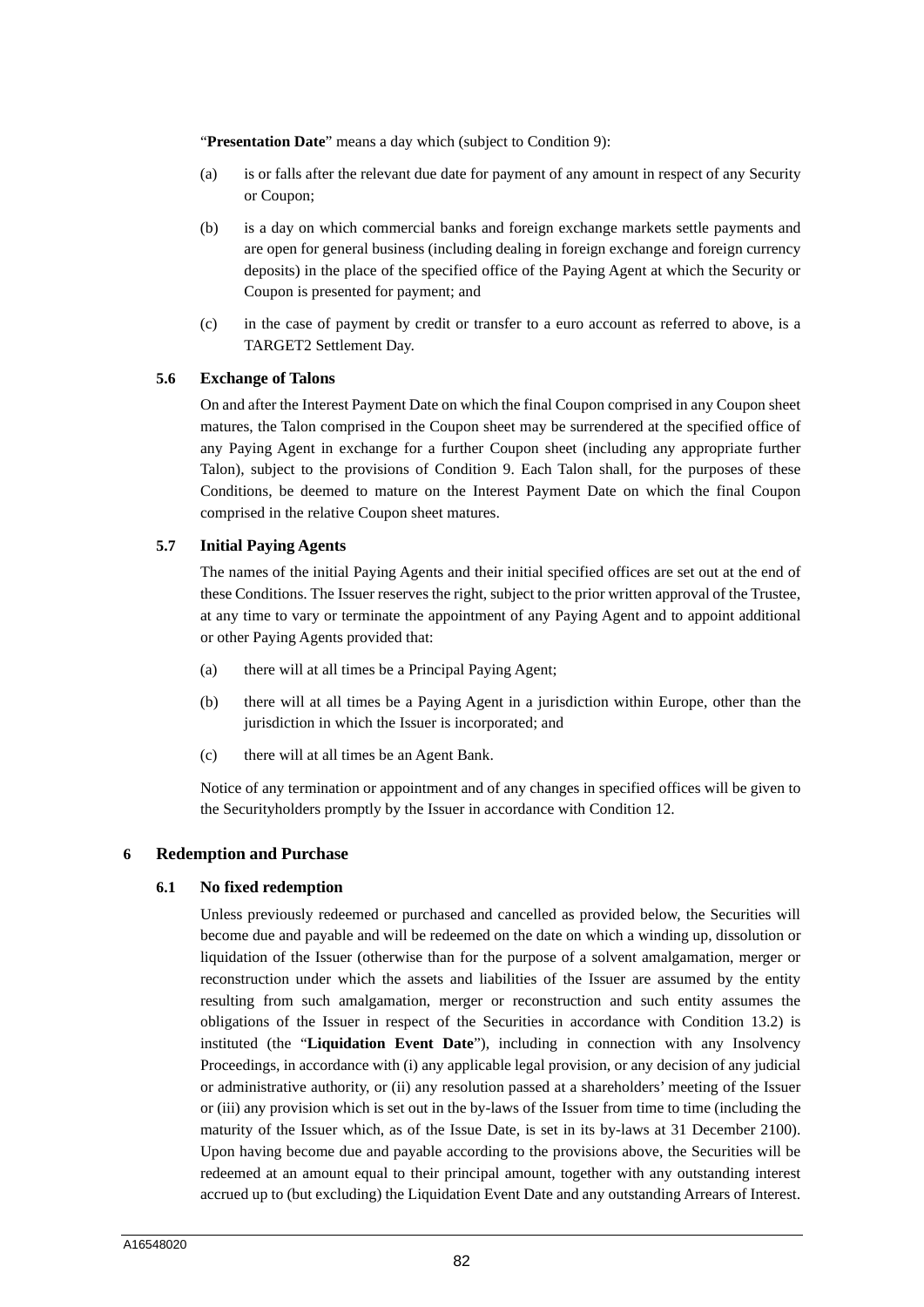"**Presentation Date**" means a day which (subject to Condition 9):

(a) is or falls after the relevant due date for payment of any amount in respect of any Security or Coupon;

(b) is a day on which commercial banks and foreign exchange markets settle payments and are open for general business (including dealing in foreign exchange and foreign currency deposits) in the place of the specified office of the Paying Agent at which the Security or Coupon is presented for payment; and

(c) in the case of payment by credit or transfer to a euro account as referred to above, is a TARGET2 Settlement Day.

### 5.6 Exchange of Talons

On and after the Interest Payment Date on which the final Coupon comprised in any Coupon sheet matures, the Talon comprised in the Coupon sheet may be surrendered at the specified office of any Paying Agent in exchange for a further Coupon sheet (including any appropriate further Talon), subject to the provisions of Condition 9. Each Talon shall, for the purposes of these Conditions, be deemed to mature on the Interest Payment Date on which the final Coupon comprised in the relative Coupon sheet matures.

### 5.7 Initial Paying Agents

The names of the initial Paying Agents and their initial specified offices are set out at the end of these Conditions. The Issuer reserves the right, subject to the prior written approval of the Trustee, at any time to vary or terminate the appointment of any Paying Agent and to appoint additional or other Paying Agents provided that:

(a) there will at all times be a Principal Paying Agent;

(b) there will at all times be a Paying Agent in a jurisdiction within Europe, other than the jurisdiction in which the Issuer is incorporated; and

(c) there will at all times be an Agent Bank.

Notice of any termination or appointment and of any changes in specified offices will be given to the Securityholders promptly by the Issuer in accordance with Condition 12.

## 6 Redemption and Purchase

### 6.1 No fixed redemption

Unless previously redeemed or purchased and cancelled as provided below, the Securities will become due and payable and will be redeemed on the date on which a winding up, dissolution or liquidation of the Issuer (otherwise than for the purpose of a solvent amalgamation, merger or reconstruction under which the assets and liabilities of the Issuer are assumed by the entity resulting from such amalgamation, merger or reconstruction and such entity assumes the obligations of the Issuer in respect of the Securities in accordance with Condition 13.2) is instituted (the "**Liquidation Event Date**"), including in connection with any Insolvency Proceedings, in accordance with (i) any applicable legal provision, or any decision of any judicial or administrative authority, or (ii) any resolution passed at a shareholders' meeting of the Issuer or (iii) any provision which is set out in the by-laws of the Issuer from time to time (including the maturity of the Issuer which, as of the Issue Date, is set in its by-laws at 31 December 2100). Upon having become due and payable according to the provisions above, the Securities will be redeemed at an amount equal to their principal amount, together with any outstanding interest accrued up to (but excluding) the Liquidation Event Date and any outstanding Arrears of Interest.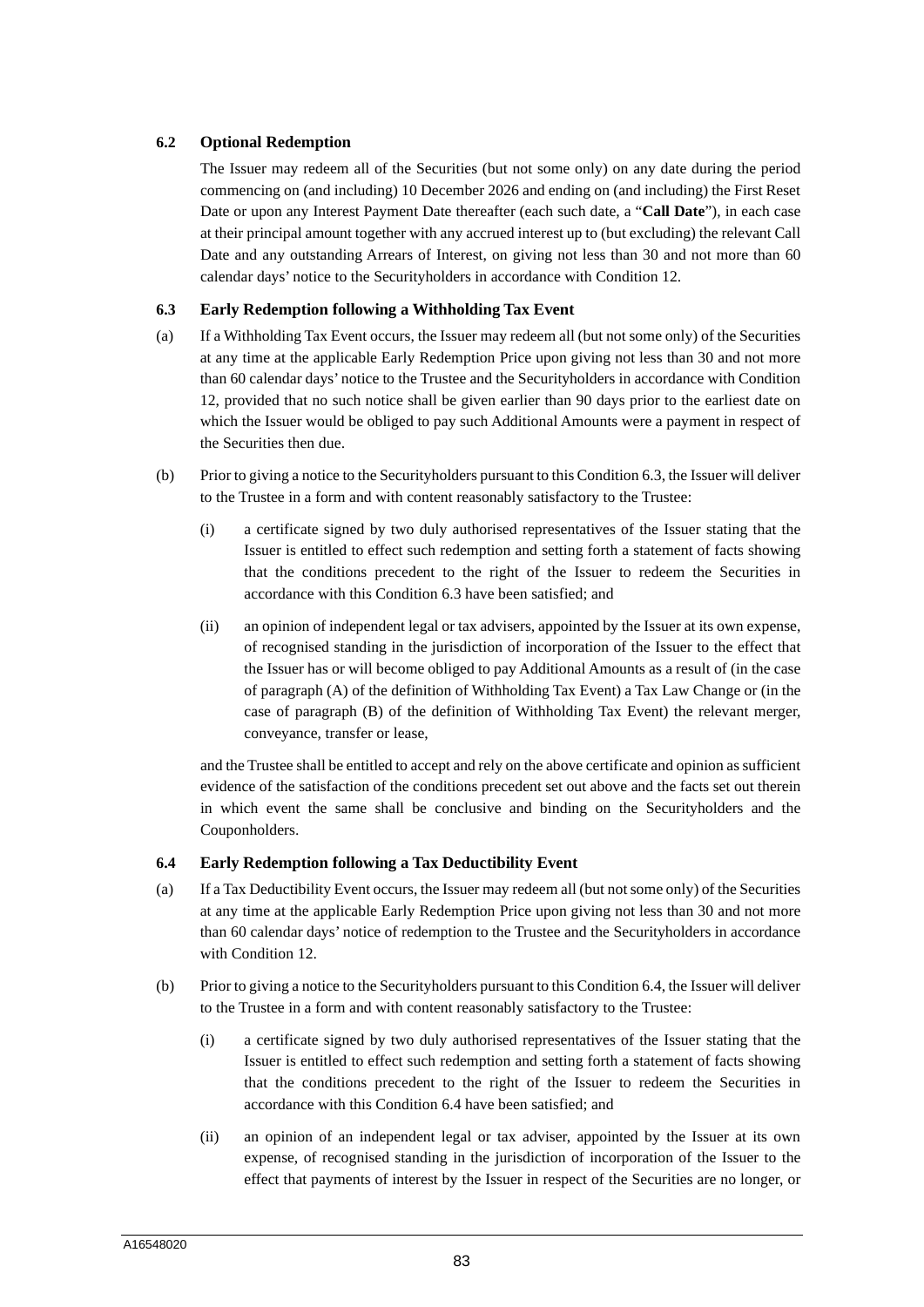### 6.2 Optional Redemption

The Issuer may redeem all of the Securities (but not some only) on any date during the period commencing on (and including) 10 December 2026 and ending on (and including) the First Reset Date or upon any Interest Payment Date thereafter (each such date, a "**Call Date**"), in each case at their principal amount together with any accrued interest up to (but excluding) the relevant Call Date and any outstanding Arrears of Interest, on giving not less than 30 and not more than 60 calendar days' notice to the Securityholders in accordance with Condition 12.

### 6.3 Early Redemption following a Withholding Tax Event

(a) If a Withholding Tax Event occurs, the Issuer may redeem all (but not some only) of the Securities at any time at the applicable Early Redemption Price upon giving not less than 30 and not more than 60 calendar days' notice to the Trustee and the Securityholders in accordance with Condition 12, provided that no such notice shall be given earlier than 90 days prior to the earliest date on which the Issuer would be obliged to pay such Additional Amounts were a payment in respect of the Securities then due.

(b) Prior to giving a notice to the Securityholders pursuant to this Condition 6.3, the Issuer will deliver to the Trustee in a form and with content reasonably satisfactory to the Trustee:

(i) a certificate signed by two duly authorised representatives of the Issuer stating that the Issuer is entitled to effect such redemption and setting forth a statement of facts showing that the conditions precedent to the right of the Issuer to redeem the Securities in accordance with this Condition 6.3 have been satisfied; and

(ii) an opinion of independent legal or tax advisers, appointed by the Issuer at its own expense, of recognised standing in the jurisdiction of incorporation of the Issuer to the effect that the Issuer has or will become obliged to pay Additional Amounts as a result of (in the case of paragraph (A) of the definition of Withholding Tax Event) a Tax Law Change or (in the case of paragraph (B) of the definition of Withholding Tax Event) the relevant merger, conveyance, transfer or lease,

and the Trustee shall be entitled to accept and rely on the above certificate and opinion as sufficient evidence of the satisfaction of the conditions precedent set out above and the facts set out therein in which event the same shall be conclusive and binding on the Securityholders and the Couponholders.

### 6.4 Early Redemption following a Tax Deductibility Event

(a) If a Tax Deductibility Event occurs, the Issuer may redeem all (but not some only) of the Securities at any time at the applicable Early Redemption Price upon giving not less than 30 and not more than 60 calendar days' notice of redemption to the Trustee and the Securityholders in accordance with Condition 12.

(b) Prior to giving a notice to the Securityholders pursuant to this Condition 6.4, the Issuer will deliver to the Trustee in a form and with content reasonably satisfactory to the Trustee:

(i) a certificate signed by two duly authorised representatives of the Issuer stating that the Issuer is entitled to effect such redemption and setting forth a statement of facts showing that the conditions precedent to the right of the Issuer to redeem the Securities in accordance with this Condition 6.4 have been satisfied; and

(ii) an opinion of an independent legal or tax adviser, appointed by the Issuer at its own expense, of recognised standing in the jurisdiction of incorporation of the Issuer to the effect that payments of interest by the Issuer in respect of the Securities are no longer, or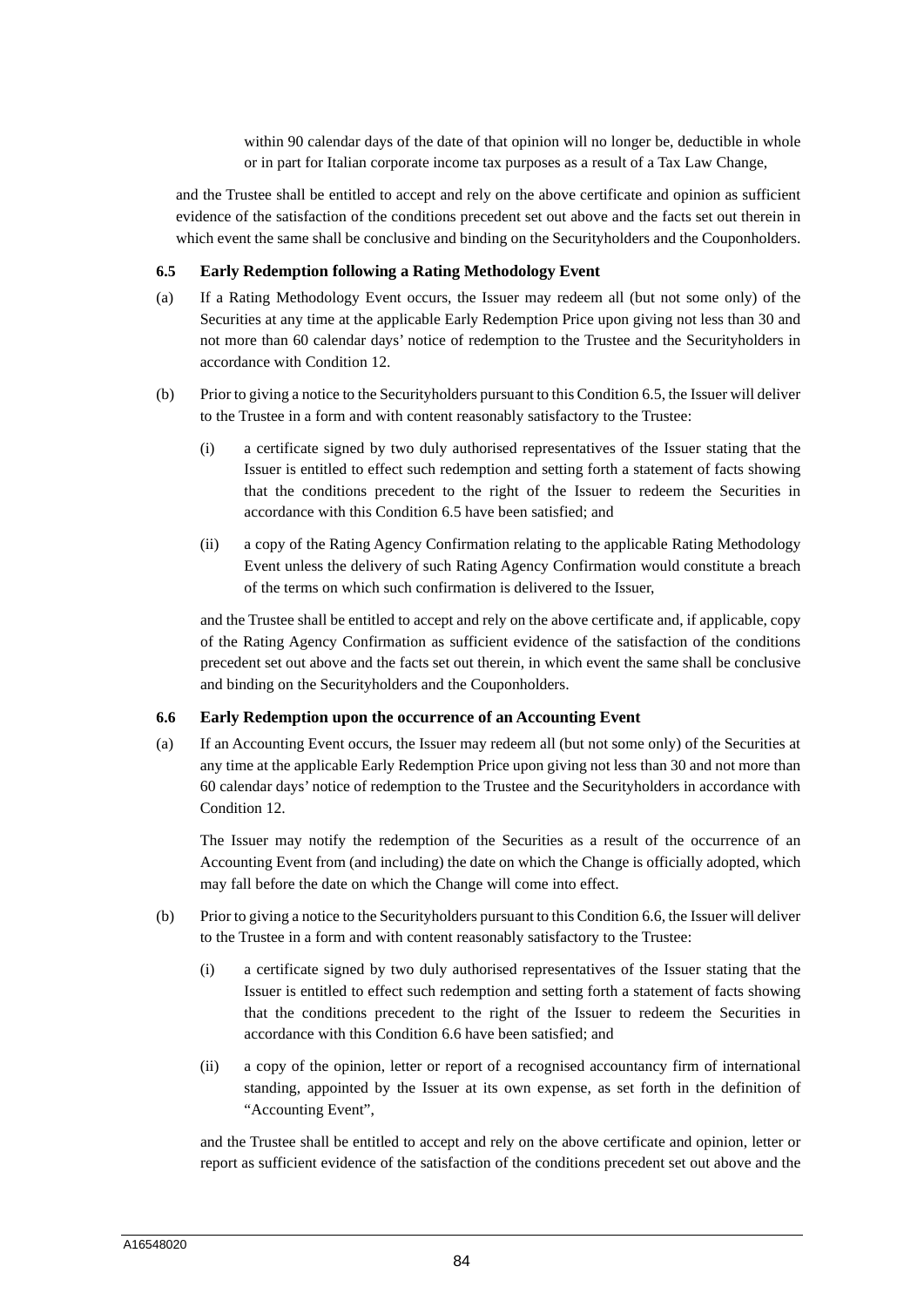within 90 calendar days of the date of that opinion will no longer be, deductible in whole or in part for Italian corporate income tax purposes as a result of a Tax Law Change,

and the Trustee shall be entitled to accept and rely on the above certificate and opinion as sufficient evidence of the satisfaction of the conditions precedent set out above and the facts set out therein in which event the same shall be conclusive and binding on the Securityholders and the Couponholders.

### 6.5 Early Redemption following a Rating Methodology Event

(a) If a Rating Methodology Event occurs, the Issuer may redeem all (but not some only) of the Securities at any time at the applicable Early Redemption Price upon giving not less than 30 and not more than 60 calendar days' notice of redemption to the Trustee and the Securityholders in accordance with Condition 12.

(b) Prior to giving a notice to the Securityholders pursuant to this Condition 6.5, the Issuer will deliver to the Trustee in a form and with content reasonably satisfactory to the Trustee:

(i) a certificate signed by two duly authorised representatives of the Issuer stating that the Issuer is entitled to effect such redemption and setting forth a statement of facts showing that the conditions precedent to the right of the Issuer to redeem the Securities in accordance with this Condition 6.5 have been satisfied; and

(ii) a copy of the Rating Agency Confirmation relating to the applicable Rating Methodology Event unless the delivery of such Rating Agency Confirmation would constitute a breach of the terms on which such confirmation is delivered to the Issuer,

and the Trustee shall be entitled to accept and rely on the above certificate and, if applicable, copy of the Rating Agency Confirmation as sufficient evidence of the satisfaction of the conditions precedent set out above and the facts set out therein, in which event the same shall be conclusive and binding on the Securityholders and the Couponholders.

### 6.6 Early Redemption upon the occurrence of an Accounting Event

(a) If an Accounting Event occurs, the Issuer may redeem all (but not some only) of the Securities at any time at the applicable Early Redemption Price upon giving not less than 30 and not more than 60 calendar days' notice of redemption to the Trustee and the Securityholders in accordance with Condition 12.

The Issuer may notify the redemption of the Securities as a result of the occurrence of an Accounting Event from (and including) the date on which the Change is officially adopted, which may fall before the date on which the Change will come into effect.

(b) Prior to giving a notice to the Securityholders pursuant to this Condition 6.6, the Issuer will deliver to the Trustee in a form and with content reasonably satisfactory to the Trustee:

(i) a certificate signed by two duly authorised representatives of the Issuer stating that the Issuer is entitled to effect such redemption and setting forth a statement of facts showing that the conditions precedent to the right of the Issuer to redeem the Securities in accordance with this Condition 6.6 have been satisfied; and

(ii) a copy of the opinion, letter or report of a recognised accountancy firm of international standing, appointed by the Issuer at its own expense, as set forth in the definition of "Accounting Event",

and the Trustee shall be entitled to accept and rely on the above certificate and opinion, letter or report as sufficient evidence of the satisfaction of the conditions precedent set out above and the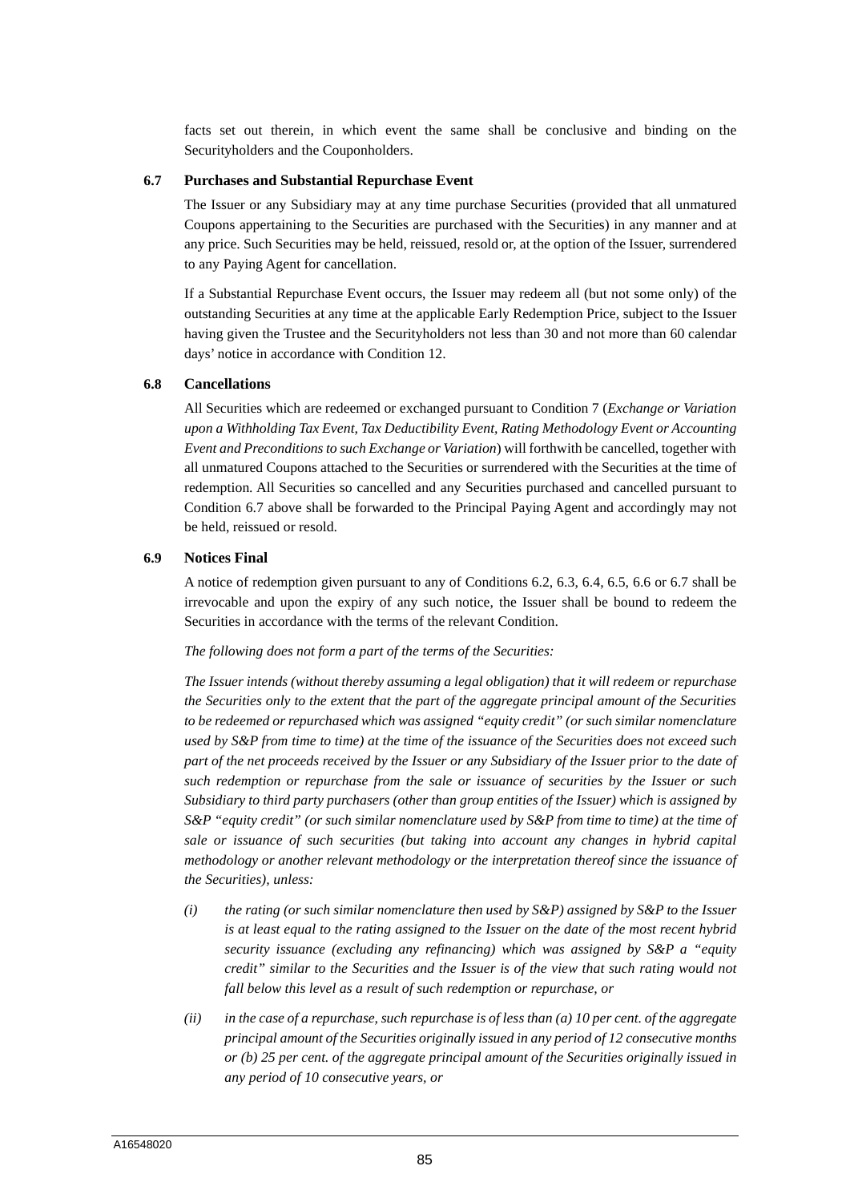facts set out therein, in which event the same shall be conclusive and binding on the Securityholders and the Couponholders.

### 6.7 Purchases and Substantial Repurchase Event

The Issuer or any Subsidiary may at any time purchase Securities (provided that all unmatured Coupons appertaining to the Securities are purchased with the Securities) in any manner and at any price. Such Securities may be held, reissued, resold or, at the option of the Issuer, surrendered to any Paying Agent for cancellation.

If a Substantial Repurchase Event occurs, the Issuer may redeem all (but not some only) of the outstanding Securities at any time at the applicable Early Redemption Price, subject to the Issuer having given the Trustee and the Securityholders not less than 30 and not more than 60 calendar days' notice in accordance with Condition 12.

### 6.8 Cancellations

All Securities which are redeemed or exchanged pursuant to Condition 7 (*Exchange or Variation upon a Withholding Tax Event, Tax Deductibility Event, Rating Methodology Event or Accounting Event and Preconditions to such Exchange or Variation*) will forthwith be cancelled, together with all unmatured Coupons attached to the Securities or surrendered with the Securities at the time of redemption. All Securities so cancelled and any Securities purchased and cancelled pursuant to Condition 6.7 above shall be forwarded to the Principal Paying Agent and accordingly may not be held, reissued or resold.

### 6.9 Notices Final

A notice of redemption given pursuant to any of Conditions 6.2, 6.3, 6.4, 6.5, 6.6 or 6.7 shall be irrevocable and upon the expiry of any such notice, the Issuer shall be bound to redeem the Securities in accordance with the terms of the relevant Condition.

*The following does not form a part of the terms of the Securities:*

*The Issuer intends (without thereby assuming a legal obligation) that it will redeem or repurchase the Securities only to the extent that the part of the aggregate principal amount of the Securities to be redeemed or repurchased which was assigned "equity credit" (or such similar nomenclature used by S&P from time to time) at the time of the issuance of the Securities does not exceed such part of the net proceeds received by the Issuer or any Subsidiary of the Issuer prior to the date of such redemption or repurchase from the sale or issuance of securities by the Issuer or such Subsidiary to third party purchasers (other than group entities of the Issuer) which is assigned by S&P "equity credit" (or such similar nomenclature used by S&P from time to time) at the time of sale or issuance of such securities (but taking into account any changes in hybrid capital methodology or another relevant methodology or the interpretation thereof since the issuance of the Securities), unless:*

- *(i) the rating (or such similar nomenclature then used by S&P) assigned by S&P to the Issuer is at least equal to the rating assigned to the Issuer on the date of the most recent hybrid security issuance (excluding any refinancing) which was assigned by S&P a "equity credit" similar to the Securities and the Issuer is of the view that such rating would not fall below this level as a result of such redemption or repurchase, or*
- *(ii) in the case of a repurchase, such repurchase is of less than (a) 10 per cent. of the aggregate principal amount of the Securities originally issued in any period of 12 consecutive months or (b) 25 per cent. of the aggregate principal amount of the Securities originally issued in any period of 10 consecutive years, or*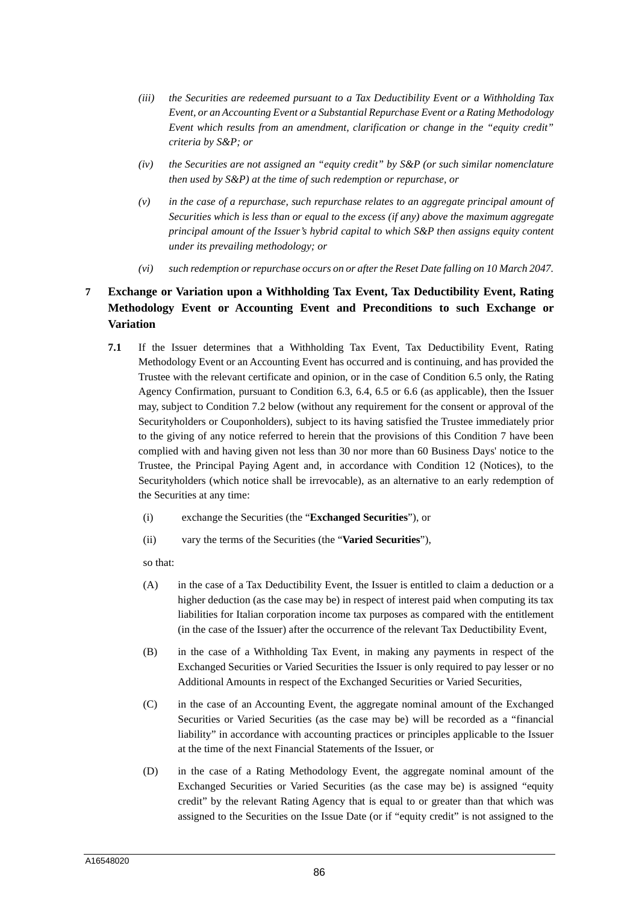*(iii) the Securities are redeemed pursuant to a Tax Deductibility Event or a Withholding Tax Event, or an Accounting Event or a Substantial Repurchase Event or a Rating Methodology Event which results from an amendment, clarification or change in the "equity credit" criteria by S&P; or*

*(iv) the Securities are not assigned an "equity credit" by S&P (or such similar nomenclature then used by S&P) at the time of such redemption or repurchase, or*

*(v) in the case of a repurchase, such repurchase relates to an aggregate principal amount of Securities which is less than or equal to the excess (if any) above the maximum aggregate principal amount of the Issuer's hybrid capital to which S&P then assigns equity content under its prevailing methodology; or*

*(vi) such redemption or repurchase occurs on or after the Reset Date falling on 10 March 2047.*

## 7 Exchange or Variation upon a Withholding Tax Event, Tax Deductibility Event, Rating Methodology Event or Accounting Event and Preconditions to such Exchange or Variation

**7.1** If the Issuer determines that a Withholding Tax Event, Tax Deductibility Event, Rating Methodology Event or an Accounting Event has occurred and is continuing, and has provided the Trustee with the relevant certificate and opinion, or in the case of Condition 6.5 only, the Rating Agency Confirmation, pursuant to Condition 6.3, 6.4, 6.5 or 6.6 (as applicable), then the Issuer may, subject to Condition 7.2 below (without any requirement for the consent or approval of the Securityholders or Couponholders), subject to its having satisfied the Trustee immediately prior to the giving of any notice referred to herein that the provisions of this Condition 7 have been complied with and having given not less than 30 nor more than 60 Business Days' notice to the Trustee, the Principal Paying Agent and, in accordance with Condition 12 (Notices), to the Securityholders (which notice shall be irrevocable), as an alternative to an early redemption of the Securities at any time:

(i) exchange the Securities (the "**Exchanged Securities**"), or

(ii) vary the terms of the Securities (the "**Varied Securities**"),

so that:

(A) in the case of a Tax Deductibility Event, the Issuer is entitled to claim a deduction or a higher deduction (as the case may be) in respect of interest paid when computing its tax liabilities for Italian corporation income tax purposes as compared with the entitlement (in the case of the Issuer) after the occurrence of the relevant Tax Deductibility Event,

(B) in the case of a Withholding Tax Event, in making any payments in respect of the Exchanged Securities or Varied Securities the Issuer is only required to pay lesser or no Additional Amounts in respect of the Exchanged Securities or Varied Securities,

(C) in the case of an Accounting Event, the aggregate nominal amount of the Exchanged Securities or Varied Securities (as the case may be) will be recorded as a "financial liability" in accordance with accounting practices or principles applicable to the Issuer at the time of the next Financial Statements of the Issuer, or

(D) in the case of a Rating Methodology Event, the aggregate nominal amount of the Exchanged Securities or Varied Securities (as the case may be) is assigned "equity credit" by the relevant Rating Agency that is equal to or greater than that which was assigned to the Securities on the Issue Date (or if "equity credit" is not assigned to the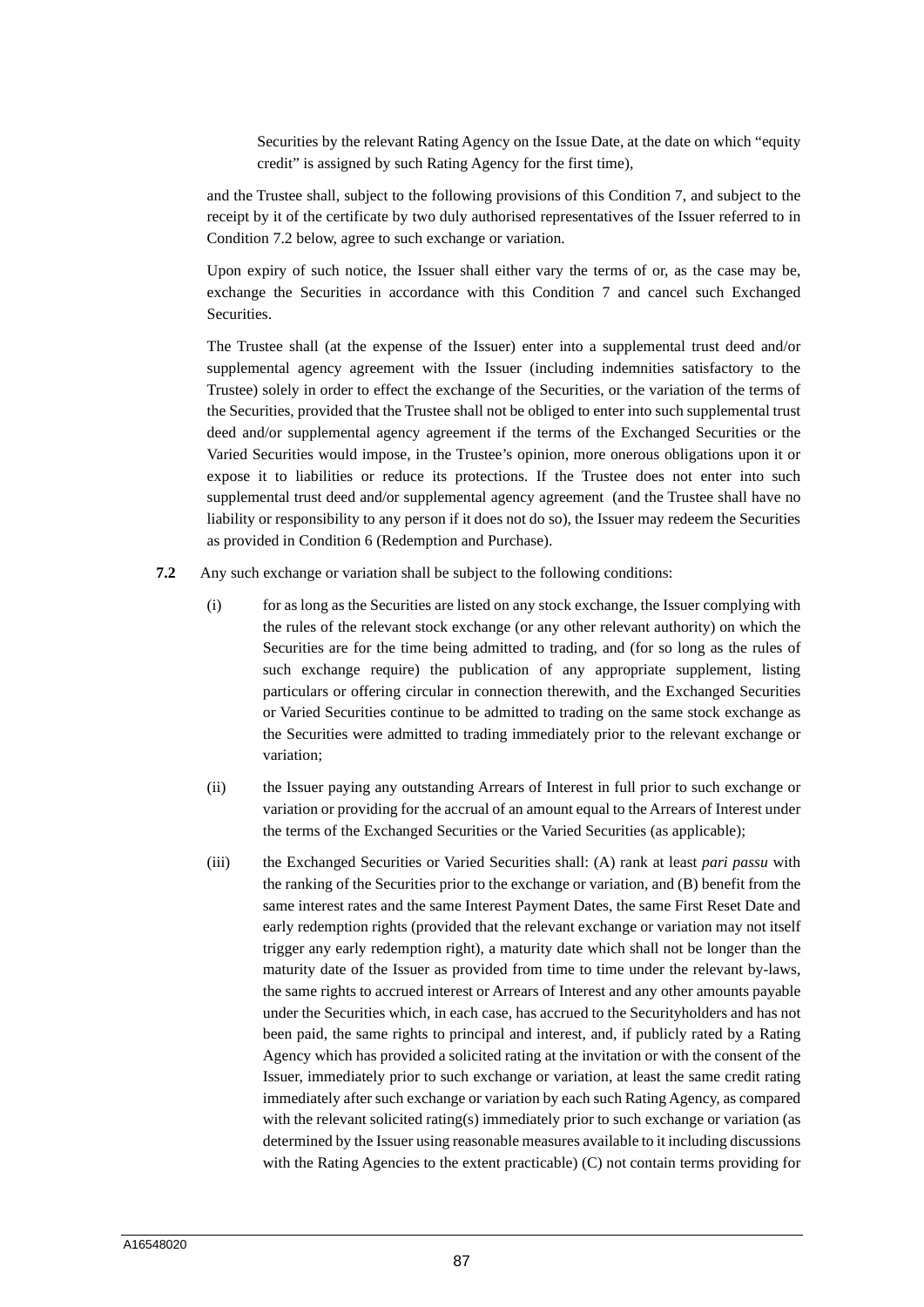Securities by the relevant Rating Agency on the Issue Date, at the date on which "equity credit" is assigned by such Rating Agency for the first time),

and the Trustee shall, subject to the following provisions of this Condition 7, and subject to the receipt by it of the certificate by two duly authorised representatives of the Issuer referred to in Condition 7.2 below, agree to such exchange or variation.

Upon expiry of such notice, the Issuer shall either vary the terms of or, as the case may be, exchange the Securities in accordance with this Condition 7 and cancel such Exchanged Securities.

The Trustee shall (at the expense of the Issuer) enter into a supplemental trust deed and/or supplemental agency agreement with the Issuer (including indemnities satisfactory to the Trustee) solely in order to effect the exchange of the Securities, or the variation of the terms of the Securities, provided that the Trustee shall not be obliged to enter into such supplemental trust deed and/or supplemental agency agreement if the terms of the Exchanged Securities or the Varied Securities would impose, in the Trustee's opinion, more onerous obligations upon it or expose it to liabilities or reduce its protections. If the Trustee does not enter into such supplemental trust deed and/or supplemental agency agreement (and the Trustee shall have no liability or responsibility to any person if it does not do so), the Issuer may redeem the Securities as provided in Condition 6 (Redemption and Purchase).

**7.2** Any such exchange or variation shall be subject to the following conditions:

(i) for as long as the Securities are listed on any stock exchange, the Issuer complying with the rules of the relevant stock exchange (or any other relevant authority) on which the Securities are for the time being admitted to trading, and (for so long as the rules of such exchange require) the publication of any appropriate supplement, listing particulars or offering circular in connection therewith, and the Exchanged Securities or Varied Securities continue to be admitted to trading on the same stock exchange as the Securities were admitted to trading immediately prior to the relevant exchange or variation;

(ii) the Issuer paying any outstanding Arrears of Interest in full prior to such exchange or variation or providing for the accrual of an amount equal to the Arrears of Interest under the terms of the Exchanged Securities or the Varied Securities (as applicable);

(iii) the Exchanged Securities or Varied Securities shall: (A) rank at least *pari passu* with the ranking of the Securities prior to the exchange or variation, and (B) benefit from the same interest rates and the same Interest Payment Dates, the same First Reset Date and early redemption rights (provided that the relevant exchange or variation may not itself trigger any early redemption right), a maturity date which shall not be longer than the maturity date of the Issuer as provided from time to time under the relevant by-laws, the same rights to accrued interest or Arrears of Interest and any other amounts payable under the Securities which, in each case, has accrued to the Securityholders and has not been paid, the same rights to principal and interest, and, if publicly rated by a Rating Agency which has provided a solicited rating at the invitation or with the consent of the Issuer, immediately prior to such exchange or variation, at least the same credit rating immediately after such exchange or variation by each such Rating Agency, as compared with the relevant solicited rating(s) immediately prior to such exchange or variation (as determined by the Issuer using reasonable measures available to it including discussions with the Rating Agencies to the extent practicable) (C) not contain terms providing for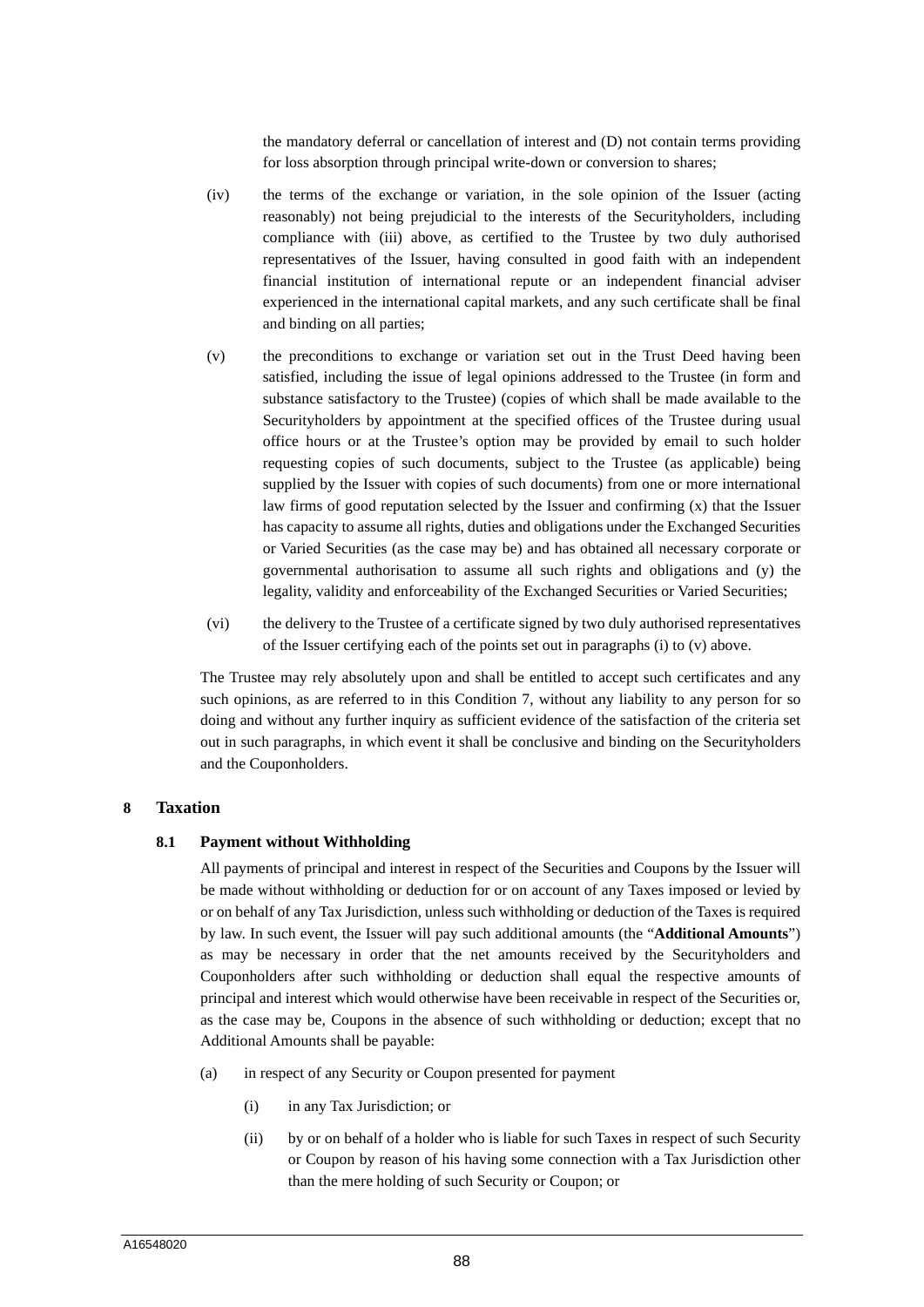the mandatory deferral or cancellation of interest and (D) not contain terms providing for loss absorption through principal write-down or conversion to shares;

(iv) the terms of the exchange or variation, in the sole opinion of the Issuer (acting reasonably) not being prejudicial to the interests of the Securityholders, including compliance with (iii) above, as certified to the Trustee by two duly authorised representatives of the Issuer, having consulted in good faith with an independent financial institution of international repute or an independent financial adviser experienced in the international capital markets, and any such certificate shall be final and binding on all parties;

(v) the preconditions to exchange or variation set out in the Trust Deed having been satisfied, including the issue of legal opinions addressed to the Trustee (in form and substance satisfactory to the Trustee) (copies of which shall be made available to the Securityholders by appointment at the specified offices of the Trustee during usual office hours or at the Trustee's option may be provided by email to such holder requesting copies of such documents, subject to the Trustee (as applicable) being supplied by the Issuer with copies of such documents) from one or more international law firms of good reputation selected by the Issuer and confirming (x) that the Issuer has capacity to assume all rights, duties and obligations under the Exchanged Securities or Varied Securities (as the case may be) and has obtained all necessary corporate or governmental authorisation to assume all such rights and obligations and (y) the legality, validity and enforceability of the Exchanged Securities or Varied Securities;

(vi) the delivery to the Trustee of a certificate signed by two duly authorised representatives of the Issuer certifying each of the points set out in paragraphs (i) to (v) above.

The Trustee may rely absolutely upon and shall be entitled to accept such certificates and any such opinions, as are referred to in this Condition 7, without any liability to any person for so doing and without any further inquiry as sufficient evidence of the satisfaction of the criteria set out in such paragraphs, in which event it shall be conclusive and binding on the Securityholders and the Couponholders.

## 8 Taxation

### 8.1 Payment without Withholding

All payments of principal and interest in respect of the Securities and Coupons by the Issuer will be made without withholding or deduction for or on account of any Taxes imposed or levied by or on behalf of any Tax Jurisdiction, unless such withholding or deduction of the Taxes is required by law. In such event, the Issuer will pay such additional amounts (the "**Additional Amounts**") as may be necessary in order that the net amounts received by the Securityholders and Couponholders after such withholding or deduction shall equal the respective amounts of principal and interest which would otherwise have been receivable in respect of the Securities or, as the case may be, Coupons in the absence of such withholding or deduction; except that no Additional Amounts shall be payable:

(a) in respect of any Security or Coupon presented for payment

(i) in any Tax Jurisdiction; or

(ii) by or on behalf of a holder who is liable for such Taxes in respect of such Security or Coupon by reason of his having some connection with a Tax Jurisdiction other than the mere holding of such Security or Coupon; or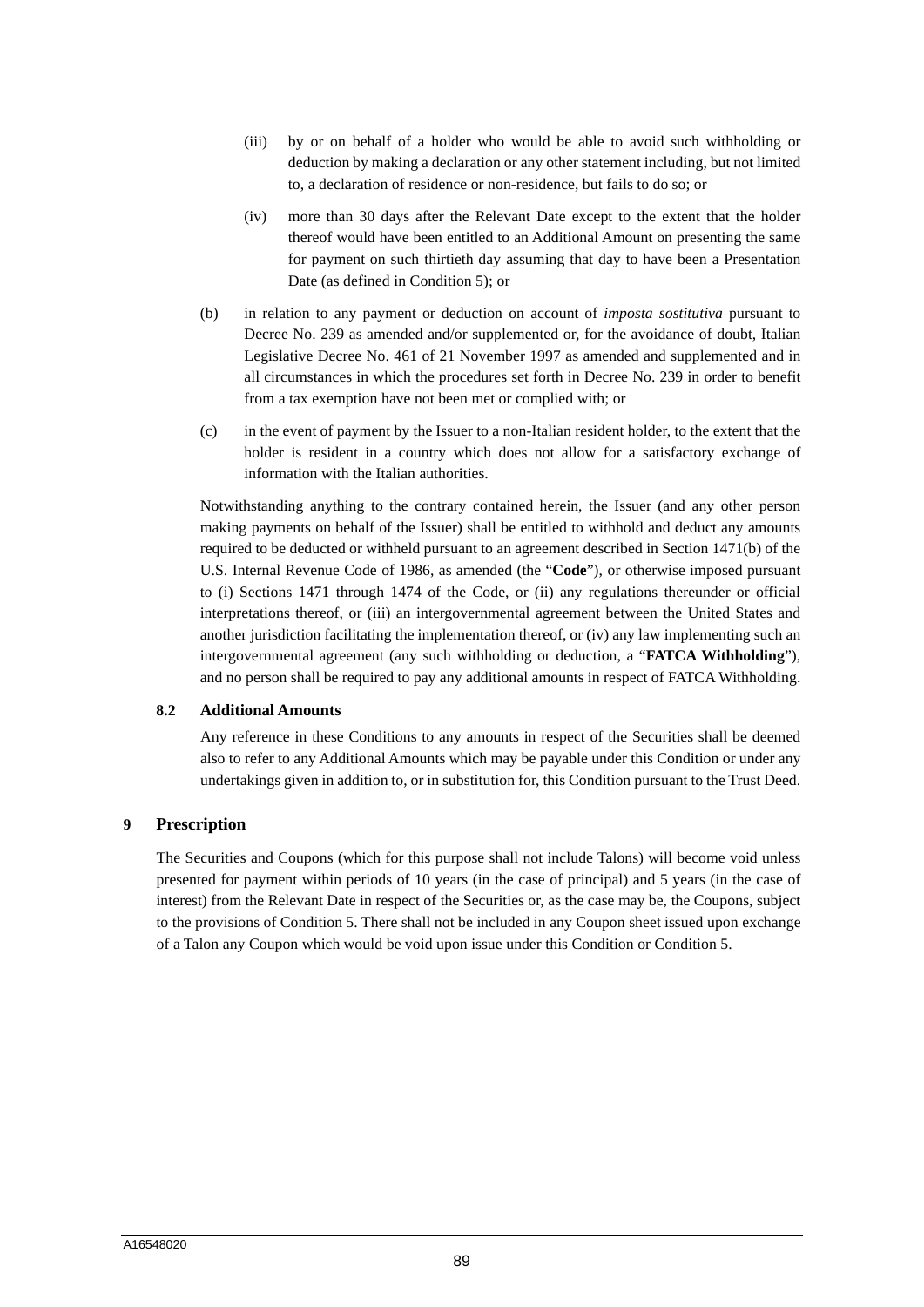(iii) by or on behalf of a holder who would be able to avoid such withholding or deduction by making a declaration or any other statement including, but not limited to, a declaration of residence or non-residence, but fails to do so; or

(iv) more than 30 days after the Relevant Date except to the extent that the holder thereof would have been entitled to an Additional Amount on presenting the same for payment on such thirtieth day assuming that day to have been a Presentation Date (as defined in Condition 5); or

(b) in relation to any payment or deduction on account of *imposta sostitutiva* pursuant to Decree No. 239 as amended and/or supplemented or, for the avoidance of doubt, Italian Legislative Decree No. 461 of 21 November 1997 as amended and supplemented and in all circumstances in which the procedures set forth in Decree No. 239 in order to benefit from a tax exemption have not been met or complied with; or

(c) in the event of payment by the Issuer to a non-Italian resident holder, to the extent that the holder is resident in a country which does not allow for a satisfactory exchange of information with the Italian authorities.

Notwithstanding anything to the contrary contained herein, the Issuer (and any other person making payments on behalf of the Issuer) shall be entitled to withhold and deduct any amounts required to be deducted or withheld pursuant to an agreement described in Section 1471(b) of the U.S. Internal Revenue Code of 1986, as amended (the "**Code**"), or otherwise imposed pursuant to (i) Sections 1471 through 1474 of the Code, or (ii) any regulations thereunder or official interpretations thereof, or (iii) an intergovernmental agreement between the United States and another jurisdiction facilitating the implementation thereof, or (iv) any law implementing such an intergovernmental agreement (any such withholding or deduction, a "**FATCA Withholding**"), and no person shall be required to pay any additional amounts in respect of FATCA Withholding.

### 8.2 Additional Amounts

Any reference in these Conditions to any amounts in respect of the Securities shall be deemed also to refer to any Additional Amounts which may be payable under this Condition or under any undertakings given in addition to, or in substitution for, this Condition pursuant to the Trust Deed.

## 9 Prescription

The Securities and Coupons (which for this purpose shall not include Talons) will become void unless presented for payment within periods of 10 years (in the case of principal) and 5 years (in the case of interest) from the Relevant Date in respect of the Securities or, as the case may be, the Coupons, subject to the provisions of Condition 5. There shall not be included in any Coupon sheet issued upon exchange of a Talon any Coupon which would be void upon issue under this Condition or Condition 5.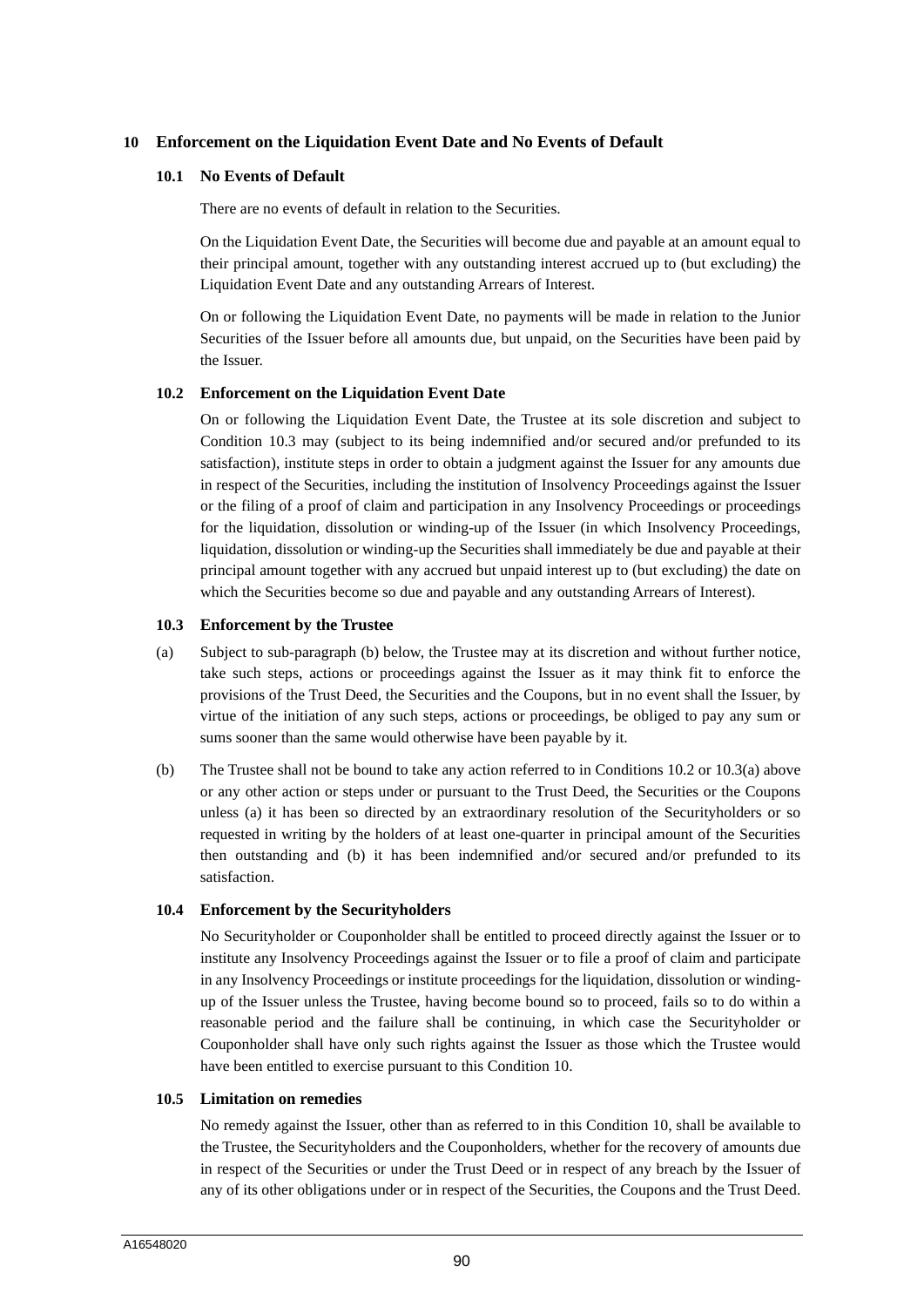## 10 Enforcement on the Liquidation Event Date and No Events of Default

### 10.1 No Events of Default

There are no events of default in relation to the Securities.

On the Liquidation Event Date, the Securities will become due and payable at an amount equal to their principal amount, together with any outstanding interest accrued up to (but excluding) the Liquidation Event Date and any outstanding Arrears of Interest.

On or following the Liquidation Event Date, no payments will be made in relation to the Junior Securities of the Issuer before all amounts due, but unpaid, on the Securities have been paid by the Issuer.

### 10.2 Enforcement on the Liquidation Event Date

On or following the Liquidation Event Date, the Trustee at its sole discretion and subject to Condition 10.3 may (subject to its being indemnified and/or secured and/or prefunded to its satisfaction), institute steps in order to obtain a judgment against the Issuer for any amounts due in respect of the Securities, including the institution of Insolvency Proceedings against the Issuer or the filing of a proof of claim and participation in any Insolvency Proceedings or proceedings for the liquidation, dissolution or winding-up of the Issuer (in which Insolvency Proceedings, liquidation, dissolution or winding-up the Securities shall immediately be due and payable at their principal amount together with any accrued but unpaid interest up to (but excluding) the date on which the Securities become so due and payable and any outstanding Arrears of Interest).

### 10.3 Enforcement by the Trustee

(a) Subject to sub-paragraph (b) below, the Trustee may at its discretion and without further notice, take such steps, actions or proceedings against the Issuer as it may think fit to enforce the provisions of the Trust Deed, the Securities and the Coupons, but in no event shall the Issuer, by virtue of the initiation of any such steps, actions or proceedings, be obliged to pay any sum or sums sooner than the same would otherwise have been payable by it.

(b) The Trustee shall not be bound to take any action referred to in Conditions 10.2 or 10.3(a) above or any other action or steps under or pursuant to the Trust Deed, the Securities or the Coupons unless (a) it has been so directed by an extraordinary resolution of the Securityholders or so requested in writing by the holders of at least one-quarter in principal amount of the Securities then outstanding and (b) it has been indemnified and/or secured and/or prefunded to its satisfaction.

### 10.4 Enforcement by the Securityholders

No Securityholder or Couponholder shall be entitled to proceed directly against the Issuer or to institute any Insolvency Proceedings against the Issuer or to file a proof of claim and participate in any Insolvency Proceedings or institute proceedings for the liquidation, dissolution or winding-up of the Issuer unless the Trustee, having become bound so to proceed, fails so to do within a reasonable period and the failure shall be continuing, in which case the Securityholder or Couponholder shall have only such rights against the Issuer as those which the Trustee would have been entitled to exercise pursuant to this Condition 10.

### 10.5 Limitation on remedies

No remedy against the Issuer, other than as referred to in this Condition 10, shall be available to the Trustee, the Securityholders and the Couponholders, whether for the recovery of amounts due in respect of the Securities or under the Trust Deed or in respect of any breach by the Issuer of any of its other obligations under or in respect of the Securities, the Coupons and the Trust Deed.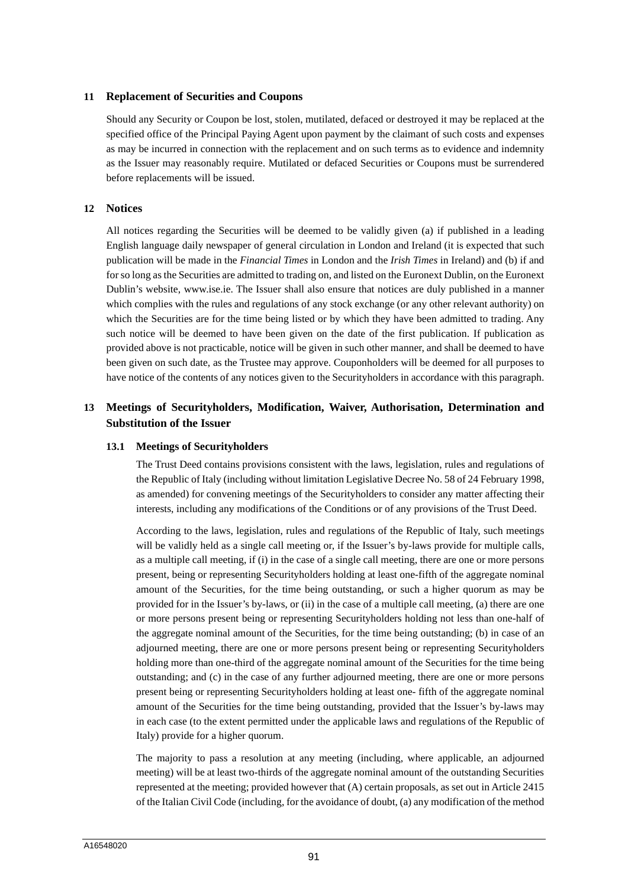## 11 Replacement of Securities and Coupons

Should any Security or Coupon be lost, stolen, mutilated, defaced or destroyed it may be replaced at the specified office of the Principal Paying Agent upon payment by the claimant of such costs and expenses as may be incurred in connection with the replacement and on such terms as to evidence and indemnity as the Issuer may reasonably require. Mutilated or defaced Securities or Coupons must be surrendered before replacements will be issued.

## 12 Notices

All notices regarding the Securities will be deemed to be validly given (a) if published in a leading English language daily newspaper of general circulation in London and Ireland (it is expected that such publication will be made in the *Financial Times* in London and the *Irish Times* in Ireland) and (b) if and for so long as the Securities are admitted to trading on, and listed on the Euronext Dublin, on the Euronext Dublin's website, www.ise.ie. The Issuer shall also ensure that notices are duly published in a manner which complies with the rules and regulations of any stock exchange (or any other relevant authority) on which the Securities are for the time being listed or by which they have been admitted to trading. Any such notice will be deemed to have been given on the date of the first publication. If publication as provided above is not practicable, notice will be given in such other manner, and shall be deemed to have been given on such date, as the Trustee may approve. Couponholders will be deemed for all purposes to have notice of the contents of any notices given to the Securityholders in accordance with this paragraph.

## 13 Meetings of Securityholders, Modification, Waiver, Authorisation, Determination and Substitution of the Issuer

### 13.1 Meetings of Securityholders

The Trust Deed contains provisions consistent with the laws, legislation, rules and regulations of the Republic of Italy (including without limitation Legislative Decree No. 58 of 24 February 1998, as amended) for convening meetings of the Securityholders to consider any matter affecting their interests, including any modifications of the Conditions or of any provisions of the Trust Deed.

According to the laws, legislation, rules and regulations of the Republic of Italy, such meetings will be validly held as a single call meeting or, if the Issuer's by-laws provide for multiple calls, as a multiple call meeting, if (i) in the case of a single call meeting, there are one or more persons present, being or representing Securityholders holding at least one-fifth of the aggregate nominal amount of the Securities, for the time being outstanding, or such a higher quorum as may be provided for in the Issuer's by-laws, or (ii) in the case of a multiple call meeting, (a) there are one or more persons present being or representing Securityholders holding not less than one-half of the aggregate nominal amount of the Securities, for the time being outstanding; (b) in case of an adjourned meeting, there are one or more persons present being or representing Securityholders holding more than one-third of the aggregate nominal amount of the Securities for the time being outstanding; and (c) in the case of any further adjourned meeting, there are one or more persons present being or representing Securityholders holding at least one- fifth of the aggregate nominal amount of the Securities for the time being outstanding, provided that the Issuer's by-laws may in each case (to the extent permitted under the applicable laws and regulations of the Republic of Italy) provide for a higher quorum.

The majority to pass a resolution at any meeting (including, where applicable, an adjourned meeting) will be at least two-thirds of the aggregate nominal amount of the outstanding Securities represented at the meeting; provided however that (A) certain proposals, as set out in Article 2415 of the Italian Civil Code (including, for the avoidance of doubt, (a) any modification of the method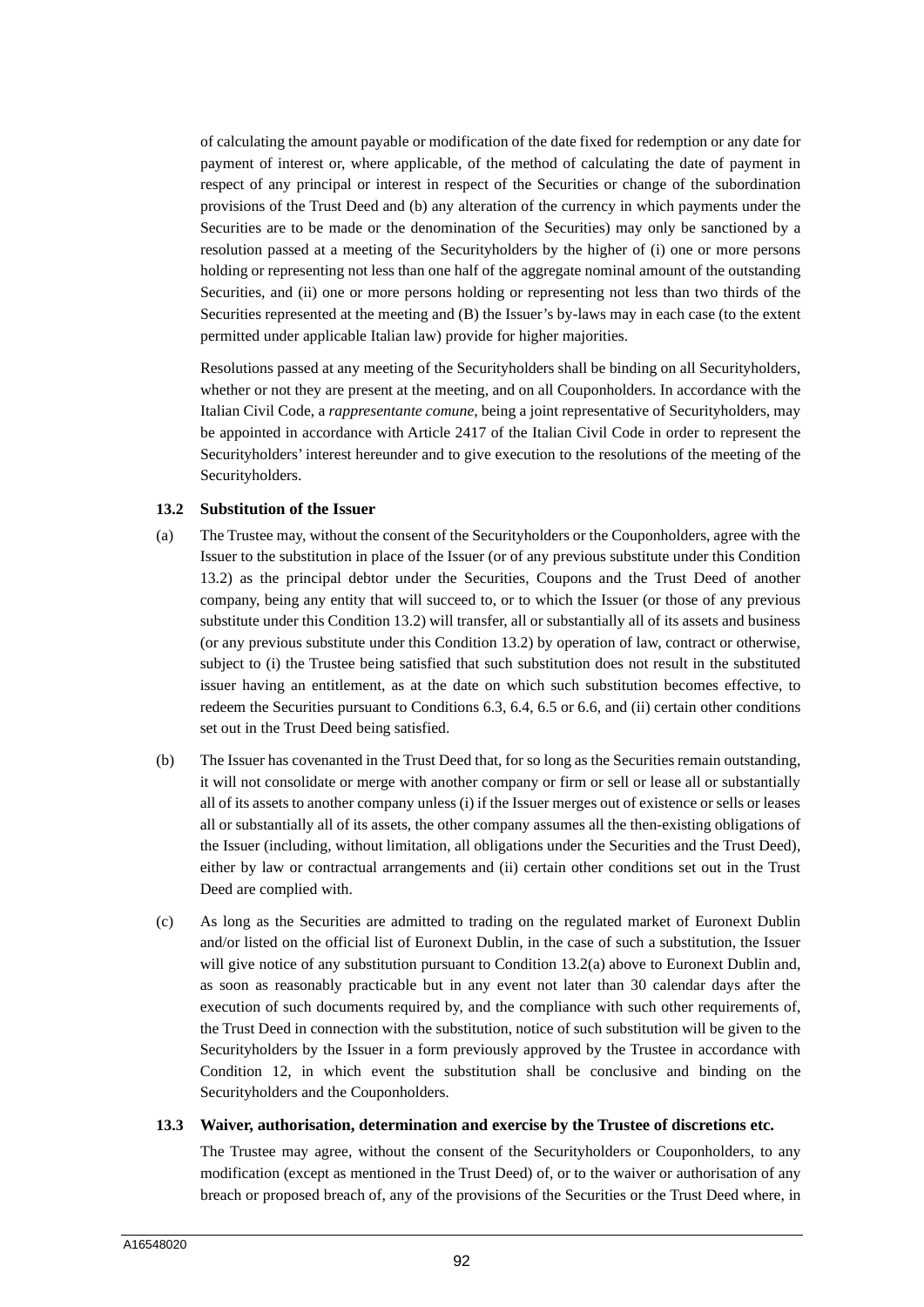of calculating the amount payable or modification of the date fixed for redemption or any date for payment of interest or, where applicable, of the method of calculating the date of payment in respect of any principal or interest in respect of the Securities or change of the subordination provisions of the Trust Deed and (b) any alteration of the currency in which payments under the Securities are to be made or the denomination of the Securities) may only be sanctioned by a resolution passed at a meeting of the Securityholders by the higher of (i) one or more persons holding or representing not less than one half of the aggregate nominal amount of the outstanding Securities, and (ii) one or more persons holding or representing not less than two thirds of the Securities represented at the meeting and (B) the Issuer's by-laws may in each case (to the extent permitted under applicable Italian law) provide for higher majorities.

Resolutions passed at any meeting of the Securityholders shall be binding on all Securityholders, whether or not they are present at the meeting, and on all Couponholders. In accordance with the Italian Civil Code, a *rappresentante comune*, being a joint representative of Securityholders, may be appointed in accordance with Article 2417 of the Italian Civil Code in order to represent the Securityholders' interest hereunder and to give execution to the resolutions of the meeting of the Securityholders.

**13.2 Substitution of the Issuer**

(a) The Trustee may, without the consent of the Securityholders or the Couponholders, agree with the Issuer to the substitution in place of the Issuer (or of any previous substitute under this Condition 13.2) as the principal debtor under the Securities, Coupons and the Trust Deed of another company, being any entity that will succeed to, or to which the Issuer (or those of any previous substitute under this Condition 13.2) will transfer, all or substantially all of its assets and business (or any previous substitute under this Condition 13.2) by operation of law, contract or otherwise, subject to (i) the Trustee being satisfied that such substitution does not result in the substituted issuer having an entitlement, as at the date on which such substitution becomes effective, to redeem the Securities pursuant to Conditions 6.3, 6.4, 6.5 or 6.6, and (ii) certain other conditions set out in the Trust Deed being satisfied.

(b) The Issuer has covenanted in the Trust Deed that, for so long as the Securities remain outstanding, it will not consolidate or merge with another company or firm or sell or lease all or substantially all of its assets to another company unless (i) if the Issuer merges out of existence or sells or leases all or substantially all of its assets, the other company assumes all the then-existing obligations of the Issuer (including, without limitation, all obligations under the Securities and the Trust Deed), either by law or contractual arrangements and (ii) certain other conditions set out in the Trust Deed are complied with.

(c) As long as the Securities are admitted to trading on the regulated market of Euronext Dublin and/or listed on the official list of Euronext Dublin, in the case of such a substitution, the Issuer will give notice of any substitution pursuant to Condition 13.2(a) above to Euronext Dublin and, as soon as reasonably practicable but in any event not later than 30 calendar days after the execution of such documents required by, and the compliance with such other requirements of, the Trust Deed in connection with the substitution, notice of such substitution will be given to the Securityholders by the Issuer in a form previously approved by the Trustee in accordance with Condition 12, in which event the substitution shall be conclusive and binding on the Securityholders and the Couponholders.

**13.3 Waiver, authorisation, determination and exercise by the Trustee of discretions etc.**

The Trustee may agree, without the consent of the Securityholders or Couponholders, to any modification (except as mentioned in the Trust Deed) of, or to the waiver or authorisation of any breach or proposed breach of, any of the provisions of the Securities or the Trust Deed where, in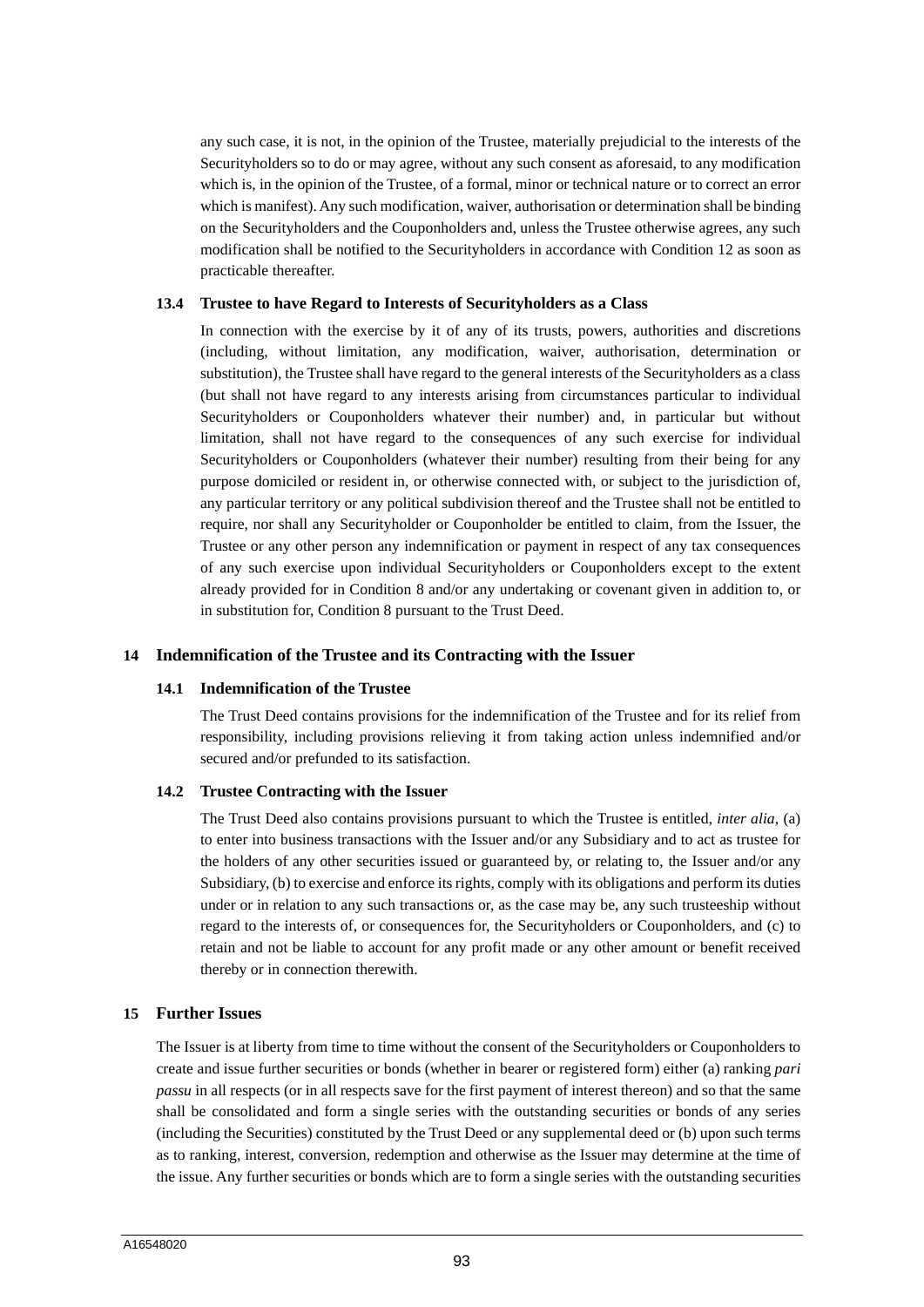any such case, it is not, in the opinion of the Trustee, materially prejudicial to the interests of the Securityholders so to do or may agree, without any such consent as aforesaid, to any modification which is, in the opinion of the Trustee, of a formal, minor or technical nature or to correct an error which is manifest). Any such modification, waiver, authorisation or determination shall be binding on the Securityholders and the Couponholders and, unless the Trustee otherwise agrees, any such modification shall be notified to the Securityholders in accordance with Condition 12 as soon as practicable thereafter.

### 13.4 Trustee to have Regard to Interests of Securityholders as a Class

In connection with the exercise by it of any of its trusts, powers, authorities and discretions (including, without limitation, any modification, waiver, authorisation, determination or substitution), the Trustee shall have regard to the general interests of the Securityholders as a class (but shall not have regard to any interests arising from circumstances particular to individual Securityholders or Couponholders whatever their number) and, in particular but without limitation, shall not have regard to the consequences of any such exercise for individual Securityholders or Couponholders (whatever their number) resulting from their being for any purpose domiciled or resident in, or otherwise connected with, or subject to the jurisdiction of, any particular territory or any political subdivision thereof and the Trustee shall not be entitled to require, nor shall any Securityholder or Couponholder be entitled to claim, from the Issuer, the Trustee or any other person any indemnification or payment in respect of any tax consequences of any such exercise upon individual Securityholders or Couponholders except to the extent already provided for in Condition 8 and/or any undertaking or covenant given in addition to, or in substitution for, Condition 8 pursuant to the Trust Deed.

## 14 Indemnification of the Trustee and its Contracting with the Issuer

### 14.1 Indemnification of the Trustee

The Trust Deed contains provisions for the indemnification of the Trustee and for its relief from responsibility, including provisions relieving it from taking action unless indemnified and/or secured and/or prefunded to its satisfaction.

### 14.2 Trustee Contracting with the Issuer

The Trust Deed also contains provisions pursuant to which the Trustee is entitled, *inter alia*, (a) to enter into business transactions with the Issuer and/or any Subsidiary and to act as trustee for the holders of any other securities issued or guaranteed by, or relating to, the Issuer and/or any Subsidiary, (b) to exercise and enforce its rights, comply with its obligations and perform its duties under or in relation to any such transactions or, as the case may be, any such trusteeship without regard to the interests of, or consequences for, the Securityholders or Couponholders, and (c) to retain and not be liable to account for any profit made or any other amount or benefit received thereby or in connection therewith.

## 15 Further Issues

The Issuer is at liberty from time to time without the consent of the Securityholders or Couponholders to create and issue further securities or bonds (whether in bearer or registered form) either (a) ranking *pari passu* in all respects (or in all respects save for the first payment of interest thereon) and so that the same shall be consolidated and form a single series with the outstanding securities or bonds of any series (including the Securities) constituted by the Trust Deed or any supplemental deed or (b) upon such terms as to ranking, interest, conversion, redemption and otherwise as the Issuer may determine at the time of the issue. Any further securities or bonds which are to form a single series with the outstanding securities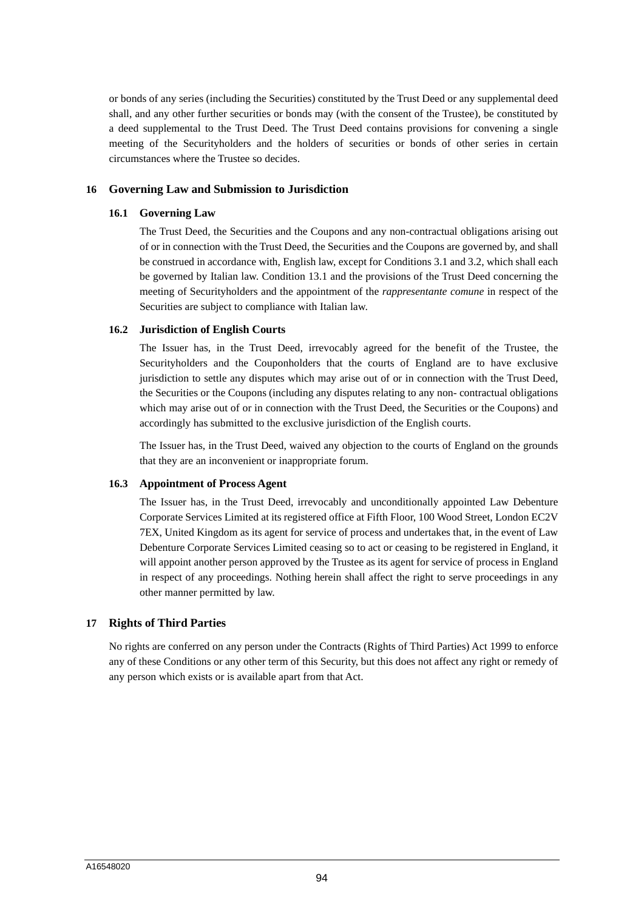or bonds of any series (including the Securities) constituted by the Trust Deed or any supplemental deed shall, and any other further securities or bonds may (with the consent of the Trustee), be constituted by a deed supplemental to the Trust Deed. The Trust Deed contains provisions for convening a single meeting of the Securityholders and the holders of securities or bonds of other series in certain circumstances where the Trustee so decides.

## 16 Governing Law and Submission to Jurisdiction

### 16.1 Governing Law

The Trust Deed, the Securities and the Coupons and any non-contractual obligations arising out of or in connection with the Trust Deed, the Securities and the Coupons are governed by, and shall be construed in accordance with, English law, except for Conditions 3.1 and 3.2, which shall each be governed by Italian law. Condition 13.1 and the provisions of the Trust Deed concerning the meeting of Securityholders and the appointment of the *rappresentante comune* in respect of the Securities are subject to compliance with Italian law.

### 16.2 Jurisdiction of English Courts

The Issuer has, in the Trust Deed, irrevocably agreed for the benefit of the Trustee, the Securityholders and the Couponholders that the courts of England are to have exclusive jurisdiction to settle any disputes which may arise out of or in connection with the Trust Deed, the Securities or the Coupons (including any disputes relating to any non- contractual obligations which may arise out of or in connection with the Trust Deed, the Securities or the Coupons) and accordingly has submitted to the exclusive jurisdiction of the English courts.

The Issuer has, in the Trust Deed, waived any objection to the courts of England on the grounds that they are an inconvenient or inappropriate forum.

### 16.3 Appointment of Process Agent

The Issuer has, in the Trust Deed, irrevocably and unconditionally appointed Law Debenture Corporate Services Limited at its registered office at Fifth Floor, 100 Wood Street, London EC2V 7EX, United Kingdom as its agent for service of process and undertakes that, in the event of Law Debenture Corporate Services Limited ceasing so to act or ceasing to be registered in England, it will appoint another person approved by the Trustee as its agent for service of process in England in respect of any proceedings. Nothing herein shall affect the right to serve proceedings in any other manner permitted by law.

## 17 Rights of Third Parties

No rights are conferred on any person under the Contracts (Rights of Third Parties) Act 1999 to enforce any of these Conditions or any other term of this Security, but this does not affect any right or remedy of any person which exists or is available apart from that Act.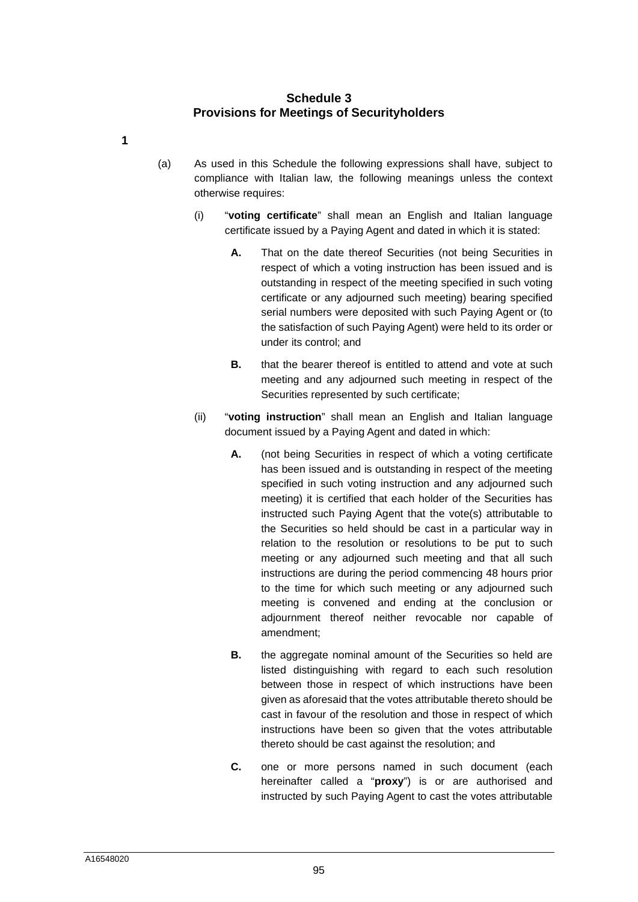## Schedule 3
## Provisions for Meetings of Securityholders

**1**

(a) As used in this Schedule the following expressions shall have, subject to compliance with Italian law, the following meanings unless the context otherwise requires:

(i) "**voting certificate**" shall mean an English and Italian language certificate issued by a Paying Agent and dated in which it is stated:

**A.** That on the date thereof Securities (not being Securities in respect of which a voting instruction has been issued and is outstanding in respect of the meeting specified in such voting certificate or any adjourned such meeting) bearing specified serial numbers were deposited with such Paying Agent or (to the satisfaction of such Paying Agent) were held to its order or under its control; and

**B.** that the bearer thereof is entitled to attend and vote at such meeting and any adjourned such meeting in respect of the Securities represented by such certificate;

(ii) "**voting instruction**" shall mean an English and Italian language document issued by a Paying Agent and dated in which:

**A.** (not being Securities in respect of which a voting certificate has been issued and is outstanding in respect of the meeting specified in such voting instruction and any adjourned such meeting) it is certified that each holder of the Securities has instructed such Paying Agent that the vote(s) attributable to the Securities so held should be cast in a particular way in relation to the resolution or resolutions to be put to such meeting or any adjourned such meeting and that all such instructions are during the period commencing 48 hours prior to the time for which such meeting or any adjourned such meeting is convened and ending at the conclusion or adjournment thereof neither revocable nor capable of amendment;

**B.** the aggregate nominal amount of the Securities so held are listed distinguishing with regard to each such resolution between those in respect of which instructions have been given as aforesaid that the votes attributable thereto should be cast in favour of the resolution and those in respect of which instructions have been so given that the votes attributable thereto should be cast against the resolution; and

**C.** one or more persons named in such document (each hereinafter called a "**proxy**") is or are authorised and instructed by such Paying Agent to cast the votes attributable

A16548020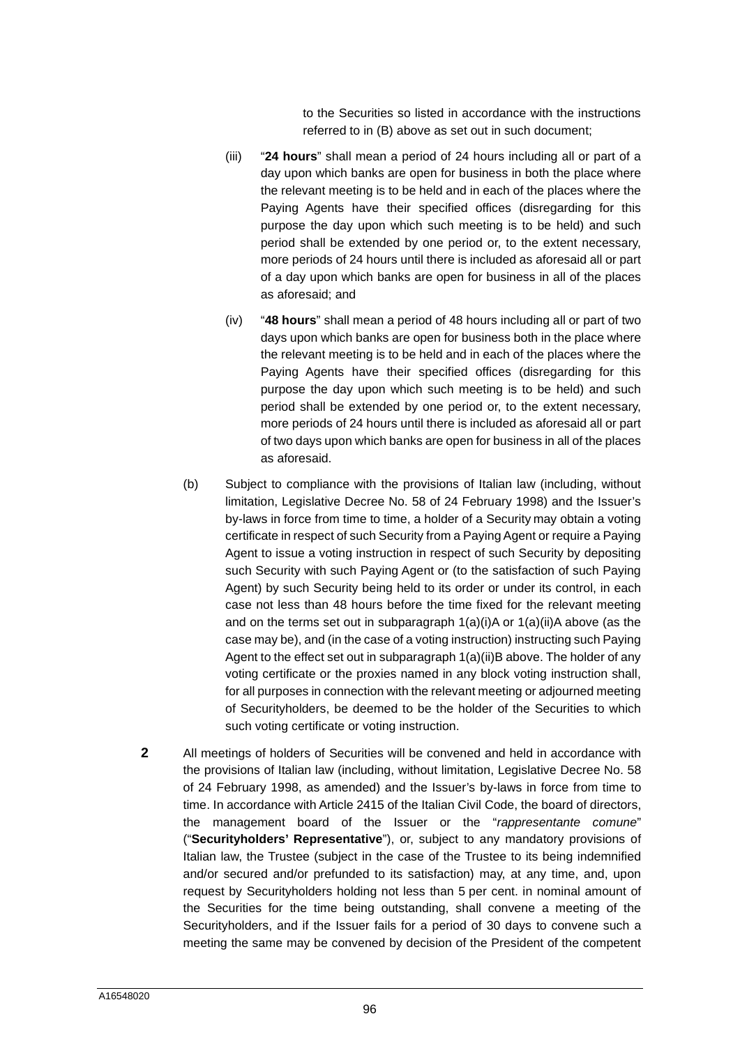to the Securities so listed in accordance with the instructions referred to in (B) above as set out in such document;

(iii) "**24 hours**" shall mean a period of 24 hours including all or part of a day upon which banks are open for business in both the place where the relevant meeting is to be held and in each of the places where the Paying Agents have their specified offices (disregarding for this purpose the day upon which such meeting is to be held) and such period shall be extended by one period or, to the extent necessary, more periods of 24 hours until there is included as aforesaid all or part of a day upon which banks are open for business in all of the places as aforesaid; and

(iv) "**48 hours**" shall mean a period of 48 hours including all or part of two days upon which banks are open for business both in the place where the relevant meeting is to be held and in each of the places where the Paying Agents have their specified offices (disregarding for this purpose the day upon which such meeting is to be held) and such period shall be extended by one period or, to the extent necessary, more periods of 24 hours until there is included as aforesaid all or part of two days upon which banks are open for business in all of the places as aforesaid.

(b) Subject to compliance with the provisions of Italian law (including, without limitation, Legislative Decree No. 58 of 24 February 1998) and the Issuer's by-laws in force from time to time, a holder of a Security may obtain a voting certificate in respect of such Security from a Paying Agent or require a Paying Agent to issue a voting instruction in respect of such Security by depositing such Security with such Paying Agent or (to the satisfaction of such Paying Agent) by such Security being held to its order or under its control, in each case not less than 48 hours before the time fixed for the relevant meeting and on the terms set out in subparagraph 1(a)(i)A or 1(a)(ii)A above (as the case may be), and (in the case of a voting instruction) instructing such Paying Agent to the effect set out in subparagraph 1(a)(ii)B above. The holder of any voting certificate or the proxies named in any block voting instruction shall, for all purposes in connection with the relevant meeting or adjourned meeting of Securityholders, be deemed to be the holder of the Securities to which such voting certificate or voting instruction.

**2** All meetings of holders of Securities will be convened and held in accordance with the provisions of Italian law (including, without limitation, Legislative Decree No. 58 of 24 February 1998, as amended) and the Issuer's by-laws in force from time to time. In accordance with Article 2415 of the Italian Civil Code, the board of directors, the management board of the Issuer or the "*rappresentante comune*" ("**Securityholders' Representative**"), or, subject to any mandatory provisions of Italian law, the Trustee (subject in the case of the Trustee to its being indemnified and/or secured and/or prefunded to its satisfaction) may, at any time, and, upon request by Securityholders holding not less than 5 per cent. in nominal amount of the Securities for the time being outstanding, shall convene a meeting of the Securityholders, and if the Issuer fails for a period of 30 days to convene such a meeting the same may be convened by decision of the President of the competent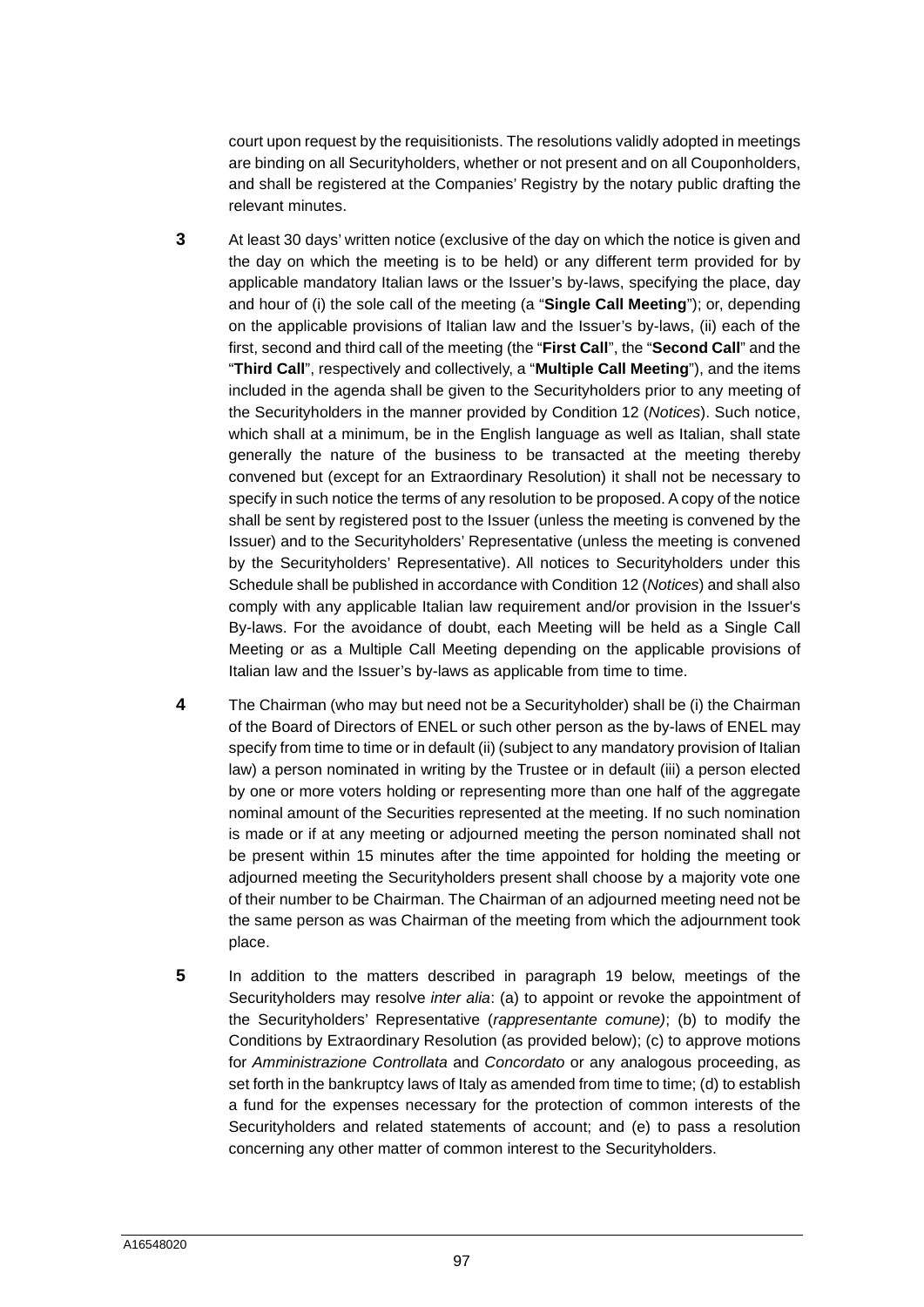court upon request by the requisitionists. The resolutions validly adopted in meetings are binding on all Securityholders, whether or not present and on all Couponholders, and shall be registered at the Companies' Registry by the notary public drafting the relevant minutes.

**3** At least 30 days' written notice (exclusive of the day on which the notice is given and the day on which the meeting is to be held) or any different term provided for by applicable mandatory Italian laws or the Issuer's by-laws, specifying the place, day and hour of (i) the sole call of the meeting (a "**Single Call Meeting**"); or, depending on the applicable provisions of Italian law and the Issuer's by-laws, (ii) each of the first, second and third call of the meeting (the "**First Call**", the "**Second Call**" and the "**Third Call**", respectively and collectively, a "**Multiple Call Meeting**"), and the items included in the agenda shall be given to the Securityholders prior to any meeting of the Securityholders in the manner provided by Condition 12 (*Notices*). Such notice, which shall at a minimum, be in the English language as well as Italian, shall state generally the nature of the business to be transacted at the meeting thereby convened but (except for an Extraordinary Resolution) it shall not be necessary to specify in such notice the terms of any resolution to be proposed. A copy of the notice shall be sent by registered post to the Issuer (unless the meeting is convened by the Issuer) and to the Securityholders' Representative (unless the meeting is convened by the Securityholders' Representative). All notices to Securityholders under this Schedule shall be published in accordance with Condition 12 (*Notices*) and shall also comply with any applicable Italian law requirement and/or provision in the Issuer's By-laws. For the avoidance of doubt, each Meeting will be held as a Single Call Meeting or as a Multiple Call Meeting depending on the applicable provisions of Italian law and the Issuer's by-laws as applicable from time to time.

**4** The Chairman (who may but need not be a Securityholder) shall be (i) the Chairman of the Board of Directors of ENEL or such other person as the by-laws of ENEL may specify from time to time or in default (ii) (subject to any mandatory provision of Italian law) a person nominated in writing by the Trustee or in default (iii) a person elected by one or more voters holding or representing more than one half of the aggregate nominal amount of the Securities represented at the meeting. If no such nomination is made or if at any meeting or adjourned meeting the person nominated shall not be present within 15 minutes after the time appointed for holding the meeting or adjourned meeting the Securityholders present shall choose by a majority vote one of their number to be Chairman. The Chairman of an adjourned meeting need not be the same person as was Chairman of the meeting from which the adjournment took place.

**5** In addition to the matters described in paragraph 19 below, meetings of the Securityholders may resolve *inter alia*: (a) to appoint or revoke the appointment of the Securityholders' Representative (*rappresentante comune)*; (b) to modify the Conditions by Extraordinary Resolution (as provided below); (c) to approve motions for *Amministrazione Controllata* and *Concordato* or any analogous proceeding, as set forth in the bankruptcy laws of Italy as amended from time to time; (d) to establish a fund for the expenses necessary for the protection of common interests of the Securityholders and related statements of account; and (e) to pass a resolution concerning any other matter of common interest to the Securityholders.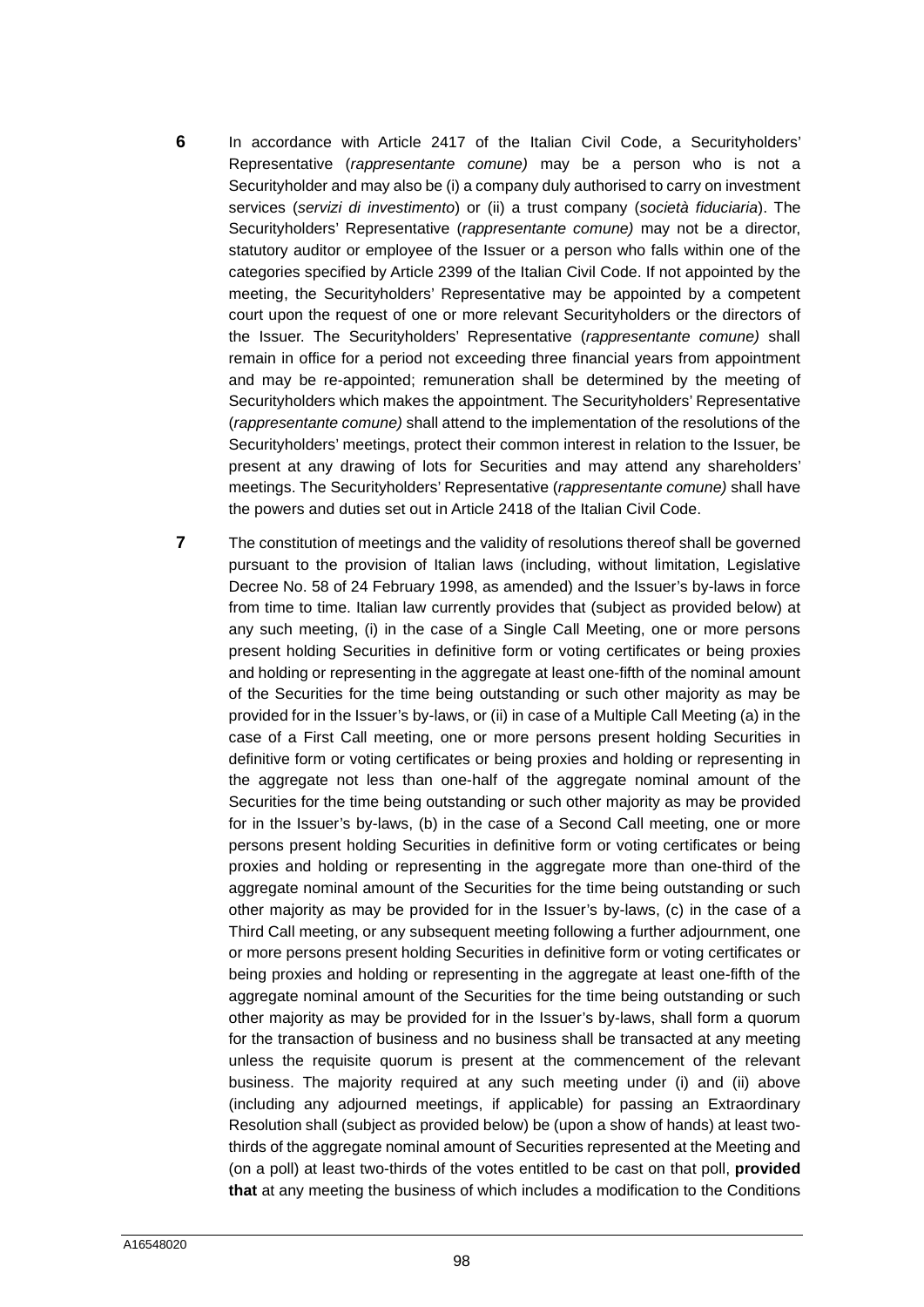**6** In accordance with Article 2417 of the Italian Civil Code, a Securityholders' Representative (*rappresentante comune)* may be a person who is not a Securityholder and may also be (i) a company duly authorised to carry on investment services (*servizi di investimento*) or (ii) a trust company (*società fiduciaria*). The Securityholders' Representative (*rappresentante comune)* may not be a director, statutory auditor or employee of the Issuer or a person who falls within one of the categories specified by Article 2399 of the Italian Civil Code. If not appointed by the meeting, the Securityholders' Representative may be appointed by a competent court upon the request of one or more relevant Securityholders or the directors of the Issuer. The Securityholders' Representative (*rappresentante comune)* shall remain in office for a period not exceeding three financial years from appointment and may be re-appointed; remuneration shall be determined by the meeting of Securityholders which makes the appointment. The Securityholders' Representative (*rappresentante comune)* shall attend to the implementation of the resolutions of the Securityholders' meetings, protect their common interest in relation to the Issuer, be present at any drawing of lots for Securities and may attend any shareholders' meetings. The Securityholders' Representative (*rappresentante comune)* shall have the powers and duties set out in Article 2418 of the Italian Civil Code.

**7** The constitution of meetings and the validity of resolutions thereof shall be governed pursuant to the provision of Italian laws (including, without limitation, Legislative Decree No. 58 of 24 February 1998, as amended) and the Issuer's by-laws in force from time to time. Italian law currently provides that (subject as provided below) at any such meeting, (i) in the case of a Single Call Meeting, one or more persons present holding Securities in definitive form or voting certificates or being proxies and holding or representing in the aggregate at least one-fifth of the nominal amount of the Securities for the time being outstanding or such other majority as may be provided for in the Issuer's by-laws, or (ii) in case of a Multiple Call Meeting (a) in the case of a First Call meeting, one or more persons present holding Securities in definitive form or voting certificates or being proxies and holding or representing in the aggregate not less than one-half of the aggregate nominal amount of the Securities for the time being outstanding or such other majority as may be provided for in the Issuer's by-laws, (b) in the case of a Second Call meeting, one or more persons present holding Securities in definitive form or voting certificates or being proxies and holding or representing in the aggregate more than one-third of the aggregate nominal amount of the Securities for the time being outstanding or such other majority as may be provided for in the Issuer's by-laws, (c) in the case of a Third Call meeting, or any subsequent meeting following a further adjournment, one or more persons present holding Securities in definitive form or voting certificates or being proxies and holding or representing in the aggregate at least one-fifth of the aggregate nominal amount of the Securities for the time being outstanding or such other majority as may be provided for in the Issuer's by-laws, shall form a quorum for the transaction of business and no business shall be transacted at any meeting unless the requisite quorum is present at the commencement of the relevant business. The majority required at any such meeting under (i) and (ii) above (including any adjourned meetings, if applicable) for passing an Extraordinary Resolution shall (subject as provided below) be (upon a show of hands) at least two-thirds of the aggregate nominal amount of Securities represented at the Meeting and (on a poll) at least two-thirds of the votes entitled to be cast on that poll, **provided that** at any meeting the business of which includes a modification to the Conditions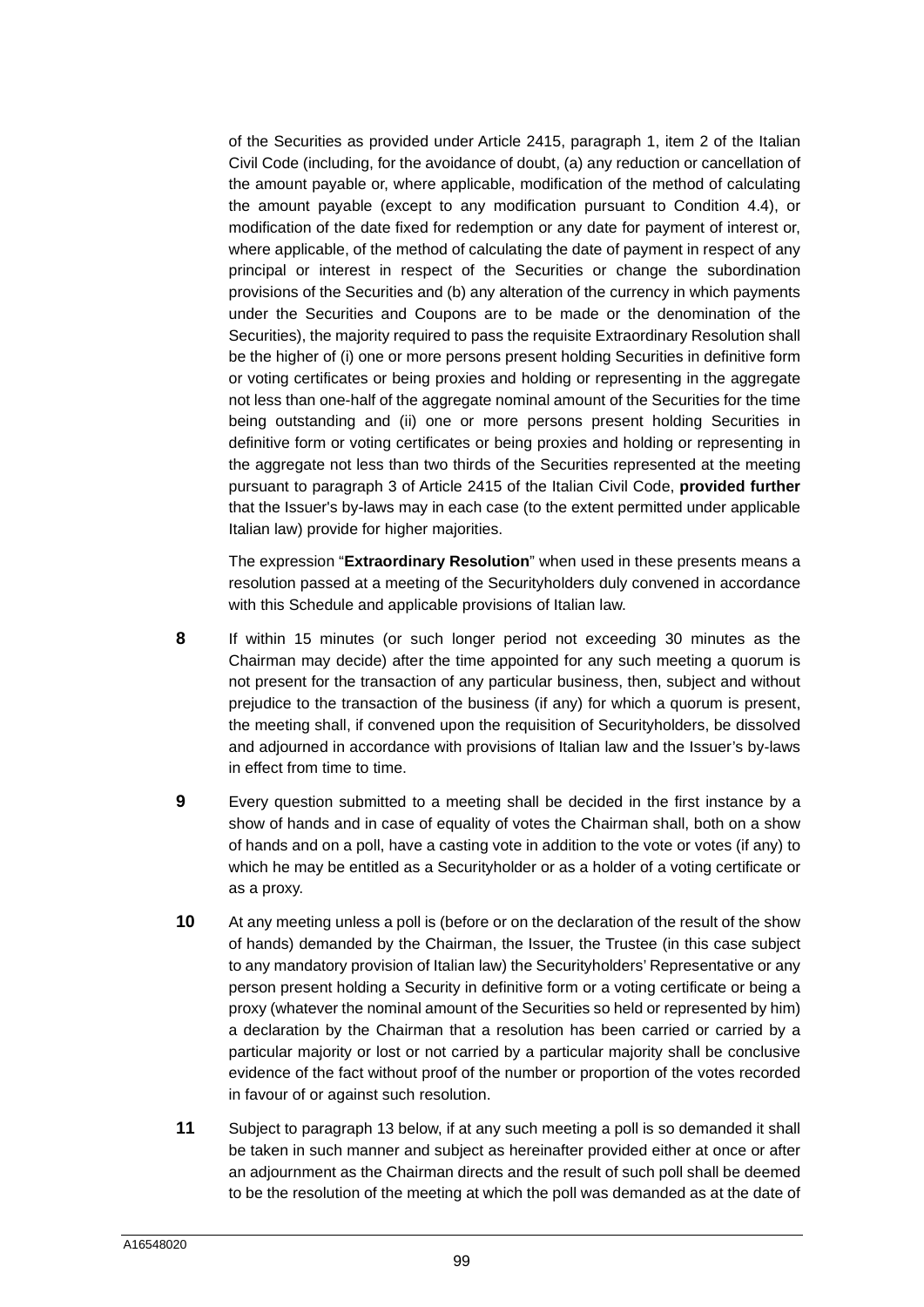of the Securities as provided under Article 2415, paragraph 1, item 2 of the Italian Civil Code (including, for the avoidance of doubt, (a) any reduction or cancellation of the amount payable or, where applicable, modification of the method of calculating the amount payable (except to any modification pursuant to Condition 4.4), or modification of the date fixed for redemption or any date for payment of interest or, where applicable, of the method of calculating the date of payment in respect of any principal or interest in respect of the Securities or change the subordination provisions of the Securities and (b) any alteration of the currency in which payments under the Securities and Coupons are to be made or the denomination of the Securities), the majority required to pass the requisite Extraordinary Resolution shall be the higher of (i) one or more persons present holding Securities in definitive form or voting certificates or being proxies and holding or representing in the aggregate not less than one-half of the aggregate nominal amount of the Securities for the time being outstanding and (ii) one or more persons present holding Securities in definitive form or voting certificates or being proxies and holding or representing in the aggregate not less than two thirds of the Securities represented at the meeting pursuant to paragraph 3 of Article 2415 of the Italian Civil Code, **provided further** that the Issuer's by-laws may in each case (to the extent permitted under applicable Italian law) provide for higher majorities.

The expression "**Extraordinary Resolution**" when used in these presents means a resolution passed at a meeting of the Securityholders duly convened in accordance with this Schedule and applicable provisions of Italian law.

**8** If within 15 minutes (or such longer period not exceeding 30 minutes as the Chairman may decide) after the time appointed for any such meeting a quorum is not present for the transaction of any particular business, then, subject and without prejudice to the transaction of the business (if any) for which a quorum is present, the meeting shall, if convened upon the requisition of Securityholders, be dissolved and adjourned in accordance with provisions of Italian law and the Issuer's by-laws in effect from time to time.

**9** Every question submitted to a meeting shall be decided in the first instance by a show of hands and in case of equality of votes the Chairman shall, both on a show of hands and on a poll, have a casting vote in addition to the vote or votes (if any) to which he may be entitled as a Securityholder or as a holder of a voting certificate or as a proxy.

**10** At any meeting unless a poll is (before or on the declaration of the result of the show of hands) demanded by the Chairman, the Issuer, the Trustee (in this case subject to any mandatory provision of Italian law) the Securityholders' Representative or any person present holding a Security in definitive form or a voting certificate or being a proxy (whatever the nominal amount of the Securities so held or represented by him) a declaration by the Chairman that a resolution has been carried or carried by a particular majority or lost or not carried by a particular majority shall be conclusive evidence of the fact without proof of the number or proportion of the votes recorded in favour of or against such resolution.

**11** Subject to paragraph 13 below, if at any such meeting a poll is so demanded it shall be taken in such manner and subject as hereinafter provided either at once or after an adjournment as the Chairman directs and the result of such poll shall be deemed to be the resolution of the meeting at which the poll was demanded as at the date of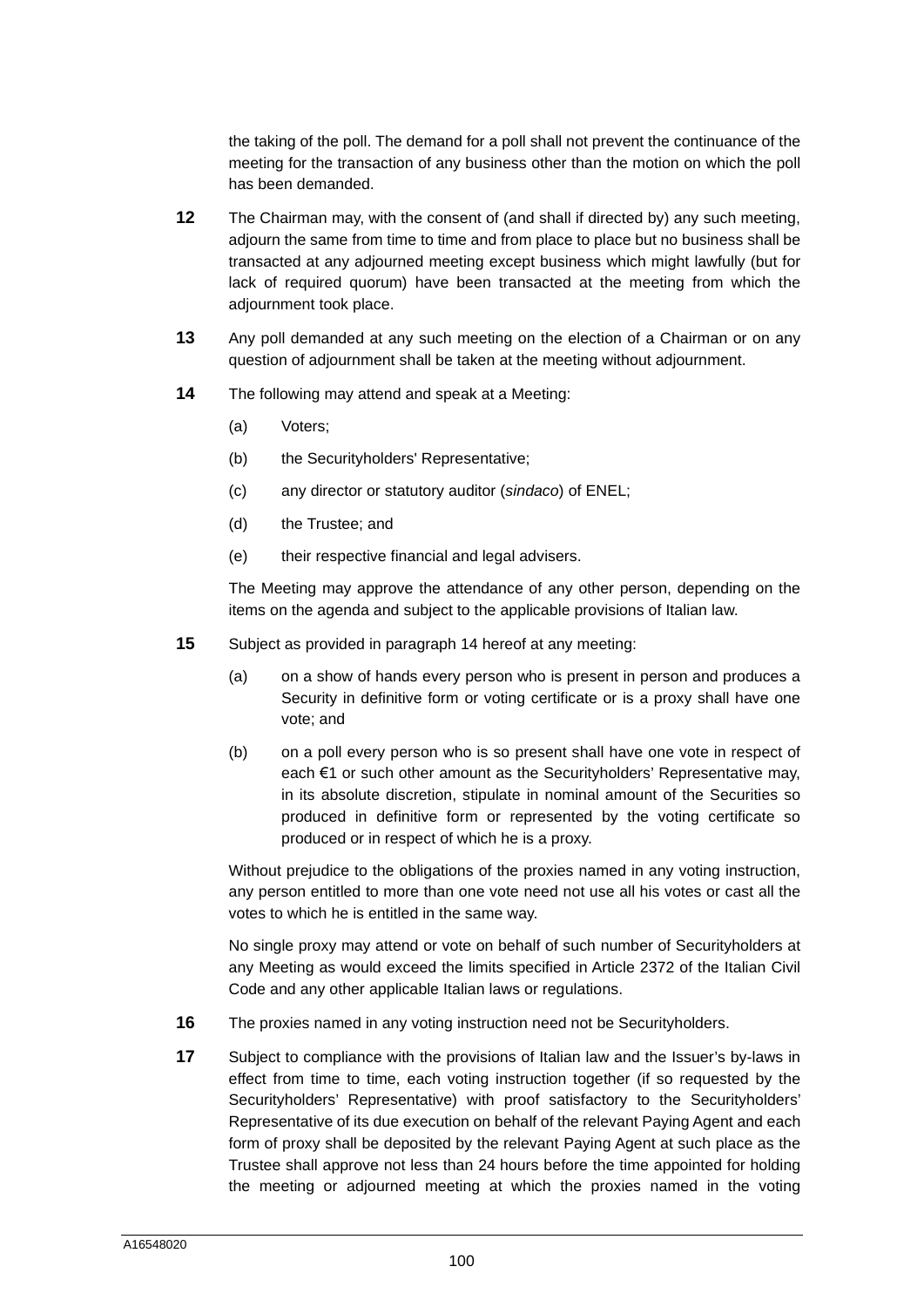the taking of the poll. The demand for a poll shall not prevent the continuance of the meeting for the transaction of any business other than the motion on which the poll has been demanded.

**12** The Chairman may, with the consent of (and shall if directed by) any such meeting, adjourn the same from time to time and from place to place but no business shall be transacted at any adjourned meeting except business which might lawfully (but for lack of required quorum) have been transacted at the meeting from which the adjournment took place.

**13** Any poll demanded at any such meeting on the election of a Chairman or on any question of adjournment shall be taken at the meeting without adjournment.

**14** The following may attend and speak at a Meeting:

(a) Voters;

(b) the Securityholders' Representative;

(c) any director or statutory auditor (*sindaco*) of ENEL;

(d) the Trustee; and

(e) their respective financial and legal advisers.

The Meeting may approve the attendance of any other person, depending on the items on the agenda and subject to the applicable provisions of Italian law.

**15** Subject as provided in paragraph 14 hereof at any meeting:

(a) on a show of hands every person who is present in person and produces a Security in definitive form or voting certificate or is a proxy shall have one vote; and

(b) on a poll every person who is so present shall have one vote in respect of each €1 or such other amount as the Securityholders' Representative may, in its absolute discretion, stipulate in nominal amount of the Securities so produced in definitive form or represented by the voting certificate so produced or in respect of which he is a proxy.

Without prejudice to the obligations of the proxies named in any voting instruction, any person entitled to more than one vote need not use all his votes or cast all the votes to which he is entitled in the same way.

No single proxy may attend or vote on behalf of such number of Securityholders at any Meeting as would exceed the limits specified in Article 2372 of the Italian Civil Code and any other applicable Italian laws or regulations.

**16** The proxies named in any voting instruction need not be Securityholders.

**17** Subject to compliance with the provisions of Italian law and the Issuer's by-laws in effect from time to time, each voting instruction together (if so requested by the Securityholders' Representative) with proof satisfactory to the Securityholders' Representative of its due execution on behalf of the relevant Paying Agent and each form of proxy shall be deposited by the relevant Paying Agent at such place as the Trustee shall approve not less than 24 hours before the time appointed for holding the meeting or adjourned meeting at which the proxies named in the voting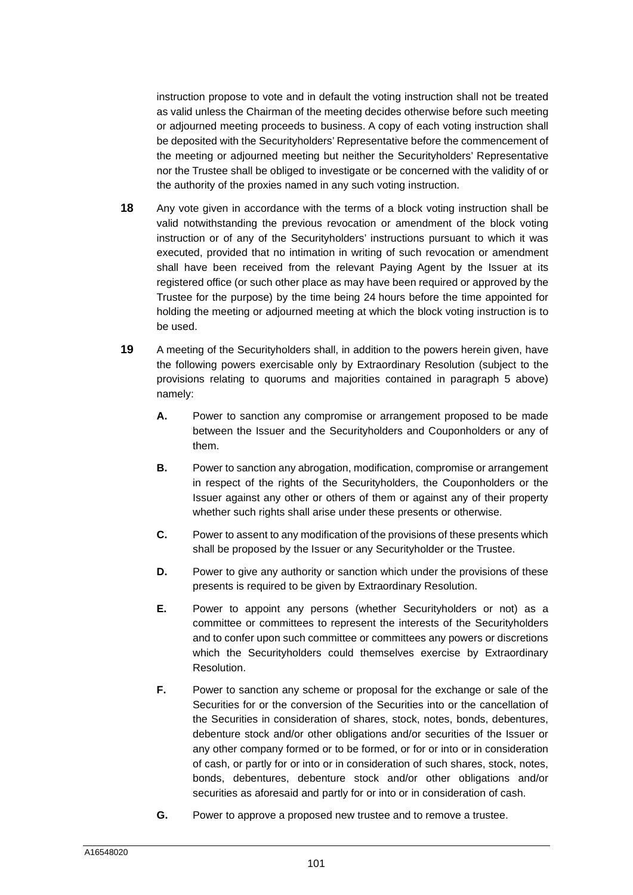instruction propose to vote and in default the voting instruction shall not be treated as valid unless the Chairman of the meeting decides otherwise before such meeting or adjourned meeting proceeds to business. A copy of each voting instruction shall be deposited with the Securityholders' Representative before the commencement of the meeting or adjourned meeting but neither the Securityholders' Representative nor the Trustee shall be obliged to investigate or be concerned with the validity of or the authority of the proxies named in any such voting instruction.

**18** Any vote given in accordance with the terms of a block voting instruction shall be valid notwithstanding the previous revocation or amendment of the block voting instruction or of any of the Securityholders' instructions pursuant to which it was executed, provided that no intimation in writing of such revocation or amendment shall have been received from the relevant Paying Agent by the Issuer at its registered office (or such other place as may have been required or approved by the Trustee for the purpose) by the time being 24 hours before the time appointed for holding the meeting or adjourned meeting at which the block voting instruction is to be used.

**19** A meeting of the Securityholders shall, in addition to the powers herein given, have the following powers exercisable only by Extraordinary Resolution (subject to the provisions relating to quorums and majorities contained in paragraph 5 above) namely:

**A.** Power to sanction any compromise or arrangement proposed to be made between the Issuer and the Securityholders and Couponholders or any of them.

**B.** Power to sanction any abrogation, modification, compromise or arrangement in respect of the rights of the Securityholders, the Couponholders or the Issuer against any other or others of them or against any of their property whether such rights shall arise under these presents or otherwise.

**C.** Power to assent to any modification of the provisions of these presents which shall be proposed by the Issuer or any Securityholder or the Trustee.

**D.** Power to give any authority or sanction which under the provisions of these presents is required to be given by Extraordinary Resolution.

**E.** Power to appoint any persons (whether Securityholders or not) as a committee or committees to represent the interests of the Securityholders and to confer upon such committee or committees any powers or discretions which the Securityholders could themselves exercise by Extraordinary Resolution.

**F.** Power to sanction any scheme or proposal for the exchange or sale of the Securities for or the conversion of the Securities into or the cancellation of the Securities in consideration of shares, stock, notes, bonds, debentures, debenture stock and/or other obligations and/or securities of the Issuer or any other company formed or to be formed, or for or into or in consideration of cash, or partly for or into or in consideration of such shares, stock, notes, bonds, debentures, debenture stock and/or other obligations and/or securities as aforesaid and partly for or into or in consideration of cash.

**G.** Power to approve a proposed new trustee and to remove a trustee.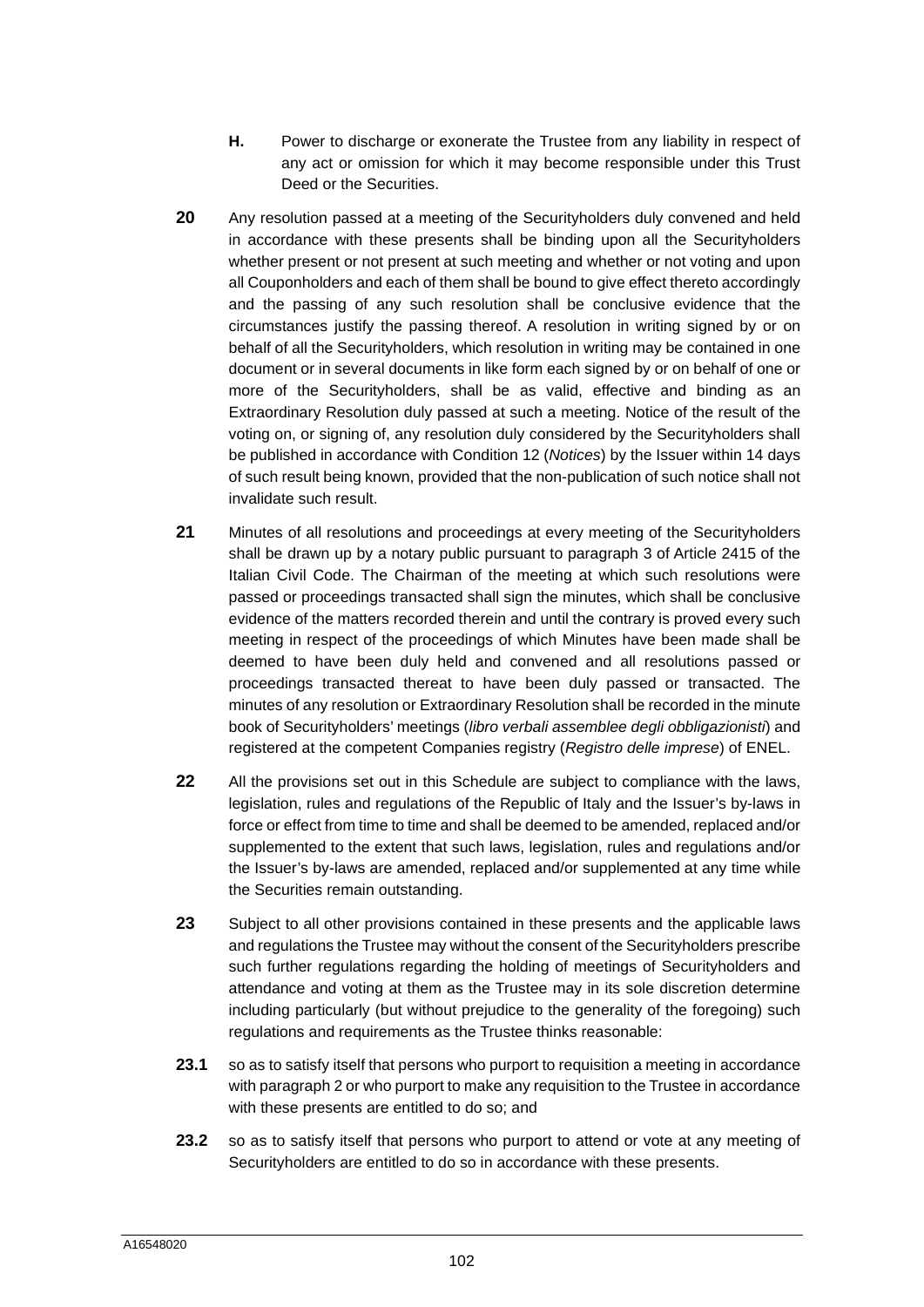**H.** Power to discharge or exonerate the Trustee from any liability in respect of any act or omission for which it may become responsible under this Trust Deed or the Securities.

**20** Any resolution passed at a meeting of the Securityholders duly convened and held in accordance with these presents shall be binding upon all the Securityholders whether present or not present at such meeting and whether or not voting and upon all Couponholders and each of them shall be bound to give effect thereto accordingly and the passing of any such resolution shall be conclusive evidence that the circumstances justify the passing thereof. A resolution in writing signed by or on behalf of all the Securityholders, which resolution in writing may be contained in one document or in several documents in like form each signed by or on behalf of one or more of the Securityholders, shall be as valid, effective and binding as an Extraordinary Resolution duly passed at such a meeting. Notice of the result of the voting on, or signing of, any resolution duly considered by the Securityholders shall be published in accordance with Condition 12 (*Notices*) by the Issuer within 14 days of such result being known, provided that the non-publication of such notice shall not invalidate such result.

**21** Minutes of all resolutions and proceedings at every meeting of the Securityholders shall be drawn up by a notary public pursuant to paragraph 3 of Article 2415 of the Italian Civil Code. The Chairman of the meeting at which such resolutions were passed or proceedings transacted shall sign the minutes, which shall be conclusive evidence of the matters recorded therein and until the contrary is proved every such meeting in respect of the proceedings of which Minutes have been made shall be deemed to have been duly held and convened and all resolutions passed or proceedings transacted thereat to have been duly passed or transacted. The minutes of any resolution or Extraordinary Resolution shall be recorded in the minute book of Securityholders' meetings (*libro verbali assemblee degli obbligazionisti*) and registered at the competent Companies registry (*Registro delle imprese*) of ENEL.

**22** All the provisions set out in this Schedule are subject to compliance with the laws, legislation, rules and regulations of the Republic of Italy and the Issuer's by-laws in force or effect from time to time and shall be deemed to be amended, replaced and/or supplemented to the extent that such laws, legislation, rules and regulations and/or the Issuer's by-laws are amended, replaced and/or supplemented at any time while the Securities remain outstanding.

**23** Subject to all other provisions contained in these presents and the applicable laws and regulations the Trustee may without the consent of the Securityholders prescribe such further regulations regarding the holding of meetings of Securityholders and attendance and voting at them as the Trustee may in its sole discretion determine including particularly (but without prejudice to the generality of the foregoing) such regulations and requirements as the Trustee thinks reasonable:

**23.1** so as to satisfy itself that persons who purport to requisition a meeting in accordance with paragraph 2 or who purport to make any requisition to the Trustee in accordance with these presents are entitled to do so; and

**23.2** so as to satisfy itself that persons who purport to attend or vote at any meeting of Securityholders are entitled to do so in accordance with these presents.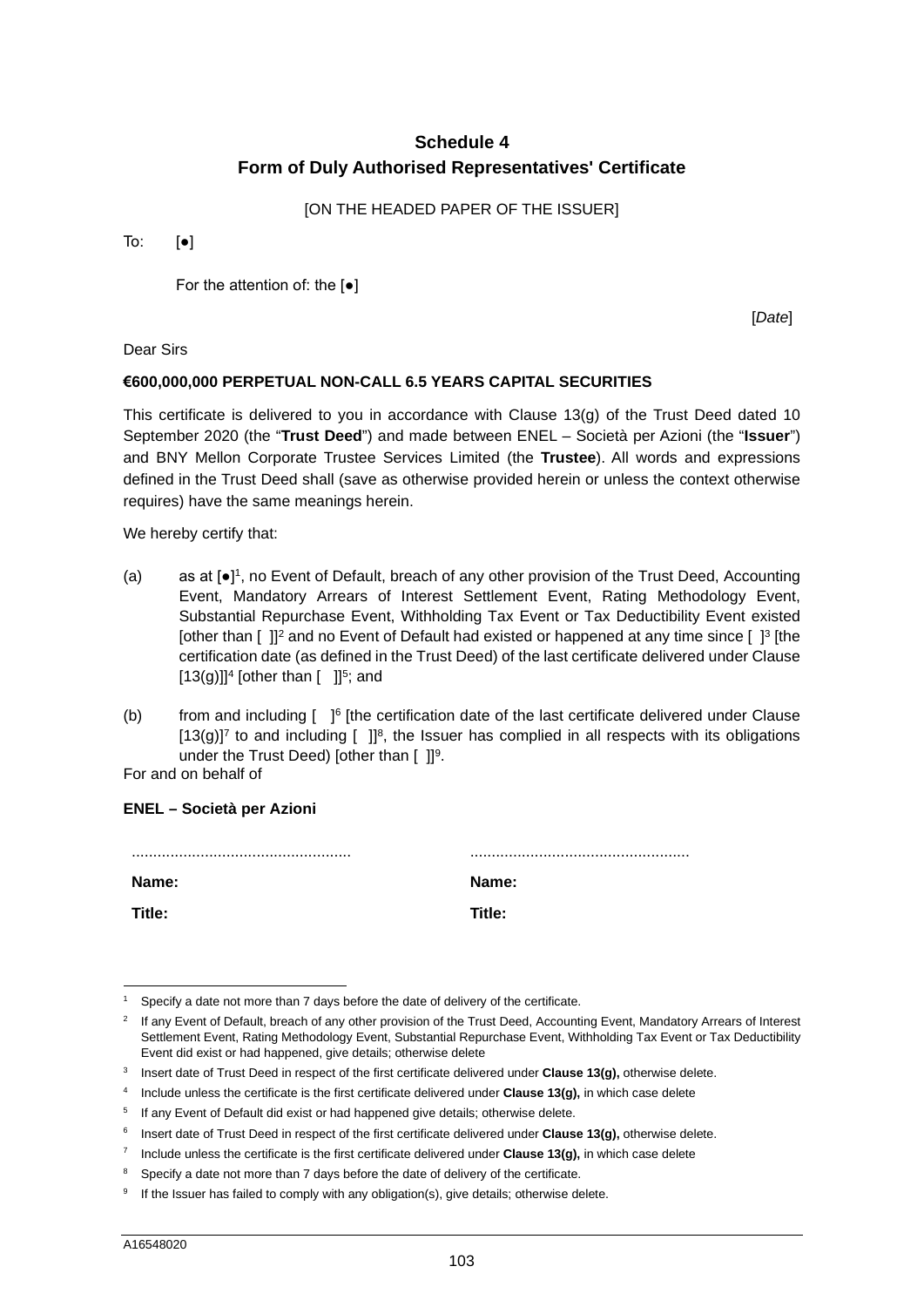# Schedule 4
## Form of Duly Authorised Representatives' Certificate

[ON THE HEADED PAPER OF THE ISSUER]

To: [●]

For the attention of: the [●]

[*Date*]

Dear Sirs

**€600,000,000 PERPETUAL NON-CALL 6.5 YEARS CAPITAL SECURITIES**

This certificate is delivered to you in accordance with Clause 13(g) of the Trust Deed dated 10 September 2020 (the "**Trust Deed**") and made between ENEL – Società per Azioni (the "**Issuer**") and BNY Mellon Corporate Trustee Services Limited (the **Trustee**). All words and expressions defined in the Trust Deed shall (save as otherwise provided herein or unless the context otherwise requires) have the same meanings herein.

We hereby certify that:

(a) as at [●][1], no Event of Default, breach of any other provision of the Trust Deed, Accounting Event, Mandatory Arrears of Interest Settlement Event, Rating Methodology Event, Substantial Repurchase Event, Withholding Tax Event or Tax Deductibility Event existed [other than [ ]][2] and no Event of Default had existed or happened at any time since [ ][3] [the certification date (as defined in the Trust Deed) of the last certificate delivered under Clause [13(g)]][4] [other than [ ]][5]; and

(b) from and including [ ][6] [the certification date of the last certificate delivered under Clause [13(g)][7] to and including [ ]][8], the Issuer has complied in all respects with its obligations under the Trust Deed) [other than [ ]][9].

For and on behalf of

**ENEL – Società per Azioni**

| .................................................. | .................................................. |
|---|---|
| **Name:** | **Name:** |
| **Title:** | **Title:** |

---

1 Specify a date not more than 7 days before the date of delivery of the certificate.

2 If any Event of Default, breach of any other provision of the Trust Deed, Accounting Event, Mandatory Arrears of Interest Settlement Event, Rating Methodology Event, Substantial Repurchase Event, Withholding Tax Event or Tax Deductibility Event did exist or had happened, give details; otherwise delete

3 Insert date of Trust Deed in respect of the first certificate delivered under **Clause 13(g),** otherwise delete.

4 Include unless the certificate is the first certificate delivered under **Clause 13(g),** in which case delete

5 If any Event of Default did exist or had happened give details; otherwise delete.

6 Insert date of Trust Deed in respect of the first certificate delivered under **Clause 13(g),** otherwise delete.

7 Include unless the certificate is the first certificate delivered under **Clause 13(g),** in which case delete

8 Specify a date not more than 7 days before the date of delivery of the certificate.

9 If the Issuer has failed to comply with any obligation(s), give details; otherwise delete.

A16548020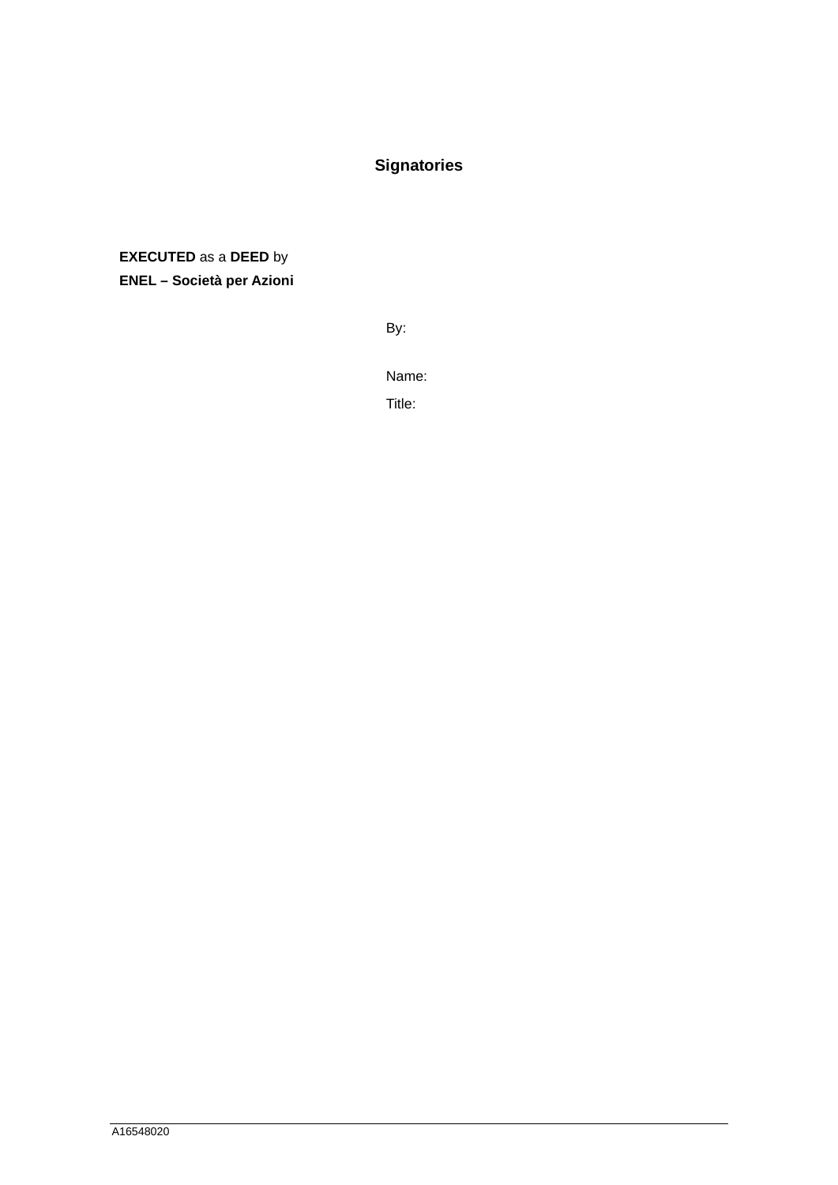## Signatories

**EXECUTED** as a **DEED** by
**ENEL – Società per Azioni**

By:

Name:

Title: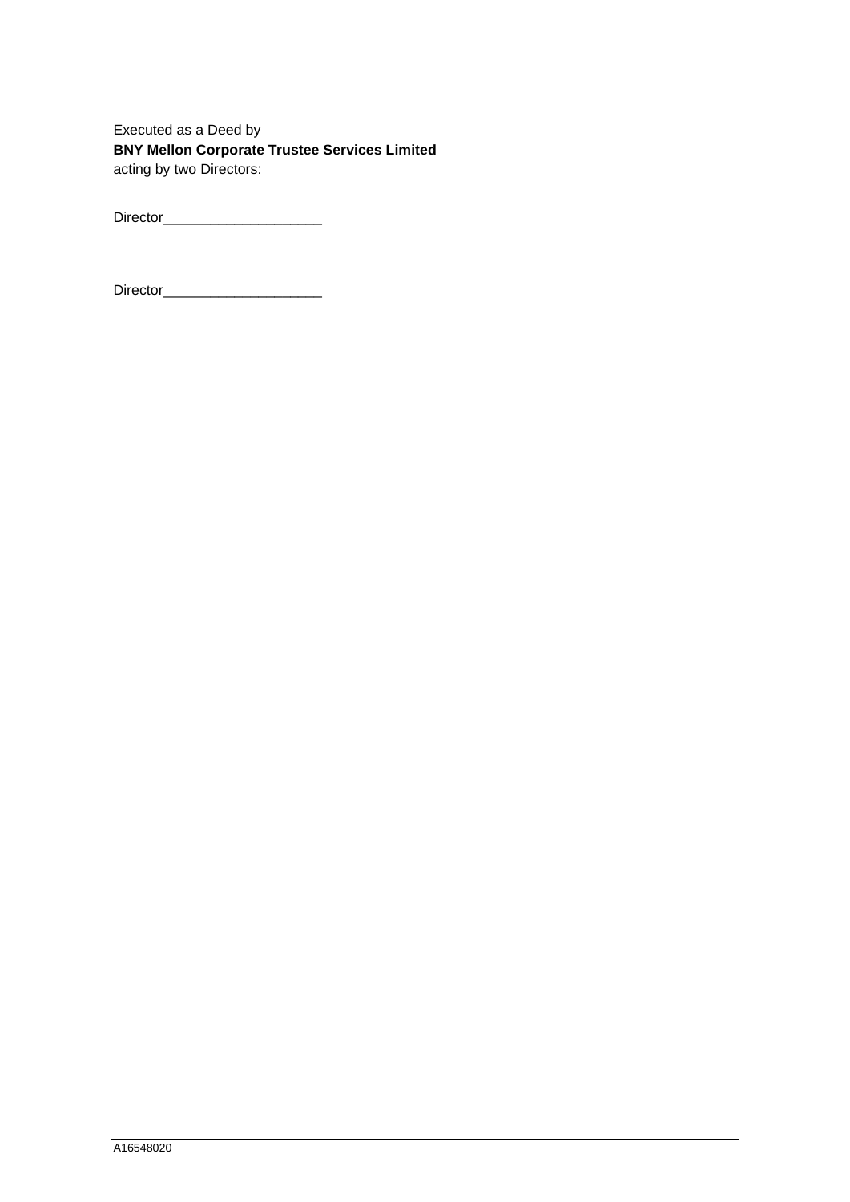Executed as a Deed by
**BNY Mellon Corporate Trustee Services Limited**
acting by two Directors:

Director____________________

Director____________________

A16548020